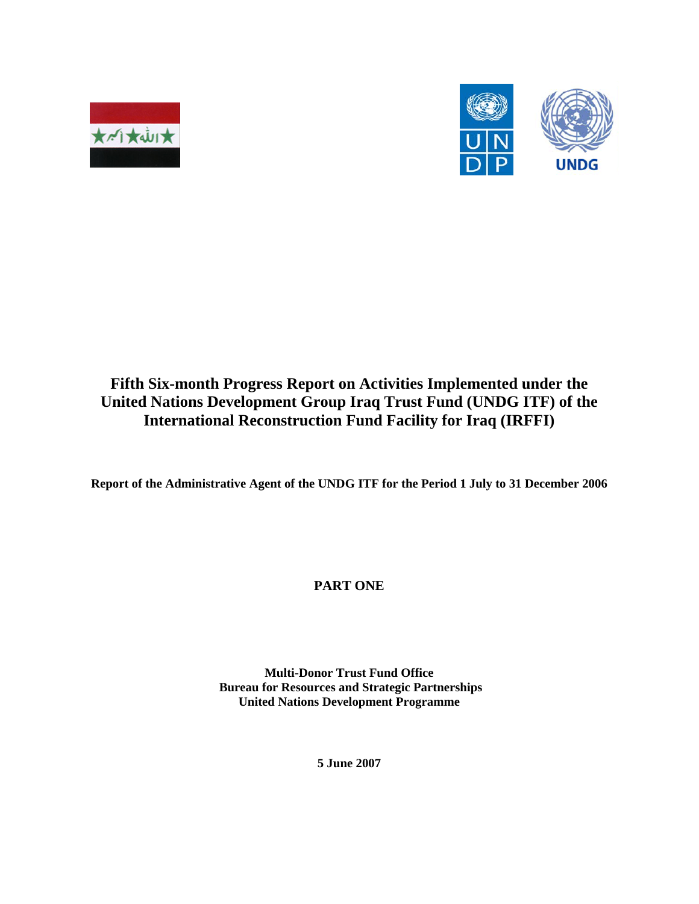# Fifth Six-month Progress Report on Activities Implemented under the United Nations Development Group Iraq Trust Fund (UNDG ITF) of the International Reconstruction Fund Facility for Iraq (IRFFI)

**Report of the Administrative Agent of the UNDG ITF for the Period 1 July to 31 December 2006**

**PART ONE**

**Multi-Donor Trust Fund Office**
**Bureau for Resources and Strategic Partnerships**
**United Nations Development Programme**

**5 June 2007**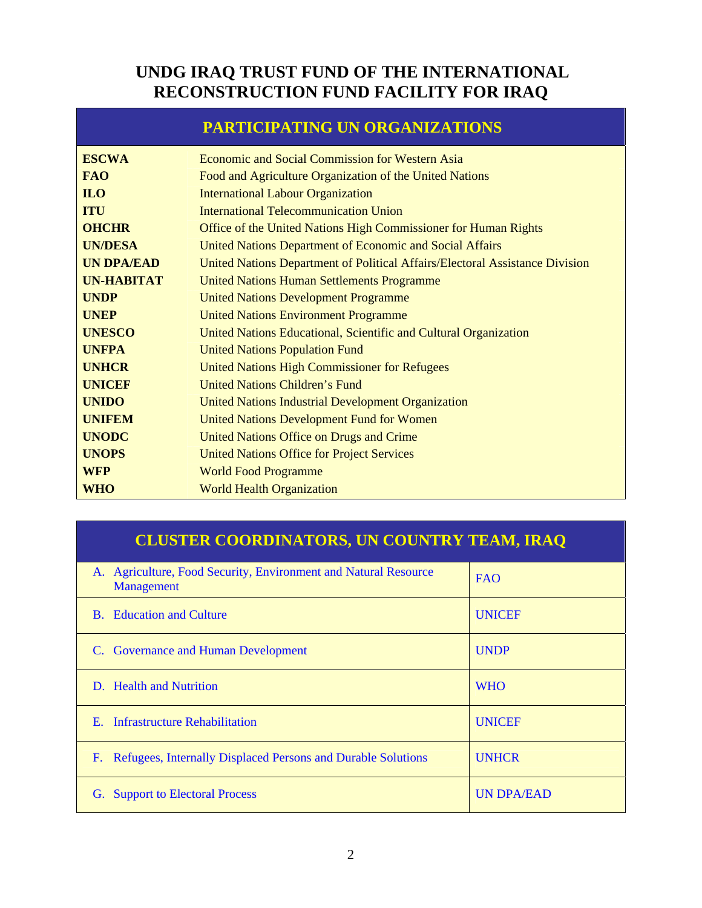# UNDG IRAQ TRUST FUND OF THE INTERNATIONAL RECONSTRUCTION FUND FACILITY FOR IRAQ

| PARTICIPATING UN ORGANIZATIONS | |
|---|---|
| **ESCWA** | Economic and Social Commission for Western Asia |
| **FAO** | Food and Agriculture Organization of the United Nations |
| **ILO** | International Labour Organization |
| **ITU** | International Telecommunication Union |
| **OHCHR** | Office of the United Nations High Commissioner for Human Rights |
| **UN/DESA** | United Nations Department of Economic and Social Affairs |
| **UN DPA/EAD** | United Nations Department of Political Affairs/Electoral Assistance Division |
| **UN-HABITAT** | United Nations Human Settlements Programme |
| **UNDP** | United Nations Development Programme |
| **UNEP** | United Nations Environment Programme |
| **UNESCO** | United Nations Educational, Scientific and Cultural Organization |
| **UNFPA** | United Nations Population Fund |
| **UNHCR** | United Nations High Commissioner for Refugees |
| **UNICEF** | United Nations Children's Fund |
| **UNIDO** | United Nations Industrial Development Organization |
| **UNIFEM** | United Nations Development Fund for Women |
| **UNODC** | United Nations Office on Drugs and Crime |
| **UNOPS** | United Nations Office for Project Services |
| **WFP** | World Food Programme |
| **WHO** | World Health Organization |

| CLUSTER COORDINATORS, UN COUNTRY TEAM, IRAQ | |
|---|---|
| A. Agriculture, Food Security, Environment and Natural Resource Management | FAO |
| B. Education and Culture | UNICEF |
| C. Governance and Human Development | UNDP |
| D. Health and Nutrition | WHO |
| E. Infrastructure Rehabilitation | UNICEF |
| F. Refugees, Internally Displaced Persons and Durable Solutions | UNHCR |
| G. Support to Electoral Process | UN DPA/EAD |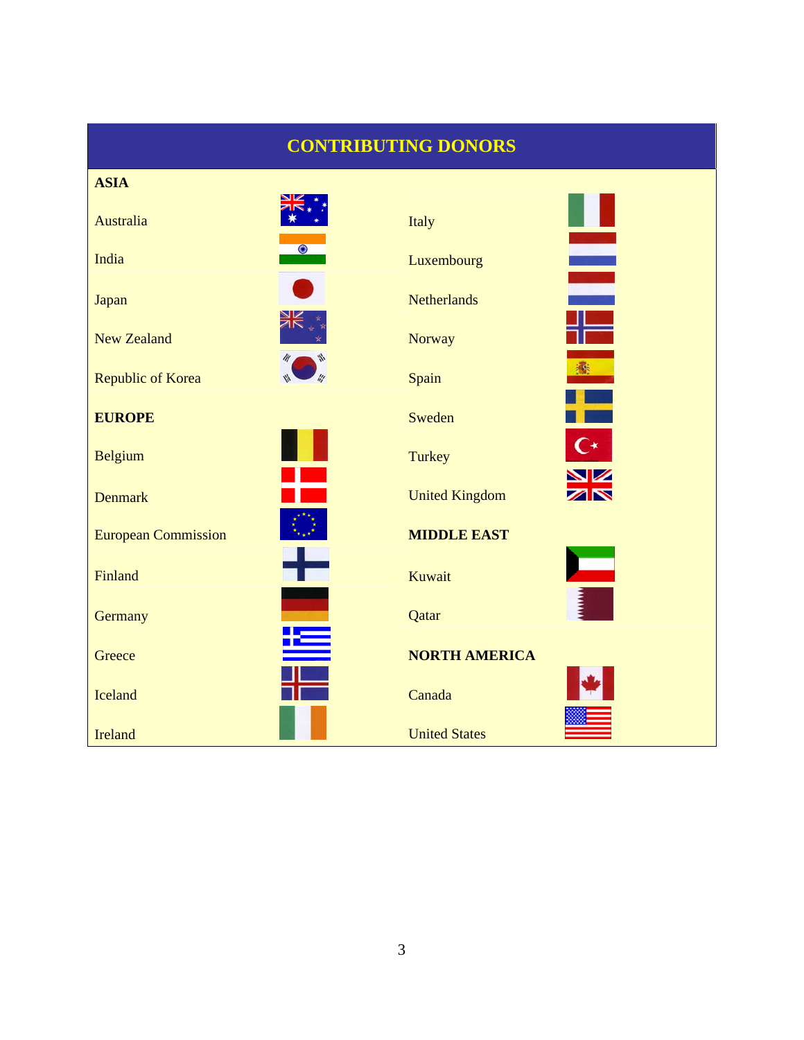## CONTRIBUTING DONORS

**ASIA**

- Australia
- India
- Japan
- New Zealand
- Republic of Korea

**EUROPE**

- Belgium
- Denmark
- European Commission
- Finland
- Germany
- Greece
- Iceland
- Ireland
- Italy
- Luxembourg
- Netherlands
- Norway
- Spain
- Sweden
- Turkey
- United Kingdom

**MIDDLE EAST**

- Kuwait
- Qatar

**NORTH AMERICA**

- Canada
- United States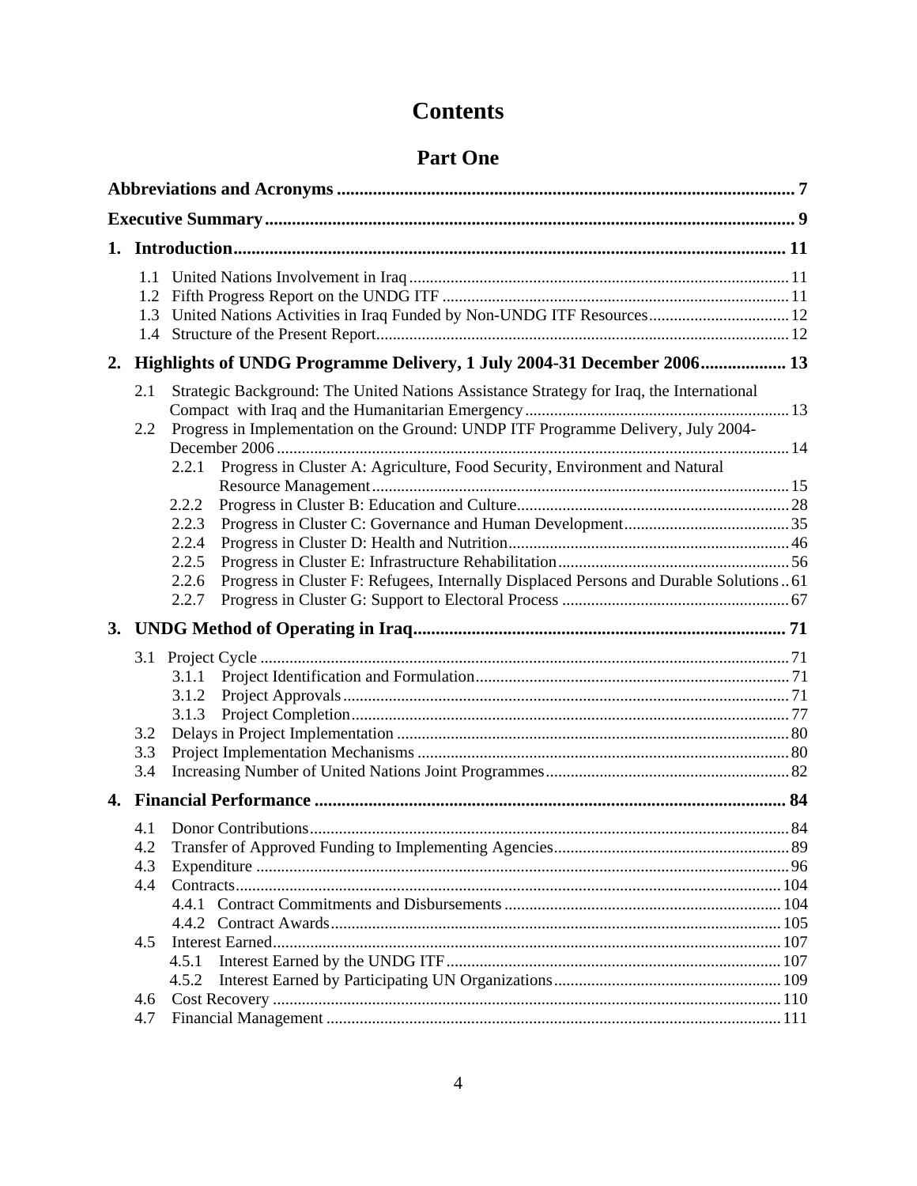# Contents

## Part One

**Abbreviations and Acronyms** .......... 7

**Executive Summary** .......... 9

**1. Introduction** .......... 11

- 1.1 United Nations Involvement in Iraq .......... 11
- 1.2 Fifth Progress Report on the UNDG ITF .......... 11
- 1.3 United Nations Activities in Iraq Funded by Non-UNDG ITF Resources .......... 12
- 1.4 Structure of the Present Report .......... 12

**2. Highlights of UNDG Programme Delivery, 1 July 2004-31 December 2006** .......... 13

- 2.1 Strategic Background: The United Nations Assistance Strategy for Iraq, the International Compact with Iraq and the Humanitarian Emergency .......... 13
- 2.2 Progress in Implementation on the Ground: UNDP ITF Programme Delivery, July 2004-December 2006 .......... 14
  - 2.2.1 Progress in Cluster A: Agriculture, Food Security, Environment and Natural Resource Management .......... 15
  - 2.2.2 Progress in Cluster B: Education and Culture .......... 28
  - 2.2.3 Progress in Cluster C: Governance and Human Development .......... 35
  - 2.2.4 Progress in Cluster D: Health and Nutrition .......... 46
  - 2.2.5 Progress in Cluster E: Infrastructure Rehabilitation .......... 56
  - 2.2.6 Progress in Cluster F: Refugees, Internally Displaced Persons and Durable Solutions .. 61
  - 2.2.7 Progress in Cluster G: Support to Electoral Process .......... 67

**3. UNDG Method of Operating in Iraq** .......... 71

- 3.1 Project Cycle .......... 71
  - 3.1.1 Project Identification and Formulation .......... 71
  - 3.1.2 Project Approvals .......... 71
  - 3.1.3 Project Completion .......... 77
- 3.2 Delays in Project Implementation .......... 80
- 3.3 Project Implementation Mechanisms .......... 80
- 3.4 Increasing Number of United Nations Joint Programmes .......... 82

**4. Financial Performance** .......... 84

- 4.1 Donor Contributions .......... 84
- 4.2 Transfer of Approved Funding to Implementing Agencies .......... 89
- 4.3 Expenditure .......... 96
- 4.4 Contracts .......... 104
  - 4.4.1 Contract Commitments and Disbursements .......... 104
  - 4.4.2 Contract Awards .......... 105
- 4.5 Interest Earned .......... 107
  - 4.5.1 Interest Earned by the UNDG ITF .......... 107
  - 4.5.2 Interest Earned by Participating UN Organizations .......... 109
- 4.6 Cost Recovery .......... 110
- 4.7 Financial Management .......... 111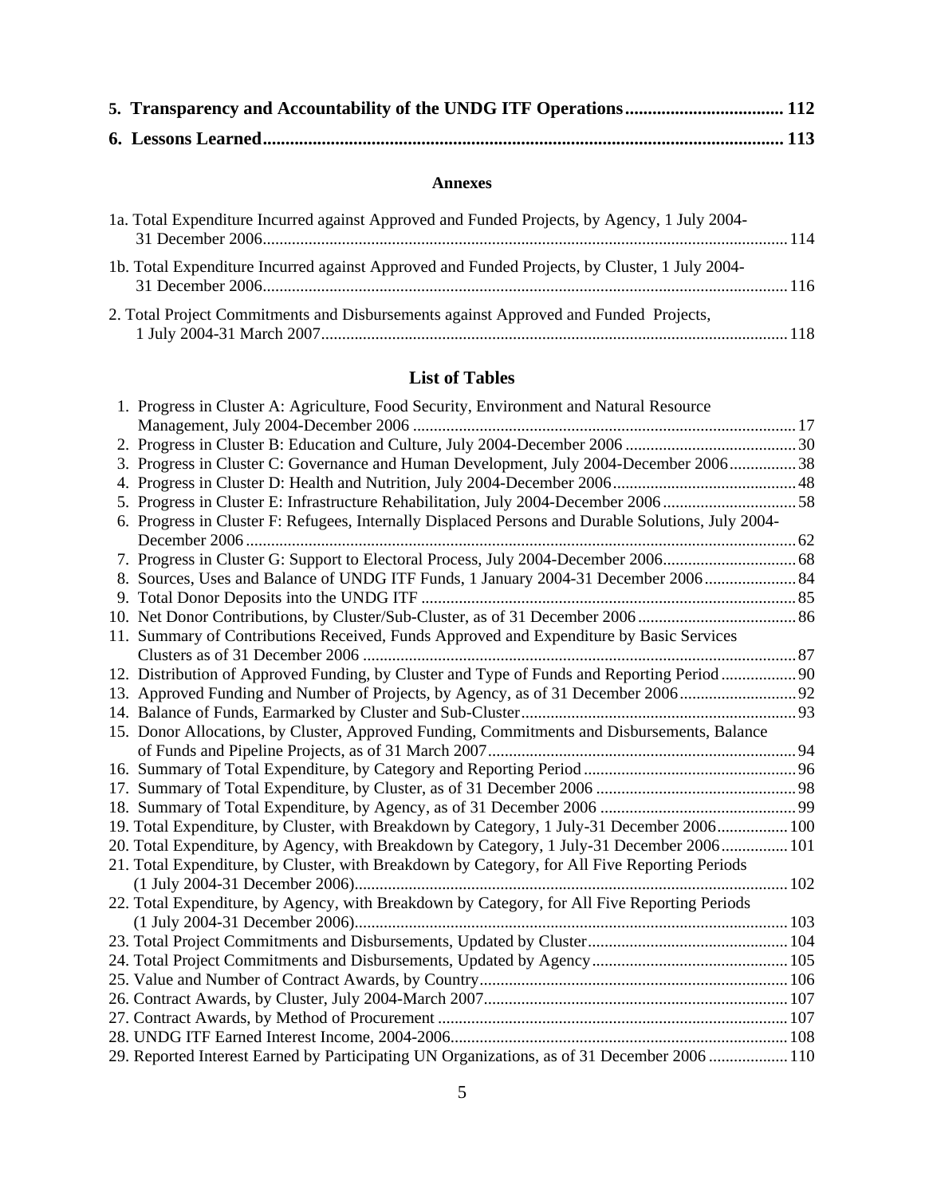**5. Transparency and Accountability of the UNDG ITF Operations .................................. 112**

**6. Lessons Learned ........................................................................................................... 113**

### Annexes

1a. Total Expenditure Incurred against Approved and Funded Projects, by Agency, 1 July 2004-31 December 2006 ............................................................................................................ 114

1b. Total Expenditure Incurred against Approved and Funded Projects, by Cluster, 1 July 2004-31 December 2006 ............................................................................................................ 116

2. Total Project Commitments and Disbursements against Approved and Funded Projects, 1 July 2004-31 March 2007 ............................................................................................................ 118

## List of Tables

1. Progress in Cluster A: Agriculture, Food Security, Environment and Natural Resource Management, July 2004-December 2006 ............................................................................ 17
2. Progress in Cluster B: Education and Culture, July 2004-December 2006 ......................... 30
3. Progress in Cluster C: Governance and Human Development, July 2004-December 2006 ................ 38
4. Progress in Cluster D: Health and Nutrition, July 2004-December 2006 ............................ 48
5. Progress in Cluster E: Infrastructure Rehabilitation, July 2004-December 2006 ................ 58
6. Progress in Cluster F: Refugees, Internally Displaced Persons and Durable Solutions, July 2004-December 2006 ............................................................................................................ 62
7. Progress in Cluster G: Support to Electoral Process, July 2004-December 2006 ................ 68
8. Sources, Uses and Balance of UNDG ITF Funds, 1 January 2004-31 December 2006 ...................... 84
9. Total Donor Deposits into the UNDG ITF ........................................................................... 85
10. Net Donor Contributions, by Cluster/Sub-Cluster, as of 31 December 2006 ...................................... 86
11. Summary of Contributions Received, Funds Approved and Expenditure by Basic Services Clusters as of 31 December 2006 ....................................................................................... 87
12. Distribution of Approved Funding, by Cluster and Type of Funds and Reporting Period .................. 90
13. Approved Funding and Number of Projects, by Agency, as of 31 December 2006 ............................ 92
14. Balance of Funds, Earmarked by Cluster and Sub-Cluster ................................................. 93
15. Donor Allocations, by Cluster, Approved Funding, Commitments and Disbursements, Balance of Funds and Pipeline Projects, as of 31 March 2007 ........................................................... 94
16. Summary of Total Expenditure, by Category and Reporting Period ................................................... 96
17. Summary of Total Expenditure, by Cluster, as of 31 December 2006 ................................................ 98
18. Summary of Total Expenditure, by Agency, as of 31 December 2006 ............................................... 99
19. Total Expenditure, by Cluster, with Breakdown by Category, 1 July-31 December 2006 ................. 100
20. Total Expenditure, by Agency, with Breakdown by Category, 1 July-31 December 2006 ................ 101
21. Total Expenditure, by Cluster, with Breakdown by Category, for All Five Reporting Periods (1 July 2004-31 December 2006) ....................................................................................... 102
22. Total Expenditure, by Agency, with Breakdown by Category, for All Five Reporting Periods (1 July 2004-31 December 2006) ....................................................................................... 103
23. Total Project Commitments and Disbursements, Updated by Cluster ................................................ 104
24. Total Project Commitments and Disbursements, Updated by Agency ............................................... 105
25. Value and Number of Contract Awards, by Country ........................................................... 106
26. Contract Awards, by Cluster, July 2004-March 2007 ......................................................... 107
27. Contract Awards, by Method of Procurement ................................................................... 107
28. UNDG ITF Earned Interest Income, 2004-2006 ................................................................ 108
29. Reported Interest Earned by Participating UN Organizations, as of 31 December 2006 ................... 110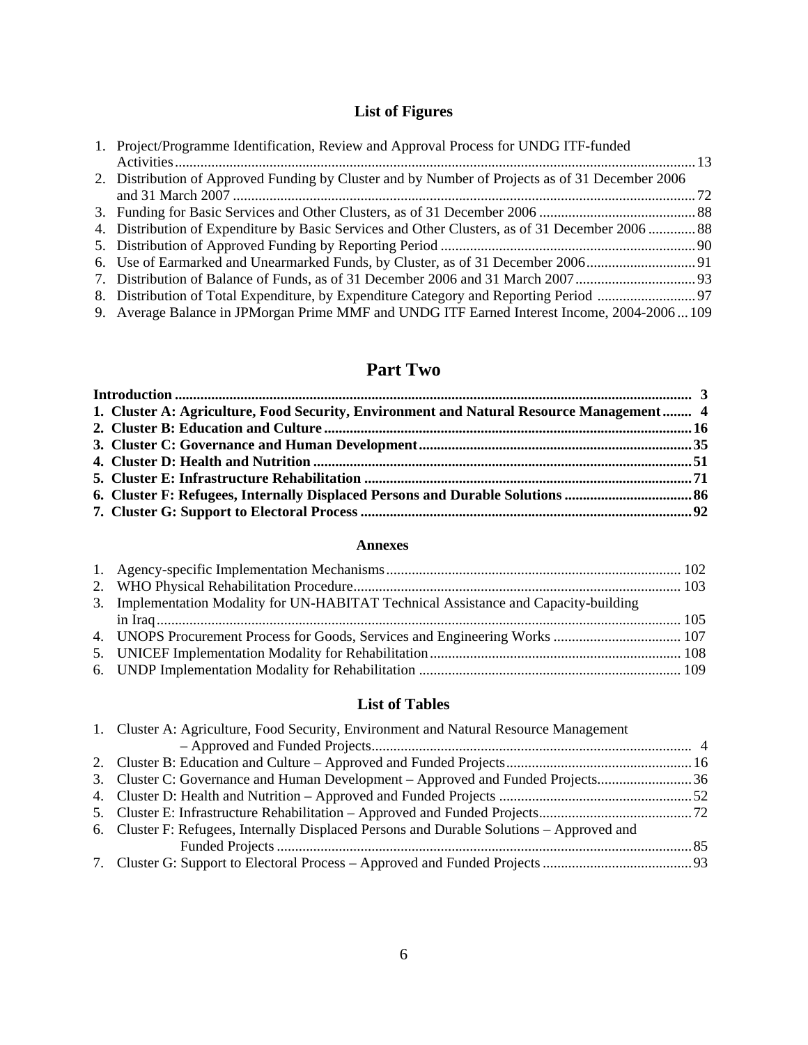## List of Figures

1. Project/Programme Identification, Review and Approval Process for UNDG ITF-funded Activities.............................................................................................................................................13
2. Distribution of Approved Funding by Cluster and by Number of Projects as of 31 December 2006 and 31 March 2007 .............................................................................................................................72
3. Funding for Basic Services and Other Clusters, as of 31 December 2006 ...........................................88
4. Distribution of Expenditure by Basic Services and Other Clusters, as of 31 December 2006 .............88
5. Distribution of Approved Funding by Reporting Period .....................................................................90
6. Use of Earmarked and Unearmarked Funds, by Cluster, as of 31 December 2006..............................91
7. Distribution of Balance of Funds, as of 31 December 2006 and 31 March 2007.................................93
8. Distribution of Total Expenditure, by Expenditure Category and Reporting Period ...........................97
9. Average Balance in JPMorgan Prime MMF and UNDG ITF Earned Interest Income, 2004-2006 ...109

# Part Two

**Introduction .............................................................................................................................................. 3**
**1. Cluster A: Agriculture, Food Security, Environment and Natural Resource Management........ 4**
**2. Cluster B: Education and Culture ....................................................................................................16**
**3. Cluster C: Governance and Human Development...........................................................................35**
**4. Cluster D: Health and Nutrition .......................................................................................................51**
**5. Cluster E: Infrastructure Rehabilitation .........................................................................................71**
**6. Cluster F: Refugees, Internally Displaced Persons and Durable Solutions ...................................86**
**7. Cluster G: Support to Electoral Process ..........................................................................................92**

### Annexes

1. Agency-specific Implementation Mechanisms................................................................................ 102
2. WHO Physical Rehabilitation Procedure......................................................................................... 103
3. Implementation Modality for UN-HABITAT Technical Assistance and Capacity-building in Iraq................................................................................................................................................ 105
4. UNOPS Procurement Process for Goods, Services and Engineering Works ................................... 107
5. UNICEF Implementation Modality for Rehabilitation.................................................................... 108
6. UNDP Implementation Modality for Rehabilitation ....................................................................... 109

## List of Tables

1. Cluster A: Agriculture, Food Security, Environment and Natural Resource Management – Approved and Funded Projects....................................................................................... 4
2. Cluster B: Education and Culture – Approved and Funded Projects..................................................16
3. Cluster C: Governance and Human Development – Approved and Funded Projects..........................36
4. Cluster D: Health and Nutrition – Approved and Funded Projects .....................................................52
5. Cluster E: Infrastructure Rehabilitation – Approved and Funded Projects..........................................72
6. Cluster F: Refugees, Internally Displaced Persons and Durable Solutions – Approved and Funded Projects .................................................................................................................85
7. Cluster G: Support to Electoral Process – Approved and Funded Projects .........................................93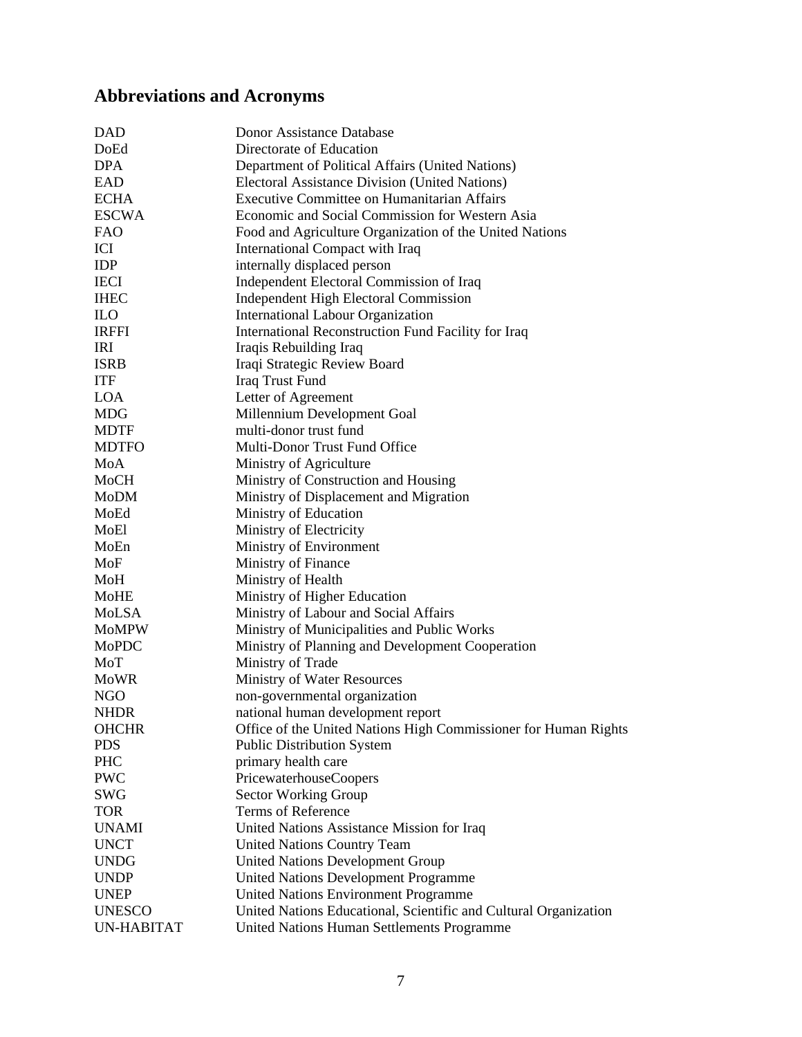## Abbreviations and Acronyms

| | |
|---|---|
| DAD | Donor Assistance Database |
| DoEd | Directorate of Education |
| DPA | Department of Political Affairs (United Nations) |
| EAD | Electoral Assistance Division (United Nations) |
| ECHA | Executive Committee on Humanitarian Affairs |
| ESCWA | Economic and Social Commission for Western Asia |
| FAO | Food and Agriculture Organization of the United Nations |
| ICI | International Compact with Iraq |
| IDP | internally displaced person |
| IECI | Independent Electoral Commission of Iraq |
| IHEC | Independent High Electoral Commission |
| ILO | International Labour Organization |
| IRFFI | International Reconstruction Fund Facility for Iraq |
| IRI | Iraqis Rebuilding Iraq |
| ISRB | Iraqi Strategic Review Board |
| ITF | Iraq Trust Fund |
| LOA | Letter of Agreement |
| MDG | Millennium Development Goal |
| MDTF | multi-donor trust fund |
| MDTFO | Multi-Donor Trust Fund Office |
| MoA | Ministry of Agriculture |
| MoCH | Ministry of Construction and Housing |
| MoDM | Ministry of Displacement and Migration |
| MoEd | Ministry of Education |
| MoEl | Ministry of Electricity |
| MoEn | Ministry of Environment |
| MoF | Ministry of Finance |
| MoH | Ministry of Health |
| MoHE | Ministry of Higher Education |
| MoLSA | Ministry of Labour and Social Affairs |
| MoMPW | Ministry of Municipalities and Public Works |
| MoPDC | Ministry of Planning and Development Cooperation |
| MoT | Ministry of Trade |
| MoWR | Ministry of Water Resources |
| NGO | non-governmental organization |
| NHDR | national human development report |
| OHCHR | Office of the United Nations High Commissioner for Human Rights |
| PDS | Public Distribution System |
| PHC | primary health care |
| PWC | PricewaterhouseCoopers |
| SWG | Sector Working Group |
| TOR | Terms of Reference |
| UNAMI | United Nations Assistance Mission for Iraq |
| UNCT | United Nations Country Team |
| UNDG | United Nations Development Group |
| UNDP | United Nations Development Programme |
| UNEP | United Nations Environment Programme |
| UNESCO | United Nations Educational, Scientific and Cultural Organization |
| UN-HABITAT | United Nations Human Settlements Programme |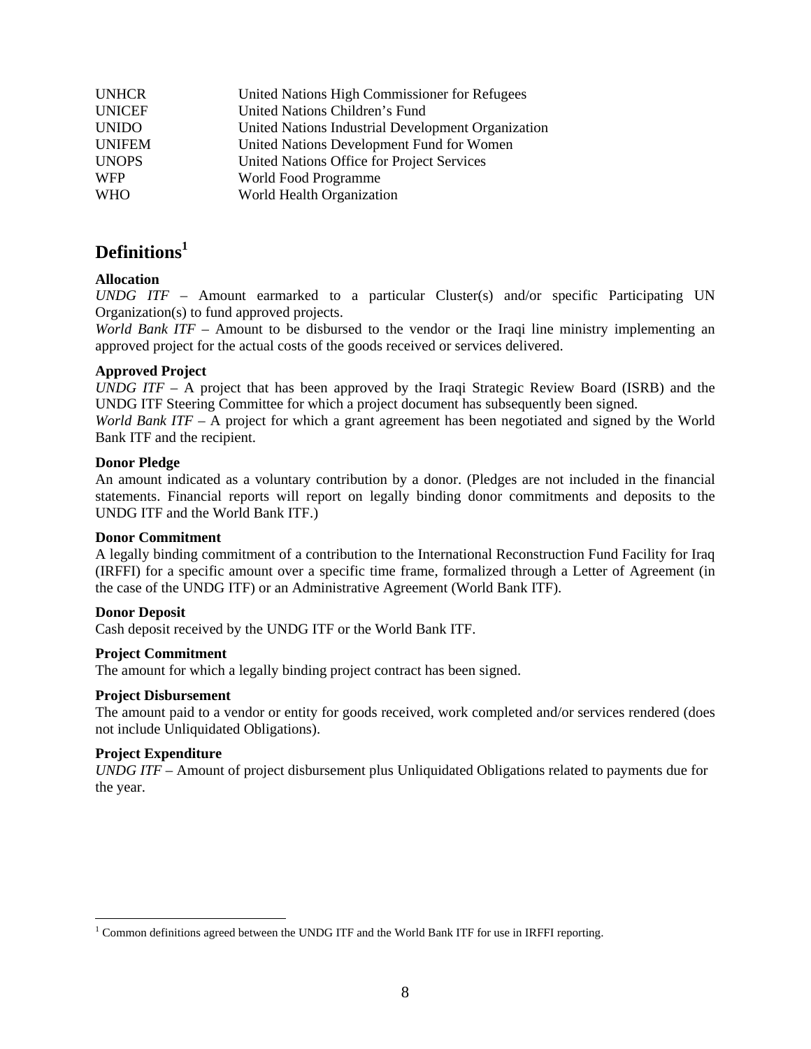| | |
|---|---|
| UNHCR | United Nations High Commissioner for Refugees |
| UNICEF | United Nations Children's Fund |
| UNIDO | United Nations Industrial Development Organization |
| UNIFEM | United Nations Development Fund for Women |
| UNOPS | United Nations Office for Project Services |
| WFP | World Food Programme |
| WHO | World Health Organization |

## Definitions[1]

**Allocation**

*UNDG ITF* – Amount earmarked to a particular Cluster(s) and/or specific Participating UN Organization(s) to fund approved projects.

*World Bank ITF* – Amount to be disbursed to the vendor or the Iraqi line ministry implementing an approved project for the actual costs of the goods received or services delivered.

**Approved Project**

*UNDG ITF* – A project that has been approved by the Iraqi Strategic Review Board (ISRB) and the UNDG ITF Steering Committee for which a project document has subsequently been signed.

*World Bank ITF* – A project for which a grant agreement has been negotiated and signed by the World Bank ITF and the recipient.

**Donor Pledge**

An amount indicated as a voluntary contribution by a donor. (Pledges are not included in the financial statements. Financial reports will report on legally binding donor commitments and deposits to the UNDG ITF and the World Bank ITF.)

**Donor Commitment**

A legally binding commitment of a contribution to the International Reconstruction Fund Facility for Iraq (IRFFI) for a specific amount over a specific time frame, formalized through a Letter of Agreement (in the case of the UNDG ITF) or an Administrative Agreement (World Bank ITF).

**Donor Deposit**

Cash deposit received by the UNDG ITF or the World Bank ITF.

**Project Commitment**

The amount for which a legally binding project contract has been signed.

**Project Disbursement**

The amount paid to a vendor or entity for goods received, work completed and/or services rendered (does not include Unliquidated Obligations).

**Project Expenditure**

*UNDG ITF* – Amount of project disbursement plus Unliquidated Obligations related to payments due for the year.

---

[1] Common definitions agreed between the UNDG ITF and the World Bank ITF for use in IRFFI reporting.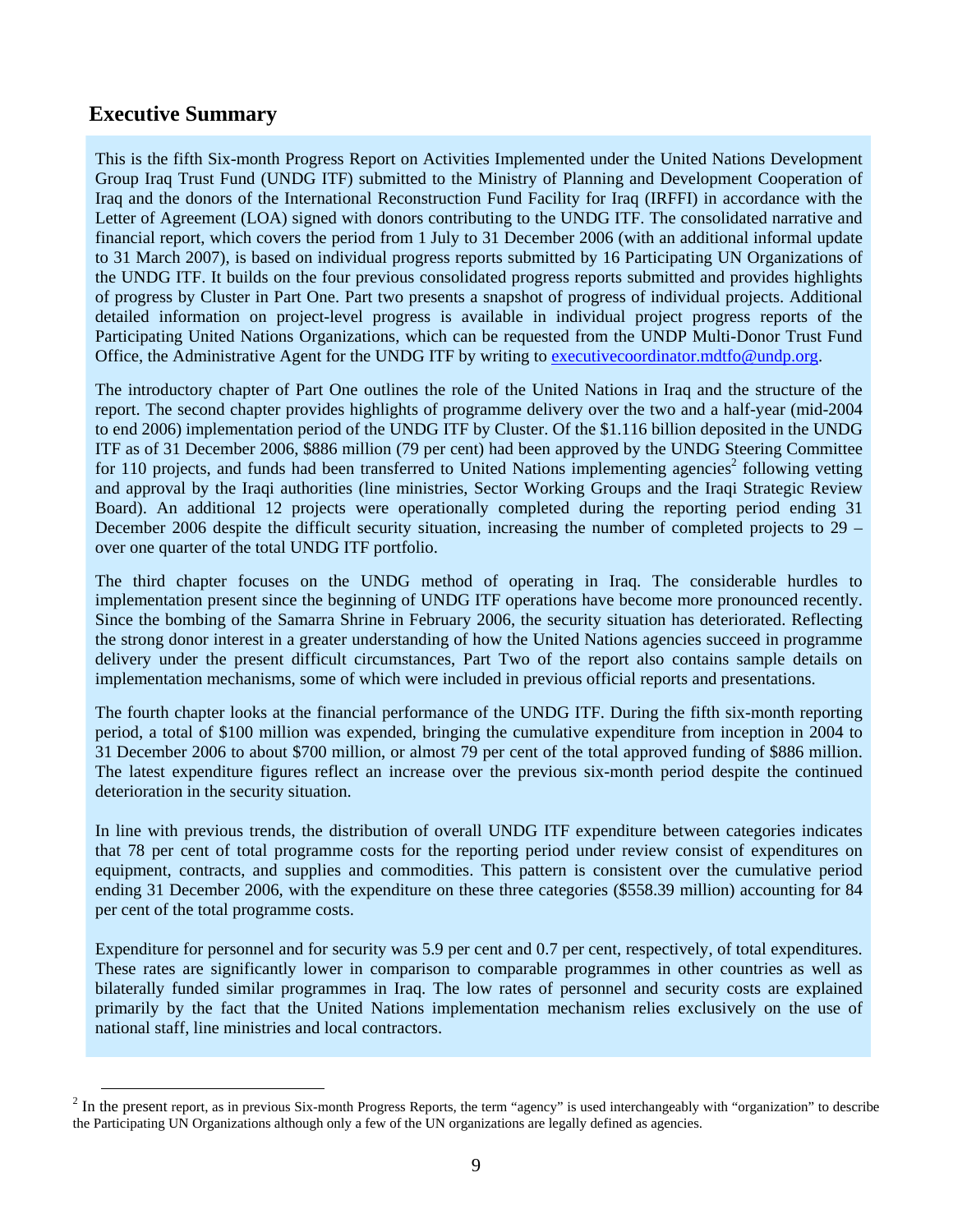## Executive Summary

This is the fifth Six-month Progress Report on Activities Implemented under the United Nations Development Group Iraq Trust Fund (UNDG ITF) submitted to the Ministry of Planning and Development Cooperation of Iraq and the donors of the International Reconstruction Fund Facility for Iraq (IRFFI) in accordance with the Letter of Agreement (LOA) signed with donors contributing to the UNDG ITF. The consolidated narrative and financial report, which covers the period from 1 July to 31 December 2006 (with an additional informal update to 31 March 2007), is based on individual progress reports submitted by 16 Participating UN Organizations of the UNDG ITF. It builds on the four previous consolidated progress reports submitted and provides highlights of progress by Cluster in Part One. Part two presents a snapshot of progress of individual projects. Additional detailed information on project-level progress is available in individual project progress reports of the Participating United Nations Organizations, which can be requested from the UNDP Multi-Donor Trust Fund Office, the Administrative Agent for the UNDG ITF by writing to executivecoordinator.mdtfo@undp.org.

The introductory chapter of Part One outlines the role of the United Nations in Iraq and the structure of the report. The second chapter provides highlights of programme delivery over the two and a half-year (mid-2004 to end 2006) implementation period of the UNDG ITF by Cluster. Of the $1.116 billion deposited in the UNDG ITF as of 31 December 2006, $886 million (79 per cent) had been approved by the UNDG Steering Committee for 110 projects, and funds had been transferred to United Nations implementing agencies[2] following vetting and approval by the Iraqi authorities (line ministries, Sector Working Groups and the Iraqi Strategic Review Board). An additional 12 projects were operationally completed during the reporting period ending 31 December 2006 despite the difficult security situation, increasing the number of completed projects to 29 – over one quarter of the total UNDG ITF portfolio.

The third chapter focuses on the UNDG method of operating in Iraq. The considerable hurdles to implementation present since the beginning of UNDG ITF operations have become more pronounced recently. Since the bombing of the Samarra Shrine in February 2006, the security situation has deteriorated. Reflecting the strong donor interest in a greater understanding of how the United Nations agencies succeed in programme delivery under the present difficult circumstances, Part Two of the report also contains sample details on implementation mechanisms, some of which were included in previous official reports and presentations.

The fourth chapter looks at the financial performance of the UNDG ITF. During the fifth six-month reporting period, a total of $100 million was expended, bringing the cumulative expenditure from inception in 2004 to 31 December 2006 to about $700 million, or almost 79 per cent of the total approved funding of $886 million. The latest expenditure figures reflect an increase over the previous six-month period despite the continued deterioration in the security situation.

In line with previous trends, the distribution of overall UNDG ITF expenditure between categories indicates that 78 per cent of total programme costs for the reporting period under review consist of expenditures on equipment, contracts, and supplies and commodities. This pattern is consistent over the cumulative period ending 31 December 2006, with the expenditure on these three categories ($558.39 million) accounting for 84 per cent of the total programme costs.

Expenditure for personnel and for security was 5.9 per cent and 0.7 per cent, respectively, of total expenditures. These rates are significantly lower in comparison to comparable programmes in other countries as well as bilaterally funded similar programmes in Iraq. The low rates of personnel and security costs are explained primarily by the fact that the United Nations implementation mechanism relies exclusively on the use of national staff, line ministries and local contractors.

---

[2] In the present report, as in previous Six-month Progress Reports, the term "agency" is used interchangeably with "organization" to describe the Participating UN Organizations although only a few of the UN organizations are legally defined as agencies.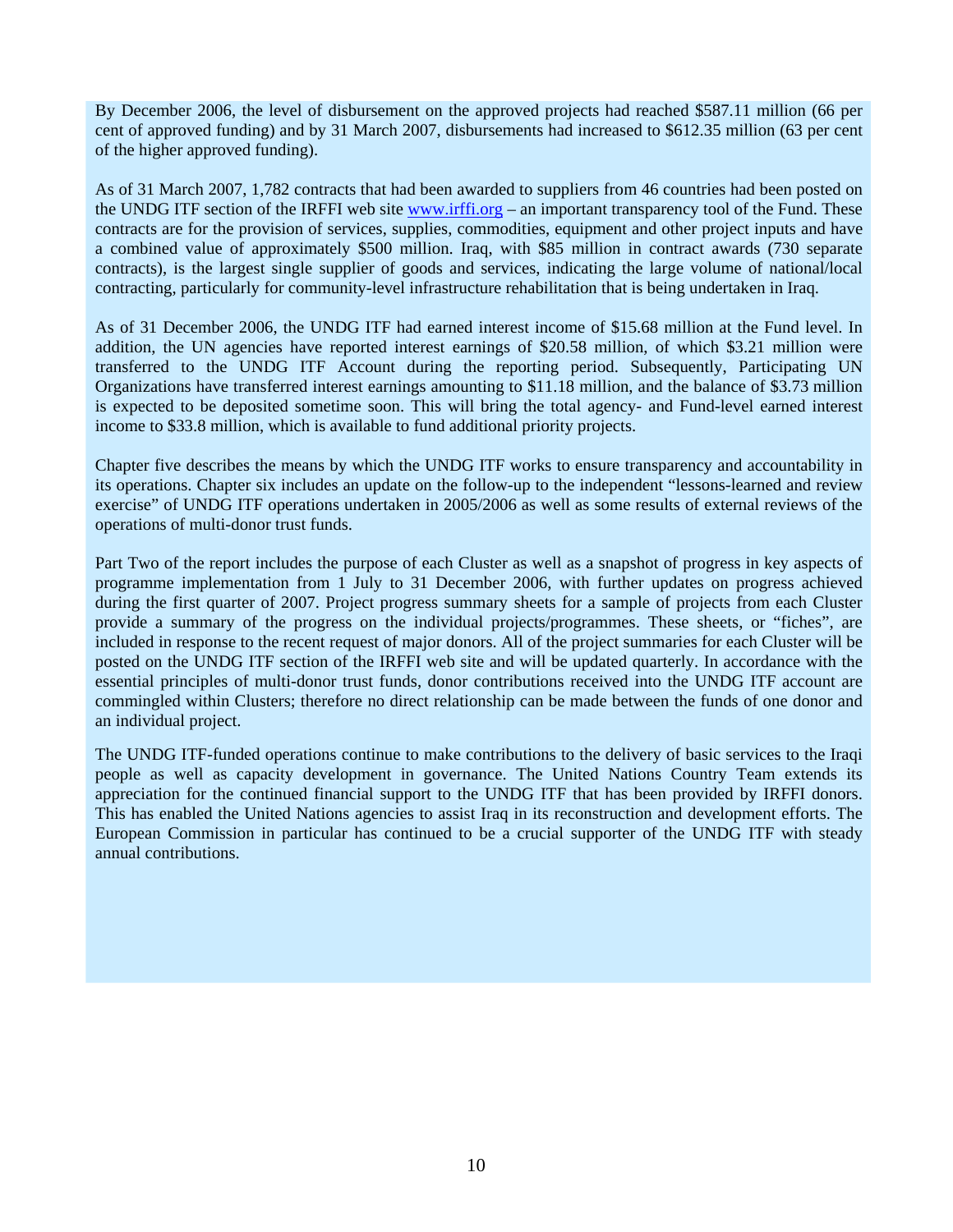By December 2006, the level of disbursement on the approved projects had reached $587.11 million (66 per cent of approved funding) and by 31 March 2007, disbursements had increased to $612.35 million (63 per cent of the higher approved funding).

As of 31 March 2007, 1,782 contracts that had been awarded to suppliers from 46 countries had been posted on the UNDG ITF section of the IRFFI web site [www.irffi.org](http://www.irffi.org) – an important transparency tool of the Fund. These contracts are for the provision of services, supplies, commodities, equipment and other project inputs and have a combined value of approximately $500 million. Iraq, with $85 million in contract awards (730 separate contracts), is the largest single supplier of goods and services, indicating the large volume of national/local contracting, particularly for community-level infrastructure rehabilitation that is being undertaken in Iraq.

As of 31 December 2006, the UNDG ITF had earned interest income of $15.68 million at the Fund level. In addition, the UN agencies have reported interest earnings of $20.58 million, of which $3.21 million were transferred to the UNDG ITF Account during the reporting period. Subsequently, Participating UN Organizations have transferred interest earnings amounting to $11.18 million, and the balance of $3.73 million is expected to be deposited sometime soon. This will bring the total agency- and Fund-level earned interest income to $33.8 million, which is available to fund additional priority projects.

Chapter five describes the means by which the UNDG ITF works to ensure transparency and accountability in its operations. Chapter six includes an update on the follow-up to the independent "lessons-learned and review exercise" of UNDG ITF operations undertaken in 2005/2006 as well as some results of external reviews of the operations of multi-donor trust funds.

Part Two of the report includes the purpose of each Cluster as well as a snapshot of progress in key aspects of programme implementation from 1 July to 31 December 2006, with further updates on progress achieved during the first quarter of 2007. Project progress summary sheets for a sample of projects from each Cluster provide a summary of the progress on the individual projects/programmes. These sheets, or "fiches", are included in response to the recent request of major donors. All of the project summaries for each Cluster will be posted on the UNDG ITF section of the IRFFI web site and will be updated quarterly. In accordance with the essential principles of multi-donor trust funds, donor contributions received into the UNDG ITF account are commingled within Clusters; therefore no direct relationship can be made between the funds of one donor and an individual project.

The UNDG ITF-funded operations continue to make contributions to the delivery of basic services to the Iraqi people as well as capacity development in governance. The United Nations Country Team extends its appreciation for the continued financial support to the UNDG ITF that has been provided by IRFFI donors. This has enabled the United Nations agencies to assist Iraq in its reconstruction and development efforts. The European Commission in particular has continued to be a crucial supporter of the UNDG ITF with steady annual contributions.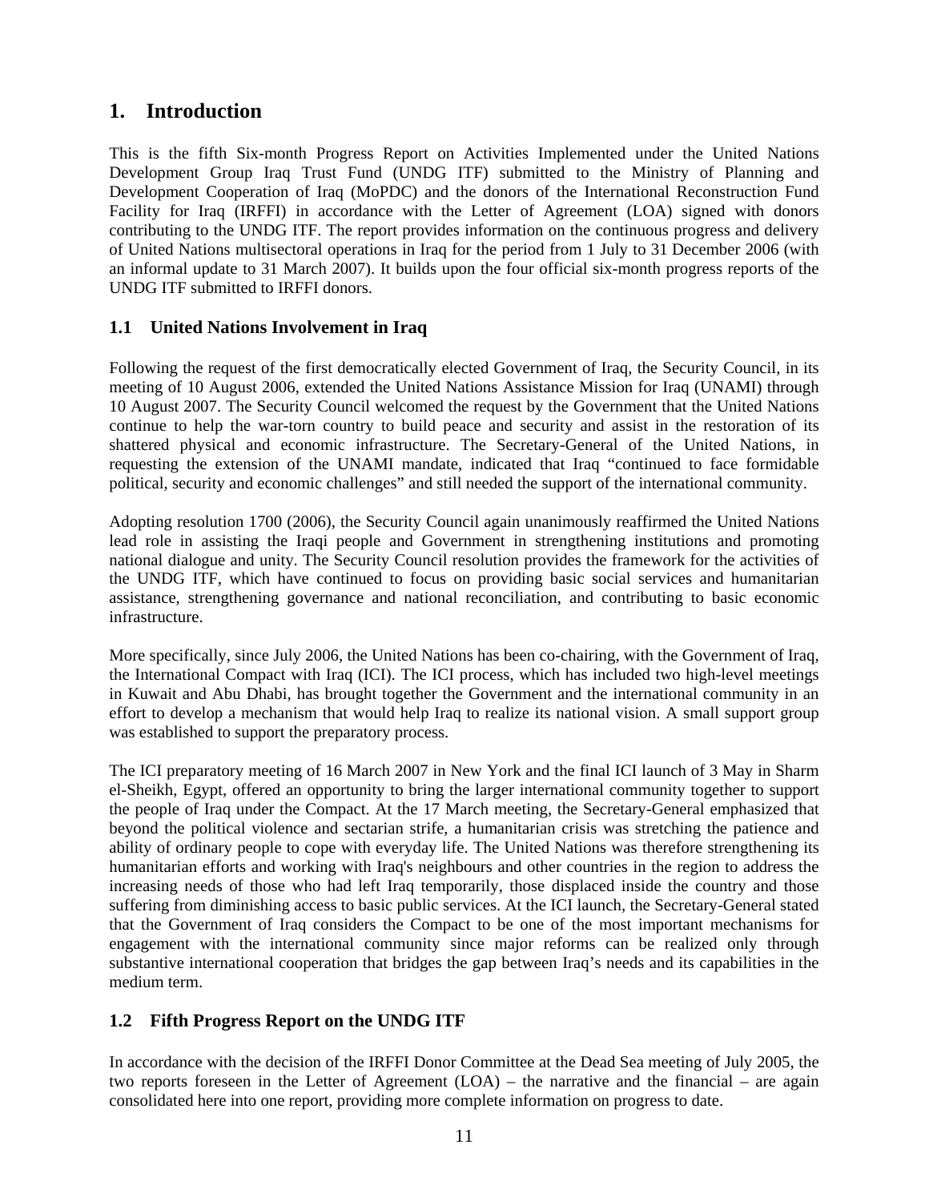# 1. Introduction

This is the fifth Six-month Progress Report on Activities Implemented under the United Nations Development Group Iraq Trust Fund (UNDG ITF) submitted to the Ministry of Planning and Development Cooperation of Iraq (MoPDC) and the donors of the International Reconstruction Fund Facility for Iraq (IRFFI) in accordance with the Letter of Agreement (LOA) signed with donors contributing to the UNDG ITF. The report provides information on the continuous progress and delivery of United Nations multisectoral operations in Iraq for the period from 1 July to 31 December 2006 (with an informal update to 31 March 2007). It builds upon the four official six-month progress reports of the UNDG ITF submitted to IRFFI donors.

## 1.1 United Nations Involvement in Iraq

Following the request of the first democratically elected Government of Iraq, the Security Council, in its meeting of 10 August 2006, extended the United Nations Assistance Mission for Iraq (UNAMI) through 10 August 2007. The Security Council welcomed the request by the Government that the United Nations continue to help the war-torn country to build peace and security and assist in the restoration of its shattered physical and economic infrastructure. The Secretary-General of the United Nations, in requesting the extension of the UNAMI mandate, indicated that Iraq "continued to face formidable political, security and economic challenges" and still needed the support of the international community.

Adopting resolution 1700 (2006), the Security Council again unanimously reaffirmed the United Nations lead role in assisting the Iraqi people and Government in strengthening institutions and promoting national dialogue and unity. The Security Council resolution provides the framework for the activities of the UNDG ITF, which have continued to focus on providing basic social services and humanitarian assistance, strengthening governance and national reconciliation, and contributing to basic economic infrastructure.

More specifically, since July 2006, the United Nations has been co-chairing, with the Government of Iraq, the International Compact with Iraq (ICI). The ICI process, which has included two high-level meetings in Kuwait and Abu Dhabi, has brought together the Government and the international community in an effort to develop a mechanism that would help Iraq to realize its national vision. A small support group was established to support the preparatory process.

The ICI preparatory meeting of 16 March 2007 in New York and the final ICI launch of 3 May in Sharm el-Sheikh, Egypt, offered an opportunity to bring the larger international community together to support the people of Iraq under the Compact. At the 17 March meeting, the Secretary-General emphasized that beyond the political violence and sectarian strife, a humanitarian crisis was stretching the patience and ability of ordinary people to cope with everyday life. The United Nations was therefore strengthening its humanitarian efforts and working with Iraq's neighbours and other countries in the region to address the increasing needs of those who had left Iraq temporarily, those displaced inside the country and those suffering from diminishing access to basic public services. At the ICI launch, the Secretary-General stated that the Government of Iraq considers the Compact to be one of the most important mechanisms for engagement with the international community since major reforms can be realized only through substantive international cooperation that bridges the gap between Iraq's needs and its capabilities in the medium term.

## 1.2 Fifth Progress Report on the UNDG ITF

In accordance with the decision of the IRFFI Donor Committee at the Dead Sea meeting of July 2005, the two reports foreseen in the Letter of Agreement (LOA) – the narrative and the financial – are again consolidated here into one report, providing more complete information on progress to date.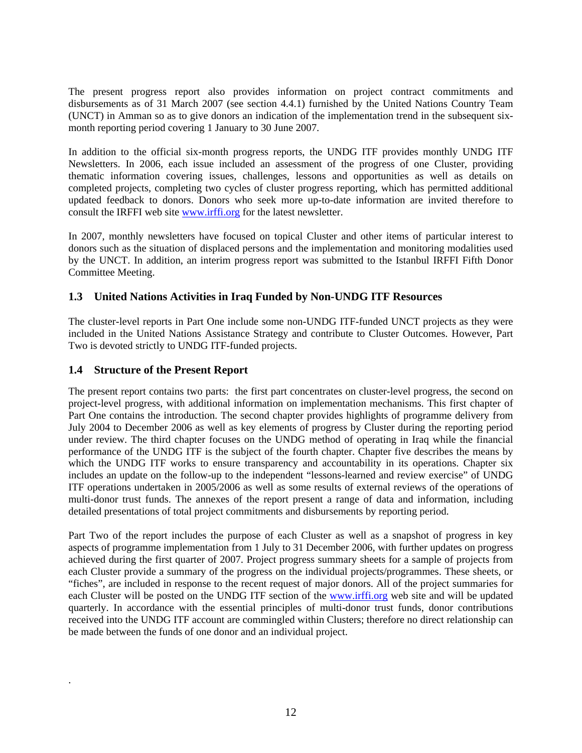The present progress report also provides information on project contract commitments and disbursements as of 31 March 2007 (see section 4.4.1) furnished by the United Nations Country Team (UNCT) in Amman so as to give donors an indication of the implementation trend in the subsequent six-month reporting period covering 1 January to 30 June 2007.

In addition to the official six-month progress reports, the UNDG ITF provides monthly UNDG ITF Newsletters. In 2006, each issue included an assessment of the progress of one Cluster, providing thematic information covering issues, challenges, lessons and opportunities as well as details on completed projects, completing two cycles of cluster progress reporting, which has permitted additional updated feedback to donors. Donors who seek more up-to-date information are invited therefore to consult the IRFFI web site [www.irffi.org](http://www.irffi.org) for the latest newsletter.

In 2007, monthly newsletters have focused on topical Cluster and other items of particular interest to donors such as the situation of displaced persons and the implementation and monitoring modalities used by the UNCT. In addition, an interim progress report was submitted to the Istanbul IRFFI Fifth Donor Committee Meeting.

## 1.3 United Nations Activities in Iraq Funded by Non-UNDG ITF Resources

The cluster-level reports in Part One include some non-UNDG ITF-funded UNCT projects as they were included in the United Nations Assistance Strategy and contribute to Cluster Outcomes. However, Part Two is devoted strictly to UNDG ITF-funded projects.

## 1.4 Structure of the Present Report

The present report contains two parts: the first part concentrates on cluster-level progress, the second on project-level progress, with additional information on implementation mechanisms. This first chapter of Part One contains the introduction. The second chapter provides highlights of programme delivery from July 2004 to December 2006 as well as key elements of progress by Cluster during the reporting period under review. The third chapter focuses on the UNDG method of operating in Iraq while the financial performance of the UNDG ITF is the subject of the fourth chapter. Chapter five describes the means by which the UNDG ITF works to ensure transparency and accountability in its operations. Chapter six includes an update on the follow-up to the independent "lessons-learned and review exercise" of UNDG ITF operations undertaken in 2005/2006 as well as some results of external reviews of the operations of multi-donor trust funds. The annexes of the report present a range of data and information, including detailed presentations of total project commitments and disbursements by reporting period.

Part Two of the report includes the purpose of each Cluster as well as a snapshot of progress in key aspects of programme implementation from 1 July to 31 December 2006, with further updates on progress achieved during the first quarter of 2007. Project progress summary sheets for a sample of projects from each Cluster provide a summary of the progress on the individual projects/programmes. These sheets, or "fiches", are included in response to the recent request of major donors. All of the project summaries for each Cluster will be posted on the UNDG ITF section of the [www.irffi.org](http://www.irffi.org) web site and will be updated quarterly. In accordance with the essential principles of multi-donor trust funds, donor contributions received into the UNDG ITF account are commingled within Clusters; therefore no direct relationship can be made between the funds of one donor and an individual project.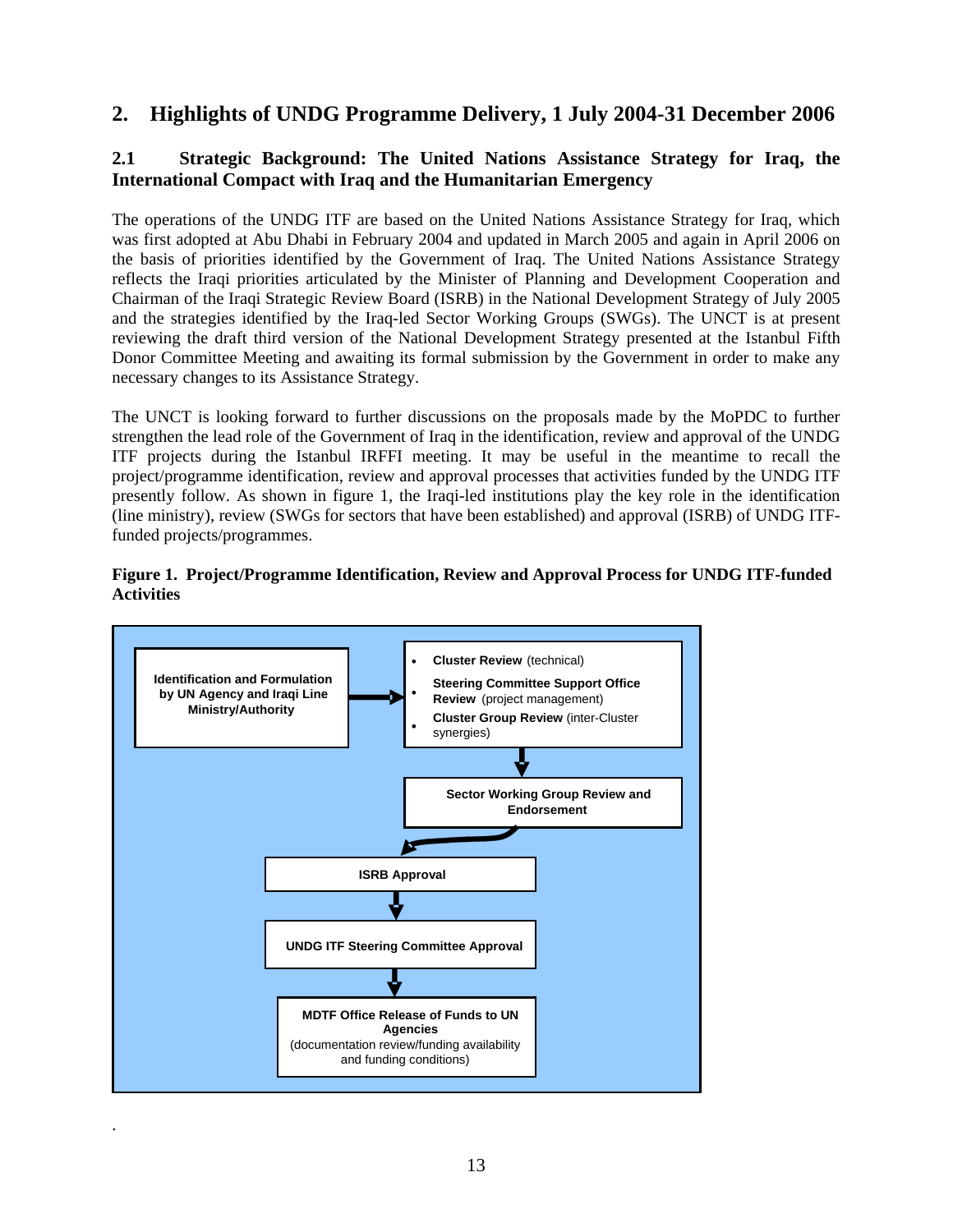## 2. Highlights of UNDG Programme Delivery, 1 July 2004-31 December 2006

### 2.1 Strategic Background: The United Nations Assistance Strategy for Iraq, the International Compact with Iraq and the Humanitarian Emergency

The operations of the UNDG ITF are based on the United Nations Assistance Strategy for Iraq, which was first adopted at Abu Dhabi in February 2004 and updated in March 2005 and again in April 2006 on the basis of priorities identified by the Government of Iraq. The United Nations Assistance Strategy reflects the Iraqi priorities articulated by the Minister of Planning and Development Cooperation and Chairman of the Iraqi Strategic Review Board (ISRB) in the National Development Strategy of July 2005 and the strategies identified by the Iraq-led Sector Working Groups (SWGs). The UNCT is at present reviewing the draft third version of the National Development Strategy presented at the Istanbul Fifth Donor Committee Meeting and awaiting its formal submission by the Government in order to make any necessary changes to its Assistance Strategy.

The UNCT is looking forward to further discussions on the proposals made by the MoPDC to further strengthen the lead role of the Government of Iraq in the identification, review and approval of the UNDG ITF projects during the Istanbul IRFFI meeting. It may be useful in the meantime to recall the project/programme identification, review and approval processes that activities funded by the UNDG ITF presently follow. As shown in figure 1, the Iraqi-led institutions play the key role in the identification (line ministry), review (SWGs for sectors that have been established) and approval (ISRB) of UNDG ITF-funded projects/programmes.

**Figure 1. Project/Programme Identification, Review and Approval Process for UNDG ITF-funded Activities**

**Identification and Formulation by UN Agency and Iraqi Line Ministry/Authority** →

- **Cluster Review** (technical)
- **Steering Committee Support Office Review** (project management)
- **Cluster Group Review** (inter-Cluster synergies)

↓

**Sector Working Group Review and Endorsement**

↓

**ISRB Approval**

↓

**UNDG ITF Steering Committee Approval**

↓

**MDTF Office Release of Funds to UN Agencies**
(documentation review/funding availability and funding conditions)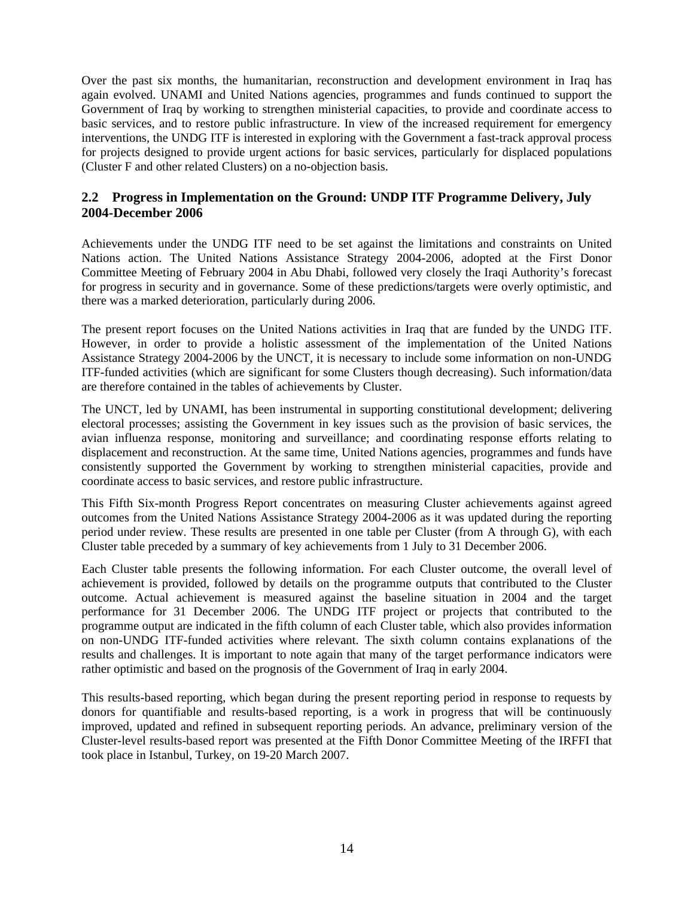Over the past six months, the humanitarian, reconstruction and development environment in Iraq has again evolved. UNAMI and United Nations agencies, programmes and funds continued to support the Government of Iraq by working to strengthen ministerial capacities, to provide and coordinate access to basic services, and to restore public infrastructure. In view of the increased requirement for emergency interventions, the UNDG ITF is interested in exploring with the Government a fast-track approval process for projects designed to provide urgent actions for basic services, particularly for displaced populations (Cluster F and other related Clusters) on a no-objection basis.

## 2.2 Progress in Implementation on the Ground: UNDP ITF Programme Delivery, July 2004-December 2006

Achievements under the UNDG ITF need to be set against the limitations and constraints on United Nations action. The United Nations Assistance Strategy 2004-2006, adopted at the First Donor Committee Meeting of February 2004 in Abu Dhabi, followed very closely the Iraqi Authority's forecast for progress in security and in governance. Some of these predictions/targets were overly optimistic, and there was a marked deterioration, particularly during 2006.

The present report focuses on the United Nations activities in Iraq that are funded by the UNDG ITF. However, in order to provide a holistic assessment of the implementation of the United Nations Assistance Strategy 2004-2006 by the UNCT, it is necessary to include some information on non-UNDG ITF-funded activities (which are significant for some Clusters though decreasing). Such information/data are therefore contained in the tables of achievements by Cluster.

The UNCT, led by UNAMI, has been instrumental in supporting constitutional development; delivering electoral processes; assisting the Government in key issues such as the provision of basic services, the avian influenza response, monitoring and surveillance; and coordinating response efforts relating to displacement and reconstruction. At the same time, United Nations agencies, programmes and funds have consistently supported the Government by working to strengthen ministerial capacities, provide and coordinate access to basic services, and restore public infrastructure.

This Fifth Six-month Progress Report concentrates on measuring Cluster achievements against agreed outcomes from the United Nations Assistance Strategy 2004-2006 as it was updated during the reporting period under review. These results are presented in one table per Cluster (from A through G), with each Cluster table preceded by a summary of key achievements from 1 July to 31 December 2006.

Each Cluster table presents the following information. For each Cluster outcome, the overall level of achievement is provided, followed by details on the programme outputs that contributed to the Cluster outcome. Actual achievement is measured against the baseline situation in 2004 and the target performance for 31 December 2006. The UNDG ITF project or projects that contributed to the programme output are indicated in the fifth column of each Cluster table, which also provides information on non-UNDG ITF-funded activities where relevant. The sixth column contains explanations of the results and challenges. It is important to note again that many of the target performance indicators were rather optimistic and based on the prognosis of the Government of Iraq in early 2004.

This results-based reporting, which began during the present reporting period in response to requests by donors for quantifiable and results-based reporting, is a work in progress that will be continuously improved, updated and refined in subsequent reporting periods. An advance, preliminary version of the Cluster-level results-based report was presented at the Fifth Donor Committee Meeting of the IRFFI that took place in Istanbul, Turkey, on 19-20 March 2007.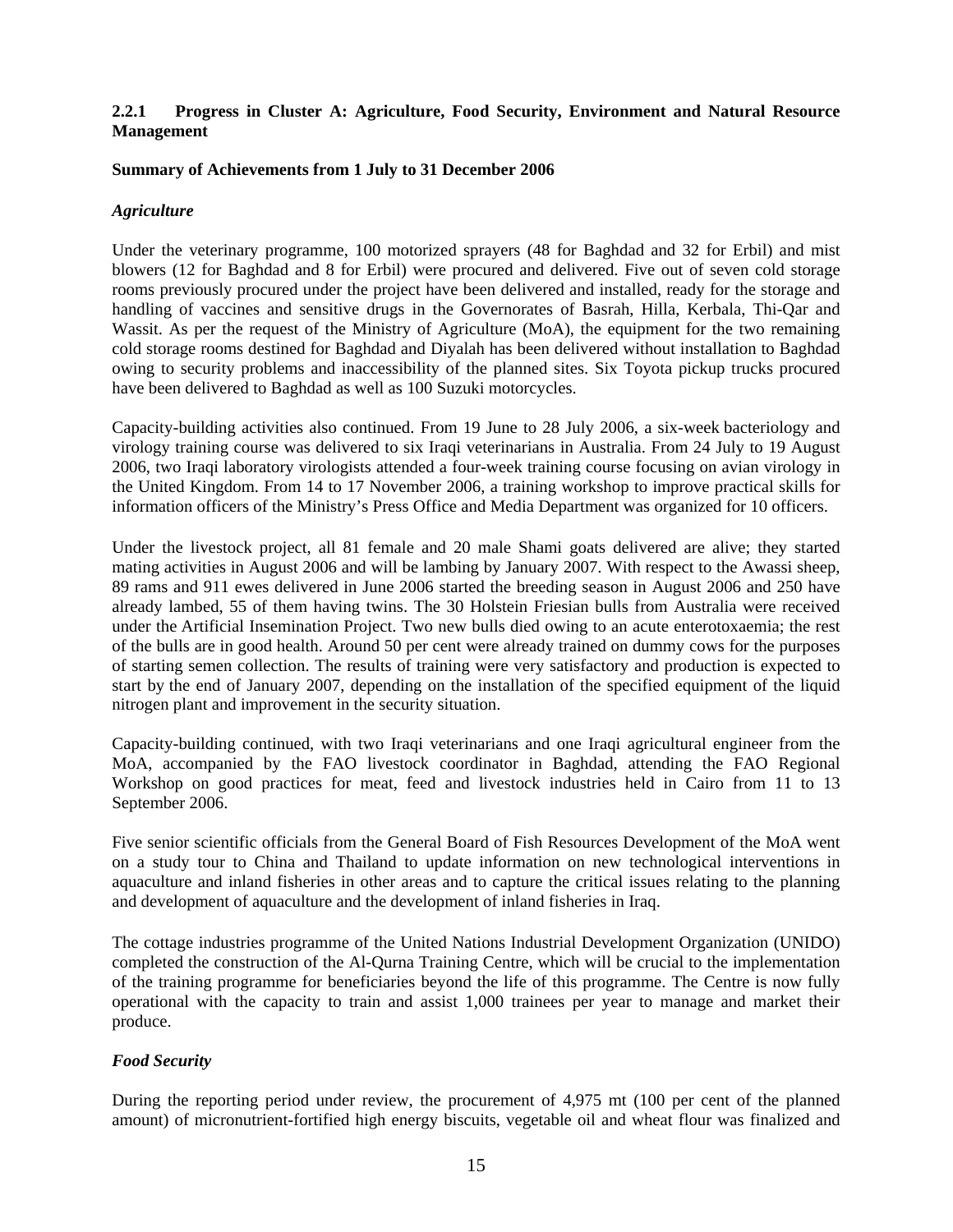### 2.2.1 Progress in Cluster A: Agriculture, Food Security, Environment and Natural Resource Management

**Summary of Achievements from 1 July to 31 December 2006**

***Agriculture***

Under the veterinary programme, 100 motorized sprayers (48 for Baghdad and 32 for Erbil) and mist blowers (12 for Baghdad and 8 for Erbil) were procured and delivered. Five out of seven cold storage rooms previously procured under the project have been delivered and installed, ready for the storage and handling of vaccines and sensitive drugs in the Governorates of Basrah, Hilla, Kerbala, Thi-Qar and Wassit. As per the request of the Ministry of Agriculture (MoA), the equipment for the two remaining cold storage rooms destined for Baghdad and Diyalah has been delivered without installation to Baghdad owing to security problems and inaccessibility of the planned sites. Six Toyota pickup trucks procured have been delivered to Baghdad as well as 100 Suzuki motorcycles.

Capacity-building activities also continued. From 19 June to 28 July 2006, a six-week bacteriology and virology training course was delivered to six Iraqi veterinarians in Australia. From 24 July to 19 August 2006, two Iraqi laboratory virologists attended a four-week training course focusing on avian virology in the United Kingdom. From 14 to 17 November 2006, a training workshop to improve practical skills for information officers of the Ministry's Press Office and Media Department was organized for 10 officers.

Under the livestock project, all 81 female and 20 male Shami goats delivered are alive; they started mating activities in August 2006 and will be lambing by January 2007. With respect to the Awassi sheep, 89 rams and 911 ewes delivered in June 2006 started the breeding season in August 2006 and 250 have already lambed, 55 of them having twins. The 30 Holstein Friesian bulls from Australia were received under the Artificial Insemination Project. Two new bulls died owing to an acute enterotoxaemia; the rest of the bulls are in good health. Around 50 per cent were already trained on dummy cows for the purposes of starting semen collection. The results of training were very satisfactory and production is expected to start by the end of January 2007, depending on the installation of the specified equipment of the liquid nitrogen plant and improvement in the security situation.

Capacity-building continued, with two Iraqi veterinarians and one Iraqi agricultural engineer from the MoA, accompanied by the FAO livestock coordinator in Baghdad, attending the FAO Regional Workshop on good practices for meat, feed and livestock industries held in Cairo from 11 to 13 September 2006.

Five senior scientific officials from the General Board of Fish Resources Development of the MoA went on a study tour to China and Thailand to update information on new technological interventions in aquaculture and inland fisheries in other areas and to capture the critical issues relating to the planning and development of aquaculture and the development of inland fisheries in Iraq.

The cottage industries programme of the United Nations Industrial Development Organization (UNIDO) completed the construction of the Al-Qurna Training Centre, which will be crucial to the implementation of the training programme for beneficiaries beyond the life of this programme. The Centre is now fully operational with the capacity to train and assist 1,000 trainees per year to manage and market their produce.

***Food Security***

During the reporting period under review, the procurement of 4,975 mt (100 per cent of the planned amount) of micronutrient-fortified high energy biscuits, vegetable oil and wheat flour was finalized and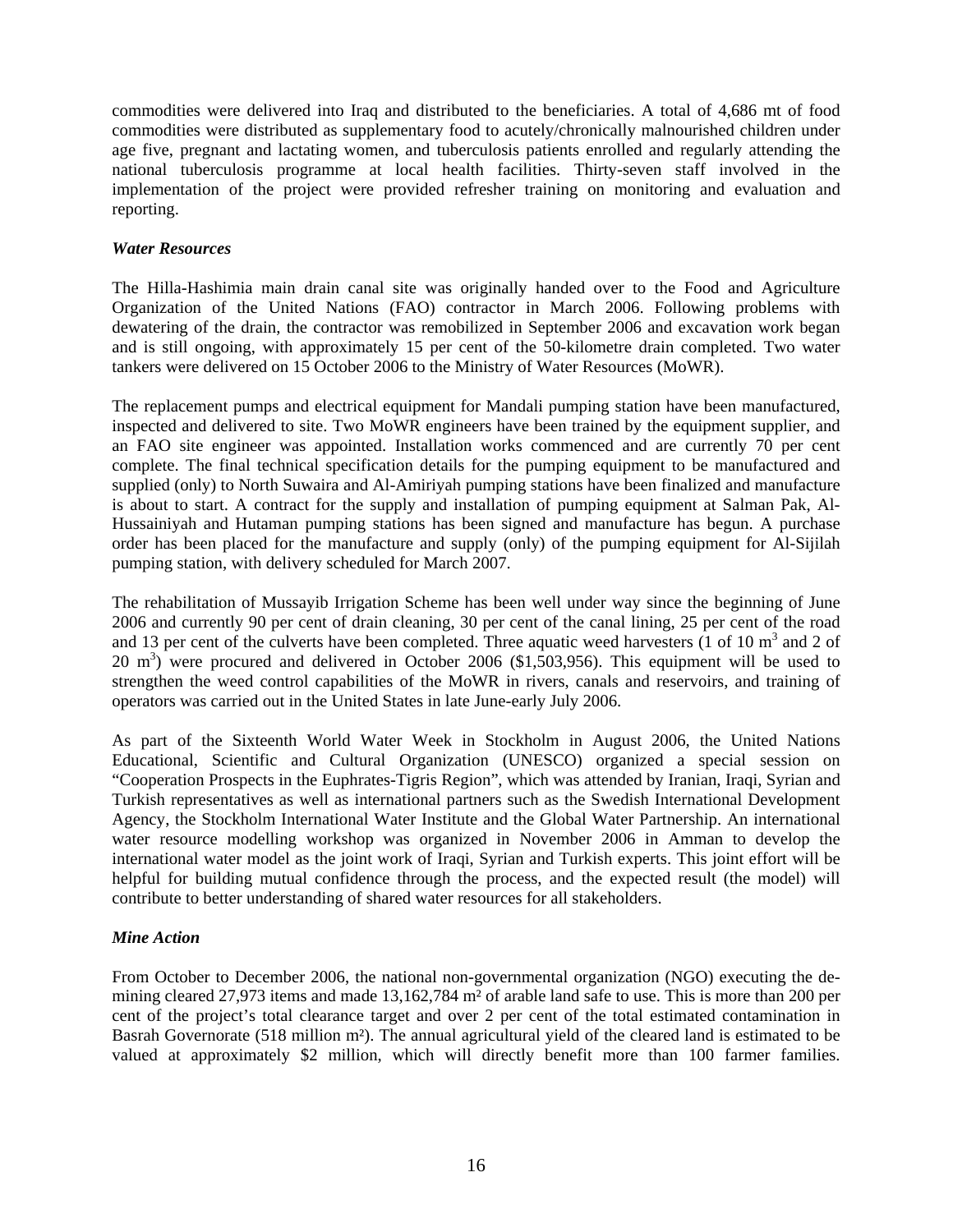commodities were delivered into Iraq and distributed to the beneficiaries. A total of 4,686 mt of food commodities were distributed as supplementary food to acutely/chronically malnourished children under age five, pregnant and lactating women, and tuberculosis patients enrolled and regularly attending the national tuberculosis programme at local health facilities. Thirty-seven staff involved in the implementation of the project were provided refresher training on monitoring and evaluation and reporting.

### *Water Resources*

The Hilla-Hashimia main drain canal site was originally handed over to the Food and Agriculture Organization of the United Nations (FAO) contractor in March 2006. Following problems with dewatering of the drain, the contractor was remobilized in September 2006 and excavation work began and is still ongoing, with approximately 15 per cent of the 50-kilometre drain completed. Two water tankers were delivered on 15 October 2006 to the Ministry of Water Resources (MoWR).

The replacement pumps and electrical equipment for Mandali pumping station have been manufactured, inspected and delivered to site. Two MoWR engineers have been trained by the equipment supplier, and an FAO site engineer was appointed. Installation works commenced and are currently 70 per cent complete. The final technical specification details for the pumping equipment to be manufactured and supplied (only) to North Suwaira and Al-Amiriyah pumping stations have been finalized and manufacture is about to start. A contract for the supply and installation of pumping equipment at Salman Pak, Al-Hussainiyah and Hutaman pumping stations has been signed and manufacture has begun. A purchase order has been placed for the manufacture and supply (only) of the pumping equipment for Al-Sijilah pumping station, with delivery scheduled for March 2007.

The rehabilitation of Mussayib Irrigation Scheme has been well under way since the beginning of June 2006 and currently 90 per cent of drain cleaning, 30 per cent of the canal lining, 25 per cent of the road and 13 per cent of the culverts have been completed. Three aquatic weed harvesters (1 of 10 $m^3$ and 2 of 20 $m^3$) were procured and delivered in October 2006 ($1,503,956). This equipment will be used to strengthen the weed control capabilities of the MoWR in rivers, canals and reservoirs, and training of operators was carried out in the United States in late June-early July 2006.

As part of the Sixteenth World Water Week in Stockholm in August 2006, the United Nations Educational, Scientific and Cultural Organization (UNESCO) organized a special session on "Cooperation Prospects in the Euphrates-Tigris Region", which was attended by Iranian, Iraqi, Syrian and Turkish representatives as well as international partners such as the Swedish International Development Agency, the Stockholm International Water Institute and the Global Water Partnership. An international water resource modelling workshop was organized in November 2006 in Amman to develop the international water model as the joint work of Iraqi, Syrian and Turkish experts. This joint effort will be helpful for building mutual confidence through the process, and the expected result (the model) will contribute to better understanding of shared water resources for all stakeholders.

### *Mine Action*

From October to December 2006, the national non-governmental organization (NGO) executing the de-mining cleared 27,973 items and made 13,162,784 m² of arable land safe to use. This is more than 200 per cent of the project's total clearance target and over 2 per cent of the total estimated contamination in Basrah Governorate (518 million m²). The annual agricultural yield of the cleared land is estimated to be valued at approximately $2 million, which will directly benefit more than 100 farmer families.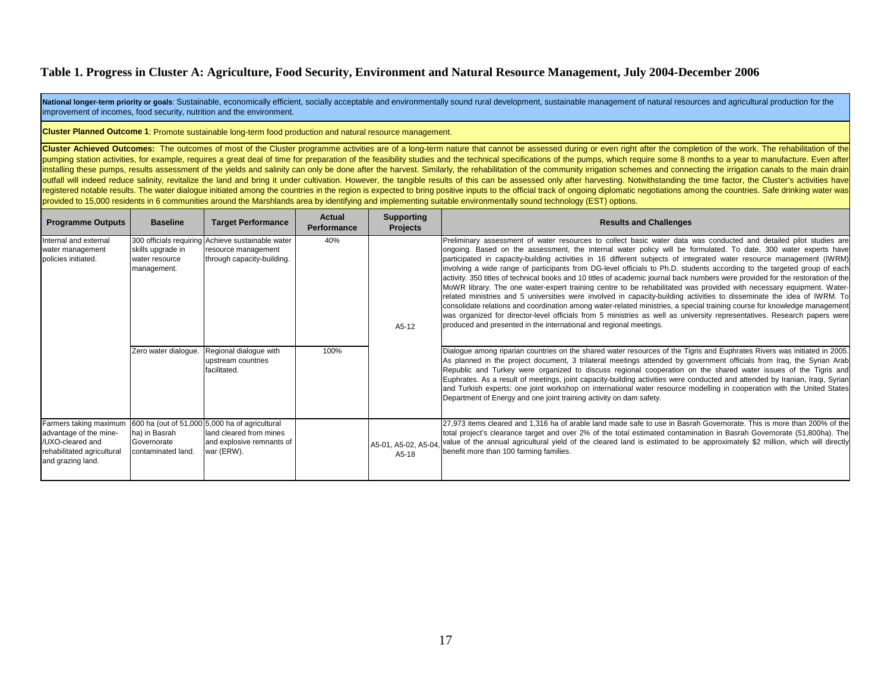## Table 1. Progress in Cluster A: Agriculture, Food Security, Environment and Natural Resource Management, July 2004-December 2006

**National longer-term priority or goals**: Sustainable, economically efficient, socially acceptable and environmentally sound rural development, sustainable management of natural resources and agricultural production for the improvement of incomes, food security, nutrition and the environment.

**Cluster Planned Outcome 1**: Promote sustainable long-term food production and natural resource management.

**Cluster Achieved Outcomes:** The outcomes of most of the Cluster programme activities are of a long-term nature that cannot be assessed during or even right after the completion of the work. The rehabilitation of the pumping station activities, for example, requires a great deal of time for preparation of the feasibility studies and the technical specifications of the pumps, which require some 8 months to a year to manufacture. Even after installing these pumps, results assessment of the yields and salinity can only be done after the harvest. Similarly, the rehabilitation of the community irrigation schemes and connecting the irrigation canals to the main drain outfall will indeed reduce salinity, revitalize the land and bring it under cultivation. However, the tangible results of this can be assessed only after harvesting. Notwithstanding the time factor, the Cluster's activities have registered notable results. The water dialogue initiated among the countries in the region is expected to bring positive inputs to the official track of ongoing diplomatic negotiations among the countries. Safe drinking water was provided to 15,000 residents in 6 communities around the Marshlands area by identifying and implementing suitable environmentally sound technology (EST) options.

| Programme Outputs | Baseline | Target Performance | Actual Performance | Supporting Projects | Results and Challenges |
|---|---|---|---|---|---|
| Internal and external water management policies initiated. | 300 officials requiring skills upgrade in water resource management. | Achieve sustainable water resource management through capacity-building. | 40% | A5-12 | Preliminary assessment of water resources to collect basic water data was conducted and detailed pilot studies are ongoing. Based on the assessment, the internal water policy will be formulated. To date, 300 water experts have participated in capacity-building activities in 16 different subjects of integrated water resource management (IWRM) involving a wide range of participants from DG-level officials to Ph.D. students according to the targeted group of each activity. 350 titles of technical books and 10 titles of academic journal back numbers were provided for the restoration of the MoWR library. The one water-expert training centre to be rehabilitated was provided with necessary equipment. Water-related ministries and 5 universities were involved in capacity-building activities to disseminate the idea of IWRM. To consolidate relations and coordination among water-related ministries, a special training course for knowledge management was organized for director-level officials from 5 ministries as well as university representatives. Research papers were produced and presented in the international and regional meetings. |
| | Zero water dialogue. | Regional dialogue with upstream countries facilitated. | 100% | | Dialogue among riparian countries on the shared water resources of the Tigris and Euphrates Rivers was initiated in 2005. As planned in the project document, 3 trilateral meetings attended by government officials from Iraq, the Syrian Arab Republic and Turkey were organized to discuss regional cooperation on the shared water issues of the Tigris and Euphrates. As a result of meetings, joint capacity-building activities were conducted and attended by Iranian, Iraqi, Syrian and Turkish experts: one joint workshop on international water resource modelling in cooperation with the United States Department of Energy and one joint training activity on dam safety. |
| Farmers taking maximum advantage of the mine-/UXO-cleared and rehabilitated agricultural and grazing land. | 600 ha (out of 51,000 ha) in Basrah Governorate contaminated land. | 5,000 ha of agricultural land cleared from mines and explosive remnants of war (ERW). | | A5-01, A5-02, A5-04, A5-18 | 27,973 items cleared and 1,316 ha of arable land made safe to use in Basrah Governorate. This is more than 200% of the total project's clearance target and over 2% of the total estimated contamination in Basrah Governorate (51,800ha). The value of the annual agricultural yield of the cleared land is estimated to be approximately $2 million, which will directly benefit more than 100 farming families. |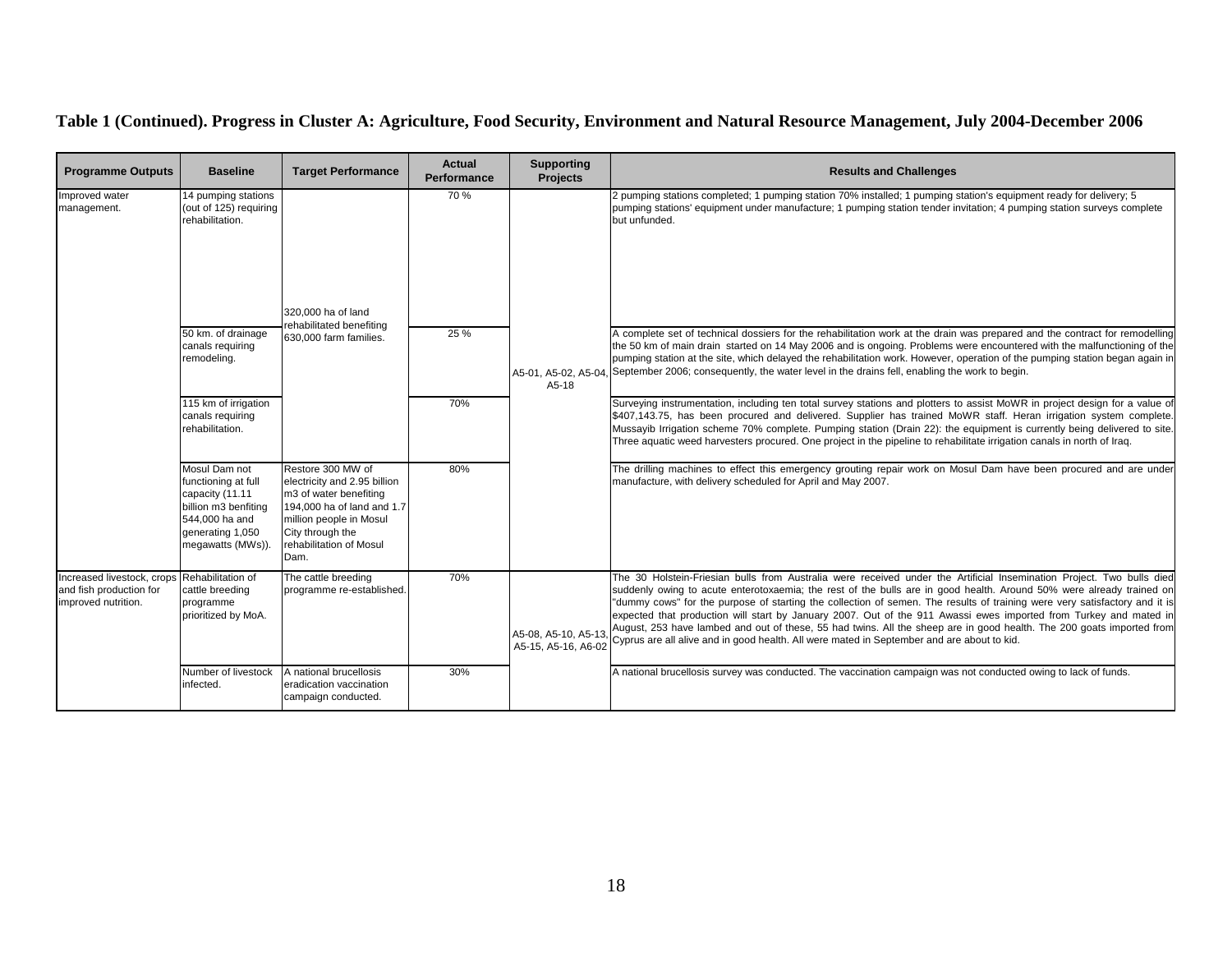**Table 1 (Continued). Progress in Cluster A: Agriculture, Food Security, Environment and Natural Resource Management, July 2004-December 2006**

| Programme Outputs | Baseline | Target Performance | Actual Performance | Supporting Projects | Results and Challenges |
|---|---|---|---|---|---|
| Improved water management. | 14 pumping stations (out of 125) requiring rehabilitation. | 320,000 ha of land rehabilitated benefiting 630,000 farm families. | 70 % | A5-01, A5-02, A5-04, A5-18 | 2 pumping stations completed; 1 pumping station 70% installed; 1 pumping station's equipment ready for delivery; 5 pumping stations' equipment under manufacture; 1 pumping station tender invitation; 4 pumping station surveys complete but unfunded. |
| | 50 km. of drainage canals requiring remodeling. | | 25 % | | A complete set of technical dossiers for the rehabilitation work at the drain was prepared and the contract for remodelling the 50 km of main drain started on 14 May 2006 and is ongoing. Problems were encountered with the malfunctioning of the pumping station at the site, which delayed the rehabilitation work. However, operation of the pumping station began again in September 2006; consequently, the water level in the drains fell, enabling the work to begin. |
| | 115 km of irrigation canals requiring rehabilitation. | | 70% | | Surveying instrumentation, including ten total survey stations and plotters to assist MoWR in project design for a value of $407,143.75, has been procured and delivered. Supplier has trained MoWR staff. Heran irrigation system complete. Mussayib Irrigation scheme 70% complete. Pumping station (Drain 22): the equipment is currently being delivered to site. Three aquatic weed harvesters procured. One project in the pipeline to rehabilitate irrigation canals in north of Iraq. |
| | Mosul Dam not functioning at full capacity (11.11 billion m3 benfiting 544,000 ha and generating 1,050 megawatts (MWs)). | Restore 300 MW of electricity and 2.95 billion m3 of water benefiting 194,000 ha of land and 1.7 million people in Mosul City through the rehabilitation of Mosul Dam. | 80% | | The drilling machines to effect this emergency grouting repair work on Mosul Dam have been procured and are under manufacture, with delivery scheduled for April and May 2007. |
| Increased livestock, crops and fish production for improved nutrition. | Rehabilitation of cattle breeding programme prioritized by MoA. | The cattle breeding programme re-established. | 70% | A5-08, A5-10, A5-13, A5-15, A5-16, A6-02 | The 30 Holstein-Friesian bulls from Australia were received under the Artificial Insemination Project. Two bulls died suddenly owing to acute enterotoxaemia; the rest of the bulls are in good health. Around 50% were already trained on "dummy cows" for the purpose of starting the collection of semen. The results of training were very satisfactory and it is expected that production will start by January 2007. Out of the 911 Awassi ewes imported from Turkey and mated in August, 253 have lambed and out of these, 55 had twins. All the sheep are in good health. The 200 goats imported from Cyprus are all alive and in good health. All were mated in September and are about to kid. |
| | Number of livestock infected. | A national brucellosis eradication vaccination campaign conducted. | 30% | | A national brucellosis survey was conducted. The vaccination campaign was not conducted owing to lack of funds. |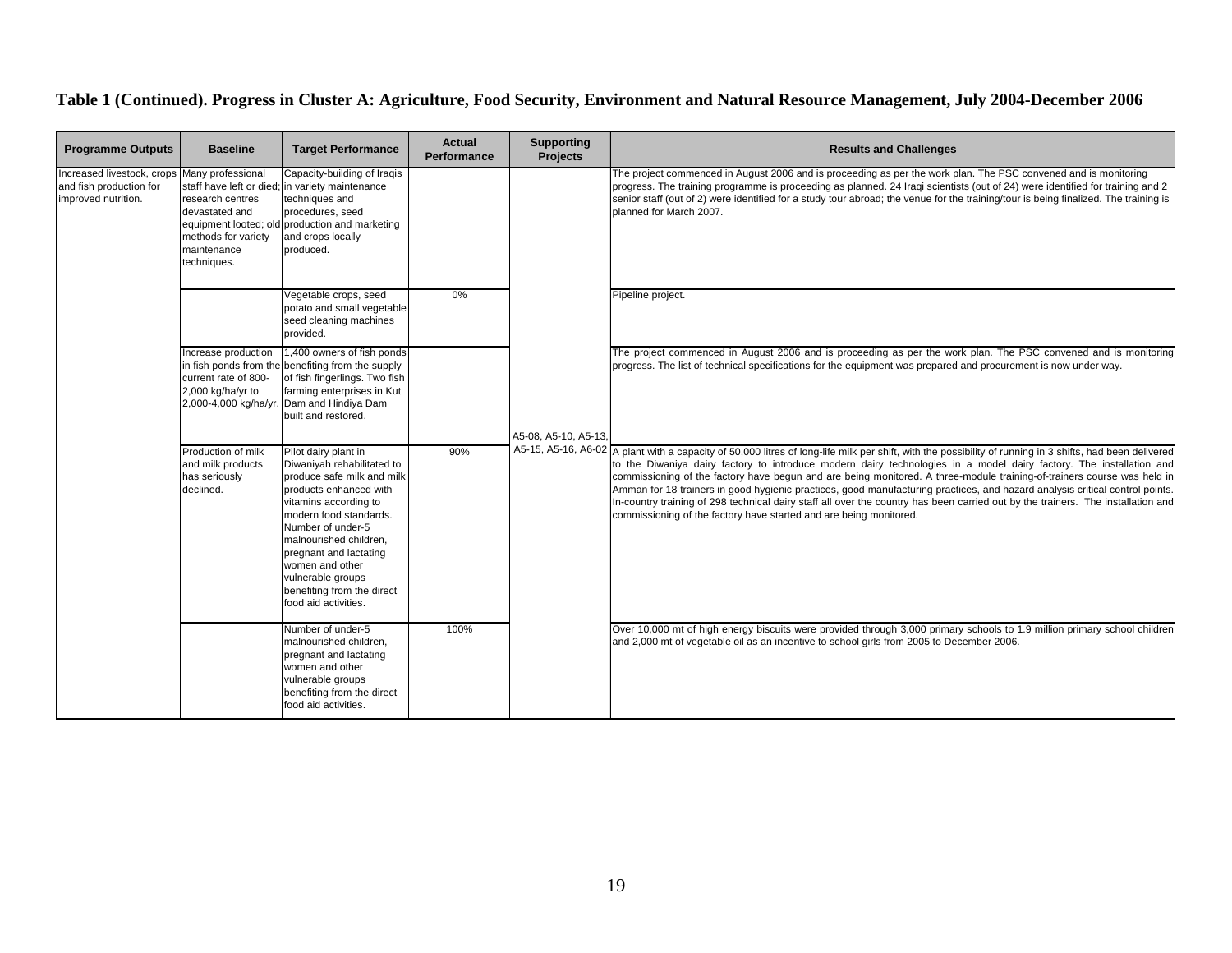**Table 1 (Continued). Progress in Cluster A: Agriculture, Food Security, Environment and Natural Resource Management, July 2004-December 2006**

| Programme Outputs | Baseline | Target Performance | Actual Performance | Supporting Projects | Results and Challenges |
|---|---|---|---|---|---|
| Increased livestock, crops and fish production for improved nutrition. | Many professional staff have left or died; research centres devastated and equipment looted; old methods for variety maintenance techniques. | Capacity-building of Iraqis in variety maintenance techniques and procedures, seed production and marketing and crops locally produced. | | A5-08, A5-10, A5-13, A5-15, A5-16, A6-02 | The project commenced in August 2006 and is proceeding as per the work plan. The PSC convened and is monitoring progress. The training programme is proceeding as planned. 24 Iraqi scientists (out of 24) were identified for training and 2 senior staff (out of 2) were identified for a study tour abroad; the venue for the training/tour is being finalized. The training is planned for March 2007. |
| | | Vegetable crops, seed potato and small vegetable seed cleaning machines provided. | 0% | | Pipeline project. |
| | Increase production in fish ponds from the current rate of 800-2,000 kg/ha/yr to 2,000-4,000 kg/ha/yr. | 1,400 owners of fish ponds benefiting from the supply of fish fingerlings. Two fish farming enterprises in Kut Dam and Hindiya Dam built and restored. | | | The project commenced in August 2006 and is proceeding as per the work plan. The PSC convened and is monitoring progress. The list of technical specifications for the equipment was prepared and procurement is now under way. |
| | Production of milk and milk products has seriously declined. | Pilot dairy plant in Diwaniyah rehabilitated to produce safe milk and milk products enhanced with vitamins according to modern food standards. Number of under-5 malnourished children, pregnant and lactating women and other vulnerable groups benefiting from the direct food aid activities. | 90% | | A plant with a capacity of 50,000 litres of long-life milk per shift, with the possibility of running in 3 shifts, had been delivered to the Diwaniya dairy factory to introduce modern dairy technologies in a model dairy factory. The installation and commissioning of the factory have begun and are being monitored. A three-module training-of-trainers course was held in Amman for 18 trainers in good hygienic practices, good manufacturing practices, and hazard analysis critical control points. In-country training of 298 technical dairy staff all over the country has been carried out by the trainers. The installation and commissioning of the factory have started and are being monitored. |
| | | Number of under-5 malnourished children, pregnant and lactating women and other vulnerable groups benefiting from the direct food aid activities. | 100% | | Over 10,000 mt of high energy biscuits were provided through 3,000 primary schools to 1.9 million primary school children and 2,000 mt of vegetable oil as an incentive to school girls from 2005 to December 2006. |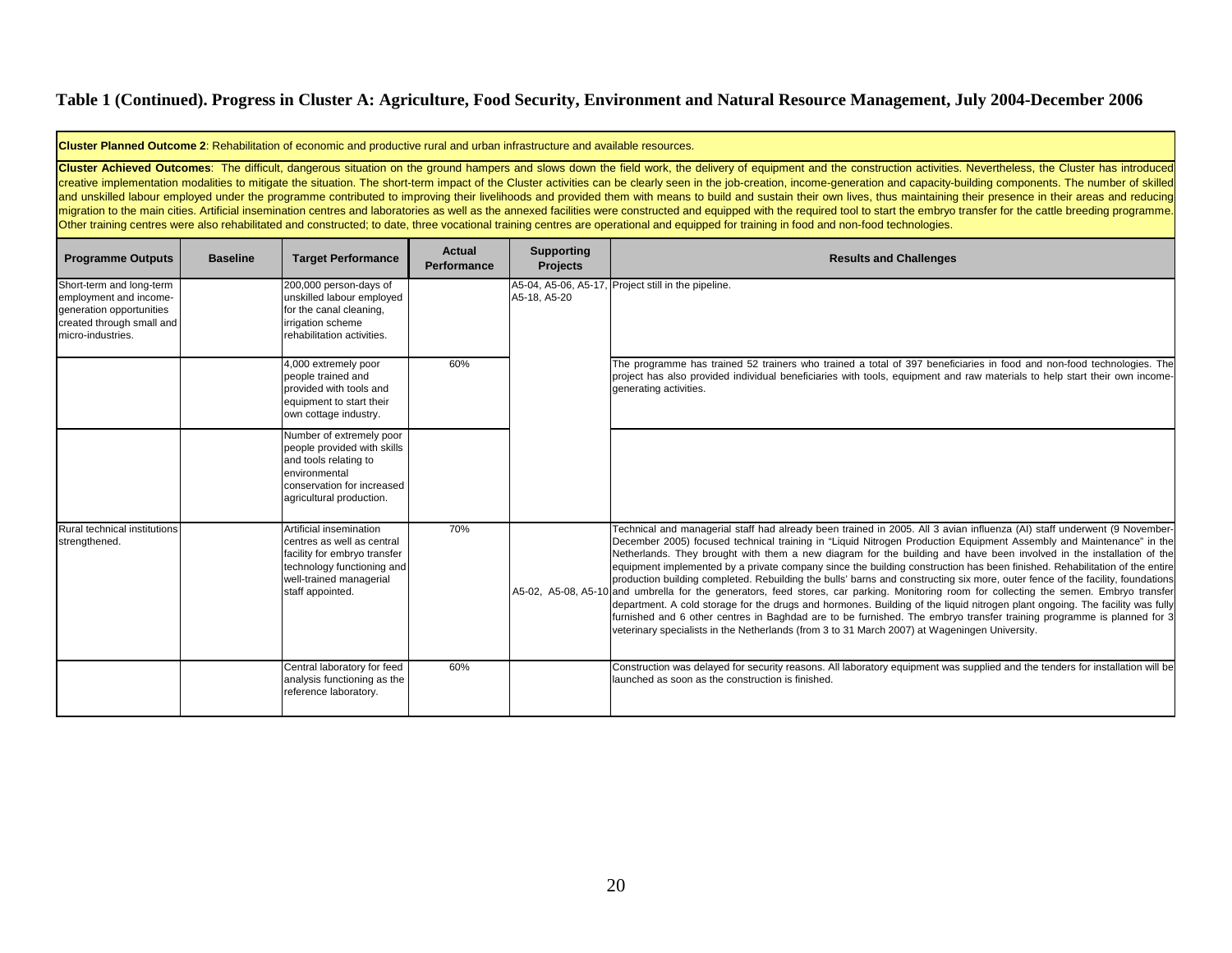**Table 1 (Continued). Progress in Cluster A: Agriculture, Food Security, Environment and Natural Resource Management, July 2004-December 2006**

**Cluster Planned Outcome 2**: Rehabilitation of economic and productive rural and urban infrastructure and available resources.

**Cluster Achieved Outcomes**: The difficult, dangerous situation on the ground hampers and slows down the field work, the delivery of equipment and the construction activities. Nevertheless, the Cluster has introduced creative implementation modalities to mitigate the situation. The short-term impact of the Cluster activities can be clearly seen in the job-creation, income-generation and capacity-building components. The number of skilled and unskilled labour employed under the programme contributed to improving their livelihoods and provided them with means to build and sustain their own lives, thus maintaining their presence in their areas and reducing migration to the main cities. Artificial insemination centres and laboratories as well as the annexed facilities were constructed and equipped with the required tool to start the embryo transfer for the cattle breeding programme. Other training centres were also rehabilitated and constructed; to date, three vocational training centres are operational and equipped for training in food and non-food technologies.

| Programme Outputs | Baseline | Target Performance | Actual Performance | Supporting Projects | Results and Challenges |
|---|---|---|---|---|---|
| Short-term and long-term employment and income-generation opportunities created through small and micro-industries. | | 200,000 person-days of unskilled labour employed for the canal cleaning, irrigation scheme rehabilitation activities. | | A5-04, A5-06, A5-17, A5-18, A5-20 | Project still in the pipeline. |
| | | 4,000 extremely poor people trained and provided with tools and equipment to start their own cottage industry. | 60% | | The programme has trained 52 trainers who trained a total of 397 beneficiaries in food and non-food technologies. The project has also provided individual beneficiaries with tools, equipment and raw materials to help start their own income-generating activities. |
| | | Number of extremely poor people provided with skills and tools relating to environmental conservation for increased agricultural production. | | | |
| Rural technical institutions strengthened. | | Artificial insemination centres as well as central facility for embryo transfer technology functioning and well-trained managerial staff appointed. | 70% | A5-02, A5-08, A5-10 | Technical and managerial staff had already been trained in 2005. All 3 avian influenza (AI) staff underwent (9 November-December 2005) focused technical training in "Liquid Nitrogen Production Equipment Assembly and Maintenance" in the Netherlands. They brought with them a new diagram for the building and have been involved in the installation of the equipment implemented by a private company since the building construction has been finished. Rehabilitation of the entire production building completed. Rebuilding the bulls' barns and constructing six more, outer fence of the facility, foundations and umbrella for the generators, feed stores, car parking. Monitoring room for collecting the semen. Embryo transfer department. A cold storage for the drugs and hormones. Building of the liquid nitrogen plant ongoing. The facility was fully furnished and 6 other centres in Baghdad are to be furnished. The embryo transfer training programme is planned for 3 veterinary specialists in the Netherlands (from 3 to 31 March 2007) at Wageningen University. |
| | | Central laboratory for feed analysis functioning as the reference laboratory. | 60% | | Construction was delayed for security reasons. All laboratory equipment was supplied and the tenders for installation will be launched as soon as the construction is finished. |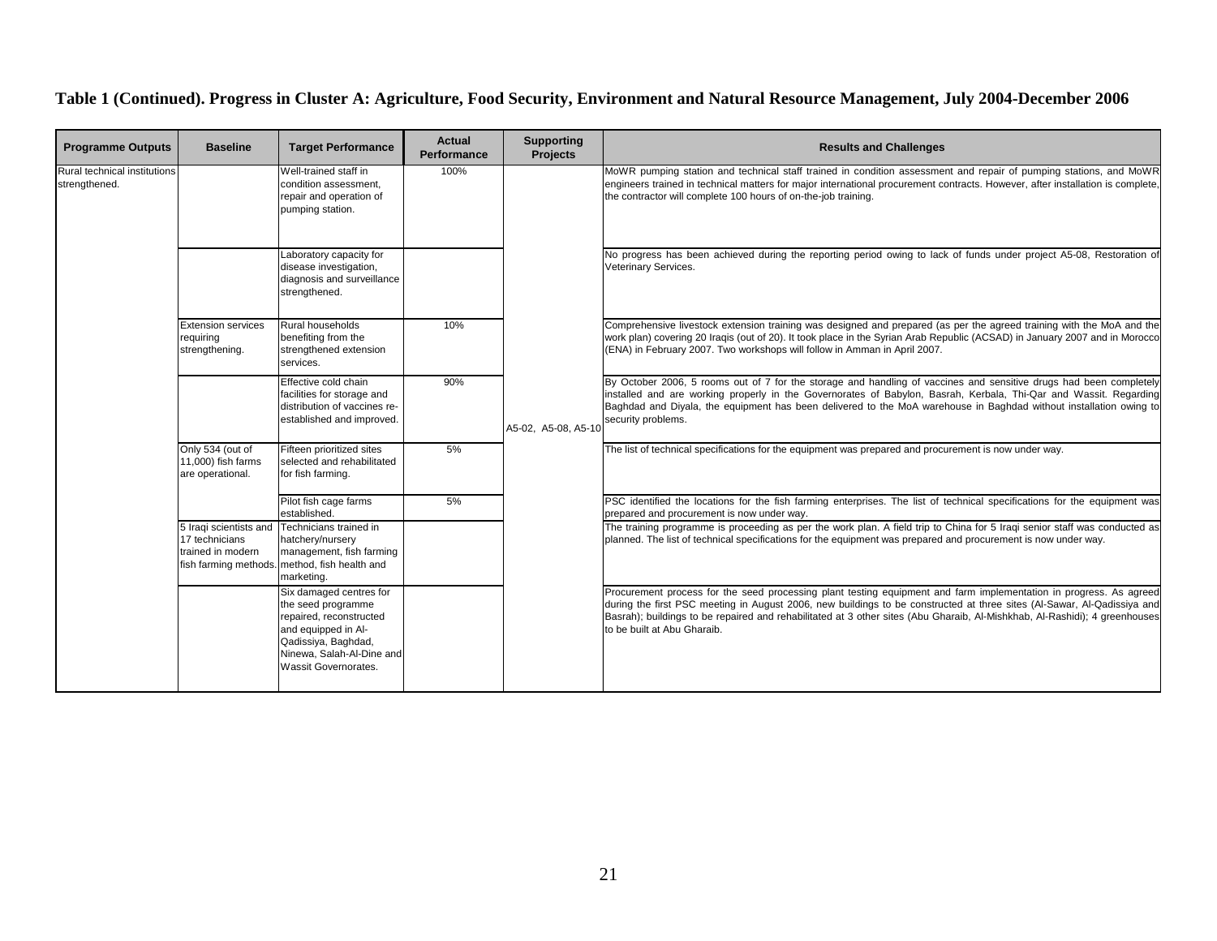**Table 1 (Continued). Progress in Cluster A: Agriculture, Food Security, Environment and Natural Resource Management, July 2004-December 2006**

| Programme Outputs | Baseline | Target Performance | Actual Performance | Supporting Projects | Results and Challenges |
|---|---|---|---|---|---|
| Rural technical institutions strengthened. | | Well-trained staff in condition assessment, repair and operation of pumping station. | 100% | A5-02, A5-08, A5-10 | MoWR pumping station and technical staff trained in condition assessment and repair of pumping stations, and MoWR engineers trained in technical matters for major international procurement contracts. However, after installation is complete, the contractor will complete 100 hours of on-the-job training. |
| | | Laboratory capacity for disease investigation, diagnosis and surveillance strengthened. | | | No progress has been achieved during the reporting period owing to lack of funds under project A5-08, Restoration of Veterinary Services. |
| | Extension services requiring strengthening. | Rural households benefiting from the strengthened extension services. | 10% | | Comprehensive livestock extension training was designed and prepared (as per the agreed training with the MoA and the work plan) covering 20 Iraqis (out of 20). It took place in the Syrian Arab Republic (ACSAD) in January 2007 and in Morocco (ENA) in February 2007. Two workshops will follow in Amman in April 2007. |
| | | Effective cold chain facilities for storage and distribution of vaccines re-established and improved. | 90% | | By October 2006, 5 rooms out of 7 for the storage and handling of vaccines and sensitive drugs had been completely installed and are working properly in the Governorates of Babylon, Basrah, Kerbala, Thi-Qar and Wassit. Regarding Baghdad and Diyala, the equipment has been delivered to the MoA warehouse in Baghdad without installation owing to security problems. |
| | Only 534 (out of 11,000) fish farms are operational. | Fifteen prioritized sites selected and rehabilitated for fish farming. | 5% | | The list of technical specifications for the equipment was prepared and procurement is now under way. |
| | | Pilot fish cage farms established. | 5% | | PSC identified the locations for the fish farming enterprises. The list of technical specifications for the equipment was prepared and procurement is now under way. |
| | 5 Iraqi scientists and 17 technicians trained in modern fish farming methods. | Technicians trained in hatchery/nursery management, fish farming method, fish health and marketing. | | | The training programme is proceeding as per the work plan. A field trip to China for 5 Iraqi senior staff was conducted as planned. The list of technical specifications for the equipment was prepared and procurement is now under way. |
| | | Six damaged centres for the seed programme repaired, reconstructed and equipped in Al-Qadissiya, Baghdad, Ninewa, Salah-Al-Dine and Wassit Governorates. | | | Procurement process for the seed processing plant testing equipment and farm implementation in progress. As agreed during the first PSC meeting in August 2006, new buildings to be constructed at three sites (Al-Sawar, Al-Qadissiya and Basrah); buildings to be repaired and rehabilitated at 3 other sites (Abu Gharaib, Al-Mishkhab, Al-Rashidi); 4 greenhouses to be built at Abu Gharaib. |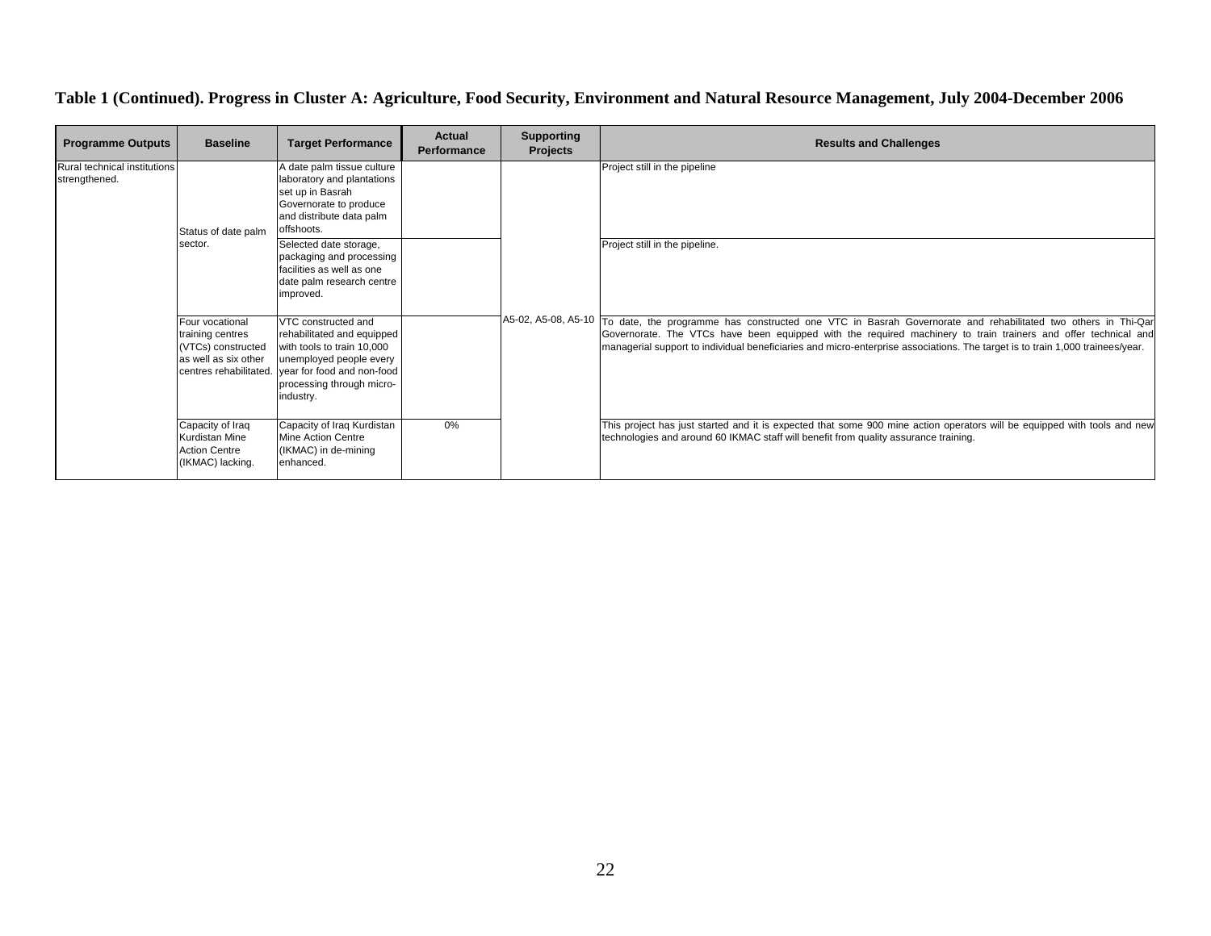**Table 1 (Continued). Progress in Cluster A: Agriculture, Food Security, Environment and Natural Resource Management, July 2004-December 2006**

| Programme Outputs | Baseline | Target Performance | Actual Performance | Supporting Projects | Results and Challenges |
|---|---|---|---|---|---|
| Rural technical institutions strengthened. | Status of date palm sector. | A date palm tissue culture laboratory and plantations set up in Basrah Governorate to produce and distribute data palm offshoots. | | A5-02, A5-08, A5-10 | Project still in the pipeline |
| | | Selected date storage, packaging and processing facilities as well as one date palm research centre improved. | | | Project still in the pipeline. |
| | Four vocational training centres (VTCs) constructed as well as six other centres rehabilitated. | VTC constructed and rehabilitated and equipped with tools to train 10,000 unemployed people every year for food and non-food processing through micro-industry. | | | To date, the programme has constructed one VTC in Basrah Governorate and rehabilitated two others in Thi-Qar Governorate. The VTCs have been equipped with the required machinery to train trainers and offer technical and managerial support to individual beneficiaries and micro-enterprise associations. The target is to train 1,000 trainees/year. |
| | Capacity of Iraq Kurdistan Mine Action Centre (IKMAC) lacking. | Capacity of Iraq Kurdistan Mine Action Centre (IKMAC) in de-mining enhanced. | 0% | | This project has just started and it is expected that some 900 mine action operators will be equipped with tools and new technologies and around 60 IKMAC staff will benefit from quality assurance training. |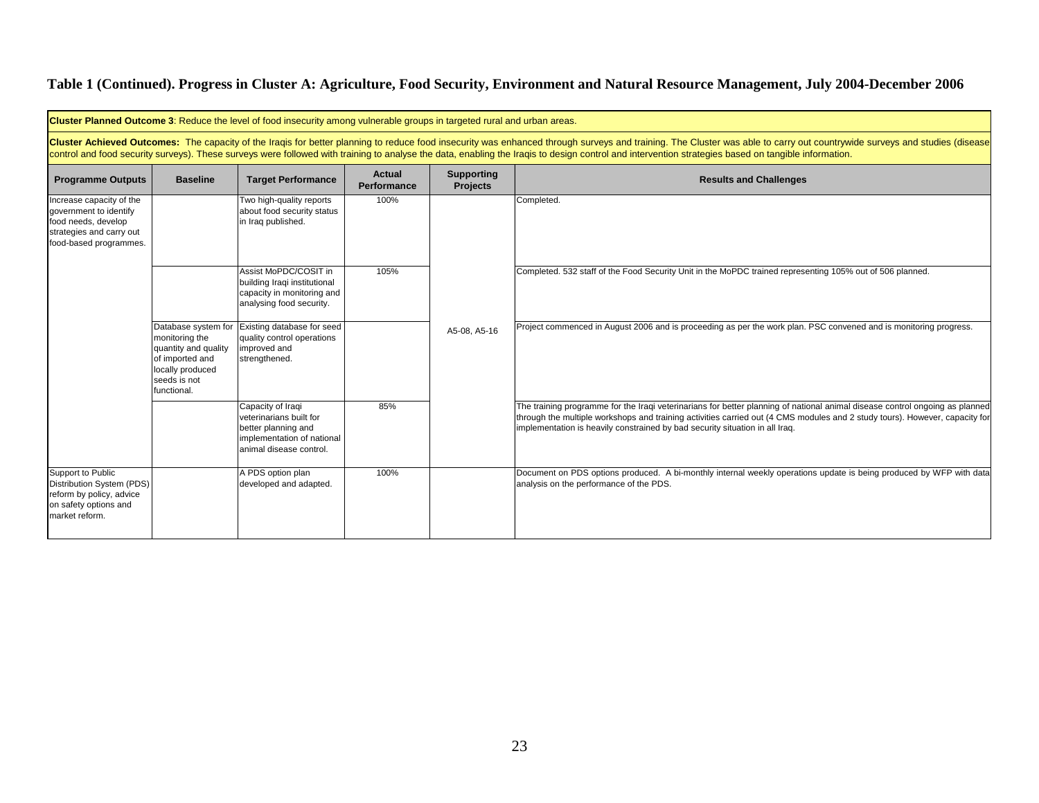## Table 1 (Continued). Progress in Cluster A: Agriculture, Food Security, Environment and Natural Resource Management, July 2004-December 2006

**Cluster Planned Outcome 3**: Reduce the level of food insecurity among vulnerable groups in targeted rural and urban areas.

**Cluster Achieved Outcomes:** The capacity of the Iraqis for better planning to reduce food insecurity was enhanced through surveys and training. The Cluster was able to carry out countrywide surveys and studies (disease control and food security surveys). These surveys were followed with training to analyse the data, enabling the Iraqis to design control and intervention strategies based on tangible information.

| Programme Outputs | Baseline | Target Performance | Actual Performance | Supporting Projects | Results and Challenges |
|---|---|---|---|---|---|
| Increase capacity of the government to identify food needs, develop strategies and carry out food-based programmes. | | Two high-quality reports about food security status in Iraq published. | 100% | A5-08, A5-16 | Completed. |
| | | Assist MoPDC/COSIT in building Iraqi institutional capacity in monitoring and analysing food security. | 105% | | Completed. 532 staff of the Food Security Unit in the MoPDC trained representing 105% out of 506 planned. |
| | Database system for monitoring the quantity and quality of imported and locally produced seeds is not functional. | Existing database for seed quality control operations improved and strengthened. | | | Project commenced in August 2006 and is proceeding as per the work plan. PSC convened and is monitoring progress. |
| | | Capacity of Iraqi veterinarians built for better planning and implementation of national animal disease control. | 85% | | The training programme for the Iraqi veterinarians for better planning of national animal disease control ongoing as planned through the multiple workshops and training activities carried out (4 CMS modules and 2 study tours). However, capacity for implementation is heavily constrained by bad security situation in all Iraq. |
| Support to Public Distribution System (PDS) reform by policy, advice on safety options and market reform. | | A PDS option plan developed and adapted. | 100% | | Document on PDS options produced. A bi-monthly internal weekly operations update is being produced by WFP with data analysis on the performance of the PDS. |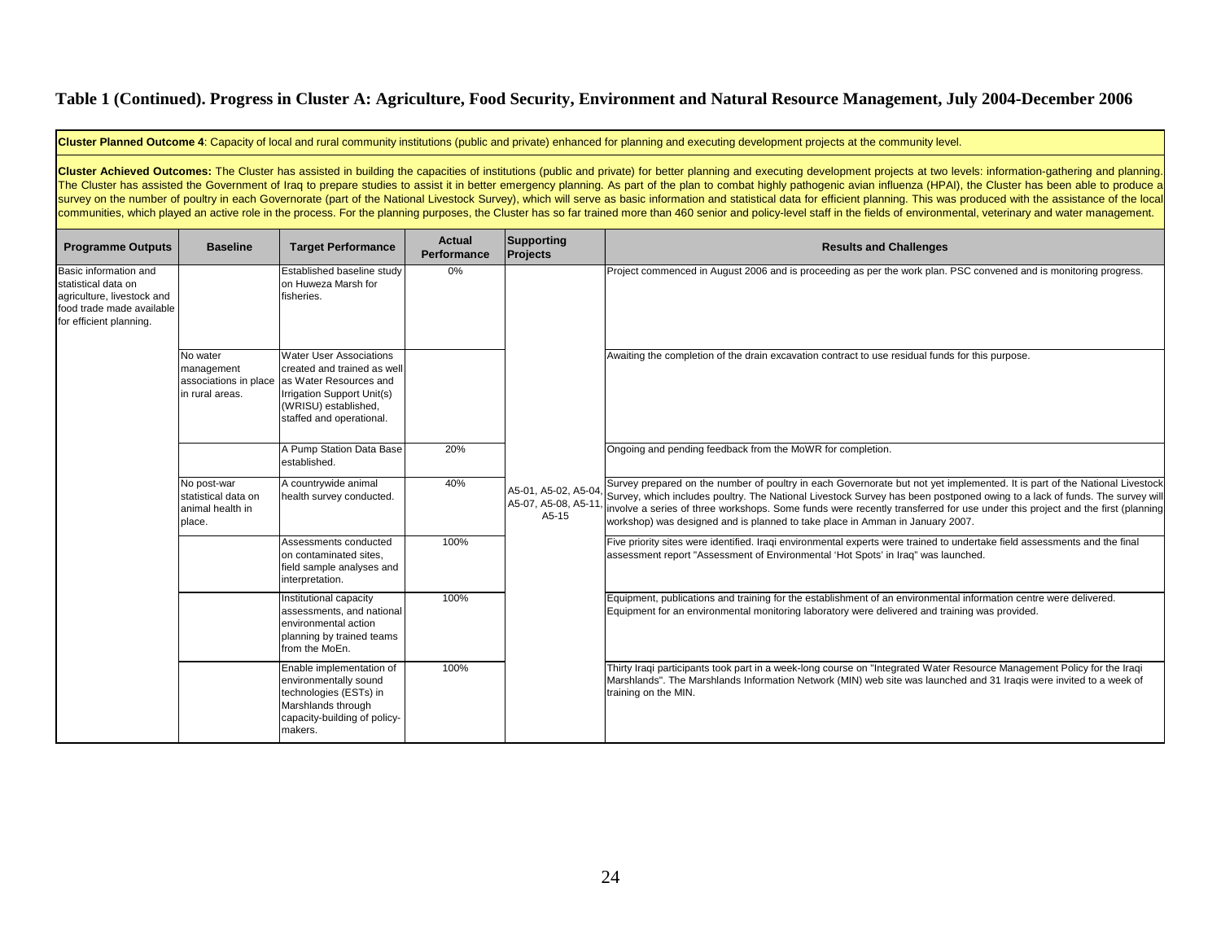**Table 1 (Continued). Progress in Cluster A: Agriculture, Food Security, Environment and Natural Resource Management, July 2004-December 2006**

**Cluster Planned Outcome 4**: Capacity of local and rural community institutions (public and private) enhanced for planning and executing development projects at the community level.

**Cluster Achieved Outcomes:** The Cluster has assisted in building the capacities of institutions (public and private) for better planning and executing development projects at two levels: information-gathering and planning. The Cluster has assisted the Government of Iraq to prepare studies to assist it in better emergency planning. As part of the plan to combat highly pathogenic avian influenza (HPAI), the Cluster has been able to produce a survey on the number of poultry in each Governorate (part of the National Livestock Survey), which will serve as basic information and statistical data for efficient planning. This was produced with the assistance of the local communities, which played an active role in the process. For the planning purposes, the Cluster has so far trained more than 460 senior and policy-level staff in the fields of environmental, veterinary and water management.

| Programme Outputs | Baseline | Target Performance | Actual Performance | Supporting Projects | Results and Challenges |
|---|---|---|---|---|---|
| Basic information and statistical data on agriculture, livestock and food trade made available for efficient planning. | | Established baseline study on Huweza Marsh for fisheries. | 0% | A5-01, A5-02, A5-04, A5-07, A5-08, A5-11, A5-15 | Project commenced in August 2006 and is proceeding as per the work plan. PSC convened and is monitoring progress. |
| | No water management associations in place in rural areas. | Water User Associations created and trained as well as Water Resources and Irrigation Support Unit(s) (WRISU) established, staffed and operational. | | | Awaiting the completion of the drain excavation contract to use residual funds for this purpose. |
| | | A Pump Station Data Base established. | 20% | | Ongoing and pending feedback from the MoWR for completion. |
| | No post-war statistical data on animal health in place. | A countrywide animal health survey conducted. | 40% | | Survey prepared on the number of poultry in each Governorate but not yet implemented. It is part of the National Livestock Survey, which includes poultry. The National Livestock Survey has been postponed owing to a lack of funds. The survey will involve a series of three workshops. Some funds were recently transferred for use under this project and the first (planning workshop) was designed and is planned to take place in Amman in January 2007. |
| | | Assessments conducted on contaminated sites, field sample analyses and interpretation. | 100% | | Five priority sites were identified. Iraqi environmental experts were trained to undertake field assessments and the final assessment report "Assessment of Environmental 'Hot Spots' in Iraq" was launched. |
| | | Institutional capacity assessments, and national environmental action planning by trained teams from the MoEn. | 100% | | Equipment, publications and training for the establishment of an environmental information centre were delivered. Equipment for an environmental monitoring laboratory were delivered and training was provided. |
| | | Enable implementation of environmentally sound technologies (ESTs) in Marshlands through capacity-building of policy-makers. | 100% | | Thirty Iraqi participants took part in a week-long course on "Integrated Water Resource Management Policy for the Iraqi Marshlands". The Marshlands Information Network (MIN) web site was launched and 31 Iraqis were invited to a week of training on the MIN. |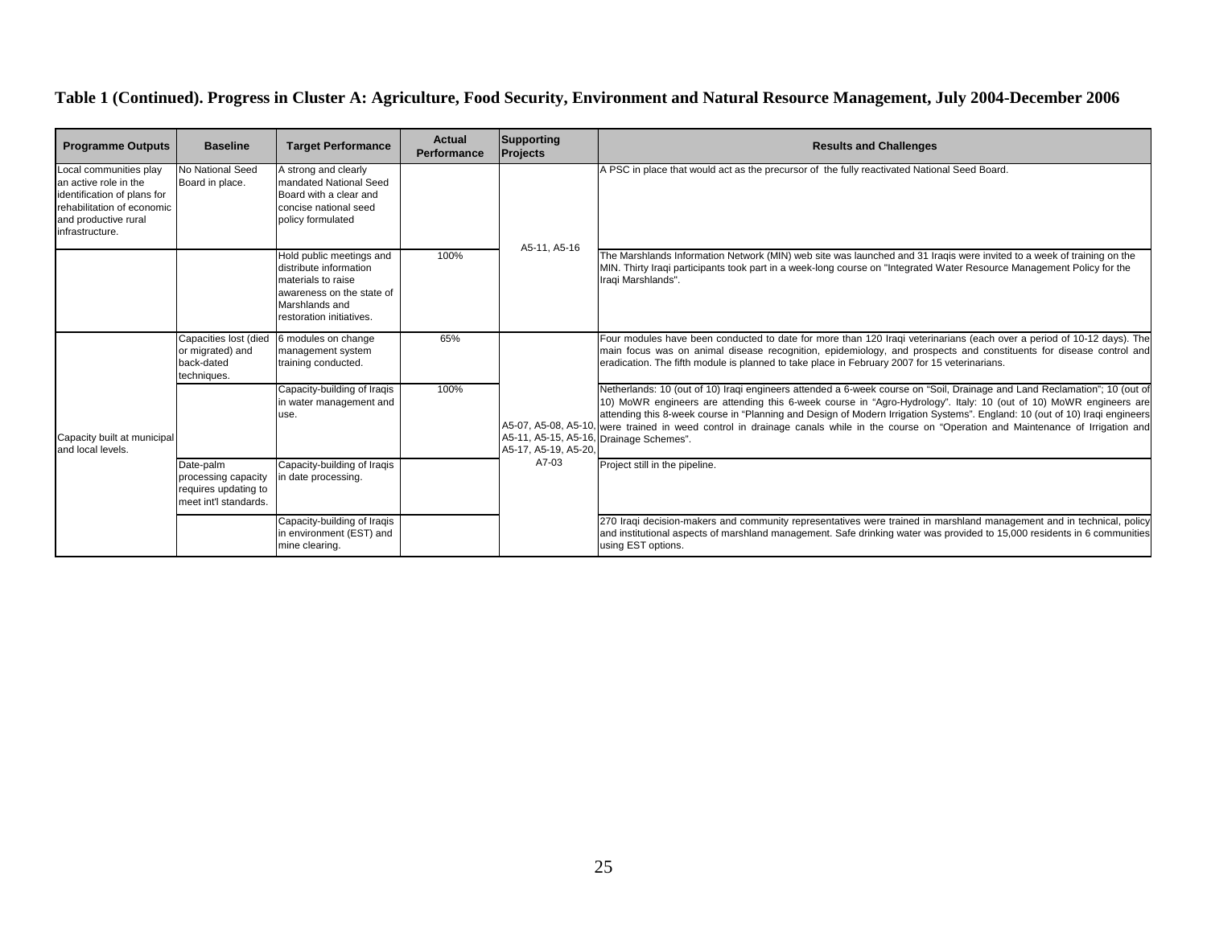**Table 1 (Continued). Progress in Cluster A: Agriculture, Food Security, Environment and Natural Resource Management, July 2004-December 2006**

| Programme Outputs | Baseline | Target Performance | Actual Performance | Supporting Projects | Results and Challenges |
|---|---|---|---|---|---|
| Local communities play an active role in the identification of plans for rehabilitation of economic and productive rural infrastructure. | No National Seed Board in place. | A strong and clearly mandated National Seed Board with a clear and concise national seed policy formulated | | A5-11, A5-16 | A PSC in place that would act as the precursor of the fully reactivated National Seed Board. |
| | | Hold public meetings and distribute information materials to raise awareness on the state of Marshlands and restoration initiatives. | 100% | | The Marshlands Information Network (MIN) web site was launched and 31 Iraqis were invited to a week of training on the MIN. Thirty Iraqi participants took part in a week-long course on "Integrated Water Resource Management Policy for the Iraqi Marshlands". |
| Capacity built at municipal and local levels. | Capacities lost (died or migrated) and back-dated techniques. | 6 modules on change management system training conducted. | 65% | A5-07, A5-08, A5-10, A5-11, A5-15, A5-16, A5-17, A5-19, A5-20, A7-03 | Four modules have been conducted to date for more than 120 Iraqi veterinarians (each over a period of 10-12 days). The main focus was on animal disease recognition, epidemiology, and prospects and constituents for disease control and eradication. The fifth module is planned to take place in February 2007 for 15 veterinarians. |
| | | Capacity-building of Iraqis in water management and use. | 100% | | Netherlands: 10 (out of 10) Iraqi engineers attended a 6-week course on "Soil, Drainage and Land Reclamation"; 10 (out of 10) MoWR engineers are attending this 6-week course in "Agro-Hydrology". Italy: 10 (out of 10) MoWR engineers are attending this 8-week course in "Planning and Design of Modern Irrigation Systems". England: 10 (out of 10) Iraqi engineers were trained in weed control in drainage canals while in the course on "Operation and Maintenance of Irrigation and Drainage Schemes". |
| | Date-palm processing capacity requires updating to meet int'l standards. | Capacity-building of Iraqis in date processing. | | | Project still in the pipeline. |
| | | Capacity-building of Iraqis in environment (EST) and mine clearing. | | | 270 Iraqi decision-makers and community representatives were trained in marshland management and in technical, policy and institutional aspects of marshland management. Safe drinking water was provided to 15,000 residents in 6 communities using EST options. |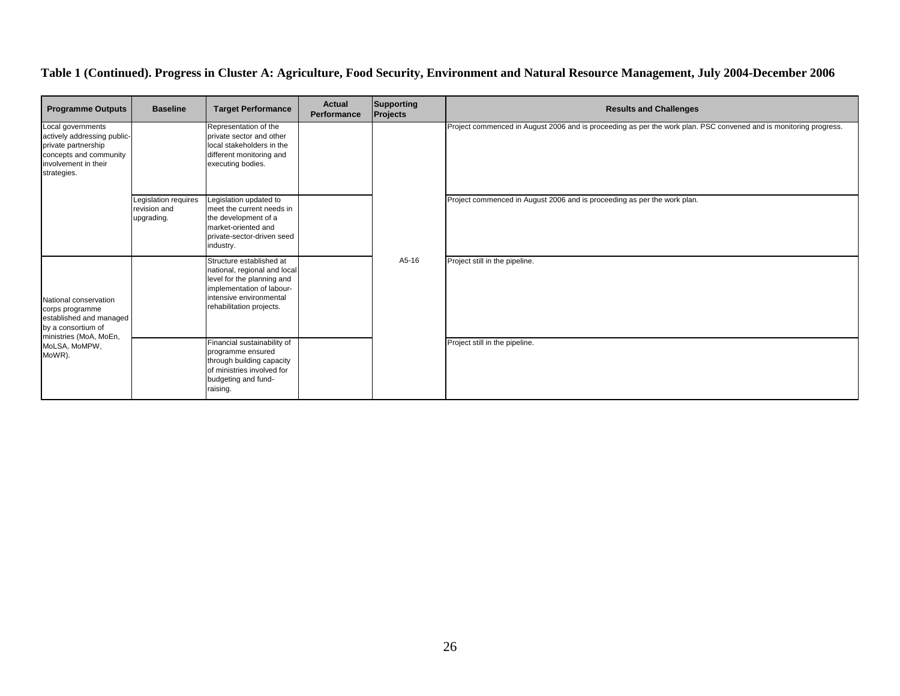**Table 1 (Continued). Progress in Cluster A: Agriculture, Food Security, Environment and Natural Resource Management, July 2004-December 2006**

| Programme Outputs | Baseline | Target Performance | Actual Performance | Supporting Projects | Results and Challenges |
|---|---|---|---|---|---|
| Local governments actively addressing public-private partnership concepts and community involvement in their strategies. | | Representation of the private sector and other local stakeholders in the different monitoring and executing bodies. | | A5-16 | Project commenced in August 2006 and is proceeding as per the work plan. PSC convened and is monitoring progress. |
| | Legislation requires revision and upgrading. | Legislation updated to meet the current needs in the development of a market-oriented and private-sector-driven seed industry. | | | Project commenced in August 2006 and is proceeding as per the work plan. |
| National conservation corps programme established and managed by a consortium of ministries (MoA, MoEn, MoLSA, MoMPW, MoWR). | | Structure established at national, regional and local level for the planning and implementation of labour-intensive environmental rehabilitation projects. | | | Project still in the pipeline. |
| | | Financial sustainability of programme ensured through building capacity of ministries involved for budgeting and fund-raising. | | | Project still in the pipeline. |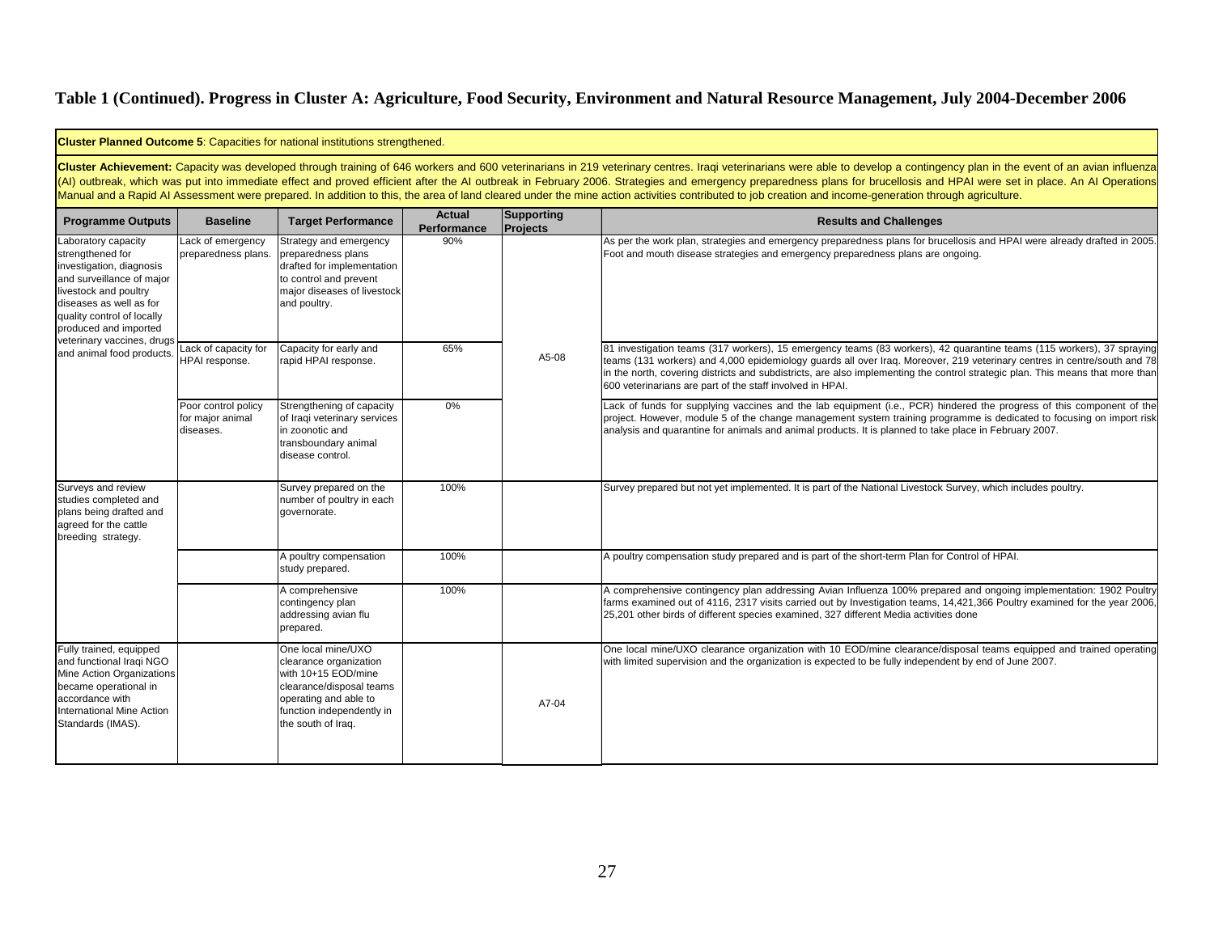**Table 1 (Continued). Progress in Cluster A: Agriculture, Food Security, Environment and Natural Resource Management, July 2004-December 2006**

**Cluster Planned Outcome 5**: Capacities for national institutions strengthened.

**Cluster Achievement:** Capacity was developed through training of 646 workers and 600 veterinarians in 219 veterinary centres. Iraqi veterinarians were able to develop a contingency plan in the event of an avian influenza (AI) outbreak, which was put into immediate effect and proved efficient after the AI outbreak in February 2006. Strategies and emergency preparedness plans for brucellosis and HPAI were set in place. An AI Operations Manual and a Rapid AI Assessment were prepared. In addition to this, the area of land cleared under the mine action activities contributed to job creation and income-generation through agriculture.

| Programme Outputs | Baseline | Target Performance | Actual Performance | Supporting Projects | Results and Challenges |
|---|---|---|---|---|---|
| Laboratory capacity strengthened for investigation, diagnosis and surveillance of major livestock and poultry diseases as well as for quality control of locally produced and imported veterinary vaccines, drugs and animal food products. | Lack of emergency preparedness plans. | Strategy and emergency preparedness plans drafted for implementation to control and prevent major diseases of livestock and poultry. | 90% | A5-08 | As per the work plan, strategies and emergency preparedness plans for brucellosis and HPAI were already drafted in 2005. Foot and mouth disease strategies and emergency preparedness plans are ongoing. |
| | Lack of capacity for HPAI response. | Capacity for early and rapid HPAI response. | 65% | | 81 investigation teams (317 workers), 15 emergency teams (83 workers), 42 quarantine teams (115 workers), 37 spraying teams (131 workers) and 4,000 epidemiology guards all over Iraq. Moreover, 219 veterinary centres in centre/south and 78 in the north, covering districts and subdistricts, are also implementing the control strategic plan. This means that more than 600 veterinarians are part of the staff involved in HPAI. |
| | Poor control policy for major animal diseases. | Strengthening of capacity of Iraqi veterinary services in zoonotic and transboundary animal disease control. | 0% | | Lack of funds for supplying vaccines and the lab equipment (i.e., PCR) hindered the progress of this component of the project. However, module 5 of the change management system training programme is dedicated to focusing on import risk analysis and quarantine for animals and animal products. It is planned to take place in February 2007. |
| Surveys and review studies completed and plans being drafted and agreed for the cattle breeding strategy. | | Survey prepared on the number of poultry in each governorate. | 100% | | Survey prepared but not yet implemented. It is part of the National Livestock Survey, which includes poultry. |
| | | A poultry compensation study prepared. | 100% | | A poultry compensation study prepared and is part of the short-term Plan for Control of HPAI. |
| | | A comprehensive contingency plan addressing avian flu prepared. | 100% | | A comprehensive contingency plan addressing Avian Influenza 100% prepared and ongoing implementation: 1902 Poultry farms examined out of 4116, 2317 visits carried out by Investigation teams, 14,421,366 Poultry examined for the year 2006, 25,201 other birds of different species examined, 327 different Media activities done |
| Fully trained, equipped and functional Iraqi NGO Mine Action Organizations became operational in accordance with International Mine Action Standards (IMAS). | | One local mine/UXO clearance organization with 10+15 EOD/mine clearance/disposal teams operating and able to function independently in the south of Iraq. | | A7-04 | One local mine/UXO clearance organization with 10 EOD/mine clearance/disposal teams equipped and trained operating with limited supervision and the organization is expected to be fully independent by end of June 2007. |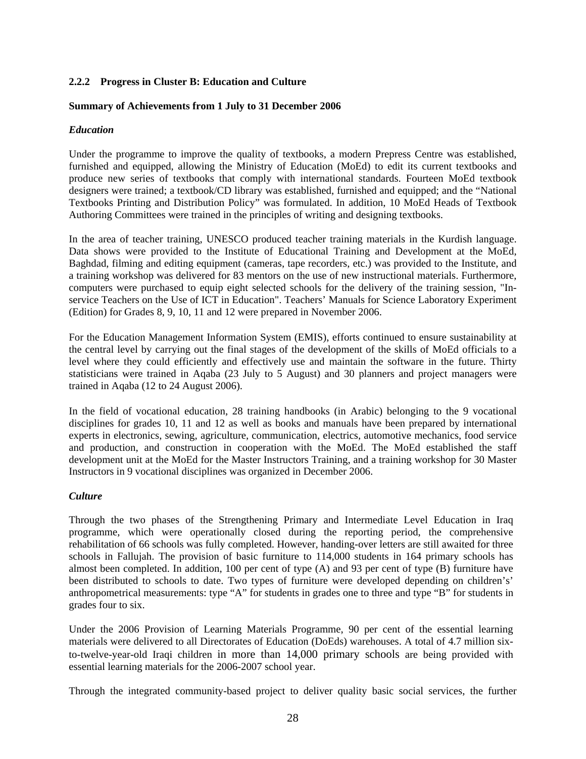### 2.2.2 Progress in Cluster B: Education and Culture

**Summary of Achievements from 1 July to 31 December 2006**

***Education***

Under the programme to improve the quality of textbooks, a modern Prepress Centre was established, furnished and equipped, allowing the Ministry of Education (MoEd) to edit its current textbooks and produce new series of textbooks that comply with international standards. Fourteen MoEd textbook designers were trained; a textbook/CD library was established, furnished and equipped; and the "National Textbooks Printing and Distribution Policy" was formulated. In addition, 10 MoEd Heads of Textbook Authoring Committees were trained in the principles of writing and designing textbooks.

In the area of teacher training, UNESCO produced teacher training materials in the Kurdish language. Data shows were provided to the Institute of Educational Training and Development at the MoEd, Baghdad, filming and editing equipment (cameras, tape recorders, etc.) was provided to the Institute, and a training workshop was delivered for 83 mentors on the use of new instructional materials. Furthermore, computers were purchased to equip eight selected schools for the delivery of the training session, "In-service Teachers on the Use of ICT in Education". Teachers' Manuals for Science Laboratory Experiment (Edition) for Grades 8, 9, 10, 11 and 12 were prepared in November 2006.

For the Education Management Information System (EMIS), efforts continued to ensure sustainability at the central level by carrying out the final stages of the development of the skills of MoEd officials to a level where they could efficiently and effectively use and maintain the software in the future. Thirty statisticians were trained in Aqaba (23 July to 5 August) and 30 planners and project managers were trained in Aqaba (12 to 24 August 2006).

In the field of vocational education, 28 training handbooks (in Arabic) belonging to the 9 vocational disciplines for grades 10, 11 and 12 as well as books and manuals have been prepared by international experts in electronics, sewing, agriculture, communication, electrics, automotive mechanics, food service and production, and construction in cooperation with the MoEd. The MoEd established the staff development unit at the MoEd for the Master Instructors Training, and a training workshop for 30 Master Instructors in 9 vocational disciplines was organized in December 2006.

***Culture***

Through the two phases of the Strengthening Primary and Intermediate Level Education in Iraq programme, which were operationally closed during the reporting period, the comprehensive rehabilitation of 66 schools was fully completed. However, handing-over letters are still awaited for three schools in Fallujah. The provision of basic furniture to 114,000 students in 164 primary schools has almost been completed. In addition, 100 per cent of type (A) and 93 per cent of type (B) furniture have been distributed to schools to date. Two types of furniture were developed depending on children's' anthropometrical measurements: type "A" for students in grades one to three and type "B" for students in grades four to six.

Under the 2006 Provision of Learning Materials Programme, 90 per cent of the essential learning materials were delivered to all Directorates of Education (DoEds) warehouses. A total of 4.7 million six-to-twelve-year-old Iraqi children in more than 14,000 primary schools are being provided with essential learning materials for the 2006-2007 school year.

Through the integrated community-based project to deliver quality basic social services, the further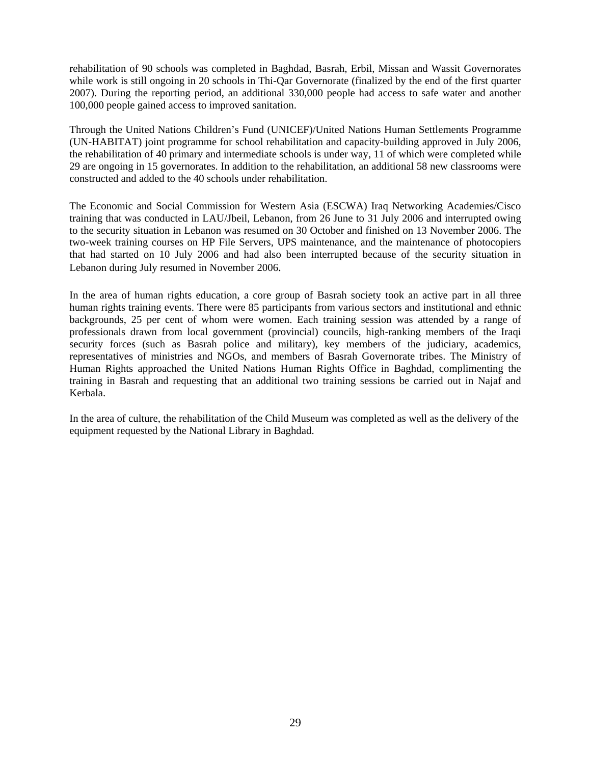rehabilitation of 90 schools was completed in Baghdad, Basrah, Erbil, Missan and Wassit Governorates while work is still ongoing in 20 schools in Thi-Qar Governorate (finalized by the end of the first quarter 2007). During the reporting period, an additional 330,000 people had access to safe water and another 100,000 people gained access to improved sanitation.

Through the United Nations Children's Fund (UNICEF)/United Nations Human Settlements Programme (UN-HABITAT) joint programme for school rehabilitation and capacity-building approved in July 2006, the rehabilitation of 40 primary and intermediate schools is under way, 11 of which were completed while 29 are ongoing in 15 governorates. In addition to the rehabilitation, an additional 58 new classrooms were constructed and added to the 40 schools under rehabilitation.

The Economic and Social Commission for Western Asia (ESCWA) Iraq Networking Academies/Cisco training that was conducted in LAU/Jbeil, Lebanon, from 26 June to 31 July 2006 and interrupted owing to the security situation in Lebanon was resumed on 30 October and finished on 13 November 2006. The two-week training courses on HP File Servers, UPS maintenance, and the maintenance of photocopiers that had started on 10 July 2006 and had also been interrupted because of the security situation in Lebanon during July resumed in November 2006.

In the area of human rights education, a core group of Basrah society took an active part in all three human rights training events. There were 85 participants from various sectors and institutional and ethnic backgrounds, 25 per cent of whom were women. Each training session was attended by a range of professionals drawn from local government (provincial) councils, high-ranking members of the Iraqi security forces (such as Basrah police and military), key members of the judiciary, academics, representatives of ministries and NGOs, and members of Basrah Governorate tribes. The Ministry of Human Rights approached the United Nations Human Rights Office in Baghdad, complimenting the training in Basrah and requesting that an additional two training sessions be carried out in Najaf and Kerbala.

In the area of culture, the rehabilitation of the Child Museum was completed as well as the delivery of the equipment requested by the National Library in Baghdad.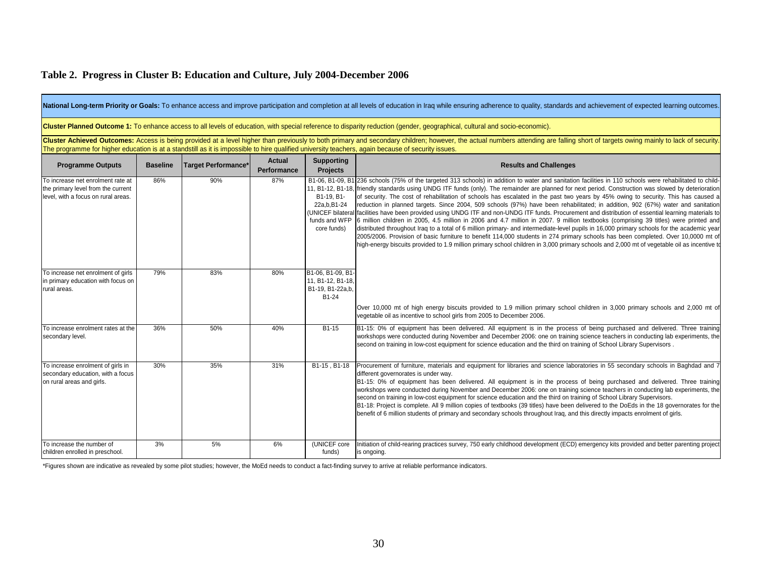## Table 2. Progress in Cluster B: Education and Culture, July 2004-December 2006

**National Long-term Priority or Goals:** To enhance access and improve participation and completion at all levels of education in Iraq while ensuring adherence to quality, standards and achievement of expected learning outcomes.

**Cluster Planned Outcome 1:** To enhance access to all levels of education, with special reference to disparity reduction (gender, geographical, cultural and socio-economic).

**Cluster Achieved Outcomes:** Access is being provided at a level higher than previously to both primary and secondary children; however, the actual numbers attending are falling short of targets owing mainly to lack of security. The programme for higher education is at a standstill as it is impossible to hire qualified university teachers, again because of security issues.

| Programme Outputs | Baseline | Target Performance* | Actual Performance | Supporting Projects | Results and Challenges |
|---|---|---|---|---|---|
| To increase net enrolment rate at the primary level from the current level, with a focus on rural areas. | 86% | 90% | 87% | B1-06, B1-09, B1-11, B1-12, B1-18, B1-19, B1-22a,b,B1-24 (UNICEF bilateral funds and WFP core funds) | 236 schools (75% of the targeted 313 schools) in addition to water and sanitation facilities in 110 schools were rehabilitated to child-friendly standards using UNDG ITF funds (only). The remainder are planned for next period. Construction was slowed by deterioration of security. The cost of rehabilitation of schools has escalated in the past two years by 45% owing to security. This has caused a reduction in planned targets. Since 2004, 509 schools (97%) have been rehabilitated; in addition, 902 (67%) water and sanitation facilities have been provided using UNDG ITF and non-UNDG ITF funds. Procurement and distribution of essential learning materials to 6 million children in 2005, 4.5 million in 2006 and 4.7 million in 2007. 9 million textbooks (comprising 39 titles) were printed and distributed throughout Iraq to a total of 6 million primary- and intermediate-level pupils in 16,000 primary schools for the academic year 2005/2006. Provision of basic furniture to benefit 114,000 students in 274 primary schools has been completed. Over 10,0000 mt of high-energy biscuits provided to 1.9 million primary school children in 3,000 primary schools and 2,000 mt of vegetable oil as incentive to |
| To increase net enrolment of girls in primary education with focus on rural areas. | 79% | 83% | 80% | B1-06, B1-09, B1-11, B1-12, B1-18, B1-19, B1-22a,b, B1-24 | Over 10,000 mt of high energy biscuits provided to 1.9 million primary school children in 3,000 primary schools and 2,000 mt of vegetable oil as incentive to school girls from 2005 to December 2006. |
| To increase enrolment rates at the secondary level. | 36% | 50% | 40% | B1-15 | B1-15: 0% of equipment has been delivered. All equipment is in the process of being purchased and delivered. Three training workshops were conducted during November and December 2006: one on training science teachers in conducting lab experiments, the second on training in low-cost equipment for science education and the third on training of School Library Supervisors . |
| To increase enrolment of girls in secondary education, with a focus on rural areas and girls. | 30% | 35% | 31% | B1-15 , B1-18 | Procurement of furniture, materials and equipment for libraries and science laboratories in 55 secondary schools in Baghdad and 7 different governorates is under way.<br>B1-15: 0% of equipment has been delivered. All equipment is in the process of being purchased and delivered. Three training workshops were conducted during November and December 2006: one on training science teachers in conducting lab experiments, the second on training in low-cost equipment for science education and the third on training of School Library Supervisors.<br>B1-18: Project is complete. All 9 million copies of textbooks (39 titles) have been delivered to the DoEds in the 18 governorates for the benefit of 6 million students of primary and secondary schools throughout Iraq, and this directly impacts enrolment of girls. |
| To increase the number of children enrolled in preschool. | 3% | 5% | 6% | (UNICEF core funds) | Initiation of child-rearing practices survey, 750 early childhood development (ECD) emergency kits provided and better parenting project is ongoing. |

*Figures shown are indicative as revealed by some pilot studies; however, the MoEd needs to conduct a fact-finding survey to arrive at reliable performance indicators.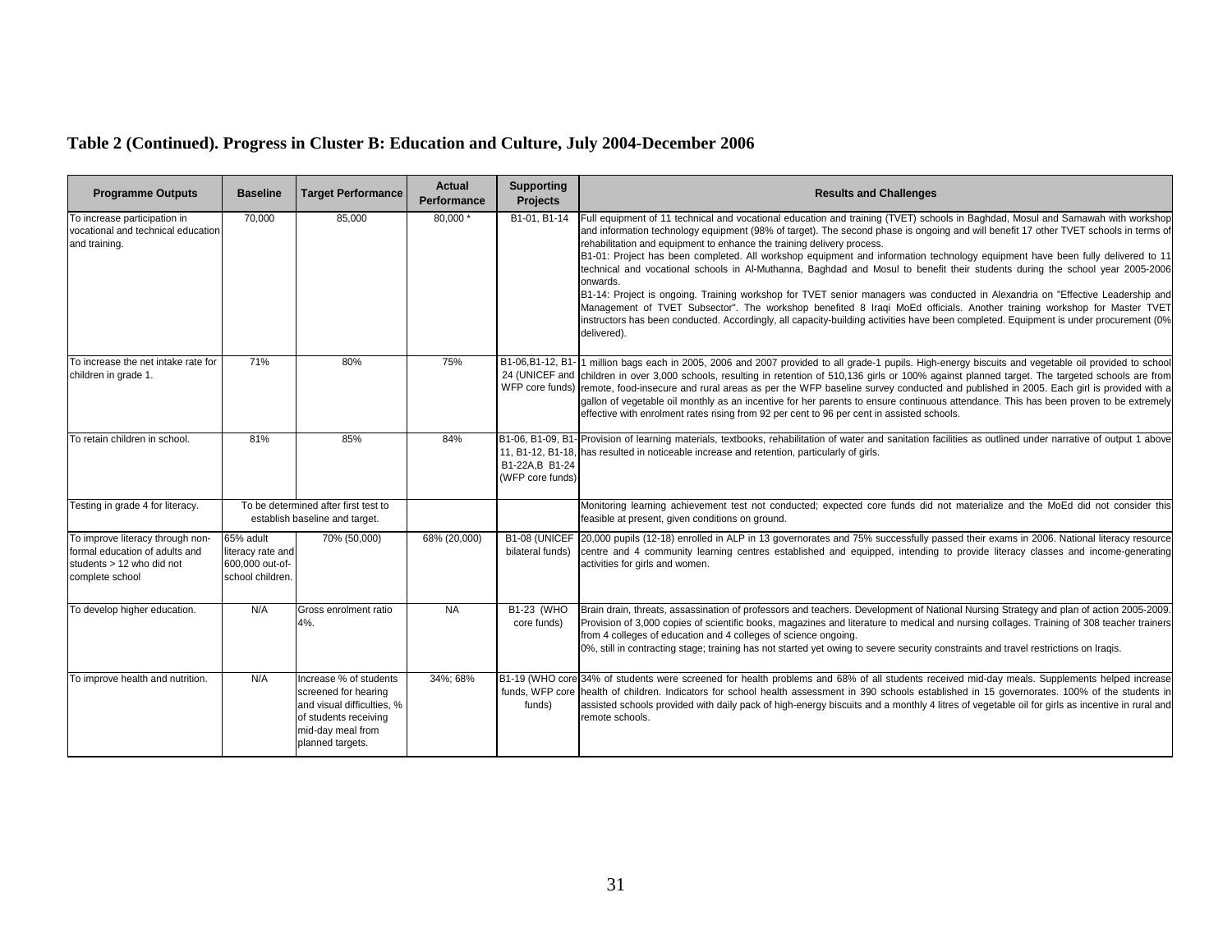**Table 2 (Continued). Progress in Cluster B: Education and Culture, July 2004-December 2006**

| Programme Outputs | Baseline | Target Performance | Actual Performance | Supporting Projects | Results and Challenges |
|---|---|---|---|---|---|
| To increase participation in vocational and technical education and training. | 70,000 | 85,000 | 80,000 * | B1-01, B1-14 | Full equipment of 11 technical and vocational education and training (TVET) schools in Baghdad, Mosul and Samawah with workshop and information technology equipment (98% of target). The second phase is ongoing and will benefit 17 other TVET schools in terms of rehabilitation and equipment to enhance the training delivery process.<br>B1-01: Project has been completed. All workshop equipment and information technology equipment have been fully delivered to 11 technical and vocational schools in Al-Muthanna, Baghdad and Mosul to benefit their students during the school year 2005-2006 onwards.<br>B1-14: Project is ongoing. Training workshop for TVET senior managers was conducted in Alexandria on "Effective Leadership and Management of TVET Subsector". The workshop benefited 8 Iraqi MoEd officials. Another training workshop for Master TVET instructors has been conducted. Accordingly, all capacity-building activities have been completed. Equipment is under procurement (0% delivered). |
| To increase the net intake rate for children in grade 1. | 71% | 80% | 75% | B1-06,B1-12, B1-24 (UNICEF and WFP core funds) | 1 million bags each in 2005, 2006 and 2007 provided to all grade-1 pupils. High-energy biscuits and vegetable oil provided to school children in over 3,000 schools, resulting in retention of 510,136 girls or 100% against planned target. The targeted schools are from remote, food-insecure and rural areas as per the WFP baseline survey conducted and published in 2005. Each girl is provided with a gallon of vegetable oil monthly as an incentive for her parents to ensure continuous attendance. This has been proven to be extremely effective with enrolment rates rising from 92 per cent to 96 per cent in assisted schools. |
| To retain children in school. | 81% | 85% | 84% | B1-06, B1-09, B1-11, B1-12, B1-18, B1-22A,B B1-24 (WFP core funds) | Provision of learning materials, textbooks, rehabilitation of water and sanitation facilities as outlined under narrative of output 1 above has resulted in noticeable increase and retention, particularly of girls. |
| Testing in grade 4 for literacy. | To be determined after first test to establish baseline and target. | | | | Monitoring learning achievement test not conducted; expected core funds did not materialize and the MoEd did not consider this feasible at present, given conditions on ground. |
| To improve literacy through non-formal education of adults and students > 12 who did not complete school | 65% adult literacy rate and 600,000 out-of-school children. | 70% (50,000) | 68% (20,000) | B1-08 (UNICEF bilateral funds) | 20,000 pupils (12-18) enrolled in ALP in 13 governorates and 75% successfully passed their exams in 2006. National literacy resource centre and 4 community learning centres established and equipped, intending to provide literacy classes and income-generating activities for girls and women. |
| To develop higher education. | N/A | Gross enrolment ratio 4%. | NA | B1-23 (WHO core funds) | Brain drain, threats, assassination of professors and teachers. Development of National Nursing Strategy and plan of action 2005-2009. Provision of 3,000 copies of scientific books, magazines and literature to medical and nursing collages. Training of 308 teacher trainers from 4 colleges of education and 4 colleges of science ongoing.<br>0%, still in contracting stage; training has not started yet owing to severe security constraints and travel restrictions on Iraqis. |
| To improve health and nutrition. | N/A | Increase % of students screened for hearing and visual difficulties, % of students receiving mid-day meal from planned targets. | 34%; 68% | B1-19 (WHO core funds, WFP core funds) | 34% of students were screened for health problems and 68% of all students received mid-day meals. Supplements helped increase health of children. Indicators for school health assessment in 390 schools established in 15 governorates. 100% of the students in assisted schools provided with daily pack of high-energy biscuits and a monthly 4 litres of vegetable oil for girls as incentive in rural and remote schools. |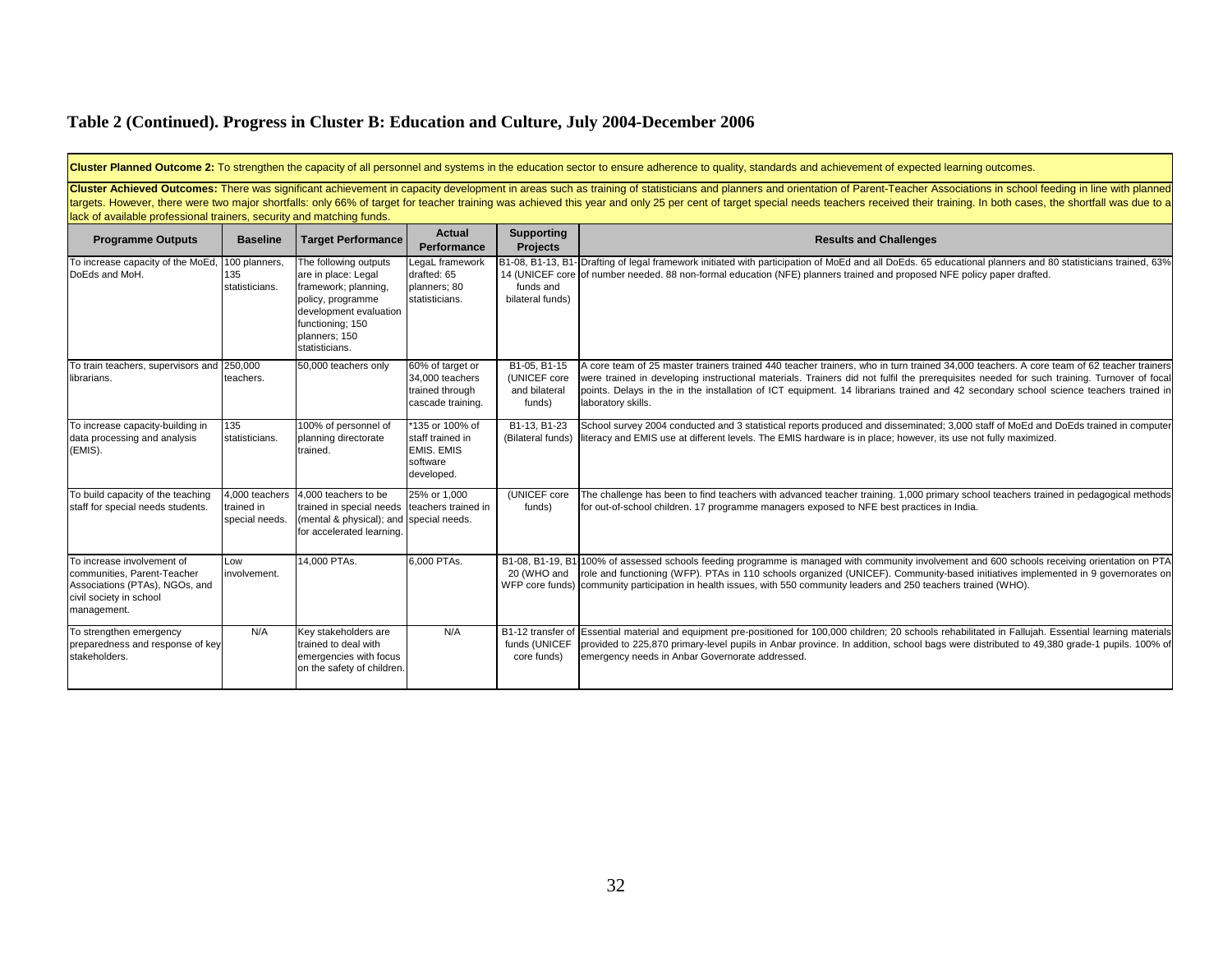## Table 2 (Continued). Progress in Cluster B: Education and Culture, July 2004-December 2006

**Cluster Planned Outcome 2:** To strengthen the capacity of all personnel and systems in the education sector to ensure adherence to quality, standards and achievement of expected learning outcomes.

**Cluster Achieved Outcomes:** There was significant achievement in capacity development in areas such as training of statisticians and planners and orientation of Parent-Teacher Associations in school feeding in line with planned targets. However, there were two major shortfalls: only 66% of target for teacher training was achieved this year and only 25 per cent of target special needs teachers received their training. In both cases, the shortfall was due to a lack of available professional trainers, security and matching funds.

| Programme Outputs | Baseline | Target Performance | Actual Performance | Supporting Projects | Results and Challenges |
|---|---|---|---|---|---|
| To increase capacity of the MoEd, DoEds and MoH. | 100 planners, 135 statisticians. | The following outputs are in place: Legal framework; planning, policy, programme development evaluation functioning; 150 planners; 150 statisticians. | LegaL framework drafted: 65 planners; 80 statisticians. | B1-08, B1-13, B1-14 (UNICEF core funds and bilateral funds) | Drafting of legal framework initiated with participation of MoEd and all DoEds. 65 educational planners and 80 statisticians trained, 63% of number needed. 88 non-formal education (NFE) planners trained and proposed NFE policy paper drafted. |
| To train teachers, supervisors and librarians. | 250,000 teachers. | 50,000 teachers only | 60% of target or 34,000 teachers trained through cascade training. | B1-05, B1-15 (UNICEF core and bilateral funds) | A core team of 25 master trainers trained 440 teacher trainers, who in turn trained 34,000 teachers. A core team of 62 teacher trainers were trained in developing instructional materials. Trainers did not fulfil the prerequisites needed for such training. Turnover of focal points. Delays in the in the installation of ICT equipment. 14 librarians trained and 42 secondary school science teachers trained in laboratory skills. |
| To increase capacity-building in data processing and analysis (EMIS). | 135 statisticians. | 100% of personnel of planning directorate trained. | *135 or 100% of staff trained in EMIS. EMIS software developed. | B1-13, B1-23 (Bilateral funds) | School survey 2004 conducted and 3 statistical reports produced and disseminated; 3,000 staff of MoEd and DoEds trained in computer literacy and EMIS use at different levels. The EMIS hardware is in place; however, its use not fully maximized. |
| To build capacity of the teaching staff for special needs students. | 4,000 teachers trained in special needs. | 4,000 teachers to be trained in special needs (mental & physical); and for accelerated learning. | 25% or 1,000 teachers trained in special needs. | (UNICEF core funds) | The challenge has been to find teachers with advanced teacher training. 1,000 primary school teachers trained in pedagogical methods for out-of-school children. 17 programme managers exposed to NFE best practices in India. |
| To increase involvement of communities, Parent-Teacher Associations (PTAs), NGOs, and civil society in school management. | Low involvement. | 14,000 PTAs. | 6,000 PTAs. | B1-08, B1-19, B1-20 (WHO and WFP core funds) | 100% of assessed schools feeding programme is managed with community involvement and 600 schools receiving orientation on PTA role and functioning (WFP). PTAs in 110 schools organized (UNICEF). Community-based initiatives implemented in 9 governorates on community participation in health issues, with 550 community leaders and 250 teachers trained (WHO). |
| To strengthen emergency preparedness and response of key stakeholders. | N/A | Key stakeholders are trained to deal with emergencies with focus on the safety of children. | N/A | B1-12 transfer of funds (UNICEF core funds) | Essential material and equipment pre-positioned for 100,000 children; 20 schools rehabilitated in Fallujah. Essential learning materials provided to 225,870 primary-level pupils in Anbar province. In addition, school bags were distributed to 49,380 grade-1 pupils. 100% of emergency needs in Anbar Governorate addressed. |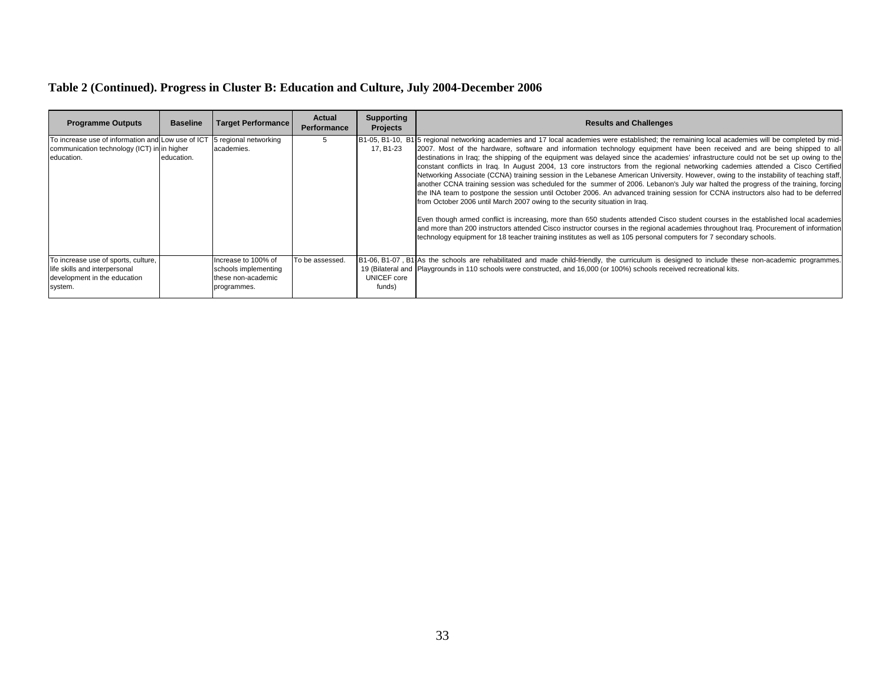**Table 2 (Continued). Progress in Cluster B: Education and Culture, July 2004-December 2006**

| Programme Outputs | Baseline | Target Performance | Actual Performance | Supporting Projects | Results and Challenges |
|---|---|---|---|---|---|
| To increase use of information and communication technology (ICT) in higher education. | Low use of ICT in higher education. | 5 regional networking academies. | 5 | B1-05, B1-10, B1-17, B1-23 | 5 regional networking academies and 17 local academies were established; the remaining local academies will be completed by mid-2007. Most of the hardware, software and information technology equipment have been received and are being shipped to all destinations in Iraq; the shipping of the equipment was delayed since the academies' infrastructure could not be set up owing to the constant conflicts in Iraq. In August 2004, 13 core instructors from the regional networking cademies attended a Cisco Certified Networking Associate (CCNA) training session in the Lebanese American University. However, owing to the instability of teaching staff, another CCNA training session was scheduled for the summer of 2006. Lebanon's July war halted the progress of the training, forcing the INA team to postpone the session until October 2006. An advanced training session for CCNA instructors also had to be deferred from October 2006 until March 2007 owing to the security situation in Iraq.<br><br>Even though armed conflict is increasing, more than 650 students attended Cisco student courses in the established local academies and more than 200 instructors attended Cisco instructor courses in the regional academies throughout Iraq. Procurement of information technology equipment for 18 teacher training institutes as well as 105 personal computers for 7 secondary schools. |
| To increase use of sports, culture, life skills and interpersonal development in the education system. | | Increase to 100% of schools implementing these non-academic programmes. | To be assessed. | B1-06, B1-07 , B1-19 (Bilateral and UNICEF core funds) | As the schools are rehabilitated and made child-friendly, the curriculum is designed to include these non-academic programmes. Playgrounds in 110 schools were constructed, and 16,000 (or 100%) schools received recreational kits. |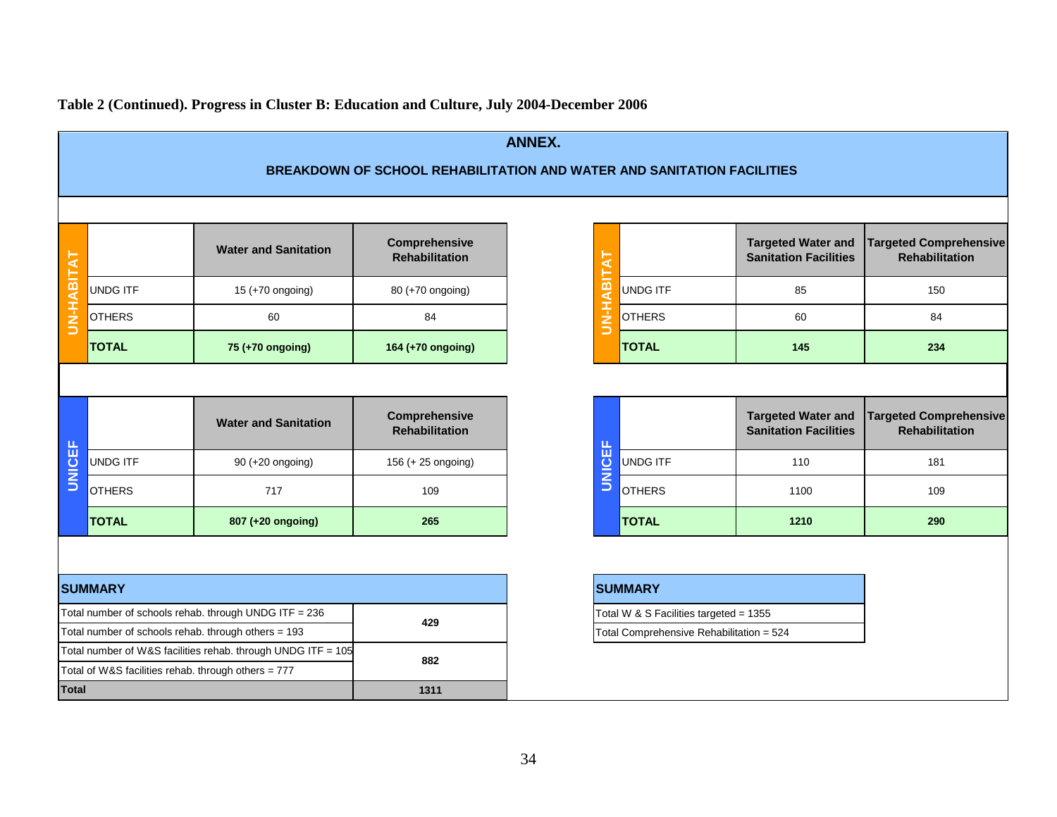**Table 2 (Continued). Progress in Cluster B: Education and Culture, July 2004-December 2006**

## ANNEX.

### BREAKDOWN OF SCHOOL REHABILITATION AND WATER AND SANITATION FACILITIES

| UN-HABITAT | | Water and Sanitation | Comprehensive Rehabilitation |
|---|---|---|---|
| | UNDG ITF | 15 (+70 ongoing) | 80 (+70 ongoing) |
| | OTHERS | 60 | 84 |
| | **TOTAL** | **75 (+70 ongoing)** | **164 (+70 ongoing)** |

| UN-HABITAT | | Targeted Water and Sanitation Facilities | Targeted Comprehensive Rehabilitation |
|---|---|---|---|
| | UNDG ITF | 85 | 150 |
| | OTHERS | 60 | 84 |
| | **TOTAL** | **145** | **234** |

| UNICEF | | Water and Sanitation | Comprehensive Rehabilitation |
|---|---|---|---|
| | UNDG ITF | 90 (+20 ongoing) | 156 (+ 25 ongoing) |
| | OTHERS | 717 | 109 |
| | **TOTAL** | **807 (+20 ongoing)** | **265** |

| UNICEF | | Targeted Water and Sanitation Facilities | Targeted Comprehensive Rehabilitation |
|---|---|---|---|
| | UNDG ITF | 110 | 181 |
| | OTHERS | 1100 | 109 |
| | **TOTAL** | **1210** | **290** |

| **SUMMARY** | |
|---|---|
| Total number of schools rehab. through UNDG ITF = 236 | 429 |
| Total number of schools rehab. through others = 193 | |
| Total number of W&S facilities rehab. through UNDG ITF = 105 | 882 |
| Total of W&S facilities rehab. through others = 777 | |
| **Total** | **1311** |

| **SUMMARY** |
|---|
| Total W & S Facilities targeted = 1355 |
| Total Comprehensive Rehabilitation = 524 |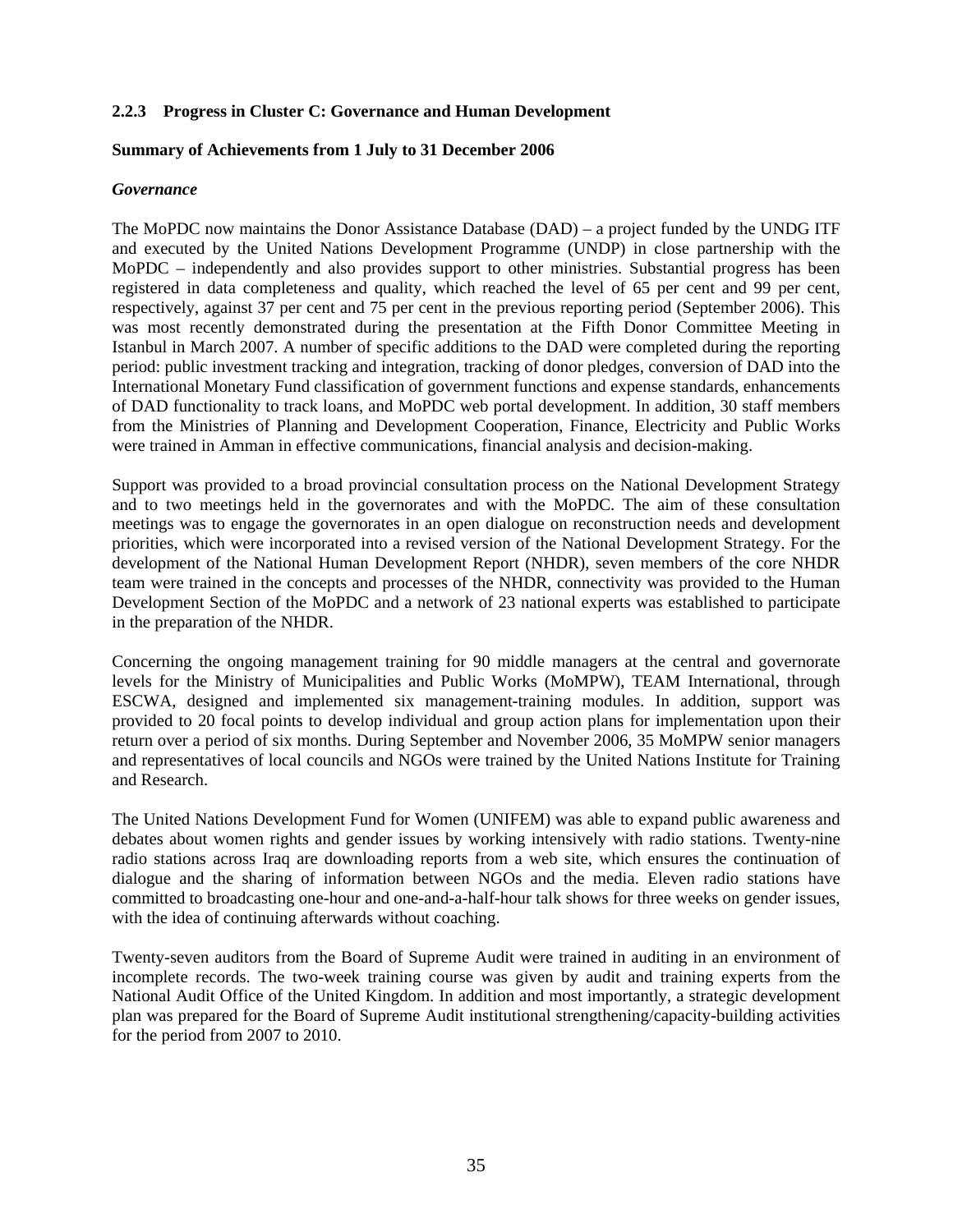### 2.2.3 Progress in Cluster C: Governance and Human Development

**Summary of Achievements from 1 July to 31 December 2006**

***Governance***

The MoPDC now maintains the Donor Assistance Database (DAD) – a project funded by the UNDG ITF and executed by the United Nations Development Programme (UNDP) in close partnership with the MoPDC – independently and also provides support to other ministries. Substantial progress has been registered in data completeness and quality, which reached the level of 65 per cent and 99 per cent, respectively, against 37 per cent and 75 per cent in the previous reporting period (September 2006). This was most recently demonstrated during the presentation at the Fifth Donor Committee Meeting in Istanbul in March 2007. A number of specific additions to the DAD were completed during the reporting period: public investment tracking and integration, tracking of donor pledges, conversion of DAD into the International Monetary Fund classification of government functions and expense standards, enhancements of DAD functionality to track loans, and MoPDC web portal development. In addition, 30 staff members from the Ministries of Planning and Development Cooperation, Finance, Electricity and Public Works were trained in Amman in effective communications, financial analysis and decision-making.

Support was provided to a broad provincial consultation process on the National Development Strategy and to two meetings held in the governorates and with the MoPDC. The aim of these consultation meetings was to engage the governorates in an open dialogue on reconstruction needs and development priorities, which were incorporated into a revised version of the National Development Strategy. For the development of the National Human Development Report (NHDR), seven members of the core NHDR team were trained in the concepts and processes of the NHDR, connectivity was provided to the Human Development Section of the MoPDC and a network of 23 national experts was established to participate in the preparation of the NHDR.

Concerning the ongoing management training for 90 middle managers at the central and governorate levels for the Ministry of Municipalities and Public Works (MoMPW), TEAM International, through ESCWA, designed and implemented six management-training modules. In addition, support was provided to 20 focal points to develop individual and group action plans for implementation upon their return over a period of six months. During September and November 2006, 35 MoMPW senior managers and representatives of local councils and NGOs were trained by the United Nations Institute for Training and Research.

The United Nations Development Fund for Women (UNIFEM) was able to expand public awareness and debates about women rights and gender issues by working intensively with radio stations. Twenty-nine radio stations across Iraq are downloading reports from a web site, which ensures the continuation of dialogue and the sharing of information between NGOs and the media. Eleven radio stations have committed to broadcasting one-hour and one-and-a-half-hour talk shows for three weeks on gender issues, with the idea of continuing afterwards without coaching.

Twenty-seven auditors from the Board of Supreme Audit were trained in auditing in an environment of incomplete records. The two-week training course was given by audit and training experts from the National Audit Office of the United Kingdom. In addition and most importantly, a strategic development plan was prepared for the Board of Supreme Audit institutional strengthening/capacity-building activities for the period from 2007 to 2010.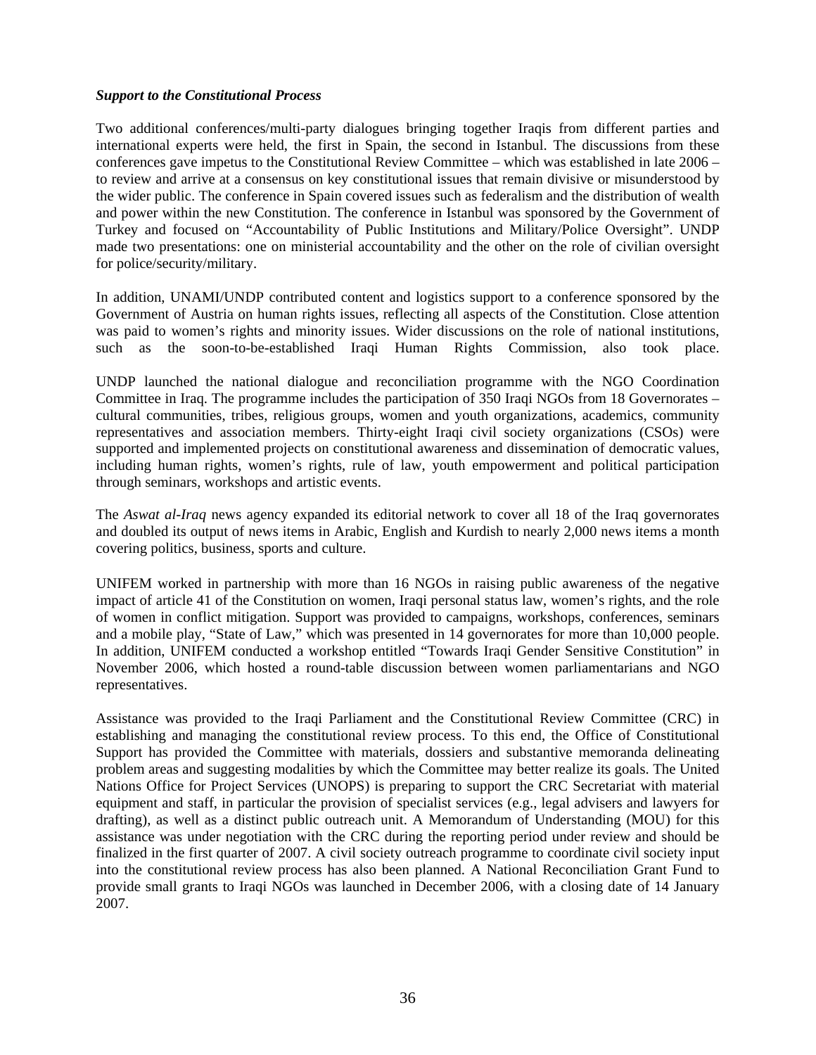***Support to the Constitutional Process***

Two additional conferences/multi-party dialogues bringing together Iraqis from different parties and international experts were held, the first in Spain, the second in Istanbul. The discussions from these conferences gave impetus to the Constitutional Review Committee – which was established in late 2006 – to review and arrive at a consensus on key constitutional issues that remain divisive or misunderstood by the wider public. The conference in Spain covered issues such as federalism and the distribution of wealth and power within the new Constitution. The conference in Istanbul was sponsored by the Government of Turkey and focused on "Accountability of Public Institutions and Military/Police Oversight". UNDP made two presentations: one on ministerial accountability and the other on the role of civilian oversight for police/security/military.

In addition, UNAMI/UNDP contributed content and logistics support to a conference sponsored by the Government of Austria on human rights issues, reflecting all aspects of the Constitution. Close attention was paid to women's rights and minority issues. Wider discussions on the role of national institutions, such as the soon-to-be-established Iraqi Human Rights Commission, also took place.

UNDP launched the national dialogue and reconciliation programme with the NGO Coordination Committee in Iraq. The programme includes the participation of 350 Iraqi NGOs from 18 Governorates – cultural communities, tribes, religious groups, women and youth organizations, academics, community representatives and association members. Thirty-eight Iraqi civil society organizations (CSOs) were supported and implemented projects on constitutional awareness and dissemination of democratic values, including human rights, women's rights, rule of law, youth empowerment and political participation through seminars, workshops and artistic events.

The *Aswat al-Iraq* news agency expanded its editorial network to cover all 18 of the Iraq governorates and doubled its output of news items in Arabic, English and Kurdish to nearly 2,000 news items a month covering politics, business, sports and culture.

UNIFEM worked in partnership with more than 16 NGOs in raising public awareness of the negative impact of article 41 of the Constitution on women, Iraqi personal status law, women's rights, and the role of women in conflict mitigation. Support was provided to campaigns, workshops, conferences, seminars and a mobile play, "State of Law," which was presented in 14 governorates for more than 10,000 people. In addition, UNIFEM conducted a workshop entitled "Towards Iraqi Gender Sensitive Constitution" in November 2006, which hosted a round-table discussion between women parliamentarians and NGO representatives.

Assistance was provided to the Iraqi Parliament and the Constitutional Review Committee (CRC) in establishing and managing the constitutional review process. To this end, the Office of Constitutional Support has provided the Committee with materials, dossiers and substantive memoranda delineating problem areas and suggesting modalities by which the Committee may better realize its goals. The United Nations Office for Project Services (UNOPS) is preparing to support the CRC Secretariat with material equipment and staff, in particular the provision of specialist services (e.g., legal advisers and lawyers for drafting), as well as a distinct public outreach unit. A Memorandum of Understanding (MOU) for this assistance was under negotiation with the CRC during the reporting period under review and should be finalized in the first quarter of 2007. A civil society outreach programme to coordinate civil society input into the constitutional review process has also been planned. A National Reconciliation Grant Fund to provide small grants to Iraqi NGOs was launched in December 2006, with a closing date of 14 January 2007.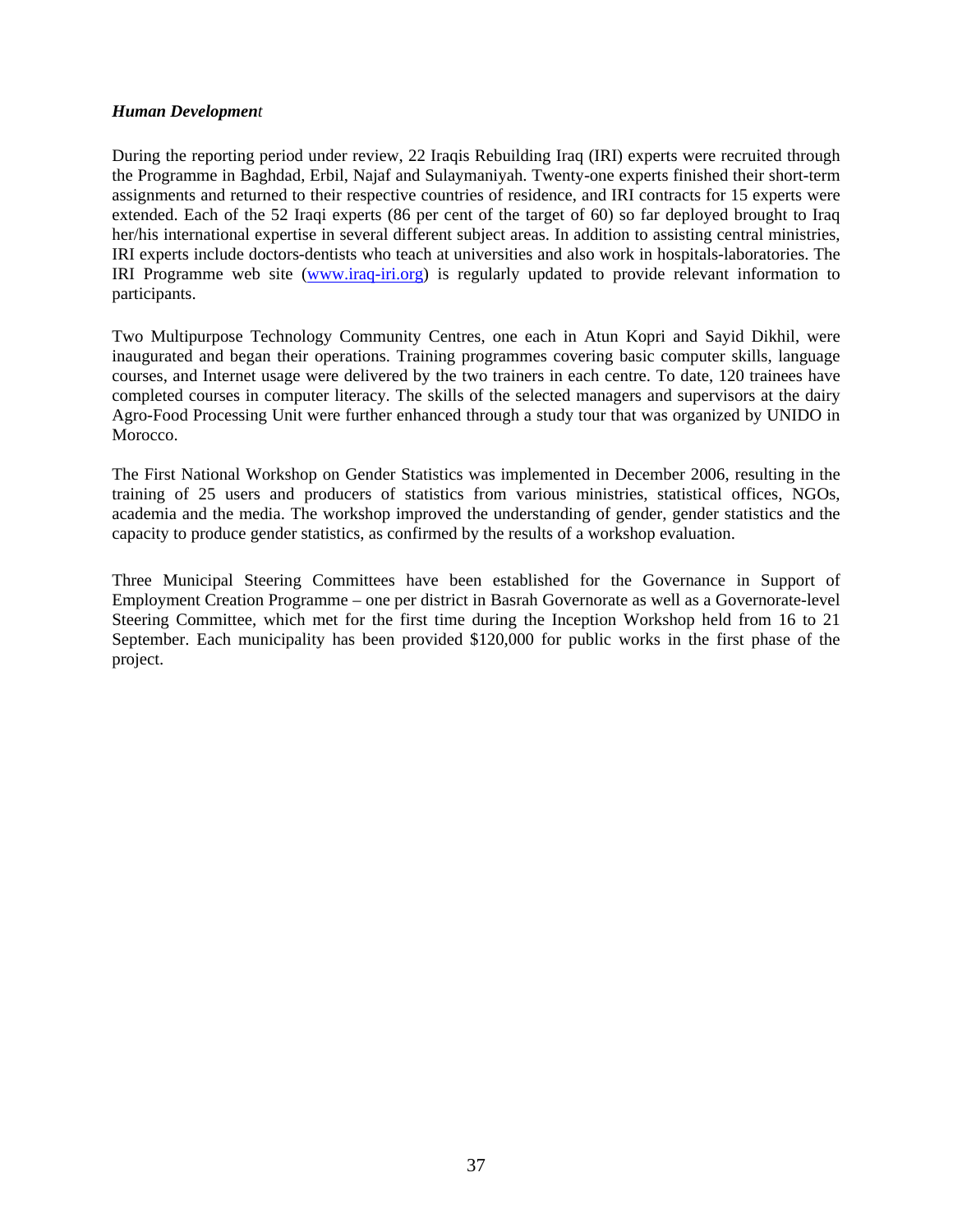***Human Development***

During the reporting period under review, 22 Iraqis Rebuilding Iraq (IRI) experts were recruited through the Programme in Baghdad, Erbil, Najaf and Sulaymaniyah. Twenty-one experts finished their short-term assignments and returned to their respective countries of residence, and IRI contracts for 15 experts were extended. Each of the 52 Iraqi experts (86 per cent of the target of 60) so far deployed brought to Iraq her/his international expertise in several different subject areas. In addition to assisting central ministries, IRI experts include doctors-dentists who teach at universities and also work in hospitals-laboratories. The IRI Programme web site (www.iraq-iri.org) is regularly updated to provide relevant information to participants.

Two Multipurpose Technology Community Centres, one each in Atun Kopri and Sayid Dikhil, were inaugurated and began their operations. Training programmes covering basic computer skills, language courses, and Internet usage were delivered by the two trainers in each centre. To date, 120 trainees have completed courses in computer literacy. The skills of the selected managers and supervisors at the dairy Agro-Food Processing Unit were further enhanced through a study tour that was organized by UNIDO in Morocco.

The First National Workshop on Gender Statistics was implemented in December 2006, resulting in the training of 25 users and producers of statistics from various ministries, statistical offices, NGOs, academia and the media. The workshop improved the understanding of gender, gender statistics and the capacity to produce gender statistics, as confirmed by the results of a workshop evaluation.

Three Municipal Steering Committees have been established for the Governance in Support of Employment Creation Programme – one per district in Basrah Governorate as well as a Governorate-level Steering Committee, which met for the first time during the Inception Workshop held from 16 to 21 September. Each municipality has been provided $120,000 for public works in the first phase of the project.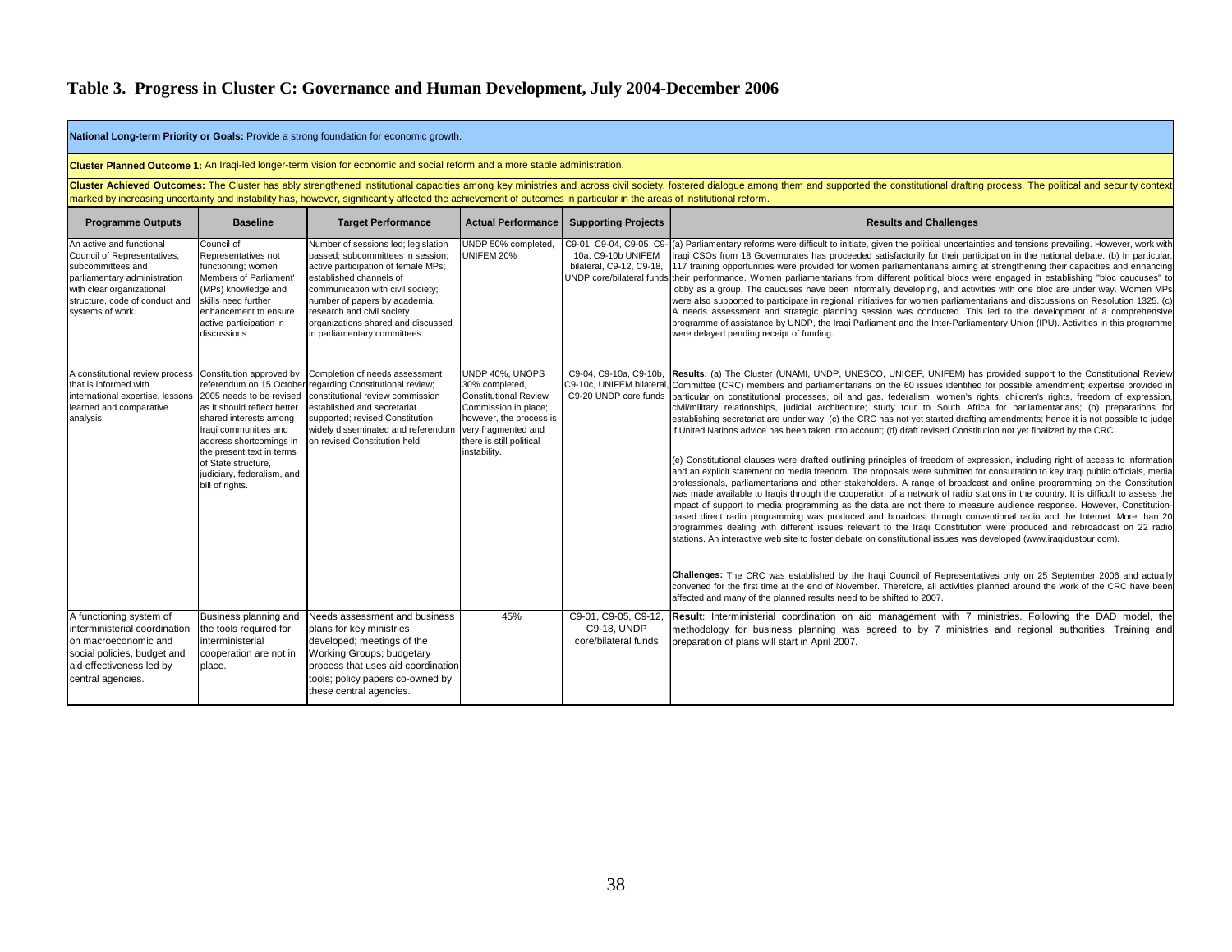# Table 3. Progress in Cluster C: Governance and Human Development, July 2004-December 2006

**National Long-term Priority or Goals:** Provide a strong foundation for economic growth.

**Cluster Planned Outcome 1:** An Iraqi-led longer-term vision for economic and social reform and a more stable administration.

**Cluster Achieved Outcomes:** The Cluster has ably strengthened institutional capacities among key ministries and across civil society, fostered dialogue among them and supported the constitutional drafting process. The political and security context marked by increasing uncertainty and instability has, however, significantly affected the achievement of outcomes in particular in the areas of institutional reform.

| Programme Outputs | Baseline | Target Performance | Actual Performance | Supporting Projects | Results and Challenges |
|---|---|---|---|---|---|
| An active and functional Council of Representatives, subcommittees and parliamentary administration with clear organizational structure, code of conduct and systems of work. | Council of Representatives not functioning; women Members of Parliament' (MPs) knowledge and skills need further enhancement to ensure active participation in discussions | Number of sessions led; legislation passed; subcommittees in session; active participation of female MPs; established channels of communication with civil society; number of papers by academia, research and civil society organizations shared and discussed in parliamentary committees. | UNDP 50% completed, UNIFEM 20% | C9-01, C9-04, C9-05, C9-10a, C9-10b UNIFEM bilateral, C9-12, C9-18, UNDP core/bilateral funds | (a) Parliamentary reforms were difficult to initiate, given the political uncertainties and tensions prevailing. However, work with Iraqi CSOs from 18 Governorates has proceeded satisfactorily for their participation in the national debate. (b) In particular, 117 training opportunities were provided for women parliamentarians aiming at strengthening their capacities and enhancing their performance. Women parliamentarians from different political blocs were engaged in establishing "bloc caucuses" to lobby as a group. The caucuses have been informally developing, and activities with one bloc are under way. Women MPs were also supported to participate in regional initiatives for women parliamentarians and discussions on Resolution 1325. (c) A needs assessment and strategic planning session was conducted. This led to the development of a comprehensive programme of assistance by UNDP, the Iraqi Parliament and the Inter-Parliamentary Union (IPU). Activities in this programme were delayed pending receipt of funding. |
| A constitutional review process that is informed with international expertise, lessons learned and comparative analysis. | Constitution approved by referendum on 15 October 2005 needs to be revised as it should reflect better shared interests among Iraqi communities and address shortcomings in the present text in terms of State structure, judiciary, federalism, and bill of rights. | Completion of needs assessment regarding Constitutional review; constitutional review commission established and secretariat supported; revised Constitution widely disseminated and referendum on revised Constitution held. | UNDP 40%, UNOPS 30% completed, Constitutional Review Commission in place; however, the process is very fragmented and there is still political instability. | C9-04, C9-10a, C9-10b, C9-10c, UNIFEM bilateral, C9-20 UNDP core funds | **Results:** (a) The Cluster (UNAMI, UNDP, UNESCO, UNICEF, UNIFEM) has provided support to the Constitutional Review Committee (CRC) members and parliamentarians on the 60 issues identified for possible amendment; expertise provided in particular on constitutional processes, oil and gas, federalism, women's rights, children's rights, freedom of expression, civil/military relationships, judicial architecture; study tour to South Africa for parliamentarians; (b) preparations for establishing secretariat are under way; (c) the CRC has not yet started drafting amendments; hence it is not possible to judge if United Nations advice has been taken into account; (d) draft revised Constitution not yet finalized by the CRC.<br><br>(e) Constitutional clauses were drafted outlining principles of freedom of expression, including right of access to information and an explicit statement on media freedom. The proposals were submitted for consultation to key Iraqi public officials, media professionals, parliamentarians and other stakeholders. A range of broadcast and online programming on the Constitution was made available to Iraqis through the cooperation of a network of radio stations in the country. It is difficult to assess the impact of support to media programming as the data are not there to measure audience response. However, Constitution-based direct radio programming was produced and broadcast through conventional radio and the Internet. More than 20 programmes dealing with different issues relevant to the Iraqi Constitution were produced and rebroadcast on 22 radio stations. An interactive web site to foster debate on constitutional issues was developed (www.iraqidustour.com).<br><br>**Challenges:** The CRC was established by the Iraqi Council of Representatives only on 25 September 2006 and actually convened for the first time at the end of November. Therefore, all activities planned around the work of the CRC have been affected and many of the planned results need to be shifted to 2007. |
| A functioning system of interministerial coordination on macroeconomic and social policies, budget and aid effectiveness led by central agencies. | Business planning and the tools required for interministerial cooperation are not in place. | Needs assessment and business plans for key ministries developed; meetings of the Working Groups; budgetary process that uses aid coordination tools; policy papers co-owned by these central agencies. | 45% | C9-01, C9-05, C9-12, C9-18, UNDP core/bilateral funds | **Result**: Interministerial coordination on aid management with 7 ministries. Following the DAD model, the methodology for business planning was agreed to by 7 ministries and regional authorities. Training and preparation of plans will start in April 2007. |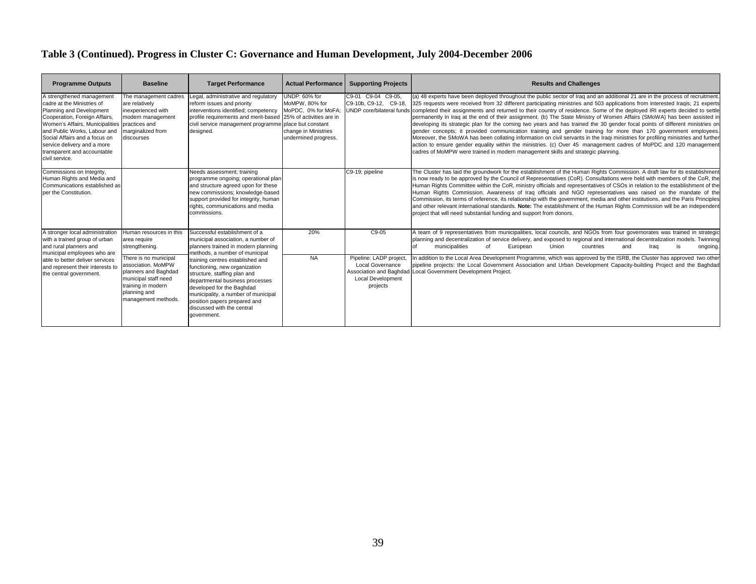## Table 3 (Continued). Progress in Cluster C: Governance and Human Development, July 2004-December 2006

| Programme Outputs | Baseline | Target Performance | Actual Performance | Supporting Projects | Results and Challenges |
|---|---|---|---|---|---|
| A strengthened management cadre at the Ministries of Planning and Development Cooperation, Foreign Affairs, Women's Affairs, Municipalities and Public Works, Labour and Social Affairs and a focus on service delivery and a more transparent and accountable civil service. | The management cadres are relatively inexperienced with modern management practices and marginalized from discourses | Legal, administrative and regulatory reform issues and priority interventions identified; competency profile requirements and merit-based civil service management programme designed. | UNDP: 60% for MoMPW, 80% for MoPDC, 0% for MoFA; 25% of activities are in place but constant change in Ministries undermined progress. | C9-01 C9-04 C9-05, C9-10b, C9-12, C9-18, UNDP core/bilateral funds | (a) 48 experts have been deployed throughout the public sector of Iraq and an additional 21 are in the process of recruitment. 325 requests were received from 32 different participating ministries and 503 applications from interested Iraqis; 21 experts completed their assignments and returned to their country of residence. Some of the deployed IRI experts decided to settle permanently in Iraq at the end of their assignment. (b) The State Ministry of Women Affairs (SMoWA) has been assisted in developing its strategic plan for the coming two years and has trained the 30 gender focal points of different ministries on gender concepts; it provided communication training and gender training for more than 170 government employees. Moreover, the SMoWA has been collating information on civil servants in the Iraqi ministries for profiling ministries and further action to ensure gender equality within the ministries. (c) Over 45 management cadres of MoPDC and 120 management cadres of MoMPW were trained in modern management skills and strategic planning. |
| Commissions on Integrity, Human Rights and Media and Communications established as per the Constitution. | | Needs assessment; training programme ongoing; operational plan and structure agreed upon for these new commissions; knowledge-based support provided for integrity, human rights, communications and media commissions. | | C9-19; pipeline | The Cluster has laid the groundwork for the establishment of the Human Rights Commission. A draft law for its establishment is now ready to be approved by the Council of Representatives (CoR). Consultations were held with members of the CoR, the Human Rights Committee within the CoR, ministry officials and representatives of CSOs in relation to the establishment of the Human Rights Commission. Awareness of Iraq officials and NGO representatives was raised on the mandate of the Commission, its terms of reference, its relationship with the government, media and other institutions, and the Paris Principles and other relevant international standards. **Note:** The establishment of the Human Rights Commission will be an independent project that will need substantial funding and support from donors. |
| A stronger local administration with a trained group of urban and rural planners and municipal employees who are able to better deliver services and represent their interests to the central government. | Human resources in this area require strengthening. | Successful establishment of a municipal association, a number of planners trained in modern planning methods, a number of municipal training centres established and functioning, new organization structure, staffing plan and departmental business processes developed for the Baghdad municipality, a number of municipal position papers prepared and discussed with the central government. | 20% | C9-05 | A team of 9 representatives from municipalities, local councils, and NGOs from four governorates was trained in strategic planning and decentralization of service delivery, and exposed to regional and international decentralization models. Twinning of municipalities of European Union countries and Iraq is ongoing. |
| | There is no municipal association. MoMPW planners and Baghdad municipal staff need training in modern planning and management methods. | | NA | Pipeline: LADP project, Local Governance Association and Baghdad Local Development projects | In addition to the Local Area Development Programme, which was approved by the ISRB, the Cluster has approved two other pipeline projects: the Local Government Association and Urban Development Capacity-building Project and the Baghdad Local Government Development Project. |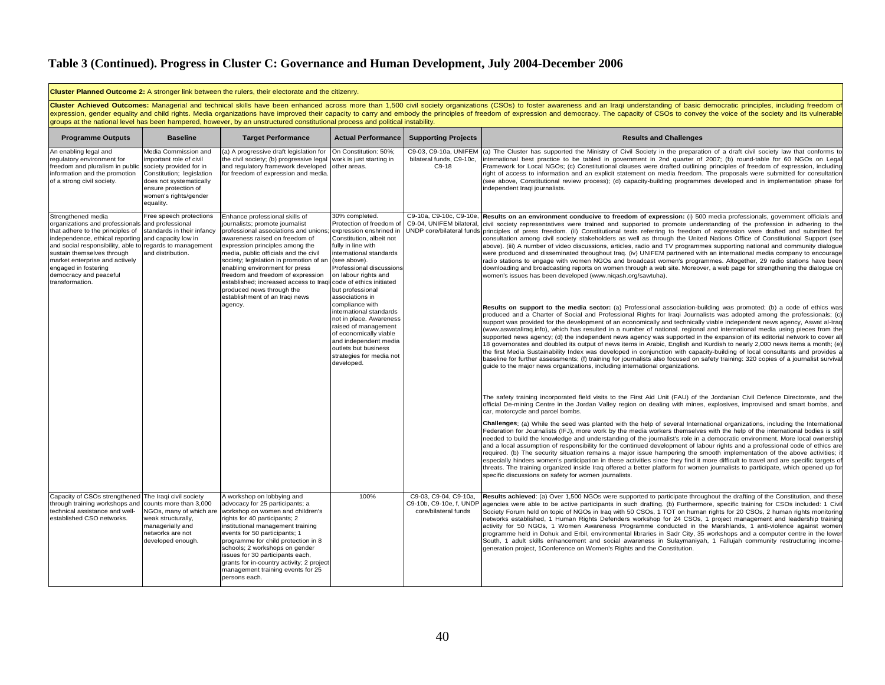## Table 3 (Continued). Progress in Cluster C: Governance and Human Development, July 2004-December 2006

**Cluster Planned Outcome 2:** A stronger link between the rulers, their electorate and the citizenry.

**Cluster Achieved Outcomes:** Managerial and technical skills have been enhanced across more than 1,500 civil society organizations (CSOs) to foster awareness and an Iraqi understanding of basic democratic principles, including freedom of expression, gender equality and child rights. Media organizations have improved their capacity to carry and embody the principles of freedom of expression and democracy. The capacity of CSOs to convey the voice of the society and its vulnerable groups at the national level has been hampered, however, by an unstructured constitutional process and political instability.

| Programme Outputs | Baseline | Target Performance | Actual Performance | Supporting Projects | Results and Challenges |
|---|---|---|---|---|---|
| An enabling legal and regulatory environment for freedom and pluralism in public information and the promotion of a strong civil society. | Media Commission and important role of civil society provided for in Constitution; legislation does not systematically ensure protection of women's rights/gender equality. | (a) A progressive draft legislation for the civil society; (b) progressive legal and regulatory framework developed for freedom of expression and media. | On Constitution: 50%; work is just starting in other areas. | C9-03, C9-10a, UNIFEM bilateral funds, C9-10c, C9-18 | (a) The Cluster has supported the Ministry of Civil Society in the preparation of a draft civil society law that conforms to international best practice to be tabled in government in 2nd quarter of 2007; (b) round-table for 60 NGOs on Legal Framework for Local NGOs; (c) Constitutional clauses were drafted outlining principles of freedom of expression, including right of access to information and an explicit statement on media freedom. The proposals were submitted for consultation (see above, Constitutional review process); (d) capacity-building programmes developed and in implementation phase for independent Iraqi journalists. |
| Strengthened media organizations and professionals that adhere to the principles of independence, ethical reporting and social responsibility, able to sustain themselves through market enterprise and actively engaged in fostering democracy and peaceful transformation. | Free speech protections and professional standards in their infancy and capacity low in regards to management and distribution. | Enhance professional skills of journalists; promote journalist professional associations and unions; awareness raised on freedom of expression principles among the media, public officials and the civil society; legislation in promotion of an enabling environment for press freedom and freedom of expression established; increased access to Iraqi produced news through the establishment of an Iraqi news agency. | 30% completed. Protection of freedom of expression enshrined in Constitution, albeit not fully in line with international standards (see above). Professional discussions on labour rights and code of ethics initiated but professional associations in compliance with international standards not in place. Awareness raised of management of economically viable and independent media outlets but business strategies for media not developed. | C9-10a, C9-10c, C9-10e, C9-04, UNIFEM bilateral, UNDP core/bilateral funds | **Results on an environment conducive to freedom of expression:** (i) 500 media professionals, government officials and civil society representatives were trained and supported to promote understanding of the profession in adhering to the principles of press freedom. (ii) Constitutional texts referring to freedom of expression were drafted and submitted for consultation among civil society stakeholders as well as through the United Nations Office of Constitutional Support (see above). (iii) A number of video discussions, articles, radio and TV programmes supporting national and community dialogue were produced and disseminated throughout Iraq. (iv) UNIFEM partnered with an international media company to encourage radio stations to engage with women NGOs and broadcast women's programmes. Altogether, 29 radio stations have been downloading and broadcasting reports on women through a web site. Moreover, a web page for strengthening the dialogue on women's issues has been developed (www.niqash.org/sawtuha).<br><br>**Results on support to the media sector:** (a) Professional association-building was promoted; (b) a code of ethics was produced and a Charter of Social and Professional Rights for Iraqi Journalists was adopted among the professionals; (c) support was provided for the development of an economically and technically viable independent news agency, Aswat al-Iraq (www.aswataliraq.info), which has resulted in a number of national. regional and international media using pieces from the supported news agency; (d) the independent news agency was supported in the expansion of its editorial network to cover all 18 governorates and doubled its output of news items in Arabic, English and Kurdish to nearly 2,000 news items a month; (e) the first Media Sustainability Index was developed in conjunction with capacity-building of local consultants and provides a baseline for further assessments; (f) training for journalists also focused on safety training: 320 copies of a journalist survival guide to the major news organizations, including international organizations.<br><br>The safety training incorporated field visits to the First Aid Unit (FAU) of the Jordanian Civil Defence Directorate, and the official De-mining Centre in the Jordan Valley region on dealing with mines, explosives, improvised and smart bombs, and car, motorcycle and parcel bombs.<br><br>**Challenges**: (a) While the seed was planted with the help of several International organizations, including the International Federation for Journalists (IFJ), more work by the media workers themselves with the help of the international bodies is still needed to build the knowledge and understanding of the journalist's role in a democratic environment. More local ownership and a local assumption of responsibility for the continued development of labour rights and a professional code of ethics are required. (b) The security situation remains a major issue hampering the smooth implementation of the above activities; it especially hinders women's participation in these activities since they find it more difficult to travel and are specific targets of threats. The training organized inside Iraq offered a better platform for women journalists to participate, which opened up for specific discussions on safety for women journalists. |
| Capacity of CSOs strengthened through training workshops and technical assistance and well-established CSO networks. | The Iraqi civil society counts more than 3,000 NGOs, many of which are weak structurally, managerially and networks are not developed enough. | A workshop on lobbying and advocacy for 25 participants; a workshop on women and children's rights for 40 participants; 2 institutional management training events for 50 participants; 1 programme for child protection in 8 schools; 2 workshops on gender issues for 30 participants each, grants for in-country activity; 2 project management training events for 25 persons each. | 100% | C9-03, C9-04, C9-10a, C9-10b, C9-10e, f, UNDP core/bilateral funds | **Results achieved**: (a) Over 1,500 NGOs were supported to participate throughout the drafting of the Constitution, and these agencies were able to be active participants in such drafting. (b) Furthermore, specific training for CSOs included: 1 Civil Society Forum held on topic of NGOs in Iraq with 50 CSOs, 1 TOT on human rights for 20 CSOs, 2 human rights monitoring networks established, 1 Human Rights Defenders workshop for 24 CSOs, 1 project management and leadership training activity for 50 NGOs, 1 Women Awareness Programme conducted in the Marshlands, 1 anti-violence against women programme held in Dohuk and Erbil, environmental libraries in Sadr City, 35 workshops and a computer centre in the lower South, 1 adult skills enhancement and social awareness in Sulaymaniyah, 1 Fallujah community restructuring income-generation project, 1Conference on Women's Rights and the Constitution. |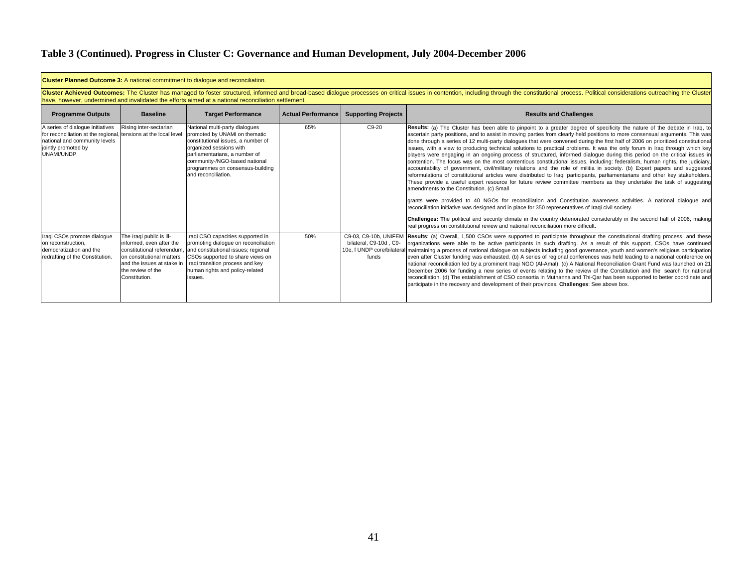# Table 3 (Continued). Progress in Cluster C: Governance and Human Development, July 2004-December 2006

**Cluster Planned Outcome 3:** A national commitment to dialogue and reconciliation.

**Cluster Achieved Outcomes:** The Cluster has managed to foster structured, informed and broad-based dialogue processes on critical issues in contention, including through the constitutional process. Political considerations outreaching the Cluster have, however, undermined and invalidated the efforts aimed at a national reconciliation settlement.

| Programme Outputs | Baseline | Target Performance | Actual Performance | Supporting Projects | Results and Challenges |
|---|---|---|---|---|---|
| A series of dialogue initiatives for reconciliation at the regional, national and community levels jointly promoted by UNAMI/UNDP. | Rising inter-sectarian tensions at the local level. | National multi-party dialogues promoted by UNAMI on thematic constitutional issues, a number of organized sessions with parliamentarians, a number of community-/NGO-based national programmes on consensus-building and reconciliation. | 65% | C9-20 | **Results:** (a) The Cluster has been able to pinpoint to a greater degree of specificity the nature of the debate in Iraq, to ascertain party positions, and to assist in moving parties from clearly held positions to more consensual arguments. This was done through a series of 12 multi-party dialogues that were convened during the first half of 2006 on prioritized constitutional issues, with a view to producing technical solutions to practical problems. It was the only forum in Iraq through which key players were engaging in an ongoing process of structured, informed dialogue during this period on the critical issues in contention. The focus was on the most contentious constitutional issues, including: federalism, human rights, the judiciary, accountability of government, civil/military relations and the role of militia in society. (b) Expert papers and suggested reformulations of constitutional articles were distributed to Iraqi participants, parliamentarians and other key stakeholders. These provide a useful expert resource for future review committee members as they undertake the task of suggesting amendments to the Constitution. (c) Small grants were provided to 40 NGOs for reconciliation and Constitution awareness activities. A national dialogue and reconciliation initiative was designed and in place for 350 representatives of Iraqi civil society.<br><br>**Challenges: T**he political and security climate in the country deteriorated considerably in the second half of 2006, making real progress on constitutional review and national reconciliation more difficult. |
| Iraqi CSOs promote dialogue on reconstruction, democratization and the redrafting of the Constitution. | The Iraqi public is ill-informed, even after the constitutional referendum, on constitutional matters and the issues at stake in the review of the Constitution. | Iraqi CSO capacities supported in promoting dialogue on reconciliation and constitutional issues; regional CSOs supported to share views on Iraqi transition process and key human rights and policy-related issues. | 50% | C9-03, C9-10b, UNIFEM bilateral, C9-10d , C9-10e, f UNDP core/bilateral funds | **Results**: (a) Overall, 1,500 CSOs were supported to participate throughout the constitutional drafting process, and these organizations were able to be active participants in such drafting. As a result of this support, CSOs have continued maintaining a process of national dialogue on subjects including good governance, youth and women's religious participation even after Cluster funding was exhausted. (b) A series of regional conferences was held leading to a national conference on national reconciliation led by a prominent Iraqi NGO (Al-Amal). (c) A National Reconciliation Grant Fund was launched on 21 December 2006 for funding a new series of events relating to the review of the Constitution and the search for national reconciliation. (d) The establishment of CSO consortia in Muthanna and Thi-Qar has been supported to better coordinate and participate in the recovery and development of their provinces. **Challenges**: See above box. |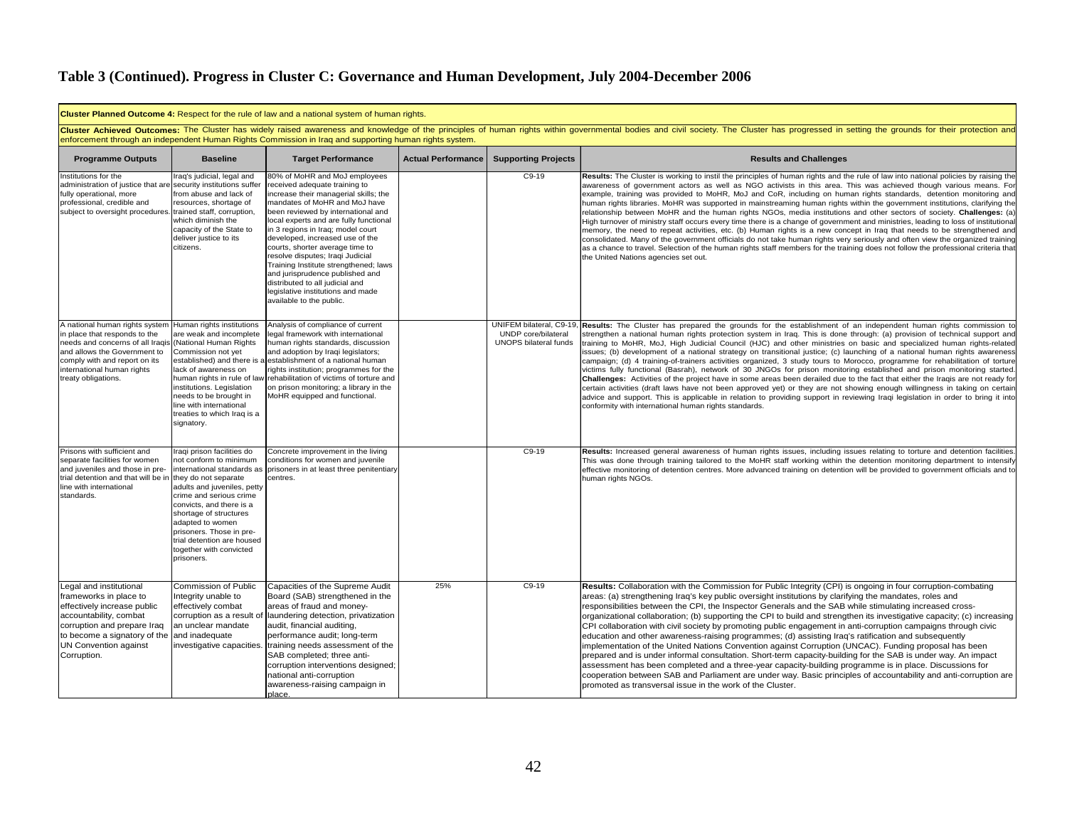# Table 3 (Continued). Progress in Cluster C: Governance and Human Development, July 2004-December 2006

**Cluster Planned Outcome 4:** Respect for the rule of law and a national system of human rights.

**Cluster Achieved Outcomes:** The Cluster has widely raised awareness and knowledge of the principles of human rights within governmental bodies and civil society. The Cluster has progressed in setting the grounds for their protection and enforcement through an independent Human Rights Commission in Iraq and supporting human rights system.

| Programme Outputs | Baseline | Target Performance | Actual Performance | Supporting Projects | Results and Challenges |
|---|---|---|---|---|---|
| Institutions for the administration of justice that are fully operational, more professional, credible and subject to oversight procedures. | Iraq's judicial, legal and security institutions suffer from abuse and lack of resources, shortage of trained staff, corruption, which diminish the capacity of the State to deliver justice to its citizens. | 80% of MoHR and MoJ employees received adequate training to increase their managerial skills; the mandates of MoHR and MoJ have been reviewed by international and local experts and are fully functional in 3 regions in Iraq; model court developed, increased use of the courts, shorter average time to resolve disputes; Iraqi Judicial Training Institute strengthened; laws and jurisprudence published and distributed to all judicial and legislative institutions and made available to the public. | | C9-19 | **Results:** The Cluster is working to instil the principles of human rights and the rule of law into national policies by raising the awareness of government actors as well as NGO activists in this area. This was achieved though various means. For example, training was provided to MoHR, MoJ and CoR, including on human rights standards, detention monitoring and human rights libraries. MoHR was supported in mainstreaming human rights within the government institutions, clarifying the relationship between MoHR and the human rights NGOs, media institutions and other sectors of society. **Challenges:** (a) High turnover of ministry staff occurs every time there is a change of government and ministries, leading to loss of institutional memory, the need to repeat activities, etc. (b) Human rights is a new concept in Iraq that needs to be strengthened and consolidated. Many of the government officials do not take human rights very seriously and often view the organized training as a chance to travel. Selection of the human rights staff members for the training does not follow the professional criteria that the United Nations agencies set out. |
| A national human rights system in place that responds to the needs and concerns of all Iraqis and allows the Government to comply with and report on its international human rights treaty obligations. | Human rights institutions are weak and incomplete (National Human Rights Commission not yet established) and there is a lack of awareness on human rights in rule of law institutions. Legislation needs to be brought in line with international treaties to which Iraq is a signatory. | Analysis of compliance of current legal framework with international human rights standards, discussion and adoption by Iraqi legislators; establishment of a national human rights institution; programmes for the rehabilitation of victims of torture and on prison monitoring; a library in the MoHR equipped and functional. | | UNIFEM bilateral, C9-19, UNDP core/bilateral UNOPS bilateral funds | **Results:** The Cluster has prepared the grounds for the establishment of an independent human rights commission to strengthen a national human rights protection system in Iraq. This is done through: (a) provision of technical support and training to MoHR, MoJ, High Judicial Council (HJC) and other ministries on basic and specialized human rights-related issues; (b) development of a national strategy on transitional justice; (c) launching of a national human rights awareness campaign; (d) 4 training-of-trainers activities organized, 3 study tours to Morocco, programme for rehabilitation of torture victims fully functional (Basrah), network of 30 JNGOs for prison monitoring established and prison monitoring started. **Challenges:** Activities of the project have in some areas been derailed due to the fact that either the Iraqis are not ready for certain activities (draft laws have not been approved yet) or they are not showing enough willingness in taking on certain advice and support. This is applicable in relation to providing support in reviewing Iraqi legislation in order to bring it into conformity with international human rights standards. |
| Prisons with sufficient and separate facilities for women and juveniles and those in pre-trial detention and that will be in line with international standards. | Iraqi prison facilities do not conform to minimum international standards as they do not separate adults and juveniles, petty crime and serious crime convicts, and there is a shortage of structures adapted to women prisoners. Those in pre-trial detention are housed together with convicted prisoners. | Concrete improvement in the living conditions for women and juvenile prisoners in at least three penitentiary centres. | | C9-19 | **Results:** Increased general awareness of human rights issues, including issues relating to torture and detention facilities. This was done through training tailored to the MoHR staff working within the detention monitoring department to intensify effective monitoring of detention centres. More advanced training on detention will be provided to government officials and to human rights NGOs. |
| Legal and institutional frameworks in place to effectively increase public accountability, combat corruption and prepare Iraq to become a signatory of the UN Convention against Corruption. | Commission of Public Integrity unable to effectively combat corruption as a result of an unclear mandate and inadequate investigative capacities. | Capacities of the Supreme Audit Board (SAB) strengthened in the areas of fraud and money-laundering detection, privatization audit, financial auditing, performance audit; long-term training needs assessment of the SAB completed; three anti-corruption interventions designed; national anti-corruption awareness-raising campaign in place. | 25% | C9-19 | **Results:** Collaboration with the Commission for Public Integrity (CPI) is ongoing in four corruption-combating areas: (a) strengthening Iraq's key public oversight institutions by clarifying the mandates, roles and responsibilities between the CPI, the Inspector Generals and the SAB while stimulating increased cross-organizational collaboration; (b) supporting the CPI to build and strengthen its investigative capacity; (c) increasing CPI collaboration with civil society by promoting public engagement in anti-corruption campaigns through civic education and other awareness-raising programmes; (d) assisting Iraq's ratification and subsequently implementation of the United Nations Convention against Corruption (UNCAC). Funding proposal has been prepared and is under informal consultation. Short-term capacity-building for the SAB is under way. An impact assessment has been completed and a three-year capacity-building programme is in place. Discussions for cooperation between SAB and Parliament are under way. Basic principles of accountability and anti-corruption are promoted as transversal issue in the work of the Cluster. |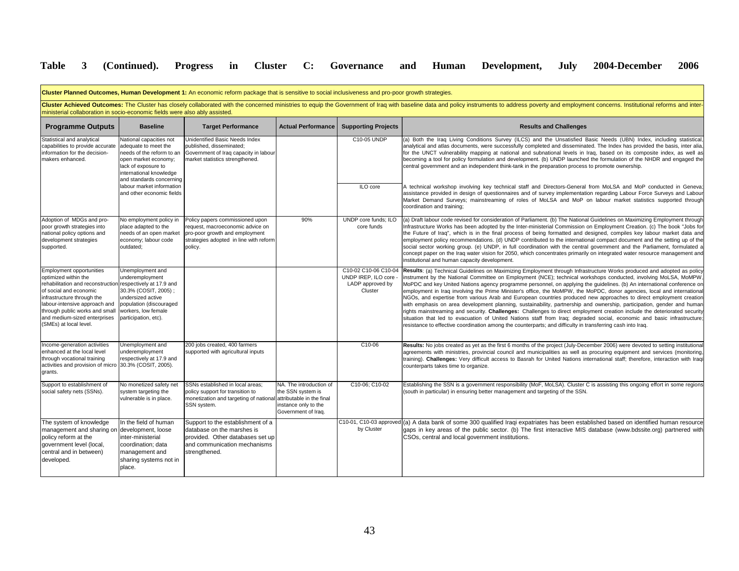## Table 3 (Continued). Progress in Cluster C: Governance and Human Development, July 2004-December 2006

**Cluster Planned Outcomes, Human Development 1:** An economic reform package that is sensitive to social inclusiveness and pro-poor growth strategies.

**Cluster Achieved Outcomes:** The Cluster has closely collaborated with the concerned ministries to equip the Government of Iraq with baseline data and policy instruments to address poverty and employment concerns. Institutional reforms and inter-ministerial collaboration in socio-economic fields were also assisted.

| Programme Outputs | Baseline | Target Performance | Actual Performance | Supporting Projects | Results and Challenges |
|---|---|---|---|---|---|
| Statistical and analytical capabilities to provide accurate information for the decision-makers enhanced. | National capacities not adequate to meet the needs of the reform to an open market economy; lack of exposure to international knowledge and standards concerning labour market information and other economic fields | Unidentified Basic Needs Index published, disseminated; Government of Iraq capacity in labour market statistics strengthened. | | C10-05 UNDP | (a) Both the Iraq Living Conditions Survey (ILCS) and the Unsatisfied Basic Needs (UBN) Index, including statistical, analytical and atlas documents, were successfully completed and disseminated. The Index has provided the basis, inter alia, for the UNCT vulnerability mapping at national and subnational levels in Iraq, based on its composite index, as well as becoming a tool for policy formulation and development. (b) UNDP launched the formulation of the NHDR and engaged the central government and an independent think-tank in the preparation process to promote ownership. |
| | | | | ILO core | A technical workshop involving key technical staff and Directors-General from MoLSA and MoP conducted in Geneva; assistance provided in design of questionnaires and of survey implementation regarding Labour Force Surveys and Labour Market Demand Surveys; mainstreaming of roles of MoLSA and MoP on labour market statistics supported through coordination and training; |
| Adoption of MDGs and pro-poor growth strategies into national policy options and development strategies supported. | No employment policy in place adapted to the needs of an open market economy; labour code outdated; | Policy papers commissioned upon request, macroeconomic advice on pro-poor growth and employment strategies adopted in line with reform policy. | 90% | UNDP core funds; ILO core funds | (a) Draft labour code revised for consideration of Parliament. (b) The National Guidelines on Maximizing Employment through Infrastructure Works has been adopted by the Inter-ministerial Commission on Employment Creation. (c) The book "Jobs for the Future of Iraq", which is in the final process of being formatted and designed, compiles key labour market data and employment policy recommendations. (d) UNDP contributed to the international compact document and the setting up of the social sector working group. (e) UNDP, in full coordination with the central government and the Parliament, formulated a concept paper on the Iraq water vision for 2050, which concentrates primarily on integrated water resource management and institutional and human capacity development. |
| Employment opportunities optimized within the rehabilitation and reconstruction of social and economic infrastructure through the labour-intensive approach and through public works and small and medium-sized enterprises (SMEs) at local level. | Unemployment and underemployment respectively at 17.9 and 30.3% (COSIT, 2005) ; undersized active population (discouraged workers, low female participation, etc). | | | C10-02 C10-06 C10-04 UNDP IREP, ILO core - LADP approved by Cluster | **Results**: (a) Technical Guidelines on Maximizing Employment through Infrastructure Works produced and adopted as policy instrument by the National Committee on Employment (NCE); technical workshops conducted, involving MoLSA, MoMPW, MoPDC and key United Nations agency programme personnel, on applying the guidelines. (b) An international conference on employment in Iraq involving the Prime Minister's office, the MoMPW, the MoPDC, donor agencies, local and international NGOs, and expertise from various Arab and European countries produced new approaches to direct employment creation with emphasis on area development planning, sustainability, partnership and ownership, participation, gender and human rights mainstreaming and security. **Challenges:** Challenges to direct employment creation include the deteriorated security situation that led to evacuation of United Nations staff from Iraq; degraded social, economic and basic infrastructure; resistance to effective coordination among the counterparts; and difficulty in transferring cash into Iraq. |
| Income-generation activities enhanced at the local level through vocational training activities and provision of micro grants. | Unemployment and underemployment respectively at 17.9 and 30.3% (COSIT, 2005). | 200 jobs created, 400 farmers supported with agricultural inputs | | C10-06 | **Results:** No jobs created as yet as the first 6 months of the project (July-December 2006) were devoted to setting institutional agreements with ministries, provincial council and municipalities as well as procuring equipment and services (monitoring, training). **Challenges:** Very difficult access to Basrah for United Nations international staff; therefore, interaction with Iraqi counterparts takes time to organize. |
| Support to establishment of social safety nets (SSNs). | No monetized safety net system targeting the vulnerable is in place. | SSNs established in local areas; policy support for transition to monetization and targeting of national SSN system. | NA. The introduction of the SSN system is attributable in the final instance only to the Government of Iraq. | C10-06; C10-02 | Establishing the SSN is a government responsibility (MoF, MoLSA). Cluster C is assisting this ongoing effort in some regions (south in particular) in ensuring better management and targeting of the SSN. |
| The system of knowledge management and sharing on policy reform at the government level (local, central and in between) developed. | In the field of human development, loose inter-ministerial coordination; data management and sharing systems not in place. | Support to the establishment of a database on the marshes is provided. Other databases set up and communication mechanisms strengthened. | | C10-01, C10-03 approved by Cluster | (a) A data bank of some 300 qualified Iraqi expatriates has been established based on identified human resource gaps in key areas of the public sector. (b) The first interactive MIS database (www.bdssite.org) partnered with CSOs, central and local government institutions. |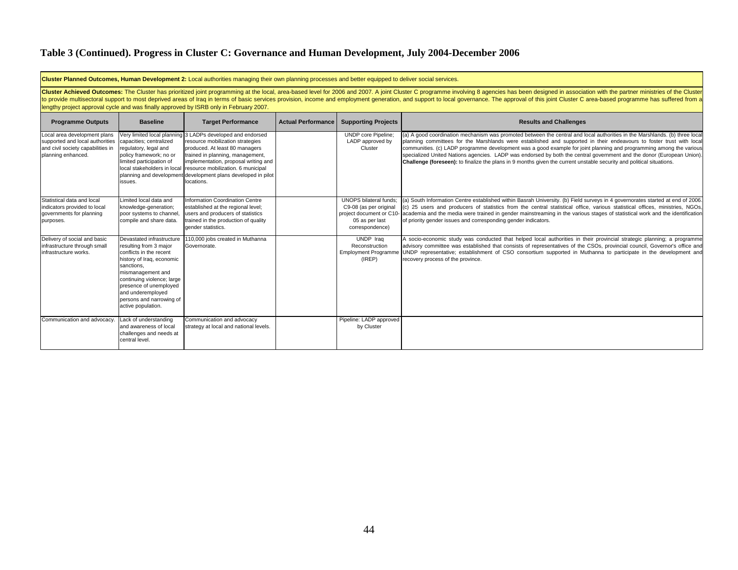## Table 3 (Continued). Progress in Cluster C: Governance and Human Development, July 2004-December 2006

**Cluster Planned Outcomes, Human Development 2:** Local authorities managing their own planning processes and better equipped to deliver social services.

**Cluster Achieved Outcomes:** The Cluster has prioritized joint programming at the local, area-based level for 2006 and 2007. A joint Cluster C programme involving 8 agencies has been designed in association with the partner ministries of the Cluster to provide multisectoral support to most deprived areas of Iraq in terms of basic services provision, income and employment generation, and support to local governance. The approval of this joint Cluster C area-based programme has suffered from a lengthy project approval cycle and was finally approved by ISRB only in February 2007.

| Programme Outputs | Baseline | Target Performance | Actual Performance | Supporting Projects | Results and Challenges |
|---|---|---|---|---|---|
| Local area development plans supported and local authorities and civil society capabilities in planning enhanced. | Very limited local planning capacities; centralized regulatory, legal and policy framework; no or limited participation of local stakeholders in local planning and development issues. | 3 LADPs developed and endorsed resource mobilization strategies produced. At least 80 managers trained in planning, management, implementation, proposal writing and resource mobilization. 6 municipal development plans developed in pilot locations. | | UNDP core Pipeline; LADP approved by Cluster | (a) A good coordination mechanism was promoted between the central and local authorities in the Marshlands. (b) three local planning committees for the Marshlands were established and supported in their endeavours to foster trust with local communities. (c) LADP programme development was a good example for joint planning and programming among the various specialized United Nations agencies. LADP was endorsed by both the central government and the donor (European Union). **Challenge (foreseen):** to finalize the plans in 9 months given the current unstable security and political situations. |
| Statistical data and local indicators provided to local governments for planning purposes. | Limited local data and knowledge-generation; poor systems to channel, compile and share data. | Information Coordination Centre established at the regional level; users and producers of statistics trained in the production of quality gender statistics. | | UNOPS bilateral funds; C9-08 (as per original project document or C10-05 as per last correspondence) | (a) South Information Centre established within Basrah University. (b) Field surveys in 4 governorates started at end of 2006. (c) 25 users and producers of statistics from the central statistical office, various statistical offices, ministries, NGOs, academia and the media were trained in gender mainstreaming in the various stages of statistical work and the identification of priority gender issues and corresponding gender indicators. |
| Delivery of social and basic infrastructure through small infrastructure works. | Devastated infrastructure resulting from 3 major conflicts in the recent history of Iraq, economic sanctions, mismanagement and continuing violence; large presence of unemployed and underemployed persons and narrowing of active population. | 110,000 jobs created in Muthanna Governorate. | | UNDP Iraq Reconstruction Employment Programme (IREP) | A socio-economic study was conducted that helped local authorities in their provincial strategic planning; a programme advisory committee was established that consists of representatives of the CSOs, provincial council, Governor's office and UNDP representative; establishment of CSO consortium supported in Muthanna to participate in the development and recovery process of the province. |
| Communication and advocacy. | Lack of understanding and awareness of local challenges and needs at central level. | Communication and advocacy strategy at local and national levels. | | Pipeline: LADP approved by Cluster | |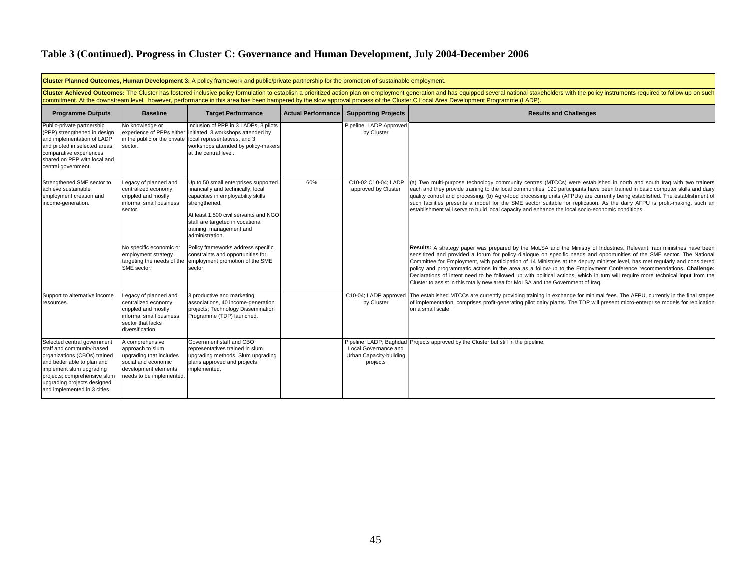# Table 3 (Continued). Progress in Cluster C: Governance and Human Development, July 2004-December 2006

**Cluster Planned Outcomes, Human Development 3:** A policy framework and public/private partnership for the promotion of sustainable employment.

**Cluster Achieved Outcomes:** The Cluster has fostered inclusive policy formulation to establish a prioritized action plan on employment generation and has equipped several national stakeholders with the policy instruments required to follow up on such commitment. At the downstream level, however, performance in this area has been hampered by the slow approval process of the Cluster C Local Area Development Programme (LADP).

| Programme Outputs | Baseline | Target Performance | Actual Performance | Supporting Projects | Results and Challenges |
|---|---|---|---|---|---|
| Public-private partnership (PPP) strengthened in design and implementation of LADP and piloted in selected areas; comparative experiences shared on PPP with local and central government. | No knowledge or experience of PPPs either in the public or the private sector. | Inclusion of PPP in 3 LADPs, 3 pilots initiated, 3 workshops attended by local representatives, and 3 workshops attended by policy-makers at the central level. | | Pipeline: LADP Approved by Cluster | |
| Strengthened SME sector to achieve sustainable employment creation and income-generation. | Legacy of planned and centralized economy: crippled and mostly informal small business sector. | Up to 50 small enterprises supported financially and technically; local capacities in employability skills strengthened.<br><br>At least 1,500 civil servants and NGO staff are targeted in vocational training, management and administration. | 60% | C10-02 C10-04; LADP approved by Cluster | (a) Two multi-purpose technology community centres (MTCCs) were established in north and south Iraq with two trainers each and they provide training to the local communities: 120 participants have been trained in basic computer skills and dairy quality control and processing. (b) Agro-food processing units (AFPUs) are currently being established. The establishment of such facilities presents a model for the SME sector suitable for replication. As the dairy AFPU is profit-making, such an establishment will serve to build local capacity and enhance the local socio-economic conditions. |
| | No specific economic or employment strategy targeting the needs of the SME sector. | Policy frameworks address specific constraints and opportunities for employment promotion of the SME sector. | | | **Results:** A strategy paper was prepared by the MoLSA and the Ministry of Industries. Relevant Iraqi ministries have been sensitized and provided a forum for policy dialogue on specific needs and opportunities of the SME sector. The National Committee for Employment, with participation of 14 Ministries at the deputy minister level, has met regularly and considered policy and programmatic actions in the area as a follow-up to the Employment Conference recommendations. **Challenge:** Declarations of intent need to be followed up with political actions, which in turn will require more technical input from the Cluster to assist in this totally new area for MoLSA and the Government of Iraq. |
| Support to alternative income resources. | Legacy of planned and centralized economy: crippled and mostly informal small business sector that lacks diversification. | 3 productive and marketing associations, 40 income-generation projects; Technology Dissemination Programme (TDP) launched. | | C10-04; LADP approved by Cluster | The established MTCCs are currently providing training in exchange for minimal fees. The AFPU, currently in the final stages of implementation, comprises profit-generating pilot dairy plants. The TDP will present micro-enterprise models for replication on a small scale. |
| Selected central government staff and community-based organizations (CBOs) trained and better able to plan and implement slum upgrading projects; comprehensive slum upgrading projects designed and implemented in 3 cities. | A comprehensive approach to slum upgrading that includes social and economic development elements needs to be implemented. | Government staff and CBO representatives trained in slum upgrading methods. Slum upgrading plans approved and projects implemented. | | Pipeline: LADP; Baghdad Local Governance and Urban Capacity-building projects | Projects approved by the Cluster but still in the pipeline. |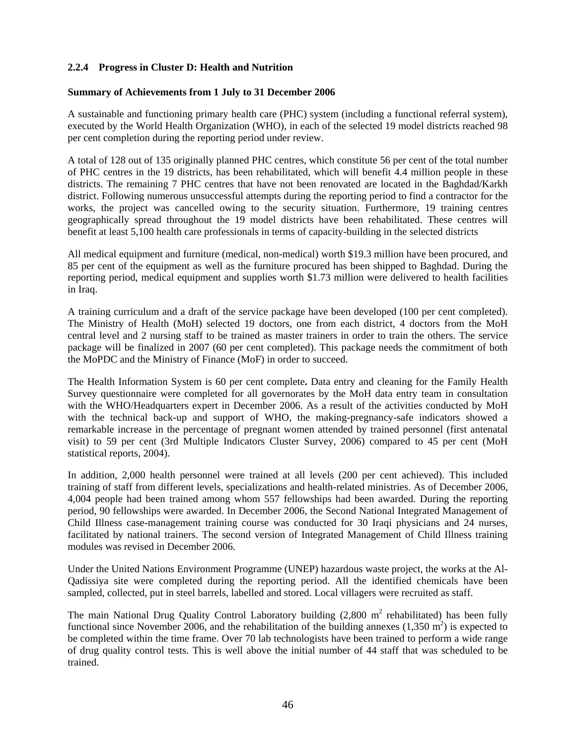### 2.2.4 Progress in Cluster D: Health and Nutrition

**Summary of Achievements from 1 July to 31 December 2006**

A sustainable and functioning primary health care (PHC) system (including a functional referral system), executed by the World Health Organization (WHO), in each of the selected 19 model districts reached 98 per cent completion during the reporting period under review.

A total of 128 out of 135 originally planned PHC centres, which constitute 56 per cent of the total number of PHC centres in the 19 districts, has been rehabilitated, which will benefit 4.4 million people in these districts. The remaining 7 PHC centres that have not been renovated are located in the Baghdad/Karkh district. Following numerous unsuccessful attempts during the reporting period to find a contractor for the works, the project was cancelled owing to the security situation. Furthermore, 19 training centres geographically spread throughout the 19 model districts have been rehabilitated. These centres will benefit at least 5,100 health care professionals in terms of capacity-building in the selected districts

All medical equipment and furniture (medical, non-medical) worth $19.3 million have been procured, and 85 per cent of the equipment as well as the furniture procured has been shipped to Baghdad. During the reporting period, medical equipment and supplies worth $1.73 million were delivered to health facilities in Iraq.

A training curriculum and a draft of the service package have been developed (100 per cent completed). The Ministry of Health (MoH) selected 19 doctors, one from each district, 4 doctors from the MoH central level and 2 nursing staff to be trained as master trainers in order to train the others. The service package will be finalized in 2007 (60 per cent completed). This package needs the commitment of both the MoPDC and the Ministry of Finance (MoF) in order to succeed.

The Health Information System is 60 per cent complete**.** Data entry and cleaning for the Family Health Survey questionnaire were completed for all governorates by the MoH data entry team in consultation with the WHO/Headquarters expert in December 2006. As a result of the activities conducted by MoH with the technical back-up and support of WHO, the making-pregnancy-safe indicators showed a remarkable increase in the percentage of pregnant women attended by trained personnel (first antenatal visit) to 59 per cent (3rd Multiple Indicators Cluster Survey, 2006) compared to 45 per cent (MoH statistical reports, 2004).

In addition, 2,000 health personnel were trained at all levels (200 per cent achieved). This included training of staff from different levels, specializations and health-related ministries. As of December 2006, 4,004 people had been trained among whom 557 fellowships had been awarded. During the reporting period, 90 fellowships were awarded. In December 2006, the Second National Integrated Management of Child Illness case-management training course was conducted for 30 Iraqi physicians and 24 nurses, facilitated by national trainers. The second version of Integrated Management of Child Illness training modules was revised in December 2006.

Under the United Nations Environment Programme (UNEP) hazardous waste project, the works at the Al-Qadissiya site were completed during the reporting period. All the identified chemicals have been sampled, collected, put in steel barrels, labelled and stored. Local villagers were recruited as staff.

The main National Drug Quality Control Laboratory building (2,800 $m^2$ rehabilitated) has been fully functional since November 2006, and the rehabilitation of the building annexes (1,350 $m^2$) is expected to be completed within the time frame. Over 70 lab technologists have been trained to perform a wide range of drug quality control tests. This is well above the initial number of 44 staff that was scheduled to be trained.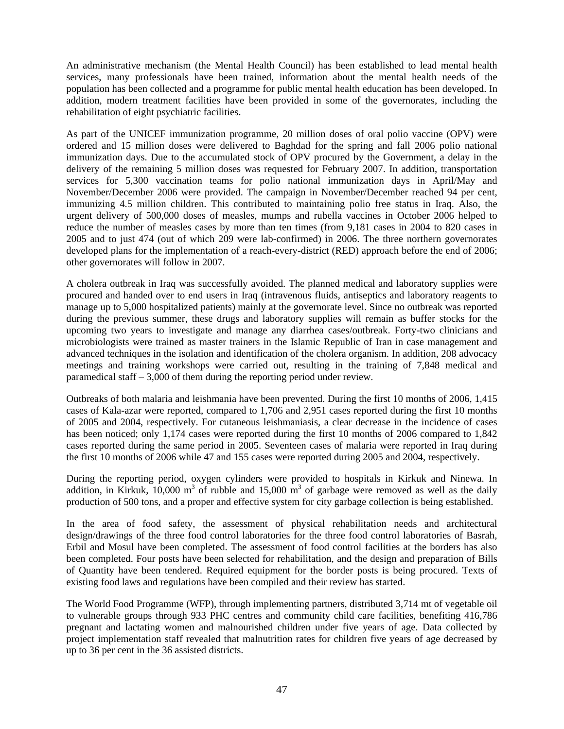An administrative mechanism (the Mental Health Council) has been established to lead mental health services, many professionals have been trained, information about the mental health needs of the population has been collected and a programme for public mental health education has been developed. In addition, modern treatment facilities have been provided in some of the governorates, including the rehabilitation of eight psychiatric facilities.

As part of the UNICEF immunization programme, 20 million doses of oral polio vaccine (OPV) were ordered and 15 million doses were delivered to Baghdad for the spring and fall 2006 polio national immunization days. Due to the accumulated stock of OPV procured by the Government, a delay in the delivery of the remaining 5 million doses was requested for February 2007. In addition, transportation services for 5,300 vaccination teams for polio national immunization days in April/May and November/December 2006 were provided. The campaign in November/December reached 94 per cent, immunizing 4.5 million children. This contributed to maintaining polio free status in Iraq. Also, the urgent delivery of 500,000 doses of measles, mumps and rubella vaccines in October 2006 helped to reduce the number of measles cases by more than ten times (from 9,181 cases in 2004 to 820 cases in 2005 and to just 474 (out of which 209 were lab-confirmed) in 2006. The three northern governorates developed plans for the implementation of a reach-every-district (RED) approach before the end of 2006; other governorates will follow in 2007.

A cholera outbreak in Iraq was successfully avoided. The planned medical and laboratory supplies were procured and handed over to end users in Iraq (intravenous fluids, antiseptics and laboratory reagents to manage up to 5,000 hospitalized patients) mainly at the governorate level. Since no outbreak was reported during the previous summer, these drugs and laboratory supplies will remain as buffer stocks for the upcoming two years to investigate and manage any diarrhea cases/outbreak. Forty-two clinicians and microbiologists were trained as master trainers in the Islamic Republic of Iran in case management and advanced techniques in the isolation and identification of the cholera organism. In addition, 208 advocacy meetings and training workshops were carried out, resulting in the training of 7,848 medical and paramedical staff – 3,000 of them during the reporting period under review.

Outbreaks of both malaria and leishmania have been prevented. During the first 10 months of 2006, 1,415 cases of Kala-azar were reported, compared to 1,706 and 2,951 cases reported during the first 10 months of 2005 and 2004, respectively. For cutaneous leishmaniasis, a clear decrease in the incidence of cases has been noticed; only 1,174 cases were reported during the first 10 months of 2006 compared to 1,842 cases reported during the same period in 2005. Seventeen cases of malaria were reported in Iraq during the first 10 months of 2006 while 47 and 155 cases were reported during 2005 and 2004, respectively.

During the reporting period, oxygen cylinders were provided to hospitals in Kirkuk and Ninewa. In addition, in Kirkuk, 10,000 $m^3$ of rubble and 15,000 $m^3$ of garbage were removed as well as the daily production of 500 tons, and a proper and effective system for city garbage collection is being established.

In the area of food safety, the assessment of physical rehabilitation needs and architectural design/drawings of the three food control laboratories for the three food control laboratories of Basrah, Erbil and Mosul have been completed. The assessment of food control facilities at the borders has also been completed. Four posts have been selected for rehabilitation, and the design and preparation of Bills of Quantity have been tendered. Required equipment for the border posts is being procured. Texts of existing food laws and regulations have been compiled and their review has started.

The World Food Programme (WFP), through implementing partners, distributed 3,714 mt of vegetable oil to vulnerable groups through 933 PHC centres and community child care facilities, benefiting 416,786 pregnant and lactating women and malnourished children under five years of age. Data collected by project implementation staff revealed that malnutrition rates for children five years of age decreased by up to 36 per cent in the 36 assisted districts.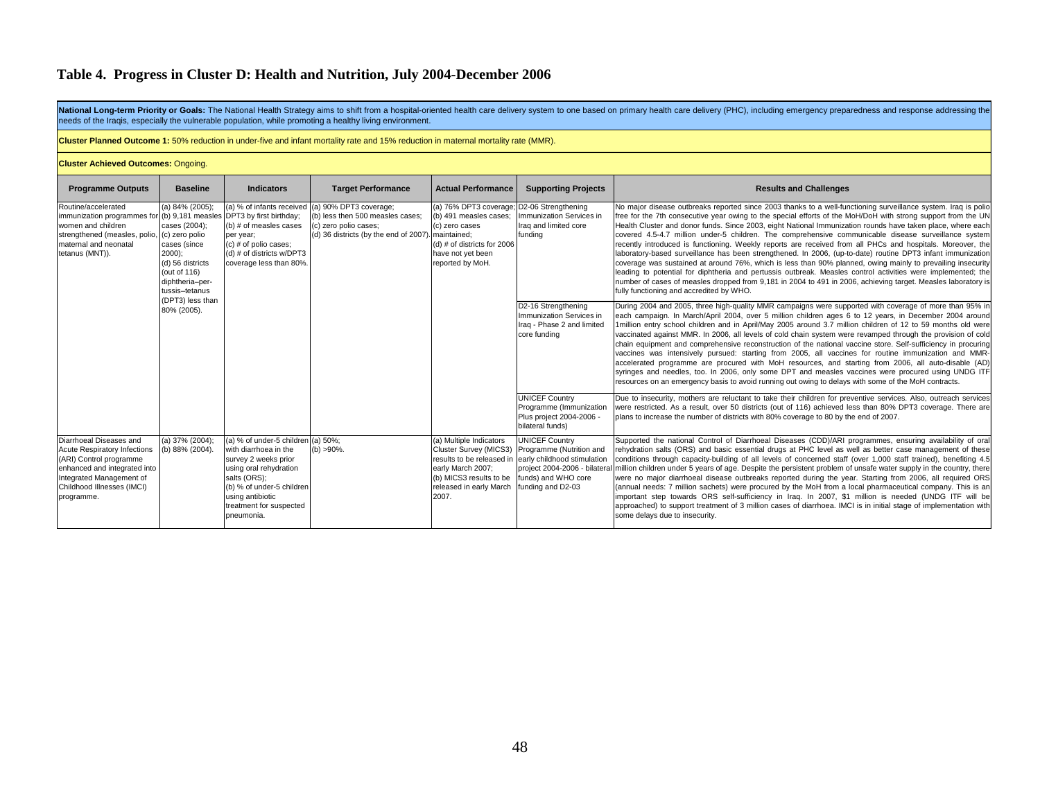# Table 4. Progress in Cluster D: Health and Nutrition, July 2004-December 2006

**National Long-term Priority or Goals:** The National Health Strategy aims to shift from a hospital-oriented health care delivery system to one based on primary health care delivery (PHC), including emergency preparedness and response addressing the needs of the Iraqis, especially the vulnerable population, while promoting a healthy living environment.

**Cluster Planned Outcome 1:** 50% reduction in under-five and infant mortality rate and 15% reduction in maternal mortality rate (MMR).

**Cluster Achieved Outcomes:** Ongoing.

| Programme Outputs | Baseline | Indicators | Target Performance | Actual Performance | Supporting Projects | Results and Challenges |
|---|---|---|---|---|---|---|
| Routine/accelerated immunization programmes for women and children strengthened (measles, polio, maternal and neonatal tetanus (MNT)). | (a) 84% (2005); (b) 9,181 measles cases (2004); (c) zero polio cases (since 2000); (d) 56 districts (out of 116) diphtheria–per-tussis–tetanus (DPT3) less than 80% (2005). | (a) % of infants received DPT3 by first birthday; (b) # of measles cases per year; (c) # of polio cases; (d) # of districts w/DPT3 coverage less than 80%. | (a) 90% DPT3 coverage; (b) less then 500 measles cases; (c) zero polio cases; (d) 36 districts (by the end of 2007). | (a) 76% DPT3 coverage; (b) 491 measles cases; (c) zero cases maintained; (d) # of districts for 2006 have not yet been reported by MoH. | D2-06 Strengthening Immunization Services in Iraq and limited core funding | No major disease outbreaks reported since 2003 thanks to a well-functioning surveillance system. Iraq is polio free for the 7th consecutive year owing to the special efforts of the MoH/DoH with strong support from the UN Health Cluster and donor funds. Since 2003, eight National Immunization rounds have taken place, where each covered 4.5-4.7 million under-5 children. The comprehensive communicable disease surveillance system recently introduced is functioning. Weekly reports are received from all PHCs and hospitals. Moreover, the laboratory-based surveillance has been strengthened. In 2006, (up-to-date) routine DPT3 infant immunization coverage was sustained at around 76%, which is less than 90% planned, owing mainly to prevailing insecurity leading to potential for diphtheria and pertussis outbreak. Measles control activities were implemented; the number of cases of measles dropped from 9,181 in 2004 to 491 in 2006, achieving target. Measles laboratory is fully functioning and accredited by WHO. |
| | | | | | D2-16 Strengthening Immunization Services in Iraq - Phase 2 and limited core funding | During 2004 and 2005, three high-quality MMR campaigns were supported with coverage of more than 95% in each campaign. In March/April 2004, over 5 million children ages 6 to 12 years, in December 2004 around 1million entry school children and in April/May 2005 around 3.7 million children of 12 to 59 months old were vaccinated against MMR. In 2006, all levels of cold chain system were revamped through the provision of cold chain equipment and comprehensive reconstruction of the national vaccine store. Self-sufficiency in procuring vaccines was intensively pursued: starting from 2005, all vaccines for routine immunization and MMR-accelerated programme are procured with MoH resources, and starting from 2006, all auto-disable (AD) syringes and needles, too. In 2006, only some DPT and measles vaccines were procured using UNDG ITF resources on an emergency basis to avoid running out owing to delays with some of the MoH contracts. |
| | | | | | UNICEF Country Programme (Immunization Plus project 2004-2006 - bilateral funds) | Due to insecurity, mothers are reluctant to take their children for preventive services. Also, outreach services were restricted. As a result, over 50 districts (out of 116) achieved less than 80% DPT3 coverage. There are plans to increase the number of districts with 80% coverage to 80 by the end of 2007. |
| Diarrhoeal Diseases and Acute Respiratory Infections (ARI) Control programme enhanced and integrated into Integrated Management of Childhood Illnesses (IMCI) programme. | (a) 37% (2004); (b) 88% (2004). | (a) % of under-5 children with diarrhoea in the survey 2 weeks prior using oral rehydration salts (ORS); (b) % of under-5 children using antibiotic treatment for suspected pneumonia. | (a) 50%; (b) >90%. | (a) Multiple Indicators Cluster Survey (MICS3) results to be released in early March 2007; (b) MICS3 results to be released in early March 2007. | UNICEF Country Programme (Nutrition and early childhood stimulation project 2004-2006 - bilateral funds) and WHO core funding and D2-03 | Supported the national Control of Diarrhoeal Diseases (CDD)/ARI programmes, ensuring availability of oral rehydration salts (ORS) and basic essential drugs at PHC level as well as better case management of these conditions through capacity-building of all levels of concerned staff (over 1,000 staff trained), benefiting 4.5 million children under 5 years of age. Despite the persistent problem of unsafe water supply in the country, there were no major diarrhoeal disease outbreaks reported during the year. Starting from 2006, all required ORS (annual needs: 7 million sachets) were procured by the MoH from a local pharmaceutical company. This is an important step towards ORS self-sufficiency in Iraq. In 2007, $1 million is needed (UNDG ITF will be approached) to support treatment of 3 million cases of diarrhoea. IMCI is in initial stage of implementation with some delays due to insecurity. |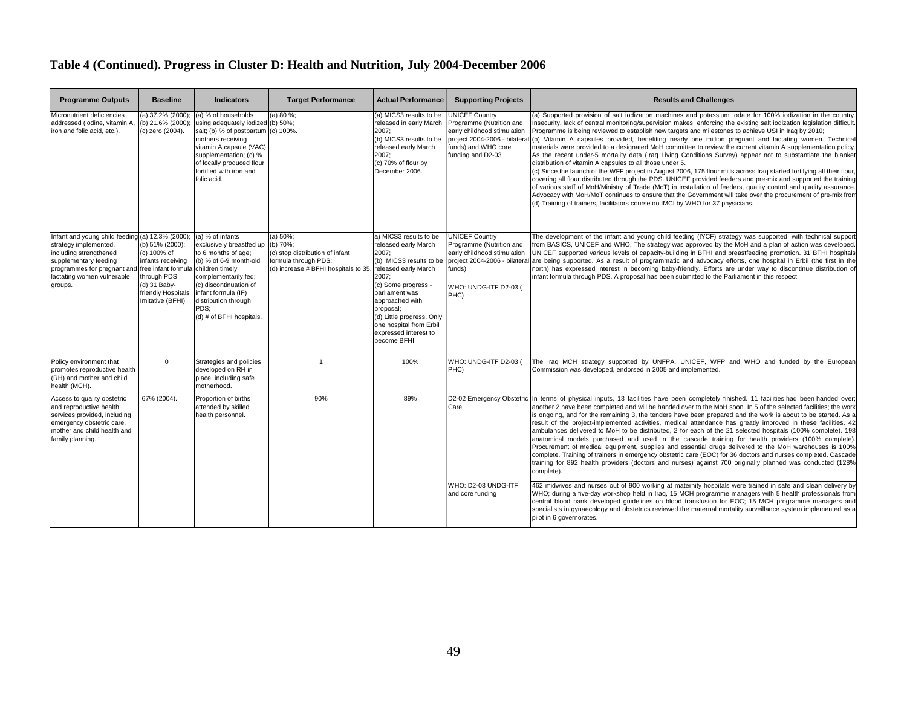# Table 4 (Continued). Progress in Cluster D: Health and Nutrition, July 2004-December 2006

| Programme Outputs | Baseline | Indicators | Target Performance | Actual Performance | Supporting Projects | Results and Challenges |
|---|---|---|---|---|---|---|
| Micronutrient deficiencies addressed (iodine, vitamin A, iron and folic acid, etc.). | (a) 37.2% (2000); (b) 21.6% (2000); (c) zero (2004). | (a) % of households using adequately iodized salt; (b) % of postpartum mothers receiving vitamin A capsule (VAC) supplementation; (c) % of locally produced flour fortified with iron and folic acid. | (a) 80 %; (b) 50%; (c) 100%. | (a) MICS3 results to be released in early March 2007; (b) MICS3 results to be released early March 2007; (c) 70% of flour by December 2006. | UNICEF Country Programme (Nutrition and early childhood stimulation project 2004-2006 - bilateral funds) and WHO core funding and D2-03 | (a) Supported provision of salt iodization machines and potassium Iodate for 100% iodization in the country. Insecurity, lack of central monitoring/supervision makes enforcing the existing salt iodization legislation difficult. Programme is being reviewed to establish new targets and milestones to achieve USI in Iraq by 2010; (b) Vitamin A capsules provided, benefiting nearly one million pregnant and lactating women. Technical materials were provided to a designated MoH committee to review the current vitamin A supplementation policy. As the recent under-5 mortality data (Iraq Living Conditions Survey) appear not to substantiate the blanket distribution of vitamin A capsules to all those under 5. (c) Since the launch of the WFF project in August 2006, 175 flour mills across Iraq started fortifying all their flour, covering all flour distributed through the PDS. UNICEF provided feeders and pre-mix and supported the training of various staff of MoH/Ministry of Trade (MoT) in installation of feeders, quality control and quality assurance. Advocacy with MoH/MoT continues to ensure that the Government will take over the procurement of pre-mix from (d) Training of trainers, facilitators course on IMCI by WHO for 37 physicians. |
| Infant and young child feeding strategy implemented, including strengthened supplementary feeding programmes for pregnant and lactating women vulnerable groups. | (a) 12.3% (2000); (b) 51% (2000); (c) 100% of infants receiving free infant formula through PDS; (d) 31 Baby-friendly Hospitals Imitative (BFHI). | (a) % of infants exclusively breastfed up to 6 months of age; (b) % of 6-9 month-old children timely complementarily fed; (c) discontinuation of infant formula (IF) distribution through PDS; (d) # of BFHI hospitals. | (a) 50%; (b) 70%; (c) stop distribution of infant formula through PDS; (d) increase # BFHI hospitals to 35. | a) MICS3 results to be released early March 2007; (b) MICS3 results to be released early March 2007; (c) Some progress - parliament was approached with proposal; (d) Little progress. Only one hospital from Erbil expressed interest to become BFHI. | UNICEF Country Programme (Nutrition and early childhood stimulation project 2004-2006 - bilateral funds) WHO: UNDG-ITF D2-03 ( PHC) | The development of the infant and young child feeding (IYCF) strategy was supported, with technical support from BASICS, UNICEF and WHO. The strategy was approved by the MoH and a plan of action was developed. UNICEF supported various levels of capacity-building in BFHI and breastfeeding promotion. 31 BFHI hospitals are being supported. As a result of programmatic and advocacy efforts, one hospital in Erbil (the first in the north) has expressed interest in becoming baby-friendly. Efforts are under way to discontinue distribution of infant formula through PDS. A proposal has been submitted to the Parliament in this respect. |
| Policy environment that promotes reproductive health (RH) and mother and child health (MCH). | 0 | Strategies and policies developed on RH in place, including safe motherhood. | 1 | 100% | WHO: UNDG-ITF D2-03 ( PHC) | The Iraq MCH strategy supported by UNFPA, UNICEF, WFP and WHO and funded by the European Commission was developed, endorsed in 2005 and implemented. |
| Access to quality obstetric and reproductive health services provided, including emergency obstetric care, mother and child health and family planning. | 67% (2004). | Proportion of births attended by skilled health personnel. | 90% | 89% | D2-02 Emergency Obstetric Care | In terms of physical inputs, 13 facilities have been completely finished. 11 facilities had been handed over; another 2 have been completed and will be handed over to the MoH soon. In 5 of the selected facilities; the work is ongoing, and for the remaining 3, the tenders have been prepared and the work is about to be started. As a result of the project-implemented activities, medical attendance has greatly improved in these facilities. 42 ambulances delivered to MoH to be distributed, 2 for each of the 21 selected hospitals (100% complete). 198 anatomical models purchased and used in the cascade training for health providers (100% complete). Procurement of medical equipment, supplies and essential drugs delivered to the MoH warehouses is 100% complete. Training of trainers in emergency obstetric care (EOC) for 36 doctors and nurses completed. Cascade training for 892 health providers (doctors and nurses) against 700 originally planned was conducted (128% complete). |
| | | | | | WHO: D2-03 UNDG-ITF and core funding | 462 midwives and nurses out of 900 working at maternity hospitals were trained in safe and clean delivery by WHO; during a five-day workshop held in Iraq, 15 MCH programme managers with 5 health professionals from central blood bank developed guidelines on blood transfusion for EOC; 15 MCH programme managers and specialists in gynaecology and obstetrics reviewed the maternal mortality surveillance system implemented as a pilot in 6 governorates. |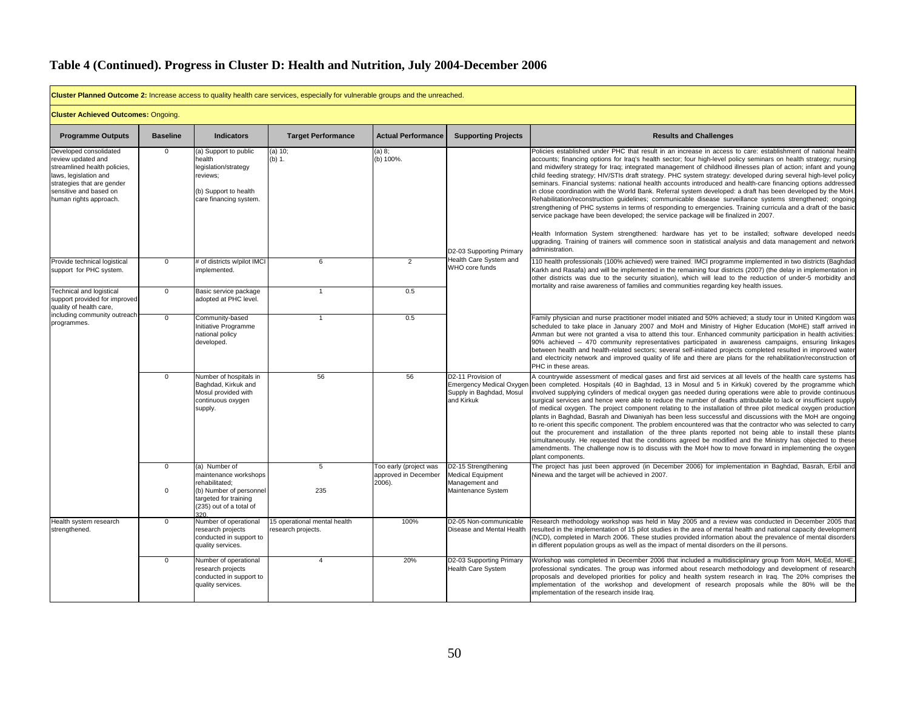# Table 4 (Continued). Progress in Cluster D: Health and Nutrition, July 2004-December 2006

**Cluster Planned Outcome 2:** Increase access to quality health care services, especially for vulnerable groups and the unreached.

**Cluster Achieved Outcomes:** Ongoing.

| Programme Outputs | Baseline | Indicators | Target Performance | Actual Performance | Supporting Projects | Results and Challenges |
|---|---|---|---|---|---|---|
| Developed consolidated review updated and streamlined health policies, laws, legislation and strategies that are gender sensitive and based on human rights approach. | 0 | (a) Support to public health legislation/strategy reviews; (b) Support to health care financing system. | (a) 10; (b) 1. | (a) 8; (b) 100%. | D2-03 Supporting Primary Health Care System and WHO core funds | Policies established under PHC that result in an increase in access to care: establishment of national health accounts; financing options for Iraq's health sector; four high-level policy seminars on health strategy; nursing and midwifery strategy for Iraq; integrated management of childhood illnesses plan of action; infant and young child feeding strategy; HIV/STIs draft strategy. PHC system strategy: developed during several high-level policy seminars. Financial systems: national health accounts introduced and health-care financing options addressed in close coordination with the World Bank. Referral system developed: a draft has been developed by the MoH. Rehabilitation/reconstruction guidelines; communicable disease surveillance systems strengthened; ongoing strengthening of PHC systems in terms of responding to emergencies. Training curricula and a draft of the basic service package have been developed; the service package will be finalized in 2007. Health Information System strengthened: hardware has yet to be installed; software developed needs upgrading. Training of trainers will commence soon in statistical analysis and data management and network administration. |
| Provide technical logistical support for PHC system. | 0 | # of districts w/pilot IMCI implemented. | 6 | 2 | | 110 health professionals (100% achieved) were trained. IMCI programme implemented in two districts (Baghdad Karkh and Rasafa) and will be implemented in the remaining four districts (2007) (the delay in implementation in other districts was due to the security situation), which will lead to the reduction of under-5 morbidity and mortality and raise awareness of families and communities regarding key health issues. |
| Technical and logistical support provided for improved quality of health care, including community outreach programmes. | 0 | Basic service package adopted at PHC level. | 1 | 0.5 | | |
| | 0 | Community-based Initiative Programme national policy developed. | 1 | 0.5 | | Family physician and nurse practitioner model initiated and 50% achieved; a study tour in United Kingdom was scheduled to take place in January 2007 and MoH and Ministry of Higher Education (MoHE) staff arrived in Amman but were not granted a visa to attend this tour. Enhanced community participation in health activities: 90% achieved – 470 community representatives participated in awareness campaigns, ensuring linkages between health and health-related sectors; several self-initiated projects completed resulted in improved water and electricity network and improved quality of life and there are plans for the rehabilitation/reconstruction of PHC in these areas. |
| | 0 | Number of hospitals in Baghdad, Kirkuk and Mosul provided with continuous oxygen supply. | 56 | 56 | D2-11 Provision of Emergency Medical Oxygen Supply in Baghdad, Mosul and Kirkuk | A countrywide assessment of medical gases and first aid services at all levels of the health care systems has been completed. Hospitals (40 in Baghdad, 13 in Mosul and 5 in Kirkuk) covered by the programme which involved supplying cylinders of medical oxygen gas needed during operations were able to provide continuous surgical services and hence were able to reduce the number of deaths attributable to lack or insufficient supply of medical oxygen. The project component relating to the installation of three pilot medical oxygen production plants in Baghdad, Basrah and Diwaniyah has been less successful and discussions with the MoH are ongoing to re-orient this specific component. The problem encountered was that the contractor who was selected to carry out the procurement and installation of the three plants reported not being able to install these plants simultaneously. He requested that the conditions agreed be modified and the Ministry has objected to these amendments. The challenge now is to discuss with the MoH how to move forward in implementing the oxygen plant components. |
| | 0<br>0 | (a) Number of maintenance workshops rehabilitated; (b) Number of personnel targeted for training (235) out of a total of 320. | 5<br>235 | Too early (project was approved in December 2006). | D2-15 Strengthening Medical Equipment Management and Maintenance System | The project has just been approved (in December 2006) for implementation in Baghdad, Basrah, Erbil and Ninewa and the target will be achieved in 2007. |
| Health system research strengthened. | 0 | Number of operational research projects conducted in support to quality services. | 15 operational mental health research projects. | 100% | D2-05 Non-communicable Disease and Mental Health | Research methodology workshop was held in May 2005 and a review was conducted in December 2005 that resulted in the implementation of 15 pilot studies in the area of mental health and national capacity development (NCD), completed in March 2006. These studies provided information about the prevalence of mental disorders in different population groups as well as the impact of mental disorders on the ill persons. |
| | 0 | Number of operational research projects conducted in support to quality services. | 4 | 20% | D2-03 Supporting Primary Health Care System | Workshop was completed in December 2006 that included a multidisciplinary group from MoH, MoEd, MoHE, professional syndicates. The group was informed about research methodology and development of research proposals and developed priorities for policy and health system research in Iraq. The 20% comprises the implementation of the workshop and development of research proposals while the 80% will be the implementation of the research inside Iraq. |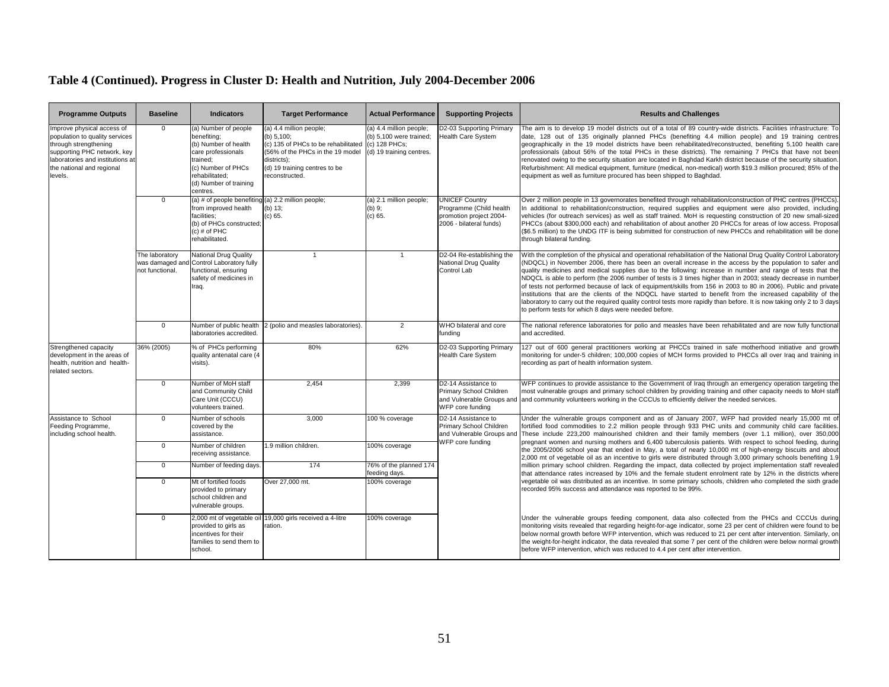## Table 4 (Continued). Progress in Cluster D: Health and Nutrition, July 2004-December 2006

| Programme Outputs | Baseline | Indicators | Target Performance | Actual Performance | Supporting Projects | Results and Challenges |
|---|---|---|---|---|---|---|
| Improve physical access of population to quality services through strengthening supporting PHC network, key laboratories and institutions at the national and regional levels. | 0 | (a) Number of people benefiting; (b) Number of health care professionals trained; (c) Number of PHCs rehabilitated; (d) Number of training centres. | (a) 4.4 million people; (b) 5,100; (c) 135 of PHCs to be rehabilitated (56% of the PHCs in the 19 model districts); (d) 19 training centres to be reconstructed. | (a) 4.4 million people; (b) 5,100 were trained; (c) 128 PHCs; (d) 19 training centres. | D2-03 Supporting Primary Health Care System | The aim is to develop 19 model districts out of a total of 89 country-wide districts. Facilities infrastructure: To date, 128 out of 135 originally planned PHCs (benefiting 4.4 million people) and 19 training centres geographically in the 19 model districts have been rehabilitated/reconstructed, benefiting 5,100 health care professionals (about 56% of the total PHCs in these districts). The remaining 7 PHCs that have not been renovated owing to the security situation are located in Baghdad Karkh district because of the security situation. Refurbishment: All medical equipment, furniture (medical, non-medical) worth $19.3 million procured; 85% of the equipment as well as furniture procured has been shipped to Baghdad. |
| | 0 | (a) # of people benefiting from improved health facilities; (b) of PHCs constructed; (c) # of PHC rehabilitated. | (a) 2.2 million people; (b) 13; (c) 65. | (a) 2.1 million people; (b) 9; (c) 65. | UNICEF Country Programme (Child health promotion project 2004-2006 - bilateral funds) | Over 2 million people in 13 governorates benefited through rehabilitation/construction of PHC centres (PHCCs). In additional to rehabilitation/construction, required supplies and equipment were also provided, including vehicles (for outreach services) as well as staff trained. MoH is requesting construction of 20 new small-sized PHCCs (about $300,000 each) and rehabilitation of about another 20 PHCCs for areas of low access. Proposal ($6.5 million) to the UNDG ITF is being submitted for construction of new PHCCs and rehabilitation will be done through bilateral funding. |
| | The laboratory was damaged and not functional. | National Drug Quality Control Laboratory fully functional, ensuring safety of medicines in Iraq. | 1 | 1 | D2-04 Re-establishing the National Drug Quality Control Lab | With the completion of the physical and operational rehabilitation of the National Drug Quality Control Laboratory (NDQCL) in November 2006, there has been an overall increase in the access by the population to safer and quality medicines and medical supplies due to the following: increase in number and range of tests that the NDQCL is able to perform (the 2006 number of tests is 3 times higher than in 2003; steady decrease in number of tests not performed because of lack of equipment/skills from 156 in 2003 to 80 in 2006). Public and private institutions that are the clients of the NDQCL have started to benefit from the increased capability of the laboratory to carry out the required quality control tests more rapidly than before. It is now taking only 2 to 3 days to perform tests for which 8 days were needed before. |
| | 0 | Number of public health laboratories accredited. | 2 (polio and measles laboratories). | 2 | WHO bilateral and core funding | The national reference laboratories for polio and measles have been rehabilitated and are now fully functional and accredited. |
| Strengthened capacity development in the areas of health, nutrition and health-related sectors. | 36% (2005) | % of PHCs performing quality antenatal care (4 visits). | 80% | 62% | D2-03 Supporting Primary Health Care System | 127 out of 600 general practitioners working at PHCCs trained in safe motherhood initiative and growth monitoring for under-5 children; 100,000 copies of MCH forms provided to PHCCs all over Iraq and training in recording as part of health information system. |
| | 0 | Number of MoH staff and Community Child Care Unit (CCCU) volunteers trained. | 2,454 | 2,399 | D2-14 Assistance to Primary School Children and Vulnerable Groups and WFP core funding | WFP continues to provide assistance to the Government of Iraq through an emergency operation targeting the most vulnerable groups and primary school children by providing training and other capacity needs to MoH staff and community volunteers working in the CCCUs to efficiently deliver the needed services. |
| Assistance to School Feeding Programme, including school health. | 0 | Number of schools covered by the assistance. | 3,000 | 100 % coverage | D2-14 Assistance to Primary School Children and Vulnerable Groups and WFP core funding | Under the vulnerable groups component and as of January 2007, WFP had provided nearly 15,000 mt of fortified food commodities to 2.2 million people through 933 PHC units and community child care facilities. These include 223,200 malnourished children and their family members (over 1.1 million), over 350,000 pregnant women and nursing mothers and 6,400 tuberculosis patients. With respect to school feeding, during the 2005/2006 school year that ended in May, a total of nearly 10,000 mt of high-energy biscuits and about 2,000 mt of vegetable oil as an incentive to girls were distributed through 3,000 primary schools benefiting 1.9 million primary school children. Regarding the impact, data collected by project implementation staff revealed that attendance rates increased by 10% and the female student enrolment rate by 12% in the districts where vegetable oil was distributed as an incentive. In some primary schools, children who completed the sixth grade recorded 95% success and attendance was reported to be 99%. |
| | 0 | Number of children receiving assistance. | 1.9 million children. | 100% coverage | | |
| | 0 | Number of feeding days. | 174 | 76% of the planned 174 feeding days. | | |
| | 0 | Mt of fortified foods provided to primary school children and vulnerable groups. | Over 27,000 mt. | 100% coverage | | |
| | 0 | 2,000 mt of vegetable oil provided to girls as incentives for their families to send them to school. | 19,000 girls received a 4-litre ration. | 100% coverage | | Under the vulnerable groups feeding component, data also collected from the PHCs and CCCUs during monitoring visits revealed that regarding height-for-age indicator, some 23 per cent of children were found to be below normal growth before WFP intervention, which was reduced to 21 per cent after intervention. Similarly, on the weight-for-height indicator, the data revealed that some 7 per cent of the children were below normal growth before WFP intervention, which was reduced to 4.4 per cent after intervention. |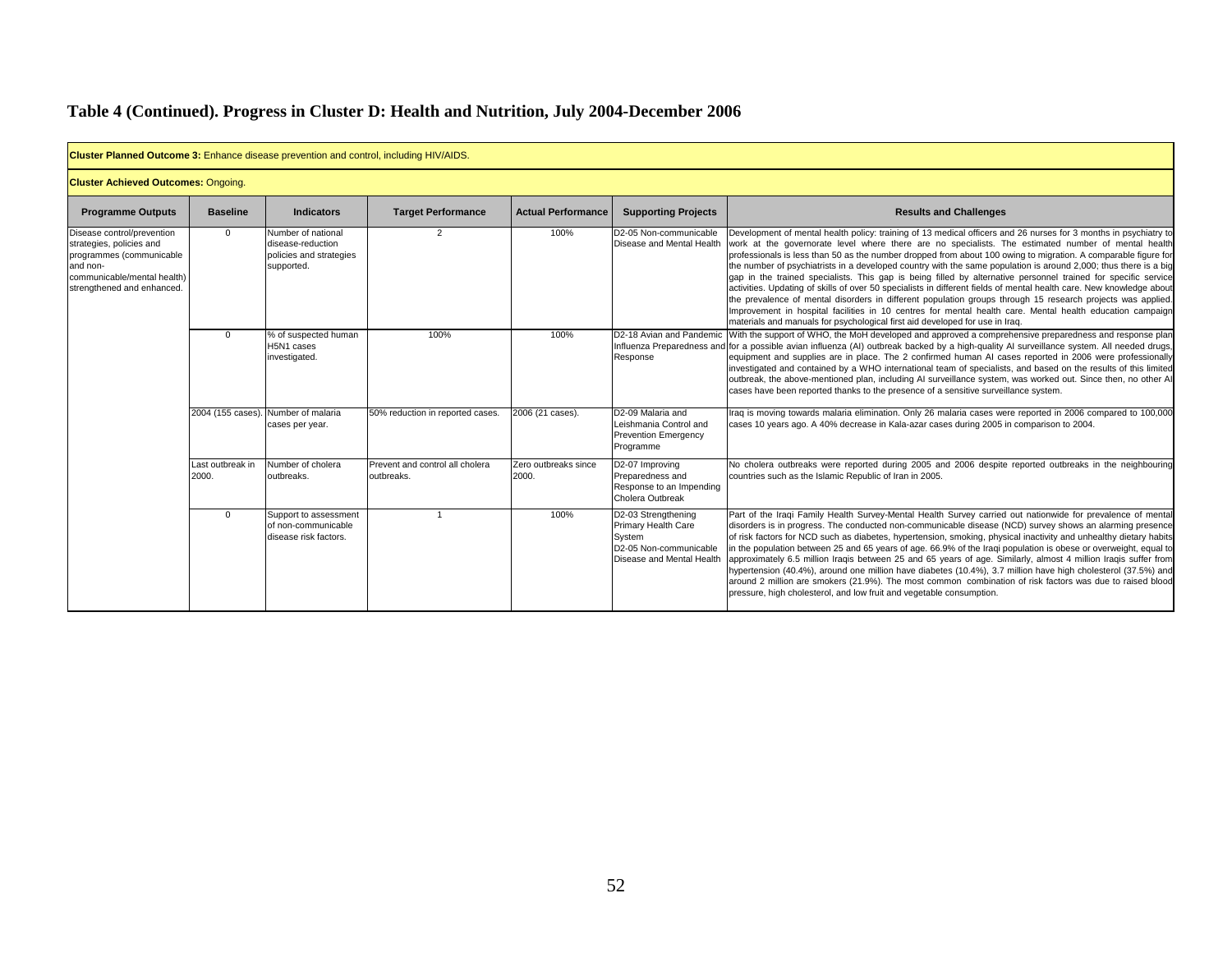## Table 4 (Continued). Progress in Cluster D: Health and Nutrition, July 2004-December 2006

| **Cluster Planned Outcome 3:** Enhance disease prevention and control, including HIV/AIDS. | | | | | | |
|---|---|---|---|---|---|---|
| **Cluster Achieved Outcomes:** Ongoing. | | | | | | |
| **Programme Outputs** | **Baseline** | **Indicators** | **Target Performance** | **Actual Performance** | **Supporting Projects** | **Results and Challenges** |
| Disease control/prevention strategies, policies and programmes (communicable and non-communicable/mental health) strengthened and enhanced. | 0 | Number of national disease-reduction policies and strategies supported. | 2 | 100% | D2-05 Non-communicable Disease and Mental Health | Development of mental health policy: training of 13 medical officers and 26 nurses for 3 months in psychiatry to work at the governorate level where there are no specialists. The estimated number of mental health professionals is less than 50 as the number dropped from about 100 owing to migration. A comparable figure for the number of psychiatrists in a developed country with the same population is around 2,000; thus there is a big gap in the trained specialists. This gap is being filled by alternative personnel trained for specific service activities. Updating of skills of over 50 specialists in different fields of mental health care. New knowledge about the prevalence of mental disorders in different population groups through 15 research projects was applied. Improvement in hospital facilities in 10 centres for mental health care. Mental health education campaign materials and manuals for psychological first aid developed for use in Iraq. |
| | 0 | % of suspected human H5N1 cases investigated. | 100% | 100% | D2-18 Avian and Pandemic Influenza Preparedness and Response | With the support of WHO, the MoH developed and approved a comprehensive preparedness and response plan for a possible avian influenza (AI) outbreak backed by a high-quality AI surveillance system. All needed drugs, equipment and supplies are in place. The 2 confirmed human AI cases reported in 2006 were professionally investigated and contained by a WHO international team of specialists, and based on the results of this limited outbreak, the above-mentioned plan, including AI surveillance system, was worked out. Since then, no other AI cases have been reported thanks to the presence of a sensitive surveillance system. |
| | 2004 (155 cases). | Number of malaria cases per year. | 50% reduction in reported cases. | 2006 (21 cases). | D2-09 Malaria and Leishmania Control and Prevention Emergency Programme | Iraq is moving towards malaria elimination. Only 26 malaria cases were reported in 2006 compared to 100,000 cases 10 years ago. A 40% decrease in Kala-azar cases during 2005 in comparison to 2004. |
| | Last outbreak in 2000. | Number of cholera outbreaks. | Prevent and control all cholera outbreaks. | Zero outbreaks since 2000. | D2-07 Improving Preparedness and Response to an Impending Cholera Outbreak | No cholera outbreaks were reported during 2005 and 2006 despite reported outbreaks in the neighbouring countries such as the Islamic Republic of Iran in 2005. |
| | 0 | Support to assessment of non-communicable disease risk factors. | 1 | 100% | D2-03 Strengthening Primary Health Care System<br>D2-05 Non-communicable Disease and Mental Health | Part of the Iraqi Family Health Survey-Mental Health Survey carried out nationwide for prevalence of mental disorders is in progress. The conducted non-communicable disease (NCD) survey shows an alarming presence of risk factors for NCD such as diabetes, hypertension, smoking, physical inactivity and unhealthy dietary habits in the population between 25 and 65 years of age. 66.9% of the Iraqi population is obese or overweight, equal to approximately 6.5 million Iraqis between 25 and 65 years of age. Similarly, almost 4 million Iraqis suffer from hypertension (40.4%), around one million have diabetes (10.4%), 3.7 million have high cholesterol (37.5%) and around 2 million are smokers (21.9%). The most common combination of risk factors was due to raised blood pressure, high cholesterol, and low fruit and vegetable consumption. |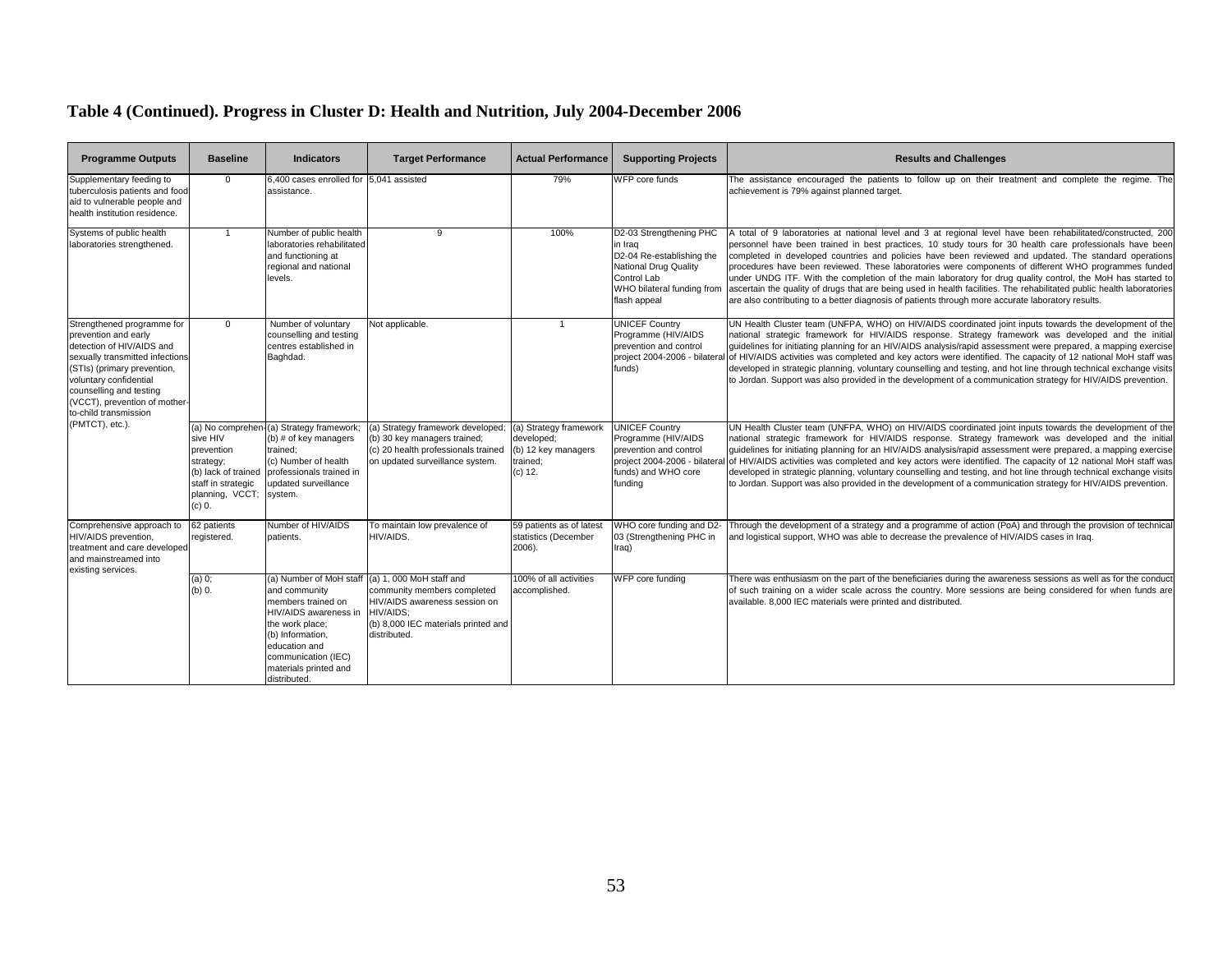# Table 4 (Continued). Progress in Cluster D: Health and Nutrition, July 2004-December 2006

| Programme Outputs | Baseline | Indicators | Target Performance | Actual Performance | Supporting Projects | Results and Challenges |
|---|---|---|---|---|---|---|
| Supplementary feeding to tuberculosis patients and food aid to vulnerable people and health institution residence. | 0 | 6,400 cases enrolled for assistance. | 5,041 assisted | 79% | WFP core funds | The assistance encouraged the patients to follow up on their treatment and complete the regime. The achievement is 79% against planned target. |
| Systems of public health laboratories strengthened. | 1 | Number of public health laboratories rehabilitated and functioning at regional and national levels. | 9 | 100% | D2-03 Strengthening PHC in Iraq<br>D2-04 Re-establishing the National Drug Quality Control Lab<br>WHO bilateral funding from flash appeal | A total of 9 laboratories at national level and 3 at regional level have been rehabilitated/constructed, 200 personnel have been trained in best practices, 10 study tours for 30 health care professionals have been completed in developed countries and policies have been reviewed and updated. The standard operations procedures have been reviewed. These laboratories were components of different WHO programmes funded under UNDG ITF. With the completion of the main laboratory for drug quality control, the MoH has started to ascertain the quality of drugs that are being used in health facilities. The rehabilitated public health laboratories are also contributing to a better diagnosis of patients through more accurate laboratory results. |
| Strengthened programme for prevention and early detection of HIV/AIDS and sexually transmitted infections (STIs) (primary prevention, voluntary confidential counselling and testing (VCCT), prevention of mother-to-child transmission (PMTCT), etc.). | 0 | Number of voluntary counselling and testing centres established in Baghdad. | Not applicable. | 1 | UNICEF Country Programme (HIV/AIDS prevention and control project 2004-2006 - bilateral funds) | UN Health Cluster team (UNFPA, WHO) on HIV/AIDS coordinated joint inputs towards the development of the national strategic framework for HIV/AIDS response. Strategy framework was developed and the initial guidelines for initiating planning for an HIV/AIDS analysis/rapid assessment were prepared, a mapping exercise of HIV/AIDS activities was completed and key actors were identified. The capacity of 12 national MoH staff was developed in strategic planning, voluntary counselling and testing, and hot line through technical exchange visits to Jordan. Support was also provided in the development of a communication strategy for HIV/AIDS prevention. |
| | (a) No comprehensive HIV prevention strategy;<br>(b) lack of trained staff in strategic planning, VCCT;<br>(c) 0. | (a) Strategy framework;<br>(b) # of key managers trained;<br>(c) Number of health professionals trained in updated surveillance system. | (a) Strategy framework developed;<br>(b) 30 key managers trained;<br>(c) 20 health professionals trained on updated surveillance system. | (a) Strategy framework developed;<br>(b) 12 key managers trained;<br>(c) 12. | UNICEF Country Programme (HIV/AIDS prevention and control project 2004-2006 - bilateral funds) and WHO core funding | UN Health Cluster team (UNFPA, WHO) on HIV/AIDS coordinated joint inputs towards the development of the national strategic framework for HIV/AIDS response. Strategy framework was developed and the initial guidelines for initiating planning for an HIV/AIDS analysis/rapid assessment were prepared, a mapping exercise of HIV/AIDS activities was completed and key actors were identified. The capacity of 12 national MoH staff was developed in strategic planning, voluntary counselling and testing, and hot line through technical exchange visits to Jordan. Support was also provided in the development of a communication strategy for HIV/AIDS prevention. |
| Comprehensive approach to HIV/AIDS prevention, treatment and care developed and mainstreamed into existing services. | 62 patients registered. | Number of HIV/AIDS patients. | To maintain low prevalence of HIV/AIDS. | 59 patients as of latest statistics (December 2006). | WHO core funding and D2-03 (Strengthening PHC in Iraq) | Through the development of a strategy and a programme of action (PoA) and through the provision of technical and logistical support, WHO was able to decrease the prevalence of HIV/AIDS cases in Iraq. |
| | (a) 0;<br>(b) 0. | (a) Number of MoH staff and community members trained on HIV/AIDS awareness in the work place;<br>(b) Information, education and communication (IEC) materials printed and distributed. | (a) 1, 000 MoH staff and community members completed HIV/AIDS awareness session on HIV/AIDS;<br>(b) 8,000 IEC materials printed and distributed. | 100% of all activities accomplished. | WFP core funding | There was enthusiasm on the part of the beneficiaries during the awareness sessions as well as for the conduct of such training on a wider scale across the country. More sessions are being considered for when funds are available. 8,000 IEC materials were printed and distributed. |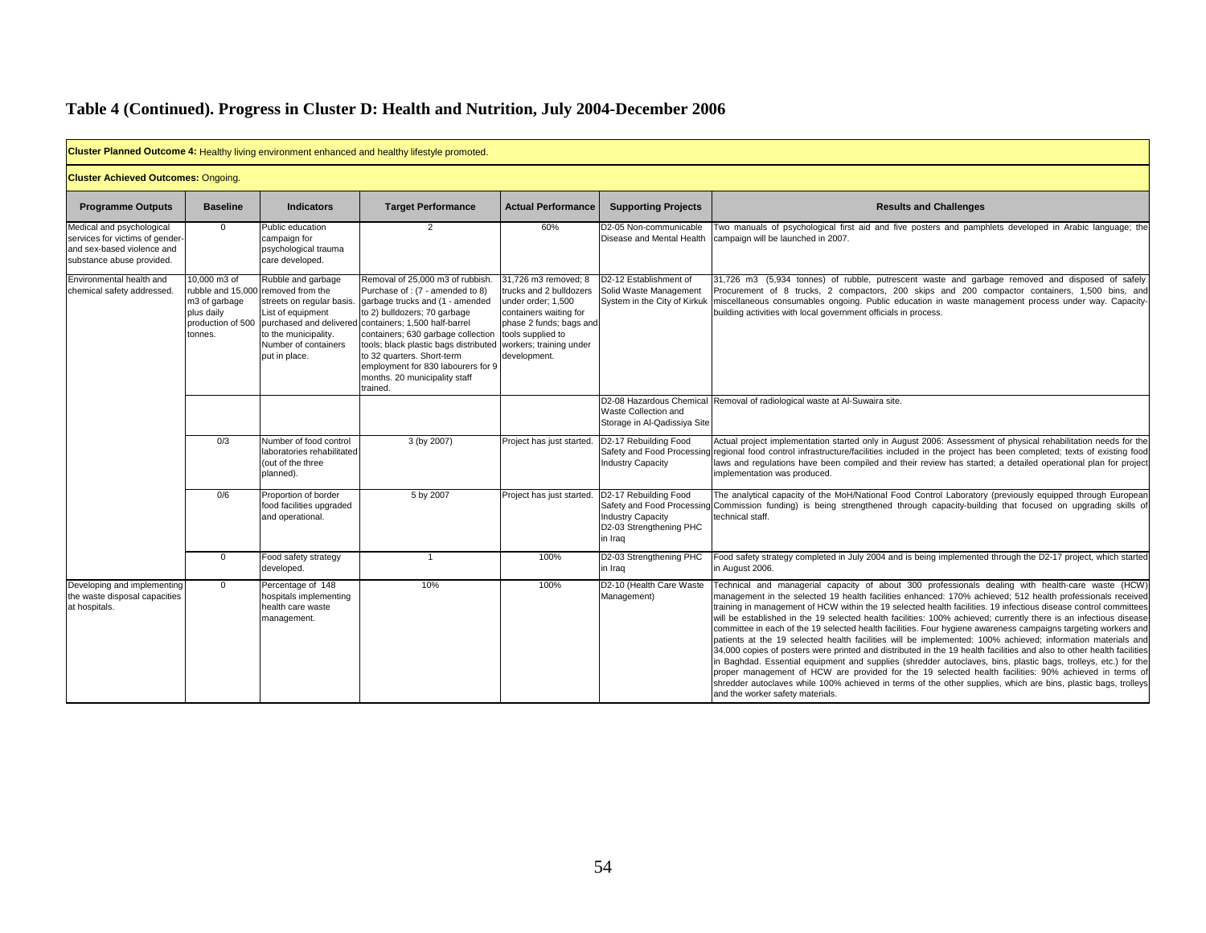# Table 4 (Continued). Progress in Cluster D: Health and Nutrition, July 2004-December 2006

| **Cluster Planned Outcome 4:** Healthy living environment enhanced and healthy lifestyle promoted. | | | | | | |
|---|---|---|---|---|---|---|
| **Cluster Achieved Outcomes:** Ongoing. | | | | | | |
| **Programme Outputs** | **Baseline** | **Indicators** | **Target Performance** | **Actual Performance** | **Supporting Projects** | **Results and Challenges** |
| Medical and psychological services for victims of gender-and sex-based violence and substance abuse provided. | 0 | Public education campaign for psychological trauma care developed. | 2 | 60% | D2-05 Non-communicable Disease and Mental Health | Two manuals of psychological first aid and five posters and pamphlets developed in Arabic language; the campaign will be launched in 2007. |
| Environmental health and chemical safety addressed. | 10,000 m3 of rubble and 15,000 m3 of garbage plus daily production of 500 tonnes. | Rubble and garbage removed from the streets on regular basis. List of equipment purchased and delivered to the municipality. Number of containers put in place. | Removal of 25,000 m3 of rubbish. Purchase of : (7 - amended to 8) garbage trucks and (1 - amended to 2) bulldozers; 70 garbage containers; 1,500 half-barrel containers; 630 garbage collection tools; black plastic bags distributed to 32 quarters. Short-term employment for 830 labourers for 9 months. 20 municipality staff trained. | 31,726 m3 removed; 8 trucks and 2 bulldozers under order; 1,500 containers waiting for phase 2 funds; bags and tools supplied to workers; training under development. | D2-12 Establishment of Solid Waste Management System in the City of Kirkuk | 31,726 m3 (5,934 tonnes) of rubble, putrescent waste and garbage removed and disposed of safely. Procurement of 8 trucks, 2 compactors, 200 skips and 200 compactor containers, 1,500 bins, and miscellaneous consumables ongoing. Public education in waste management process under way. Capacity-building activities with local government officials in process. |
| | | | | | D2-08 Hazardous Chemical Waste Collection and Storage in Al-Qadissiya Site | Removal of radiological waste at Al-Suwaira site. |
| | 0/3 | Number of food control laboratories rehabilitated (out of the three planned). | 3 (by 2007) | Project has just started. | D2-17 Rebuilding Food Safety and Food Processing Industry Capacity | Actual project implementation started only in August 2006: Assessment of physical rehabilitation needs for the regional food control infrastructure/facilities included in the project has been completed; texts of existing food laws and regulations have been compiled and their review has started; a detailed operational plan for project implementation was produced. |
| | 0/6 | Proportion of border food facilities upgraded and operational. | 5 by 2007 | Project has just started. | D2-17 Rebuilding Food Safety and Food Processing Industry Capacity D2-03 Strengthening PHC in Iraq | The analytical capacity of the MoH/National Food Control Laboratory (previously equipped through European Commission funding) is being strengthened through capacity-building that focused on upgrading skills of technical staff. |
| | 0 | Food safety strategy developed. | 1 | 100% | D2-03 Strengthening PHC in Iraq | Food safety strategy completed in July 2004 and is being implemented through the D2-17 project, which started in August 2006. |
| Developing and implementing the waste disposal capacities at hospitals. | 0 | Percentage of 148 hospitals implementing health care waste management. | 10% | 100% | D2-10 (Health Care Waste Management) | Technical and managerial capacity of about 300 professionals dealing with health-care waste (HCW) management in the selected 19 health facilities enhanced: 170% achieved; 512 health professionals received training in management of HCW within the 19 selected health facilities. 19 infectious disease control committees will be established in the 19 selected health facilities: 100% achieved; currently there is an infectious disease committee in each of the 19 selected health facilities. Four hygiene awareness campaigns targeting workers and patients at the 19 selected health facilities will be implemented: 100% achieved; information materials and 34,000 copies of posters were printed and distributed in the 19 health facilities and also to other health facilities in Baghdad. Essential equipment and supplies (shredder autoclaves, bins, plastic bags, trolleys, etc.) for the proper management of HCW are provided for the 19 selected health facilities: 90% achieved in terms of shredder autoclaves while 100% achieved in terms of the other supplies, which are bins, plastic bags, trolleys and the worker safety materials. |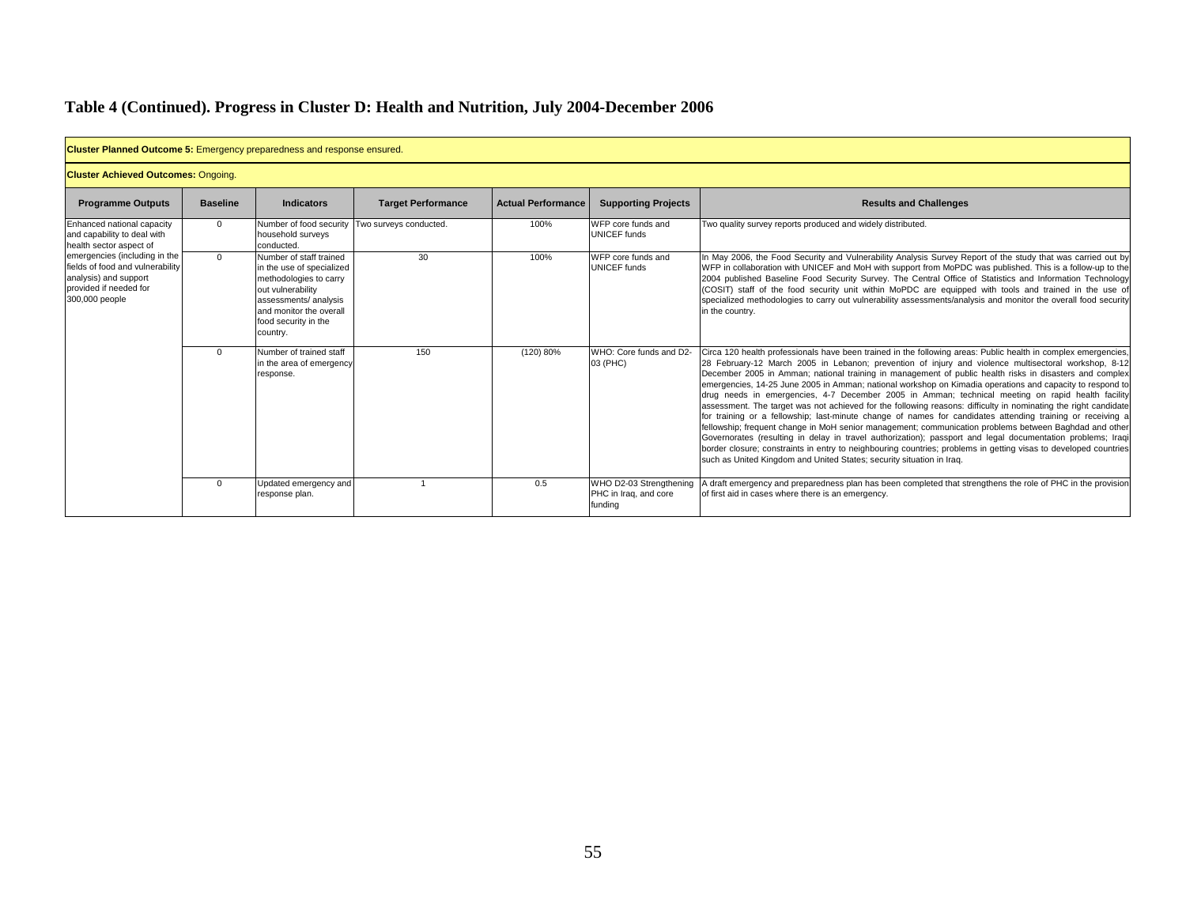## Table 4 (Continued). Progress in Cluster D: Health and Nutrition, July 2004-December 2006

**Cluster Planned Outcome 5:** Emergency preparedness and response ensured.

**Cluster Achieved Outcomes:** Ongoing.

| Programme Outputs | Baseline | Indicators | Target Performance | Actual Performance | Supporting Projects | Results and Challenges |
|---|---|---|---|---|---|---|
| Enhanced national capacity and capability to deal with health sector aspect of emergencies (including in the fields of food and vulnerability analysis) and support provided if needed for 300,000 people | 0 | Number of food security household surveys conducted. | Two surveys conducted. | 100% | WFP core funds and UNICEF funds | Two quality survey reports produced and widely distributed. |
| | 0 | Number of staff trained in the use of specialized methodologies to carry out vulnerability assessments/ analysis and monitor the overall food security in the country. | 30 | 100% | WFP core funds and UNICEF funds | In May 2006, the Food Security and Vulnerability Analysis Survey Report of the study that was carried out by WFP in collaboration with UNICEF and MoH with support from MoPDC was published. This is a follow-up to the 2004 published Baseline Food Security Survey. The Central Office of Statistics and Information Technology (COSIT) staff of the food security unit within MoPDC are equipped with tools and trained in the use of specialized methodologies to carry out vulnerability assessments/analysis and monitor the overall food security in the country. |
| | 0 | Number of trained staff in the area of emergency response. | 150 | (120) 80% | WHO: Core funds and D2-03 (PHC) | Circa 120 health professionals have been trained in the following areas: Public health in complex emergencies, 28 February-12 March 2005 in Lebanon; prevention of injury and violence multisectoral workshop, 8-12 December 2005 in Amman; national training in management of public health risks in disasters and complex emergencies, 14-25 June 2005 in Amman; national workshop on Kimadia operations and capacity to respond to drug needs in emergencies, 4-7 December 2005 in Amman; technical meeting on rapid health facility assessment. The target was not achieved for the following reasons: difficulty in nominating the right candidate for training or a fellowship; last-minute change of names for candidates attending training or receiving a fellowship; frequent change in MoH senior management; communication problems between Baghdad and other Governorates (resulting in delay in travel authorization); passport and legal documentation problems; Iraqi border closure; constraints in entry to neighbouring countries; problems in getting visas to developed countries such as United Kingdom and United States; security situation in Iraq. |
| | 0 | Updated emergency and response plan. | 1 | 0.5 | WHO D2-03 Strengthening PHC in Iraq, and core funding | A draft emergency and preparedness plan has been completed that strengthens the role of PHC in the provision of first aid in cases where there is an emergency. |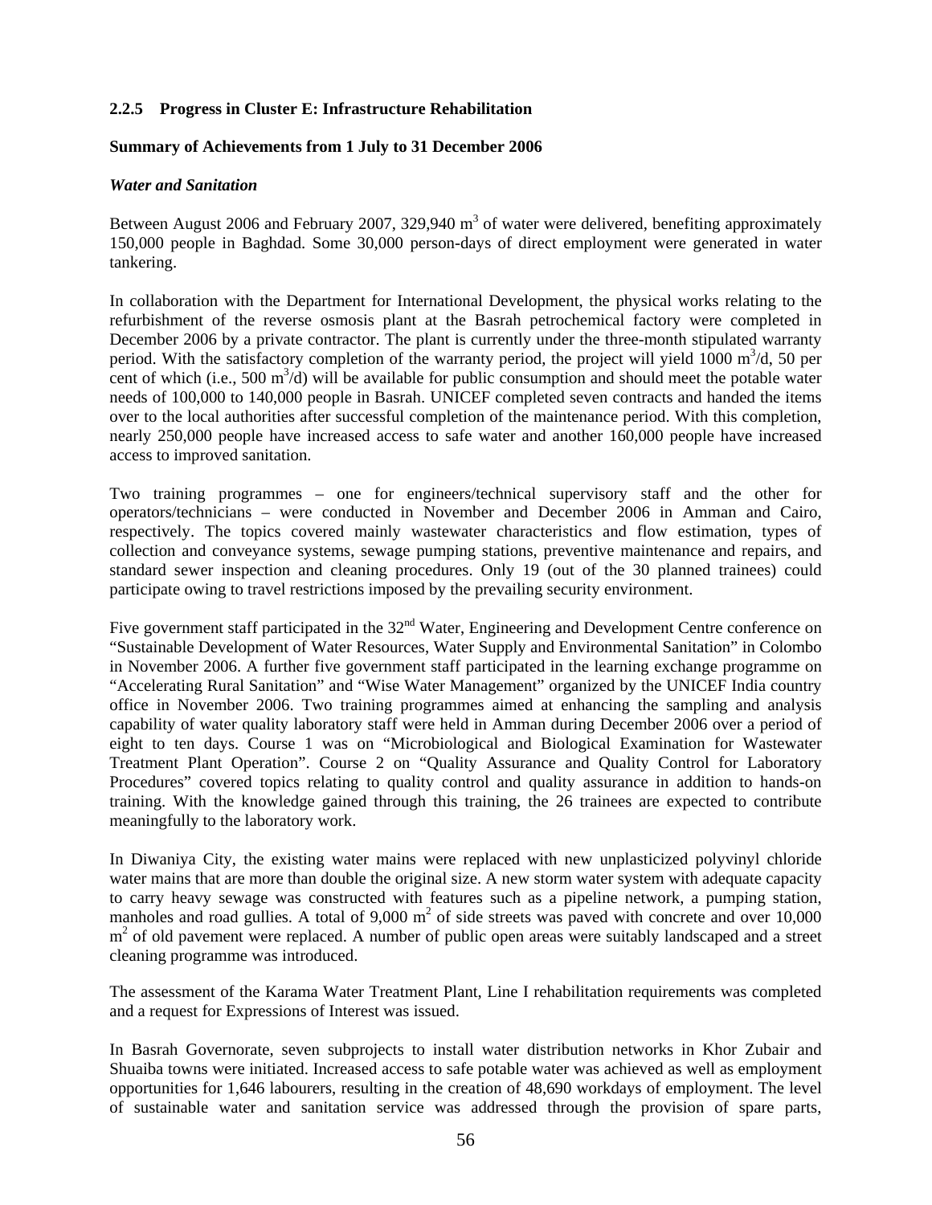### 2.2.5 Progress in Cluster E: Infrastructure Rehabilitation

**Summary of Achievements from 1 July to 31 December 2006**

***Water and Sanitation***

Between August 2006 and February 2007, 329,940 $m^3$ of water were delivered, benefiting approximately 150,000 people in Baghdad. Some 30,000 person-days of direct employment were generated in water tankering.

In collaboration with the Department for International Development, the physical works relating to the refurbishment of the reverse osmosis plant at the Basrah petrochemical factory were completed in December 2006 by a private contractor. The plant is currently under the three-month stipulated warranty period. With the satisfactory completion of the warranty period, the project will yield 1000 $m^3$/d, 50 per cent of which (i.e., 500 $m^3$/d) will be available for public consumption and should meet the potable water needs of 100,000 to 140,000 people in Basrah. UNICEF completed seven contracts and handed the items over to the local authorities after successful completion of the maintenance period. With this completion, nearly 250,000 people have increased access to safe water and another 160,000 people have increased access to improved sanitation.

Two training programmes – one for engineers/technical supervisory staff and the other for operators/technicians – were conducted in November and December 2006 in Amman and Cairo, respectively. The topics covered mainly wastewater characteristics and flow estimation, types of collection and conveyance systems, sewage pumping stations, preventive maintenance and repairs, and standard sewer inspection and cleaning procedures. Only 19 (out of the 30 planned trainees) could participate owing to travel restrictions imposed by the prevailing security environment.

Five government staff participated in the 32nd Water, Engineering and Development Centre conference on "Sustainable Development of Water Resources, Water Supply and Environmental Sanitation" in Colombo in November 2006. A further five government staff participated in the learning exchange programme on "Accelerating Rural Sanitation" and "Wise Water Management" organized by the UNICEF India country office in November 2006. Two training programmes aimed at enhancing the sampling and analysis capability of water quality laboratory staff were held in Amman during December 2006 over a period of eight to ten days. Course 1 was on "Microbiological and Biological Examination for Wastewater Treatment Plant Operation". Course 2 on "Quality Assurance and Quality Control for Laboratory Procedures" covered topics relating to quality control and quality assurance in addition to hands-on training. With the knowledge gained through this training, the 26 trainees are expected to contribute meaningfully to the laboratory work.

In Diwaniya City, the existing water mains were replaced with new unplasticized polyvinyl chloride water mains that are more than double the original size. A new storm water system with adequate capacity to carry heavy sewage was constructed with features such as a pipeline network, a pumping station, manholes and road gullies. A total of 9,000 $m^2$ of side streets was paved with concrete and over 10,000 $m^2$ of old pavement were replaced. A number of public open areas were suitably landscaped and a street cleaning programme was introduced.

The assessment of the Karama Water Treatment Plant, Line I rehabilitation requirements was completed and a request for Expressions of Interest was issued.

In Basrah Governorate, seven subprojects to install water distribution networks in Khor Zubair and Shuaiba towns were initiated. Increased access to safe potable water was achieved as well as employment opportunities for 1,646 labourers, resulting in the creation of 48,690 workdays of employment. The level of sustainable water and sanitation service was addressed through the provision of spare parts,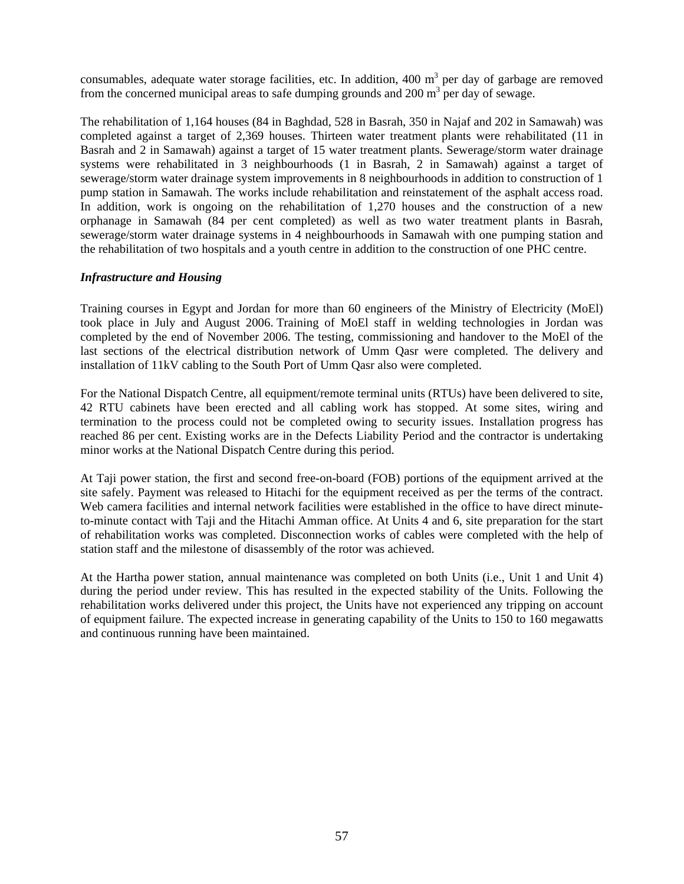consumables, adequate water storage facilities, etc. In addition, 400 $m^3$ per day of garbage are removed from the concerned municipal areas to safe dumping grounds and 200 $m^3$ per day of sewage.

The rehabilitation of 1,164 houses (84 in Baghdad, 528 in Basrah, 350 in Najaf and 202 in Samawah) was completed against a target of 2,369 houses. Thirteen water treatment plants were rehabilitated (11 in Basrah and 2 in Samawah) against a target of 15 water treatment plants. Sewerage/storm water drainage systems were rehabilitated in 3 neighbourhoods (1 in Basrah, 2 in Samawah) against a target of sewerage/storm water drainage system improvements in 8 neighbourhoods in addition to construction of 1 pump station in Samawah. The works include rehabilitation and reinstatement of the asphalt access road. In addition, work is ongoing on the rehabilitation of 1,270 houses and the construction of a new orphanage in Samawah (84 per cent completed) as well as two water treatment plants in Basrah, sewerage/storm water drainage systems in 4 neighbourhoods in Samawah with one pumping station and the rehabilitation of two hospitals and a youth centre in addition to the construction of one PHC centre.

***Infrastructure and Housing***

Training courses in Egypt and Jordan for more than 60 engineers of the Ministry of Electricity (MoEl) took place in July and August 2006. Training of MoEl staff in welding technologies in Jordan was completed by the end of November 2006. The testing, commissioning and handover to the MoEl of the last sections of the electrical distribution network of Umm Qasr were completed. The delivery and installation of 11kV cabling to the South Port of Umm Qasr also were completed.

For the National Dispatch Centre, all equipment/remote terminal units (RTUs) have been delivered to site, 42 RTU cabinets have been erected and all cabling work has stopped. At some sites, wiring and termination to the process could not be completed owing to security issues. Installation progress has reached 86 per cent. Existing works are in the Defects Liability Period and the contractor is undertaking minor works at the National Dispatch Centre during this period.

At Taji power station, the first and second free-on-board (FOB) portions of the equipment arrived at the site safely. Payment was released to Hitachi for the equipment received as per the terms of the contract. Web camera facilities and internal network facilities were established in the office to have direct minute-to-minute contact with Taji and the Hitachi Amman office. At Units 4 and 6, site preparation for the start of rehabilitation works was completed. Disconnection works of cables were completed with the help of station staff and the milestone of disassembly of the rotor was achieved.

At the Hartha power station, annual maintenance was completed on both Units (i.e., Unit 1 and Unit 4) during the period under review. This has resulted in the expected stability of the Units. Following the rehabilitation works delivered under this project, the Units have not experienced any tripping on account of equipment failure. The expected increase in generating capability of the Units to 150 to 160 megawatts and continuous running have been maintained.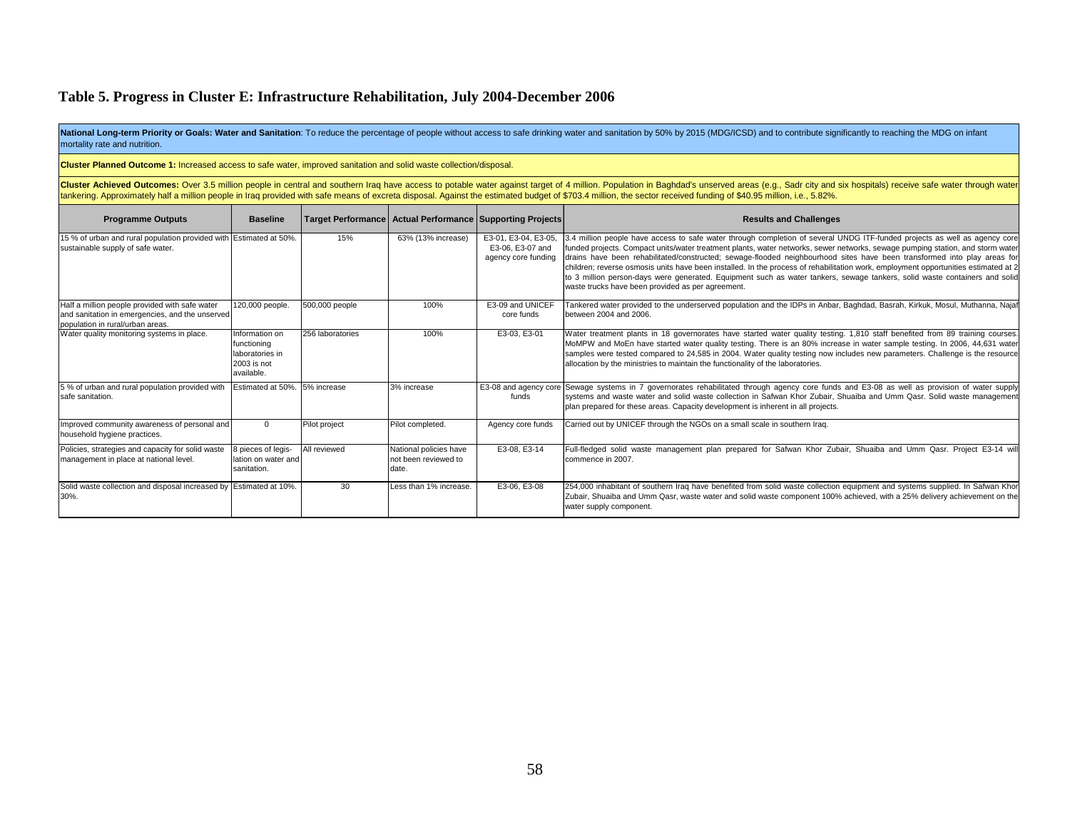# Table 5. Progress in Cluster E: Infrastructure Rehabilitation, July 2004-December 2006

**National Long-term Priority or Goals: Water and Sanitation**: To reduce the percentage of people without access to safe drinking water and sanitation by 50% by 2015 (MDG/ICSD) and to contribute significantly to reaching the MDG on infant mortality rate and nutrition.

**Cluster Planned Outcome 1:** Increased access to safe water, improved sanitation and solid waste collection/disposal.

**Cluster Achieved Outcomes:** Over 3.5 million people in central and southern Iraq have access to potable water against target of 4 million. Population in Baghdad's unserved areas (e.g., Sadr city and six hospitals) receive safe water through water tankering. Approximately half a million people in Iraq provided with safe means of excreta disposal. Against the estimated budget of $703.4 million, the sector received funding of $40.95 million, i.e., 5.82%.

| Programme Outputs | Baseline | Target Performance | Actual Performance | Supporting Projects | Results and Challenges |
|---|---|---|---|---|---|
| 15 % of urban and rural population provided with sustainable supply of safe water. | Estimated at 50%. | 15% | 63% (13% increase) | E3-01, E3-04, E3-05, E3-06, E3-07 and agency core funding | 3.4 million people have access to safe water through completion of several UNDG ITF-funded projects as well as agency core funded projects. Compact units/water treatment plants, water networks, sewer networks, sewage pumping station, and storm water drains have been rehabilitated/constructed; sewage-flooded neighbourhood sites have been transformed into play areas for children; reverse osmosis units have been installed. In the process of rehabilitation work, employment opportunities estimated at 2 to 3 million person-days were generated. Equipment such as water tankers, sewage tankers, solid waste containers and solid waste trucks have been provided as per agreement. |
| Half a million people provided with safe water and sanitation in emergencies, and the unserved population in rural/urban areas. | 120,000 people. | 500,000 people | 100% | E3-09 and UNICEF core funds | Tankered water provided to the underserved population and the IDPs in Anbar, Baghdad, Basrah, Kirkuk, Mosul, Muthanna, Najaf between 2004 and 2006. |
| Water quality monitoring systems in place. | Information on functioning laboratories in 2003 is not available. | 256 laboratories | 100% | E3-03, E3-01 | Water treatment plants in 18 governorates have started water quality testing. 1,810 staff benefited from 89 training courses. MoMPW and MoEn have started water quality testing. There is an 80% increase in water sample testing. In 2006, 44,631 water samples were tested compared to 24,585 in 2004. Water quality testing now includes new parameters. Challenge is the resource allocation by the ministries to maintain the functionality of the laboratories. |
| 5 % of urban and rural population provided with safe sanitation. | Estimated at 50%. | 5% increase | 3% increase | E3-08 and agency core funds | Sewage systems in 7 governorates rehabilitated through agency core funds and E3-08 as well as provision of water supply systems and waste water and solid waste collection in Safwan Khor Zubair, Shuaiba and Umm Qasr. Solid waste management plan prepared for these areas. Capacity development is inherent in all projects. |
| Improved community awareness of personal and household hygiene practices. | 0 | Pilot project | Pilot completed. | Agency core funds | Carried out by UNICEF through the NGOs on a small scale in southern Iraq. |
| Policies, strategies and capacity for solid waste management in place at national level. | 8 pieces of legislation on water and sanitation. | All reviewed | National policies have not been reviewed to date. | E3-08, E3-14 | Full-fledged solid waste management plan prepared for Safwan Khor Zubair, Shuaiba and Umm Qasr. Project E3-14 will commence in 2007. |
| Solid waste collection and disposal increased by 30%. | Estimated at 10%. | 30 | Less than 1% increase. | E3-06, E3-08 | 254,000 inhabitant of southern Iraq have benefited from solid waste collection equipment and systems supplied. In Safwan Khor Zubair, Shuaiba and Umm Qasr, waste water and solid waste component 100% achieved, with a 25% delivery achievement on the water supply component. |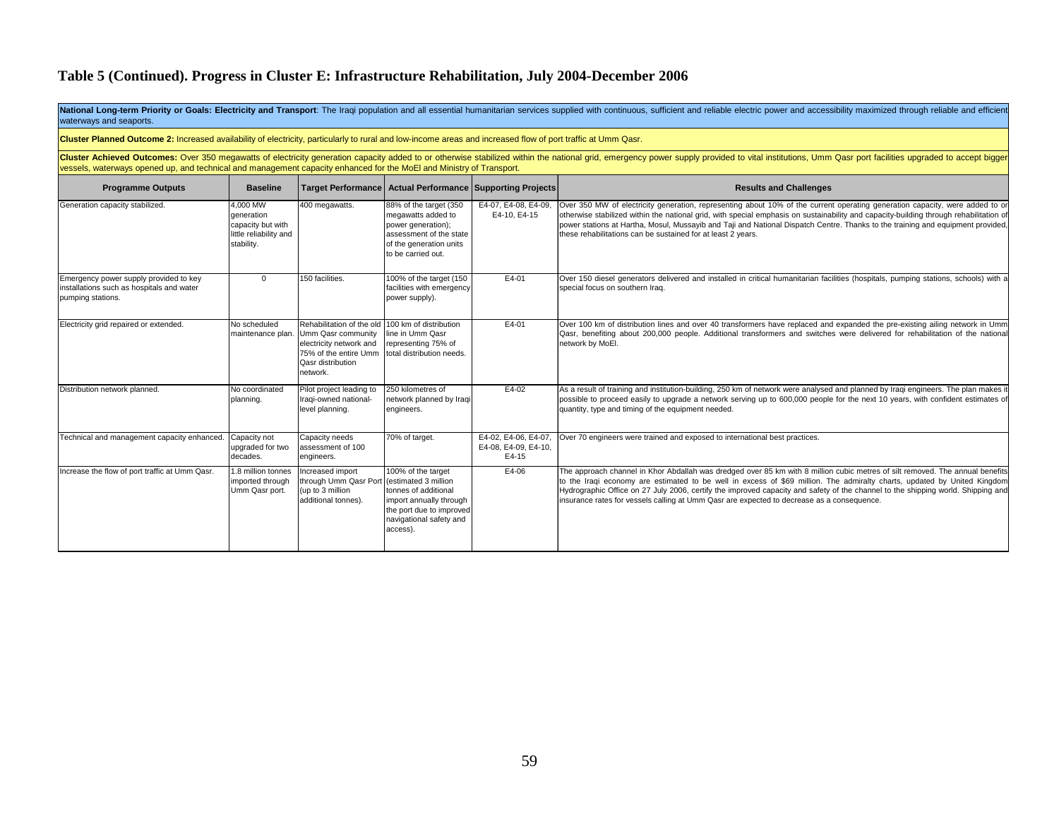# Table 5 (Continued). Progress in Cluster E: Infrastructure Rehabilitation, July 2004-December 2006

**National Long-term Priority or Goals: Electricity and Transport**: The Iraqi population and all essential humanitarian services supplied with continuous, sufficient and reliable electric power and accessibility maximized through reliable and efficient waterways and seaports.

**Cluster Planned Outcome 2:** Increased availability of electricity, particularly to rural and low-income areas and increased flow of port traffic at Umm Qasr.

**Cluster Achieved Outcomes:** Over 350 megawatts of electricity generation capacity added to or otherwise stabilized within the national grid, emergency power supply provided to vital institutions, Umm Qasr port facilities upgraded to accept bigger vessels, waterways opened up, and technical and management capacity enhanced for the MoEl and Ministry of Transport.

| Programme Outputs | Baseline | Target Performance | Actual Performance | Supporting Projects | Results and Challenges |
|---|---|---|---|---|---|
| Generation capacity stabilized. | 4,000 MW generation capacity but with little reliability and stability. | 400 megawatts. | 88% of the target (350 megawatts added to power generation); assessment of the state of the generation units to be carried out. | E4-07, E4-08, E4-09, E4-10, E4-15 | Over 350 MW of electricity generation, representing about 10% of the current operating generation capacity, were added to or otherwise stabilized within the national grid, with special emphasis on sustainability and capacity-building through rehabilitation of power stations at Hartha, Mosul, Mussayib and Taji and National Dispatch Centre. Thanks to the training and equipment provided, these rehabilitations can be sustained for at least 2 years. |
| Emergency power supply provided to key installations such as hospitals and water pumping stations. | 0 | 150 facilities. | 100% of the target (150 facilities with emergency power supply). | E4-01 | Over 150 diesel generators delivered and installed in critical humanitarian facilities (hospitals, pumping stations, schools) with a special focus on southern Iraq. |
| Electricity grid repaired or extended. | No scheduled maintenance plan. | Rehabilitation of the old Umm Qasr community electricity network and 75% of the entire Umm Qasr distribution network. | 100 km of distribution line in Umm Qasr representing 75% of total distribution needs. | E4-01 | Over 100 km of distribution lines and over 40 transformers have replaced and expanded the pre-existing ailing network in Umm Qasr, benefiting about 200,000 people. Additional transformers and switches were delivered for rehabilitation of the national network by MoEl. |
| Distribution network planned. | No coordinated planning. | Pilot project leading to Iraqi-owned national-level planning. | 250 kilometres of network planned by Iraqi engineers. | E4-02 | As a result of training and institution-building, 250 km of network were analysed and planned by Iraqi engineers. The plan makes it possible to proceed easily to upgrade a network serving up to 600,000 people for the next 10 years, with confident estimates of quantity, type and timing of the equipment needed. |
| Technical and management capacity enhanced. | Capacity not upgraded for two decades. | Capacity needs assessment of 100 engineers. | 70% of target. | E4-02, E4-06, E4-07, E4-08, E4-09, E4-10, E4-15 | Over 70 engineers were trained and exposed to international best practices. |
| Increase the flow of port traffic at Umm Qasr. | 1.8 million tonnes imported through Umm Qasr port. | Increased import through Umm Qasr Port (up to 3 million additional tonnes). | 100% of the target (estimated 3 million tonnes of additional import annually through the port due to improved navigational safety and access). | E4-06 | The approach channel in Khor Abdallah was dredged over 85 km with 8 million cubic metres of silt removed. The annual benefits to the Iraqi economy are estimated to be well in excess of $69 million. The admiralty charts, updated by United Kingdom Hydrographic Office on 27 July 2006, certify the improved capacity and safety of the channel to the shipping world. Shipping and insurance rates for vessels calling at Umm Qasr are expected to decrease as a consequence. |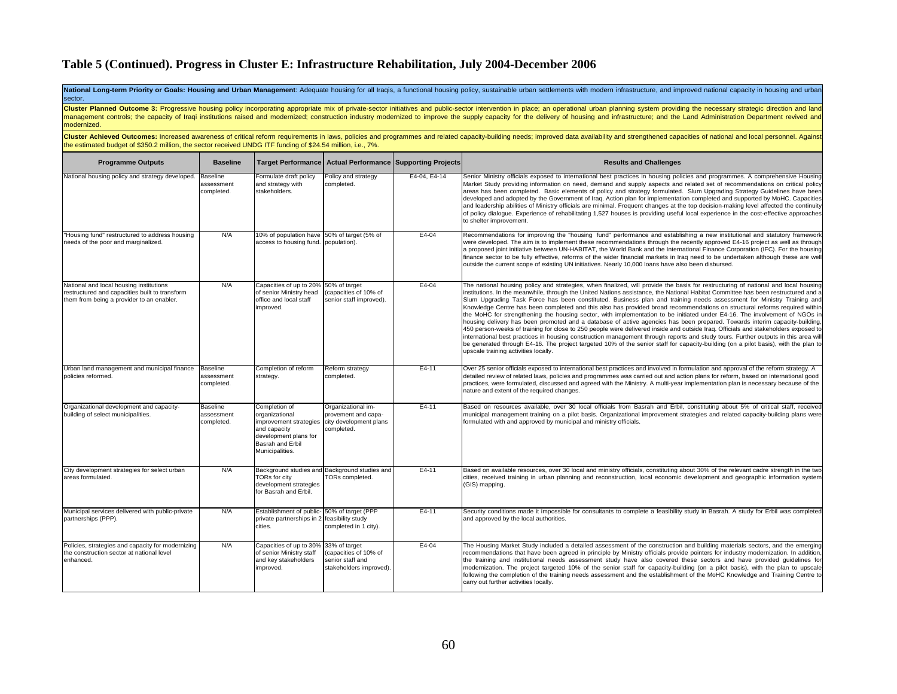## Table 5 (Continued). Progress in Cluster E: Infrastructure Rehabilitation, July 2004-December 2006

**National Long-term Priority or Goals: Housing and Urban Management**: Adequate housing for all Iraqis, a functional housing policy, sustainable urban settlements with modern infrastructure, and improved national capacity in housing and urban sector.

**Cluster Planned Outcome 3:** Progressive housing policy incorporating appropriate mix of private-sector initiatives and public-sector intervention in place; an operational urban planning system providing the necessary strategic direction and land management controls; the capacity of Iraqi institutions raised and modernized; construction industry modernized to improve the supply capacity for the delivery of housing and infrastructure; and the Land Administration Department revived and modernized.

**Cluster Achieved Outcomes:** Increased awareness of critical reform requirements in laws, policies and programmes and related capacity-building needs; improved data availability and strengthened capacities of national and local personnel. Against the estimated budget of $350.2 million, the sector received UNDG ITF funding of $24.54 million, i.e., 7%.

| Programme Outputs | Baseline | Target Performance | Actual Performance | Supporting Projects | Results and Challenges |
|---|---|---|---|---|---|
| National housing policy and strategy developed. | Baseline assessment completed. | Formulate draft policy and strategy with stakeholders. | Policy and strategy completed. | E4-04, E4-14 | Senior Ministry officials exposed to international best practices in housing policies and programmes. A comprehensive Housing Market Study providing information on need, demand and supply aspects and related set of recommendations on critical policy areas has been completed. Basic elements of policy and strategy formulated. Slum Upgrading Strategy Guidelines have been developed and adopted by the Government of Iraq. Action plan for implementation completed and supported by MoHC. Capacities and leadership abilities of Ministry officials are minimal. Frequent changes at the top decision-making level affected the continuity of policy dialogue. Experience of rehabilitating 1,527 houses is providing useful local experience in the cost-effective approaches to shelter improvement. |
| "Housing fund" restructured to address housing needs of the poor and marginalized. | N/A | 10% of population have access to housing fund. | 50% of target (5% of population). | E4-04 | Recommendations for improving the "housing fund" performance and establishing a new institutional and statutory framework were developed. The aim is to implement these recommendations through the recently approved E4-16 project as well as through a proposed joint initiative between UN-HABITAT, the World Bank and the International Finance Corporation (IFC). For the housing finance sector to be fully effective, reforms of the wider financial markets in Iraq need to be undertaken although these are well outside the current scope of existing UN initiatives. Nearly 10,000 loans have also been disbursed. |
| National and local housing institutions restructured and capacities built to transform them from being a provider to an enabler. | N/A | Capacities of up to 20% of senior Ministry head office and local staff improved. | 50% of target (capacities of 10% of senior staff improved). | E4-04 | The national housing policy and strategies, when finalized, will provide the basis for restructuring of national and local housing institutions. In the meanwhile, through the United Nations assistance, the National Habitat Committee has been restructured and a Slum Upgrading Task Force has been constituted. Business plan and training needs assessment for Ministry Training and Knowledge Centre has been completed and this also has provided broad recommendations on structural reforms required within the MoHC for strengthening the housing sector, with implementation to be initiated under E4-16. The involvement of NGOs in housing delivery has been promoted and a database of active agencies has been prepared. Towards interim capacity-building, 450 person-weeks of training for close to 250 people were delivered inside and outside Iraq. Officials and stakeholders exposed to international best practices in housing construction management through reports and study tours. Further outputs in this area will be generated through E4-16. The project targeted 10% of the senior staff for capacity-building (on a pilot basis), with the plan to upscale training activities locally. |
| Urban land management and municipal finance policies reformed. | Baseline assessment completed. | Completion of reform strategy. | Reform strategy completed. | E4-11 | Over 25 senior officials exposed to international best practices and involved in formulation and approval of the reform strategy. A detailed review of related laws, policies and programmes was carried out and action plans for reform, based on international good practices, were formulated, discussed and agreed with the Ministry. A multi-year implementation plan is necessary because of the nature and extent of the required changes. |
| Organizational development and capacity-building of select municipalities. | Baseline assessment completed. | Completion of organizational improvement strategies and capacity development plans for Basrah and Erbil Municipalities. | Organizational improvement and capacity development plans completed. | E4-11 | Based on resources available, over 30 local officials from Basrah and Erbil, constituting about 5% of critical staff, received municipal management training on a pilot basis. Organizational improvement strategies and related capacity-building plans were formulated with and approved by municipal and ministry officials. |
| City development strategies for select urban areas formulated. | N/A | Background studies and TORs for city development strategies for Basrah and Erbil. | Background studies and TORs completed. | E4-11 | Based on available resources, over 30 local and ministry officials, constituting about 30% of the relevant cadre strength in the two cities, received training in urban planning and reconstruction, local economic development and geographic information system (GIS) mapping. |
| Municipal services delivered with public-private partnerships (PPP). | N/A | Establishment of public-private partnerships in 2 cities. | 50% of target (PPP feasibility study completed in 1 city). | E4-11 | Security conditions made it impossible for consultants to complete a feasibility study in Basrah. A study for Erbil was completed and approved by the local authorities. |
| Policies, strategies and capacity for modernizing the construction sector at national level enhanced. | N/A | Capacities of up to 30% of senior Ministry staff and key stakeholders improved. | 33% of target (capacities of 10% of senior staff and stakeholders improved). | E4-04 | The Housing Market Study included a detailed assessment of the construction and building materials sectors, and the emerging recommendations that have been agreed in principle by Ministry officials provide pointers for industry modernization. In addition, the training and institutional needs assessment study have also covered these sectors and have provided guidelines for modernization. The project targeted 10% of the senior staff for capacity-building (on a pilot basis), with the plan to upscale following the completion of the training needs assessment and the establishment of the MoHC Knowledge and Training Centre to carry out further activities locally. |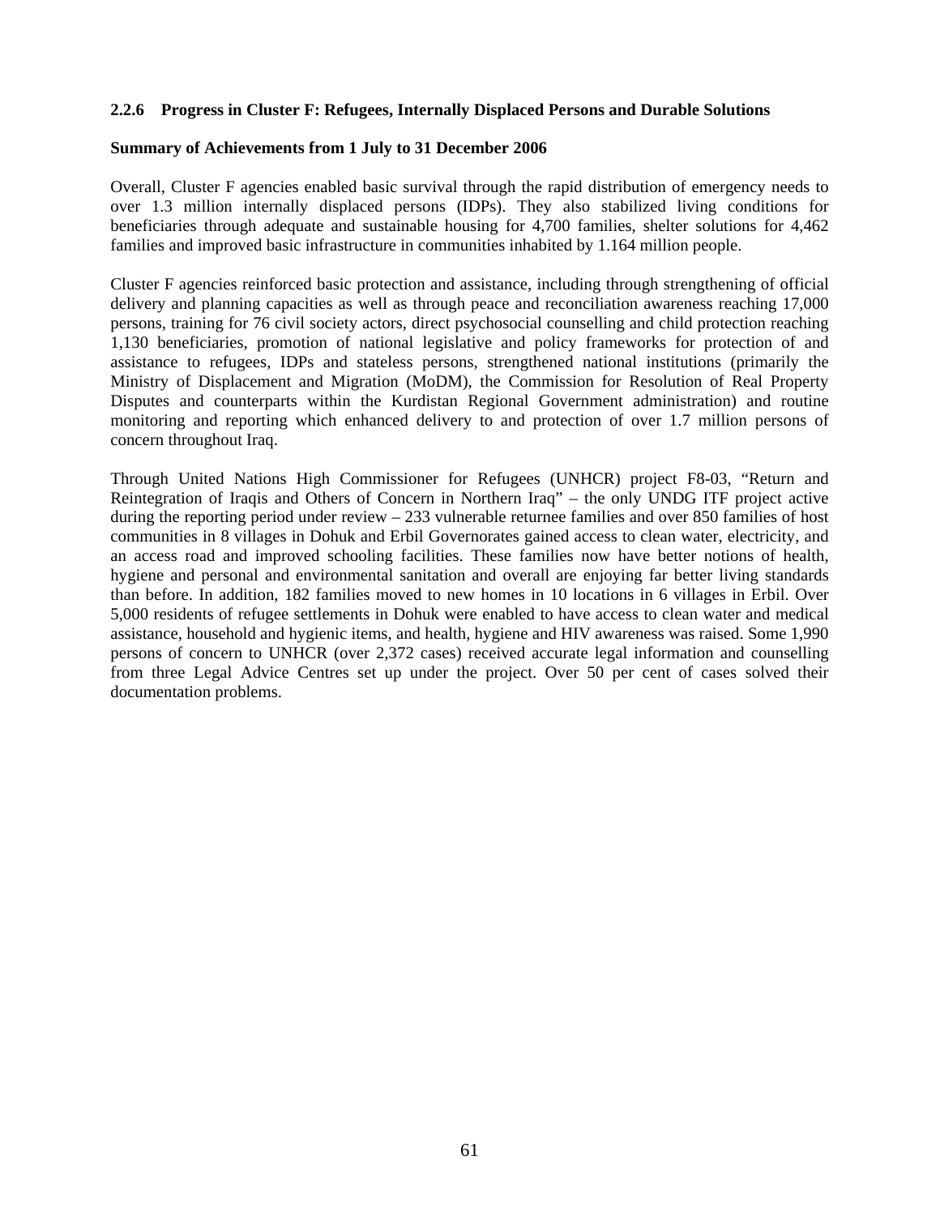### 2.2.6 Progress in Cluster F: Refugees, Internally Displaced Persons and Durable Solutions

**Summary of Achievements from 1 July to 31 December 2006**

Overall, Cluster F agencies enabled basic survival through the rapid distribution of emergency needs to over 1.3 million internally displaced persons (IDPs). They also stabilized living conditions for beneficiaries through adequate and sustainable housing for 4,700 families, shelter solutions for 4,462 families and improved basic infrastructure in communities inhabited by 1.164 million people.

Cluster F agencies reinforced basic protection and assistance, including through strengthening of official delivery and planning capacities as well as through peace and reconciliation awareness reaching 17,000 persons, training for 76 civil society actors, direct psychosocial counselling and child protection reaching 1,130 beneficiaries, promotion of national legislative and policy frameworks for protection of and assistance to refugees, IDPs and stateless persons, strengthened national institutions (primarily the Ministry of Displacement and Migration (MoDM), the Commission for Resolution of Real Property Disputes and counterparts within the Kurdistan Regional Government administration) and routine monitoring and reporting which enhanced delivery to and protection of over 1.7 million persons of concern throughout Iraq.

Through United Nations High Commissioner for Refugees (UNHCR) project F8-03, "Return and Reintegration of Iraqis and Others of Concern in Northern Iraq" – the only UNDG ITF project active during the reporting period under review – 233 vulnerable returnee families and over 850 families of host communities in 8 villages in Dohuk and Erbil Governorates gained access to clean water, electricity, and an access road and improved schooling facilities. These families now have better notions of health, hygiene and personal and environmental sanitation and overall are enjoying far better living standards than before. In addition, 182 families moved to new homes in 10 locations in 6 villages in Erbil. Over 5,000 residents of refugee settlements in Dohuk were enabled to have access to clean water and medical assistance, household and hygienic items, and health, hygiene and HIV awareness was raised. Some 1,990 persons of concern to UNHCR (over 2,372 cases) received accurate legal information and counselling from three Legal Advice Centres set up under the project. Over 50 per cent of cases solved their documentation problems.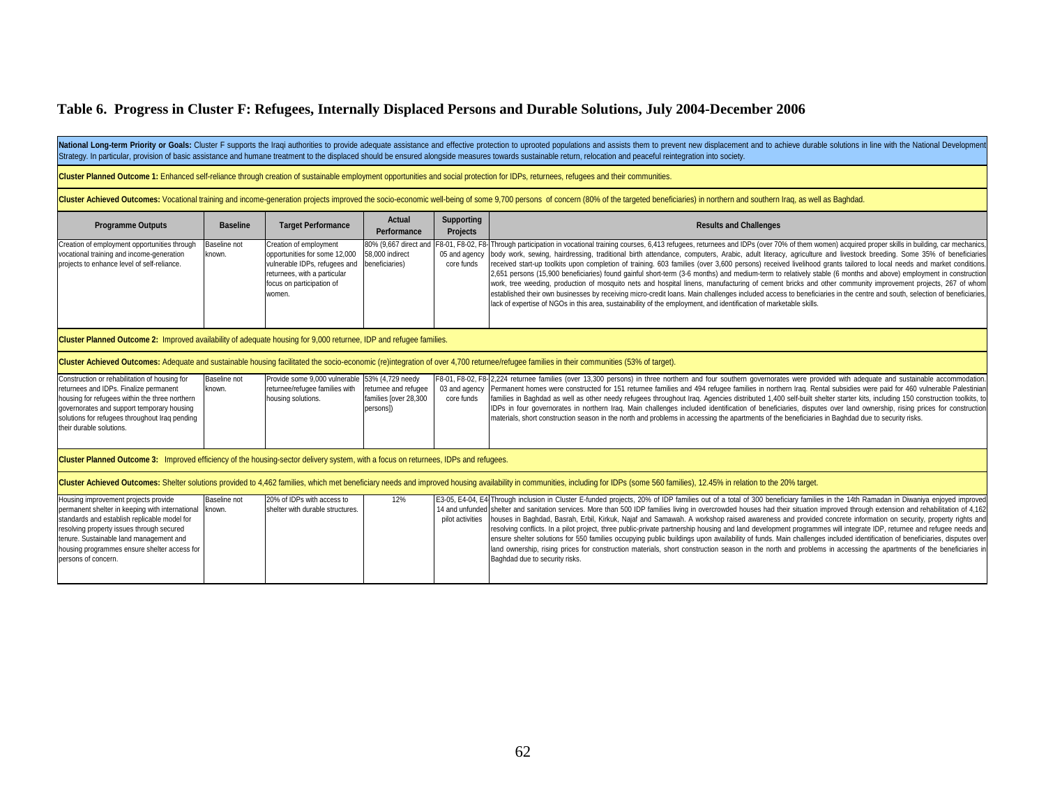## Table 6. Progress in Cluster F: Refugees, Internally Displaced Persons and Durable Solutions, July 2004-December 2006

**National Long-term Priority or Goals:** Cluster F supports the Iraqi authorities to provide adequate assistance and effective protection to uprooted populations and assists them to prevent new displacement and to achieve durable solutions in line with the National Development Strategy. In particular, provision of basic assistance and humane treatment to the displaced should be ensured alongside measures towards sustainable return, relocation and peaceful reintegration into society.

**Cluster Planned Outcome 1:** Enhanced self-reliance through creation of sustainable employment opportunities and social protection for IDPs, returnees, refugees and their communities.

**Cluster Achieved Outcomes:** Vocational training and income-generation projects improved the socio-economic well-being of some 9,700 persons of concern (80% of the targeted beneficiaries) in northern and southern Iraq, as well as Baghdad.

| Programme Outputs | Baseline | Target Performance | Actual Performance | Supporting Projects | Results and Challenges |
|---|---|---|---|---|---|
| Creation of employment opportunities through vocational training and income-generation projects to enhance level of self-reliance. | Baseline not known. | Creation of employment opportunities for some 12,000 vulnerable IDPs, refugees and returnees, with a particular focus on participation of women. | 80% (9,667 direct and 58,000 indirect beneficiaries) | F8-01, F8-02, F8-05 and agency core funds | Through participation in vocational training courses, 6,413 refugees, returnees and IDPs (over 70% of them women) acquired proper skills in building, car mechanics, body work, sewing, hairdressing, traditional birth attendance, computers, Arabic, adult literacy, agriculture and livestock breeding. Some 35% of beneficiaries received start-up toolkits upon completion of training. 603 families (over 3,600 persons) received livelihood grants tailored to local needs and market conditions. 2,651 persons (15,900 beneficiaries) found gainful short-term (3-6 months) and medium-term to relatively stable (6 months and above) employment in construction work, tree weeding, production of mosquito nets and hospital linens, manufacturing of cement bricks and other community improvement projects, 267 of whom established their own businesses by receiving micro-credit loans. Main challenges included access to beneficiaries in the centre and south, selection of beneficiaries, lack of expertise of NGOs in this area, sustainability of the employment, and identification of marketable skills. |

**Cluster Planned Outcome 2:** Improved availability of adequate housing for 9,000 returnee, IDP and refugee families.

**Cluster Achieved Outcomes:** Adequate and sustainable housing facilitated the socio-economic (re)integration of over 4,700 returnee/refugee families in their communities (53% of target).

| Programme Outputs | Baseline | Target Performance | Actual Performance | Supporting Projects | Results and Challenges |
|---|---|---|---|---|---|
| Construction or rehabilitation of housing for returnees and IDPs. Finalize permanent housing for refugees within the three northern governorates and support temporary housing solutions for refugees throughout Iraq pending their durable solutions. | Baseline not known. | Provide some 9,000 vulnerable returnee/refugee families with housing solutions. | 53% (4,729 needy returnee and refugee families [over 28,300 persons]) | F8-01, F8-02, F8-03 and agency core funds | 2,224 returnee families (over 13,300 persons) in three northern and four southern governorates were provided with adequate and sustainable accommodation. Permanent homes were constructed for 151 returnee families and 494 refugee families in northern Iraq. Rental subsidies were paid for 460 vulnerable Palestinian families in Baghdad as well as other needy refugees throughout Iraq. Agencies distributed 1,400 self-built shelter starter kits, including 150 construction toolkits, to IDPs in four governorates in northern Iraq. Main challenges included identification of beneficiaries, disputes over land ownership, rising prices for construction materials, short construction season in the north and problems in accessing the apartments of the beneficiaries in Baghdad due to security risks. |

**Cluster Planned Outcome 3:** Improved efficiency of the housing-sector delivery system, with a focus on returnees, IDPs and refugees.

**Cluster Achieved Outcomes:** Shelter solutions provided to 4,462 families, which met beneficiary needs and improved housing availability in communities, including for IDPs (some 560 families), 12.45% in relation to the 20% target.

| Programme Outputs | Baseline | Target Performance | Actual Performance | Supporting Projects | Results and Challenges |
|---|---|---|---|---|---|
| Housing improvement projects provide permanent shelter in keeping with international standards and establish replicable model for resolving property issues through secured tenure. Sustainable land management and housing programmes ensure shelter access for persons of concern. | Baseline not known. | 20% of IDPs with access to shelter with durable structures. | 12% | E3-05, E4-04, E4-14 and unfunded pilot activities | Through inclusion in Cluster E-funded projects, 20% of IDP families out of a total of 300 beneficiary families in the 14th Ramadan in Diwaniya enjoyed improved shelter and sanitation services. More than 500 IDP families living in overcrowded houses had their situation improved through extension and rehabilitation of 4,162 houses in Baghdad, Basrah, Erbil, Kirkuk, Najaf and Samawah. A workshop raised awareness and provided concrete information on security, property rights and resolving conflicts. In a pilot project, three public-private partnership housing and land development programmes will integrate IDP, returnee and refugee needs and ensure shelter solutions for 550 families occupying public buildings upon availability of funds. Main challenges included identification of beneficiaries, disputes over land ownership, rising prices for construction materials, short construction season in the north and problems in accessing the apartments of the beneficiaries in Baghdad due to security risks. |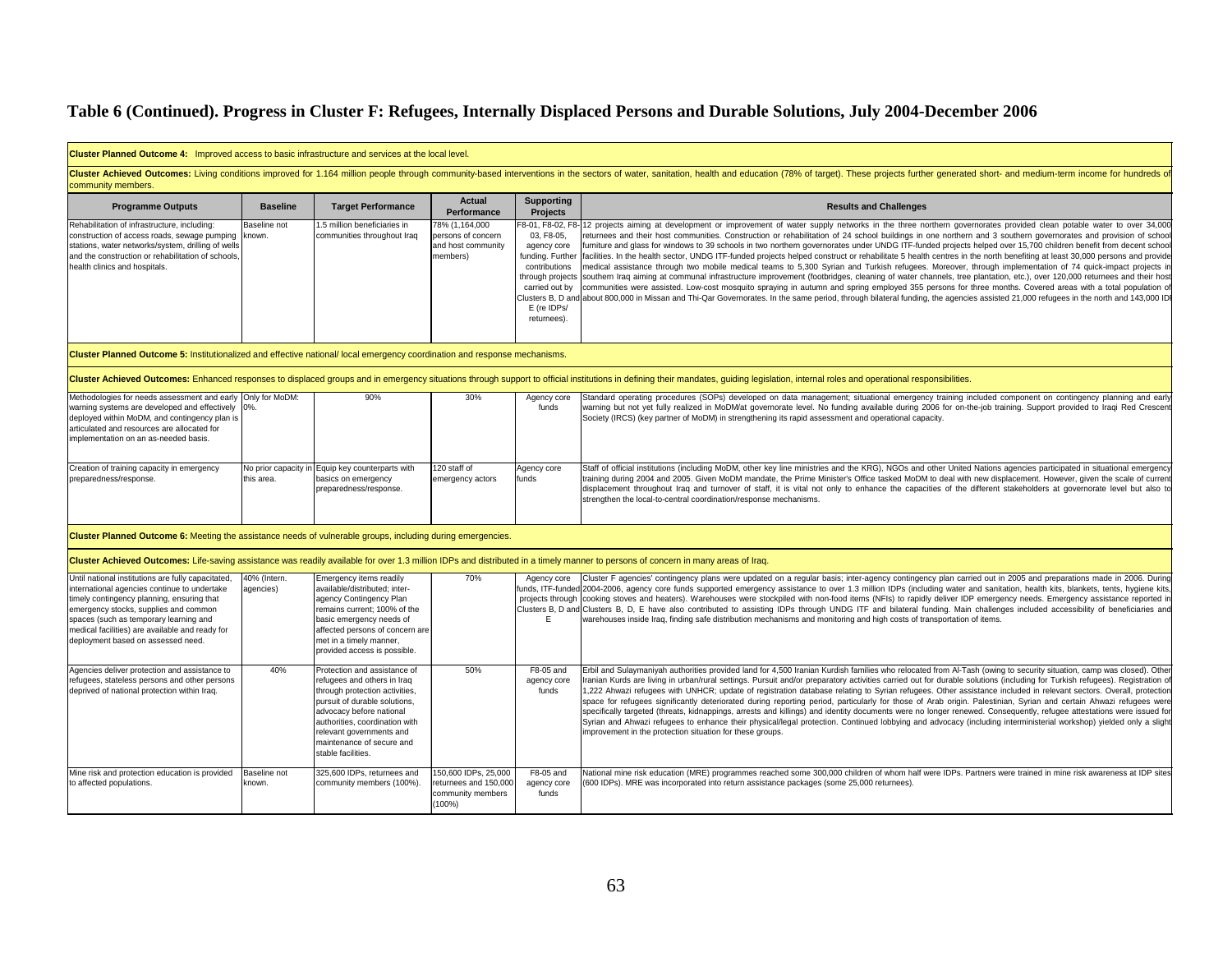# Table 6 (Continued). Progress in Cluster F: Refugees, Internally Displaced Persons and Durable Solutions, July 2004-December 2006

| Programme Outputs | Baseline | Target Performance | Actual Performance | Supporting Projects | Results and Challenges |
|---|---|---|---|---|---|
| **Cluster Planned Outcome 4:** Improved access to basic infrastructure and services at the local level. | | | | | |
| **Cluster Achieved Outcomes:** Living conditions improved for 1.164 million people through community-based interventions in the sectors of water, sanitation, health and education (78% of target). These projects further generated short- and medium-term income for hundreds of community members. | | | | | |
| Rehabilitation of infrastructure, including: construction of access roads, sewage pumping stations, water networks/system, drilling of wells and the construction or rehabilitation of schools, health clinics and hospitals. | Baseline not known. | 1.5 million beneficiaries in communities throughout Iraq | 78% (1,164,000 persons of concern and host community members) | F8-01, F8-02, F8-03, F8-05, agency core funding. Further contributions through projects carried out by Clusters B, D and E (re IDPs/ returnees). | 12 projects aiming at development or improvement of water supply networks in the three northern governorates provided clean potable water to over 34,000 returnees and their host communities. Construction or rehabilitation of 24 school buildings in one northern and 3 southern governorates and provision of school furniture and glass for windows to 39 schools in two northern governorates under UNDG ITF-funded projects helped over 15,700 children benefit from decent school facilities. In the health sector, UNDG ITF-funded projects helped construct or rehabilitate 5 health centres in the north benefiting at least 30,000 persons and provide medical assistance through two mobile medical teams to 5,300 Syrian and Turkish refugees. Moreover, through implementation of 74 quick-impact projects in southern Iraq aiming at communal infrastructure improvement (footbridges, cleaning of water channels, tree plantation, etc.), over 120,000 returnees and their host communities were assisted. Low-cost mosquito spraying in autumn and spring employed 355 persons for three months. Covered areas with a total population of about 800,000 in Missan and Thi-Qar Governorates. In the same period, through bilateral funding, the agencies assisted 21,000 refugees in the north and 143,000 IDP |
| **Cluster Planned Outcome 5:** Institutionalized and effective national/ local emergency coordination and response mechanisms. | | | | | |
| **Cluster Achieved Outcomes:** Enhanced responses to displaced groups and in emergency situations through support to official institutions in defining their mandates, guiding legislation, internal roles and operational responsibilities. | | | | | |
| Methodologies for needs assessment and early warning systems are developed and effectively deployed within MoDM, and contingency plan is articulated and resources are allocated for implementation on an as-needed basis. | Only for MoDM: 0%. | 90% | 30% | Agency core funds | Standard operating procedures (SOPs) developed on data management; situational emergency training included component on contingency planning and early warning but not yet fully realized in MoDM/at governorate level. No funding available during 2006 for on-the-job training. Support provided to Iraqi Red Crescent Society (IRCS) (key partner of MoDM) in strengthening its rapid assessment and operational capacity. |
| Creation of training capacity in emergency preparedness/response. | No prior capacity in this area. | Equip key counterparts with basics on emergency preparedness/response. | 120 staff of emergency actors | Agency core funds | Staff of official institutions (including MoDM, other key line ministries and the KRG), NGOs and other United Nations agencies participated in situational emergency training during 2004 and 2005. Given MoDM mandate, the Prime Minister's Office tasked MoDM to deal with new displacement. However, given the scale of current displacement throughout Iraq and turnover of staff, it is vital not only to enhance the capacities of the different stakeholders at governorate level but also to strengthen the local-to-central coordination/response mechanisms. |
| **Cluster Planned Outcome 6:** Meeting the assistance needs of vulnerable groups, including during emergencies. | | | | | |
| **Cluster Achieved Outcomes:** Life-saving assistance was readily available for over 1.3 million IDPs and distributed in a timely manner to persons of concern in many areas of Iraq. | | | | | |
| Until national institutions are fully capacitated, international agencies continue to undertake timely contingency planning, ensuring that emergency stocks, supplies and common spaces (such as temporary learning and medical facilities) are available and ready for deployment based on assessed need. | 40% (Intern. agencies) | Emergency items readily available/distributed; inter-agency Contingency Plan remains current; 100% of the basic emergency needs of affected persons of concern are met in a timely manner, provided access is possible. | 70% | Agency core funds, ITF-funded projects through Clusters B, D and E | Cluster F agencies' contingency plans were updated on a regular basis; inter-agency contingency plan carried out in 2005 and preparations made in 2006. During 2004-2006, agency core funds supported emergency assistance to over 1.3 million IDPs (including water and sanitation, health kits, blankets, tents, hygiene kits, cooking stoves and heaters). Warehouses were stockpiled with non-food items (NFIs) to rapidly deliver IDP emergency needs. Emergency assistance reported in Clusters B, D, E have also contributed to assisting IDPs through UNDG ITF and bilateral funding. Main challenges included accessibility of beneficiaries and warehouses inside Iraq, finding safe distribution mechanisms and monitoring and high costs of transportation of items. |
| Agencies deliver protection and assistance to refugees, stateless persons and other persons deprived of national protection within Iraq. | 40% | Protection and assistance of refugees and others in Iraq through protection activities, pursuit of durable solutions, advocacy before national authorities, coordination with relevant governments and maintenance of secure and stable facilities. | 50% | F8-05 and agency core funds | Erbil and Sulaymaniyah authorities provided land for 4,500 Iranian Kurdish families who relocated from Al-Tash (owing to security situation, camp was closed). Other Iranian Kurds are living in urban/rural settings. Pursuit and/or preparatory activities carried out for durable solutions (including for Turkish refugees). Registration of 1,222 Ahwazi refugees with UNHCR; update of registration database relating to Syrian refugees. Other assistance included in relevant sectors. Overall, protection space for refugees significantly deteriorated during reporting period, particularly for those of Arab origin. Palestinian, Syrian and certain Ahwazi refugees were specifically targeted (threats, kidnappings, arrests and killings) and identity documents were no longer renewed. Consequently, refugee attestations were issued for Syrian and Ahwazi refugees to enhance their physical/legal protection. Continued lobbying and advocacy (including interministerial workshop) yielded only a slight improvement in the protection situation for these groups. |
| Mine risk and protection education is provided to affected populations. | Baseline not known. | 325,600 IDPs, returnees and community members (100%). | 150,600 IDPs, 25,000 returnees and 150,000 community members (100%) | F8-05 and agency core funds | National mine risk education (MRE) programmes reached some 300,000 children of whom half were IDPs. Partners were trained in mine risk awareness at IDP sites (600 IDPs). MRE was incorporated into return assistance packages (some 25,000 returnees). |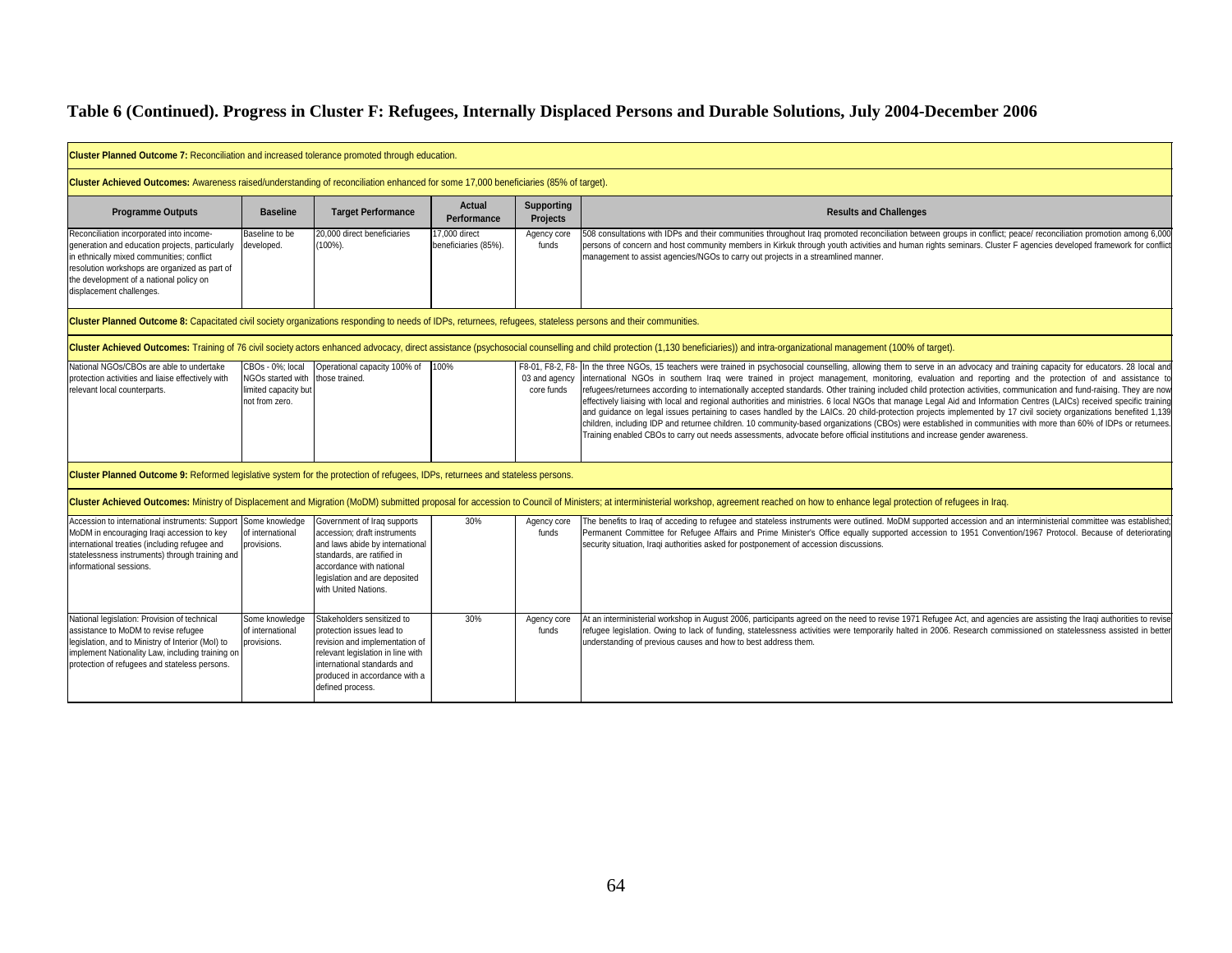# Table 6 (Continued). Progress in Cluster F: Refugees, Internally Displaced Persons and Durable Solutions, July 2004-December 2006

| Programme Outputs | Baseline | Target Performance | Actual Performance | Supporting Projects | Results and Challenges |
|---|---|---|---|---|---|
| **Cluster Planned Outcome 7:** Reconciliation and increased tolerance promoted through education. | | | | | |
| **Cluster Achieved Outcomes:** Awareness raised/understanding of reconciliation enhanced for some 17,000 beneficiaries (85% of target). | | | | | |
| Reconciliation incorporated into income-generation and education projects, particularly in ethnically mixed communities; conflict resolution workshops are organized as part of the development of a national policy on displacement challenges. | Baseline to be developed. | 20,000 direct beneficiaries (100%). | 17,000 direct beneficiaries (85%). | Agency core funds | 508 consultations with IDPs and their communities throughout Iraq promoted reconciliation between groups in conflict; peace/ reconciliation promotion among 6,000 persons of concern and host community members in Kirkuk through youth activities and human rights seminars. Cluster F agencies developed framework for conflict management to assist agencies/NGOs to carry out projects in a streamlined manner. |
| **Cluster Planned Outcome 8:** Capacitated civil society organizations responding to needs of IDPs, returnees, refugees, stateless persons and their communities. | | | | | |
| **Cluster Achieved Outcomes:** Training of 76 civil society actors enhanced advocacy, direct assistance (psychosocial counselling and child protection (1,130 beneficiaries)) and intra-organizational management (100% of target). | | | | | |
| National NGOs/CBOs are able to undertake protection activities and liaise effectively with relevant local counterparts. | CBOs - 0%; local NGOs started with limited capacity but not from zero. | Operational capacity 100% of those trained. | 100% | F8-01, F8-2, F8-03 and agency core funds | In the three NGOs, 15 teachers were trained in psychosocial counselling, allowing them to serve in an advocacy and training capacity for educators. 28 local and international NGOs in southern Iraq were trained in project management, monitoring, evaluation and reporting and the protection of and assistance to refugees/returnees according to internationally accepted standards. Other training included child protection activities, communication and fund-raising. They are now effectively liaising with local and regional authorities and ministries. 6 local NGOs that manage Legal Aid and Information Centres (LAICs) received specific training and guidance on legal issues pertaining to cases handled by the LAICs. 20 child-protection projects implemented by 17 civil society organizations benefited 1,139 children, including IDP and returnee children. 10 community-based organizations (CBOs) were established in communities with more than 60% of IDPs or returnees. Training enabled CBOs to carry out needs assessments, advocate before official institutions and increase gender awareness. |
| **Cluster Planned Outcome 9:** Reformed legislative system for the protection of refugees, IDPs, returnees and stateless persons. | | | | | |
| **Cluster Achieved Outcomes:** Ministry of Displacement and Migration (MoDM) submitted proposal for accession to Council of Ministers; at interministerial workshop, agreement reached on how to enhance legal protection of refugees in Iraq. | | | | | |
| Accession to international instruments: Support MoDM in encouraging Iraqi accession to key international treaties (including refugee and statelessness instruments) through training and informational sessions. | Some knowledge of international provisions. | Government of Iraq supports accession; draft instruments and laws abide by international standards, are ratified in accordance with national legislation and are deposited with United Nations. | 30% | Agency core funds | The benefits to Iraq of acceding to refugee and stateless instruments were outlined. MoDM supported accession and an interministerial committee was established; Permanent Committee for Refugee Affairs and Prime Minister's Office equally supported accession to 1951 Convention/1967 Protocol. Because of deteriorating security situation, Iraqi authorities asked for postponement of accession discussions. |
| National legislation: Provision of technical assistance to MoDM to revise refugee legislation, and to Ministry of Interior (MoI) to implement Nationality Law, including training on protection of refugees and stateless persons. | Some knowledge of international provisions. | Stakeholders sensitized to protection issues lead to revision and implementation of relevant legislation in line with international standards and produced in accordance with a defined process. | 30% | Agency core funds | At an interministerial workshop in August 2006, participants agreed on the need to revise 1971 Refugee Act, and agencies are assisting the Iraqi authorities to revise refugee legislation. Owing to lack of funding, statelessness activities were temporarily halted in 2006. Research commissioned on statelessness assisted in better understanding of previous causes and how to best address them. |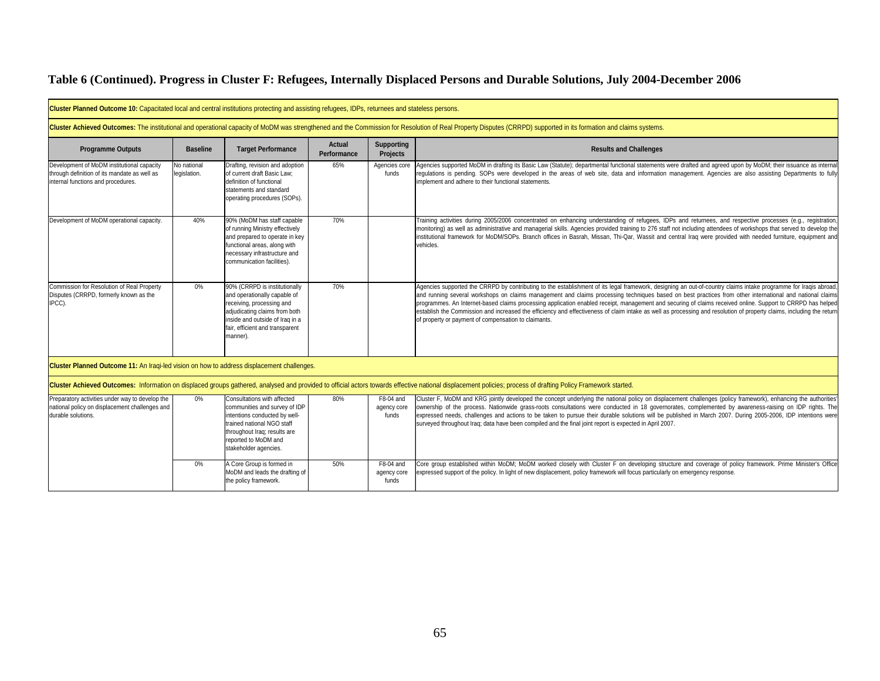## Table 6 (Continued). Progress in Cluster F: Refugees, Internally Displaced Persons and Durable Solutions, July 2004-December 2006

| Programme Outputs | Baseline | Target Performance | Actual Performance | Supporting Projects | Results and Challenges |
|---|---|---|---|---|---|
| **Cluster Planned Outcome 10:** Capacitated local and central institutions protecting and assisting refugees, IDPs, returnees and stateless persons. | | | | | |
| **Cluster Achieved Outcomes:** The institutional and operational capacity of MoDM was strengthened and the Commission for Resolution of Real Property Disputes (CRRPD) supported in its formation and claims systems. | | | | | |
| Development of MoDM institutional capacity through definition of its mandate as well as internal functions and procedures. | No national legislation. | Drafting, revision and adoption of current draft Basic Law; definition of functional statements and standard operating procedures (SOPs). | 65% | Agencies core funds | Agencies supported MoDM in drafting its Basic Law (Statute); departmental functional statements were drafted and agreed upon by MoDM; their issuance as internal regulations is pending. SOPs were developed in the areas of web site, data and information management. Agencies are also assisting Departments to fully implement and adhere to their functional statements. |
| Development of MoDM operational capacity. | 40% | 90% (MoDM has staff capable of running Ministry effectively and prepared to operate in key functional areas, along with necessary infrastructure and communication facilities). | 70% | | Training activities during 2005/2006 concentrated on enhancing understanding of refugees, IDPs and returnees, and respective processes (e.g., registration, monitoring) as well as administrative and managerial skills. Agencies provided training to 276 staff not including attendees of workshops that served to develop the institutional framework for MoDM/SOPs. Branch offices in Basrah, Missan, Thi-Qar, Wassit and central Iraq were provided with needed furniture, equipment and vehicles. |
| Commission for Resolution of Real Property Disputes (CRRPD, formerly known as the IPCC). | 0% | 90% (CRRPD is institutionally and operationally capable of receiving, processing and adjudicating claims from both inside and outside of Iraq in a fair, efficient and transparent manner). | 70% | | Agencies supported the CRRPD by contributing to the establishment of its legal framework, designing an out-of-country claims intake programme for Iraqis abroad, and running several workshops on claims management and claims processing techniques based on best practices from other international and national claims programmes. An Internet-based claims processing application enabled receipt, management and securing of claims received online. Support to CRRPD has helped establish the Commission and increased the efficiency and effectiveness of claim intake as well as processing and resolution of property claims, including the return of property or payment of compensation to claimants. |
| **Cluster Planned Outcome 11:** An Iraqi-led vision on how to address displacement challenges. | | | | | |
| **Cluster Achieved Outcomes:** Information on displaced groups gathered, analysed and provided to official actors towards effective national displacement policies; process of drafting Policy Framework started. | | | | | |
| Preparatory activities under way to develop the national policy on displacement challenges and durable solutions. | 0% | Consultations with affected communities and survey of IDP intentions conducted by well-trained national NGO staff throughout Iraq; results are reported to MoDM and stakeholder agencies. | 80% | F8-04 and agency core funds | Cluster F, MoDM and KRG jointly developed the concept underlying the national policy on displacement challenges (policy framework), enhancing the authorities' ownership of the process. Nationwide grass-roots consultations were conducted in 18 governorates, complemented by awareness-raising on IDP rights. The expressed needs, challenges and actions to be taken to pursue their durable solutions will be published in March 2007. During 2005-2006, IDP intentions were surveyed throughout Iraq; data have been compiled and the final joint report is expected in April 2007. |
| | 0% | A Core Group is formed in MoDM and leads the drafting of the policy framework. | 50% | F8-04 and agency core funds | Core group established within MoDM; MoDM worked closely with Cluster F on developing structure and coverage of policy framework. Prime Minister's Office expressed support of the policy. In light of new displacement, policy framework will focus particularly on emergency response. |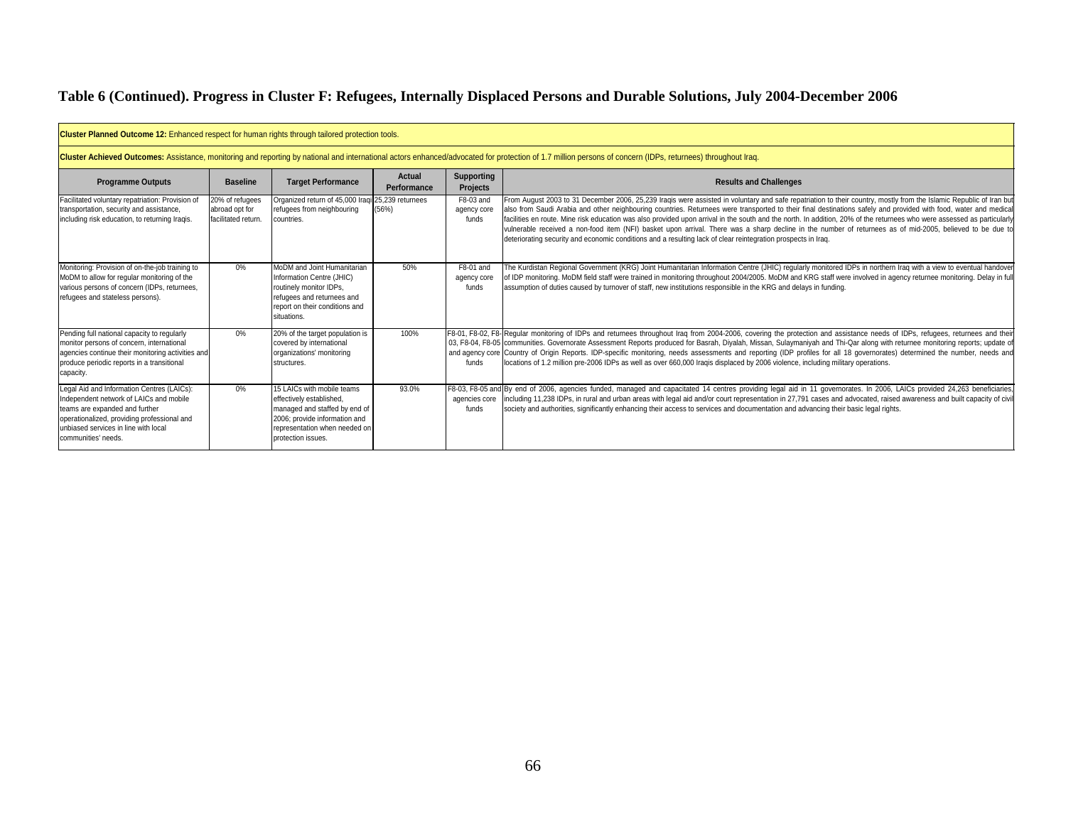# Table 6 (Continued). Progress in Cluster F: Refugees, Internally Displaced Persons and Durable Solutions, July 2004-December 2006

**Cluster Planned Outcome 12:** Enhanced respect for human rights through tailored protection tools.

**Cluster Achieved Outcomes:** Assistance, monitoring and reporting by national and international actors enhanced/advocated for protection of 1.7 million persons of concern (IDPs, returnees) throughout Iraq.

| Programme Outputs | Baseline | Target Performance | Actual Performance | Supporting Projects | Results and Challenges |
|---|---|---|---|---|---|
| Facilitated voluntary repatriation: Provision of transportation, security and assistance, including risk education, to returning Iraqis. | 20% of refugees abroad opt for facilitated return. | Organized return of 45,000 Iraqi refugees from neighbouring countries. | 25,239 returnees (56%) | F8-03 and agency core funds | From August 2003 to 31 December 2006, 25,239 Iraqis were assisted in voluntary and safe repatriation to their country, mostly from the Islamic Republic of Iran but also from Saudi Arabia and other neighbouring countries. Returnees were transported to their final destinations safely and provided with food, water and medical facilities en route. Mine risk education was also provided upon arrival in the south and the north. In addition, 20% of the returnees who were assessed as particularly vulnerable received a non-food item (NFI) basket upon arrival. There was a sharp decline in the number of returnees as of mid-2005, believed to be due to deteriorating security and economic conditions and a resulting lack of clear reintegration prospects in Iraq. |
| Monitoring: Provision of on-the-job training to MoDM to allow for regular monitoring of the various persons of concern (IDPs, returnees, refugees and stateless persons). | 0% | MoDM and Joint Humanitarian Information Centre (JHIC) routinely monitor IDPs, refugees and returnees and report on their conditions and situations. | 50% | F8-01 and agency core funds | The Kurdistan Regional Government (KRG) Joint Humanitarian Information Centre (JHIC) regularly monitored IDPs in northern Iraq with a view to eventual handover of IDP monitoring. MoDM field staff were trained in monitoring throughout 2004/2005. MoDM and KRG staff were involved in agency returnee monitoring. Delay in full assumption of duties caused by turnover of staff, new institutions responsible in the KRG and delays in funding. |
| Pending full national capacity to regularly monitor persons of concern, international agencies continue their monitoring activities and produce periodic reports in a transitional capacity. | 0% | 20% of the target population is covered by international organizations' monitoring structures. | 100% | F8-01, F8-02, F8-03, F8-04, F8-05 and agency core funds | Regular monitoring of IDPs and returnees throughout Iraq from 2004-2006, covering the protection and assistance needs of IDPs, refugees, returnees and their communities. Governorate Assessment Reports produced for Basrah, Diyalah, Missan, Sulaymaniyah and Thi-Qar along with returnee monitoring reports; update of Country of Origin Reports. IDP-specific monitoring, needs assessments and reporting (IDP profiles for all 18 governorates) determined the number, needs and locations of 1.2 million pre-2006 IDPs as well as over 660,000 Iraqis displaced by 2006 violence, including military operations. |
| Legal Aid and Information Centres (LAICs): Independent network of LAICs and mobile teams are expanded and further operationalized, providing professional and unbiased services in line with local communities' needs. | 0% | 15 LAICs with mobile teams effectively established, managed and staffed by end of 2006; provide information and representation when needed on protection issues. | 93.0% | F8-03, F8-05 and agencies core funds | By end of 2006, agencies funded, managed and capacitated 14 centres providing legal aid in 11 governorates. In 2006, LAICs provided 24,263 beneficiaries, including 11,238 IDPs, in rural and urban areas with legal aid and/or court representation in 27,791 cases and advocated, raised awareness and built capacity of civil society and authorities, significantly enhancing their access to services and documentation and advancing their basic legal rights. |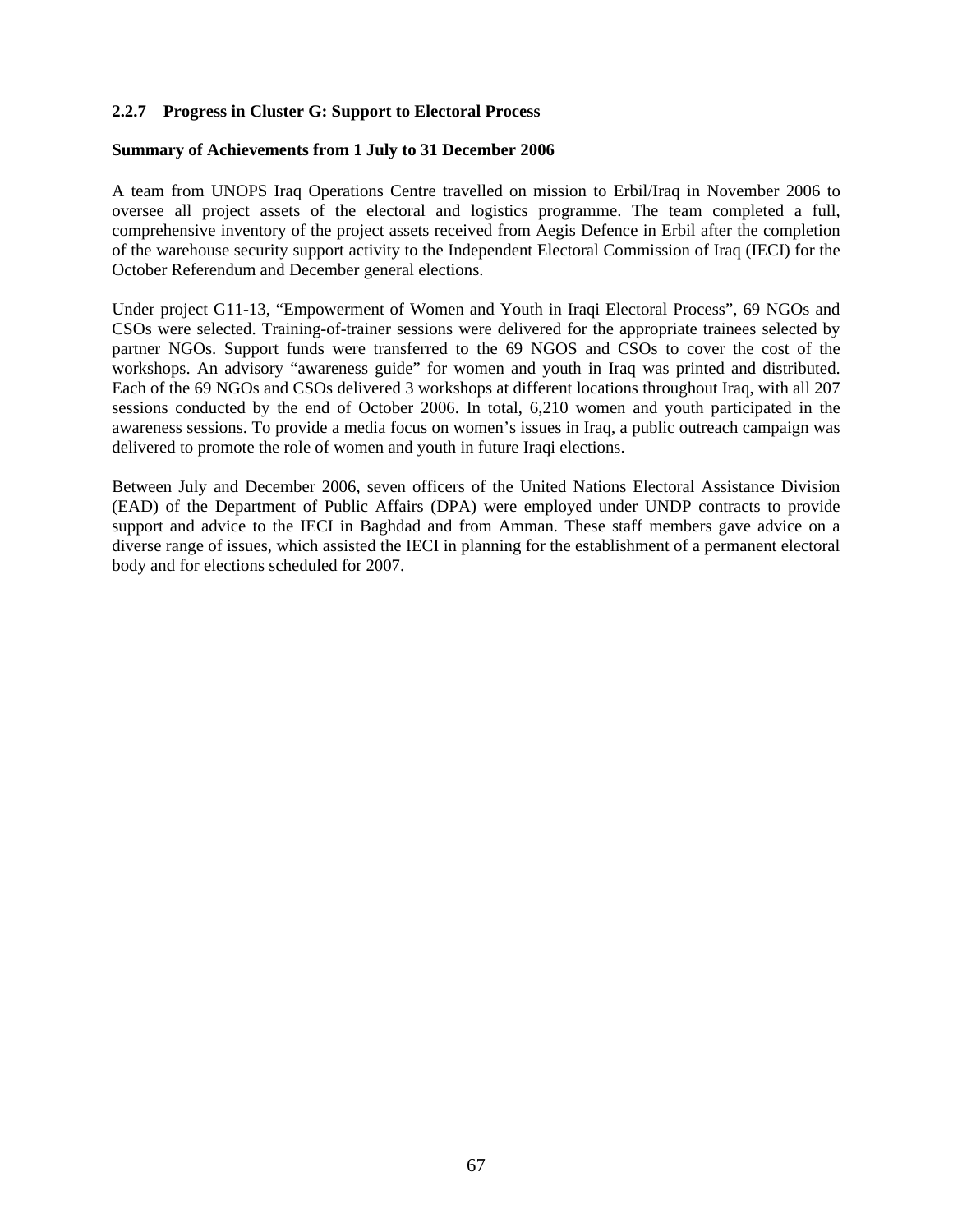### 2.2.7 Progress in Cluster G: Support to Electoral Process

**Summary of Achievements from 1 July to 31 December 2006**

A team from UNOPS Iraq Operations Centre travelled on mission to Erbil/Iraq in November 2006 to oversee all project assets of the electoral and logistics programme. The team completed a full, comprehensive inventory of the project assets received from Aegis Defence in Erbil after the completion of the warehouse security support activity to the Independent Electoral Commission of Iraq (IECI) for the October Referendum and December general elections.

Under project G11-13, "Empowerment of Women and Youth in Iraqi Electoral Process", 69 NGOs and CSOs were selected. Training-of-trainer sessions were delivered for the appropriate trainees selected by partner NGOs. Support funds were transferred to the 69 NGOS and CSOs to cover the cost of the workshops. An advisory "awareness guide" for women and youth in Iraq was printed and distributed. Each of the 69 NGOs and CSOs delivered 3 workshops at different locations throughout Iraq, with all 207 sessions conducted by the end of October 2006. In total, 6,210 women and youth participated in the awareness sessions. To provide a media focus on women's issues in Iraq, a public outreach campaign was delivered to promote the role of women and youth in future Iraqi elections.

Between July and December 2006, seven officers of the United Nations Electoral Assistance Division (EAD) of the Department of Public Affairs (DPA) were employed under UNDP contracts to provide support and advice to the IECI in Baghdad and from Amman. These staff members gave advice on a diverse range of issues, which assisted the IECI in planning for the establishment of a permanent electoral body and for elections scheduled for 2007.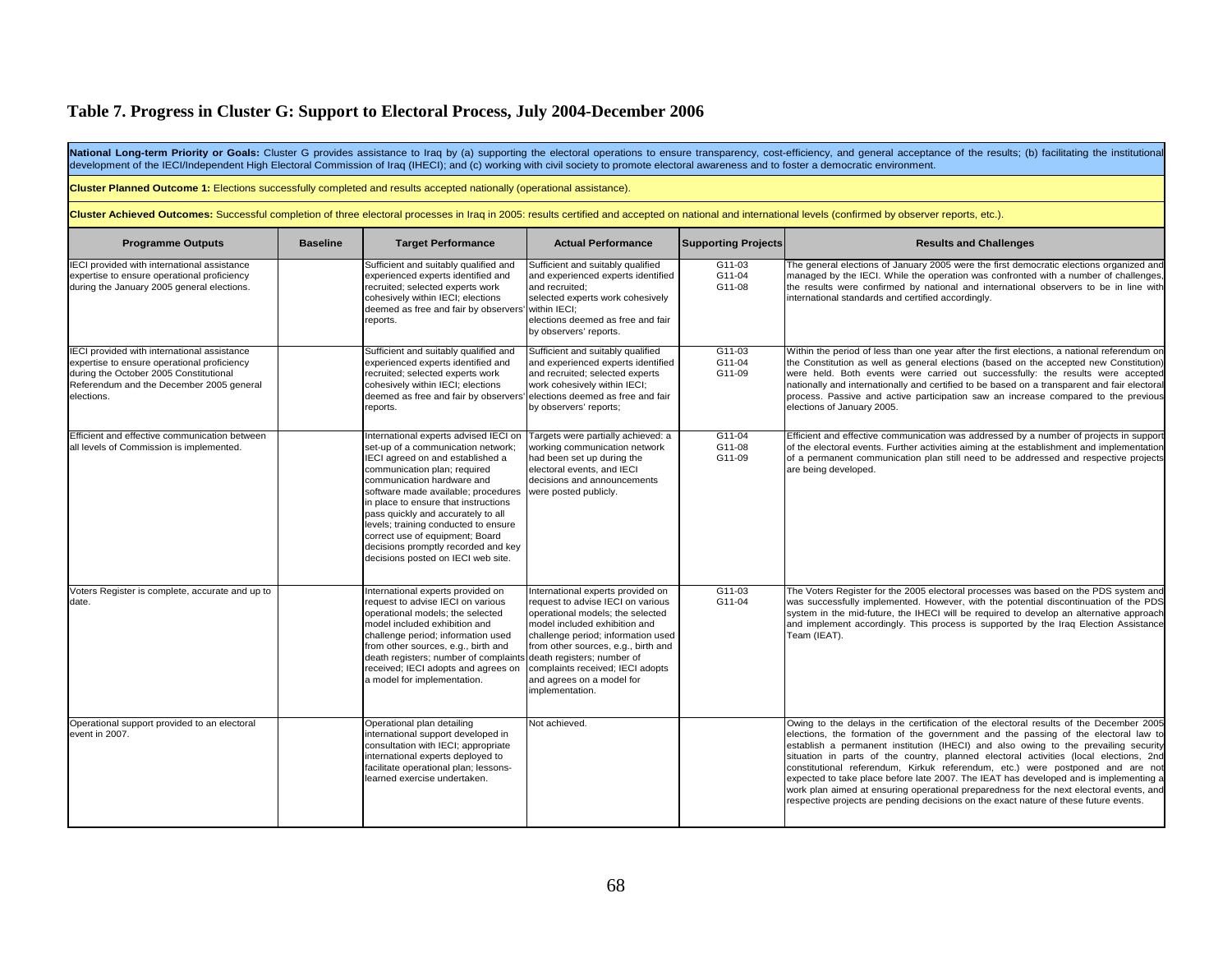# Table 7. Progress in Cluster G: Support to Electoral Process, July 2004-December 2006

**National Long-term Priority or Goals:** Cluster G provides assistance to Iraq by (a) supporting the electoral operations to ensure transparency, cost-efficiency, and general acceptance of the results; (b) facilitating the institutional development of the IECI/Independent High Electoral Commission of Iraq (IHECI); and (c) working with civil society to promote electoral awareness and to foster a democratic environment.

**Cluster Planned Outcome 1:** Elections successfully completed and results accepted nationally (operational assistance).

**Cluster Achieved Outcomes:** Successful completion of three electoral processes in Iraq in 2005: results certified and accepted on national and international levels (confirmed by observer reports, etc.).

| Programme Outputs | Baseline | Target Performance | Actual Performance | Supporting Projects | Results and Challenges |
|---|---|---|---|---|---|
| IECI provided with international assistance expertise to ensure operational proficiency during the January 2005 general elections. | | Sufficient and suitably qualified and experienced experts identified and recruited; selected experts work cohesively within IECI; elections deemed as free and fair by observers' reports. | Sufficient and suitably qualified and experienced experts identified and recruited; selected experts work cohesively within IECI; elections deemed as free and fair by observers' reports. | G11-03 G11-04 G11-08 | The general elections of January 2005 were the first democratic elections organized and managed by the IECI. While the operation was confronted with a number of challenges, the results were confirmed by national and international observers to be in line with international standards and certified accordingly. |
| IECI provided with international assistance expertise to ensure operational proficiency during the October 2005 Constitutional Referendum and the December 2005 general elections. | | Sufficient and suitably qualified and experienced experts identified and recruited; selected experts work cohesively within IECI; elections deemed as free and fair by observers' reports. | Sufficient and suitably qualified and experienced experts identified and recruited; selected experts work cohesively within IECI; elections deemed as free and fair by observers' reports; | G11-03 G11-04 G11-09 | Within the period of less than one year after the first elections, a national referendum on the Constitution as well as general elections (based on the accepted new Constitution) were held. Both events were carried out successfully: the results were accepted nationally and internationally and certified to be based on a transparent and fair electoral process. Passive and active participation saw an increase compared to the previous elections of January 2005. |
| Efficient and effective communication between all levels of Commission is implemented. | | International experts advised IECI on set-up of a communication network; IECI agreed on and established a communication plan; required communication hardware and software made available; procedures in place to ensure that instructions pass quickly and accurately to all levels; training conducted to ensure correct use of equipment; Board decisions promptly recorded and key decisions posted on IECI web site. | Targets were partially achieved: a working communication network had been set up during the electoral events, and IECI decisions and announcements were posted publicly. | G11-04 G11-08 G11-09 | Efficient and effective communication was addressed by a number of projects in support of the electoral events. Further activities aiming at the establishment and implementation of a permanent communication plan still need to be addressed and respective projects are being developed. |
| Voters Register is complete, accurate and up to date. | | International experts provided on request to advise IECI on various operational models; the selected model included exhibition and challenge period; information used from other sources, e.g., birth and death registers; number of complaints received; IECI adopts and agrees on a model for implementation. | International experts provided on request to advise IECI on various operational models; the selected model included exhibition and challenge period; information used from other sources, e.g., birth and death registers; number of complaints received; IECI adopts and agrees on a model for implementation. | G11-03 G11-04 | The Voters Register for the 2005 electoral processes was based on the PDS system and was successfully implemented. However, with the potential discontinuation of the PDS system in the mid-future, the IHECI will be required to develop an alternative approach and implement accordingly. This process is supported by the Iraq Election Assistance Team (IEAT). |
| Operational support provided to an electoral event in 2007. | | Operational plan detailing international support developed in consultation with IECI; appropriate international experts deployed to facilitate operational plan; lessons-learned exercise undertaken. | Not achieved. | | Owing to the delays in the certification of the electoral results of the December 2005 elections, the formation of the government and the passing of the electoral law to establish a permanent institution (IHECI) and also owing to the prevailing security situation in parts of the country, planned electoral activities (local elections, 2nd constitutional referendum, Kirkuk referendum, etc.) were postponed and are not expected to take place before late 2007. The IEAT has developed and is implementing a work plan aimed at ensuring operational preparedness for the next electoral events, and respective projects are pending decisions on the exact nature of these future events. |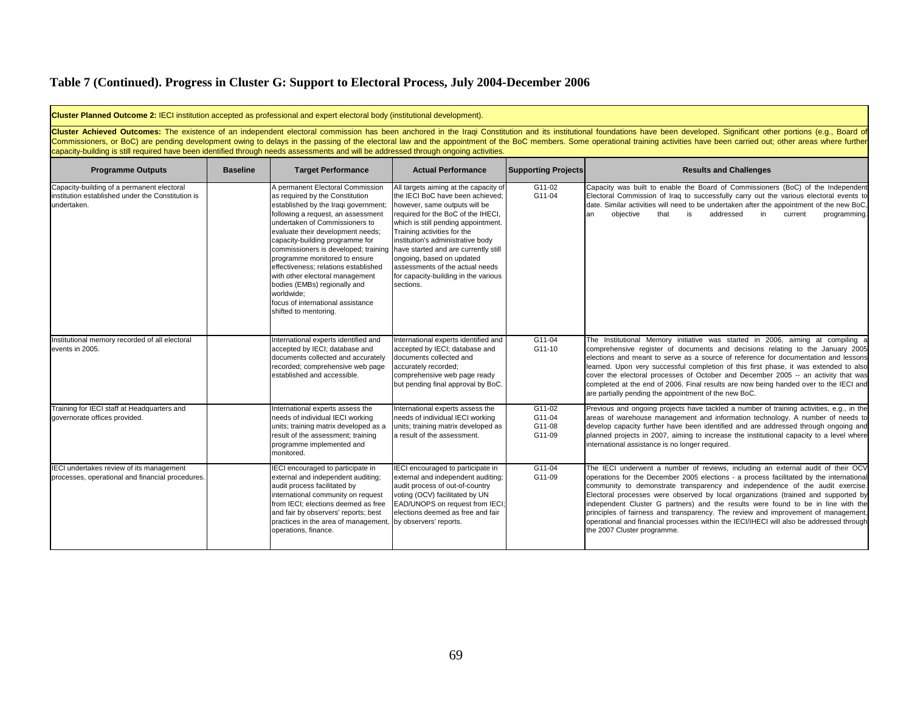## Table 7 (Continued). Progress in Cluster G: Support to Electoral Process, July 2004-December 2006

**Cluster Planned Outcome 2:** IECI institution accepted as professional and expert electoral body (institutional development).

**Cluster Achieved Outcomes:** The existence of an independent electoral commission has been anchored in the Iraqi Constitution and its institutional foundations have been developed. Significant other portions (e.g., Board of Commissioners, or BoC) are pending development owing to delays in the passing of the electoral law and the appointment of the BoC members. Some operational training activities have been carried out; other areas where further capacity-building is still required have been identified through needs assessments and will be addressed through ongoing activities.

| Programme Outputs | Baseline | Target Performance | Actual Performance | Supporting Projects | Results and Challenges |
|---|---|---|---|---|---|
| Capacity-building of a permanent electoral institution established under the Constitution is undertaken. | | A permanent Electoral Commission as required by the Constitution established by the Iraqi government; following a request, an assessment undertaken of Commissioners to evaluate their development needs; capacity-building programme for commissioners is developed; training programme monitored to ensure effectiveness; relations established with other electoral management bodies (EMBs) regionally and worldwide; focus of international assistance shifted to mentoring. | All targets aiming at the capacity of the IECI BoC have been achieved; however, same outputs will be required for the BoC of the IHECI, which is still pending appointment. Training activities for the institution's administrative body have started and are currently still ongoing, based on updated assessments of the actual needs for capacity-building in the various sections. | G11-02<br>G11-04 | Capacity was built to enable the Board of Commissioners (BoC) of the Independent Electoral Commission of Iraq to successfully carry out the various electoral events to date. Similar activities will need to be undertaken after the appointment of the new BoC, an objective that is addressed in current programming. |
| Institutional memory recorded of all electoral events in 2005. | | International experts identified and accepted by IECI; database and documents collected and accurately recorded; comprehensive web page established and accessible. | International experts identified and accepted by IECI; database and documents collected and accurately recorded; comprehensive web page ready but pending final approval by BoC. | G11-04<br>G11-10 | The Institutional Memory initiative was started in 2006, aiming at compiling a comprehensive register of documents and decisions relating to the January 2005 elections and meant to serve as a source of reference for documentation and lessons learned. Upon very successful completion of this first phase, it was extended to also cover the electoral processes of October and December 2005 -- an activity that was completed at the end of 2006. Final results are now being handed over to the IECI and are partially pending the appointment of the new BoC. |
| Training for IECI staff at Headquarters and governorate offices provided. | | International experts assess the needs of individual IECI working units; training matrix developed as a result of the assessment; training programme implemented and monitored. | International experts assess the needs of individual IECI working units; training matrix developed as a result of the assessment. | G11-02<br>G11-04<br>G11-08<br>G11-09 | Previous and ongoing projects have tackled a number of training activities, e.g., in the areas of warehouse management and information technology. A number of needs to develop capacity further have been identified and are addressed through ongoing and planned projects in 2007, aiming to increase the institutional capacity to a level where international assistance is no longer required. |
| IECI undertakes review of its management processes, operational and financial procedures. | | IECI encouraged to participate in external and independent auditing; audit process facilitated by international community on request from IECI; elections deemed as free and fair by observers' reports; best practices in the area of management, operations, finance. | IECI encouraged to participate in external and independent auditing; audit process of out-of-country voting (OCV) facilitated by UN EAD/UNOPS on request from IECI; elections deemed as free and fair by observers' reports. | G11-04<br>G11-09 | The IECI underwent a number of reviews, including an external audit of their OCV operations for the December 2005 elections - a process facilitated by the international community to demonstrate transparency and independence of the audit exercise. Electoral processes were observed by local organizations (trained and supported by independent Cluster G partners) and the results were found to be in line with the principles of fairness and transparency. The review and improvement of management, operational and financial processes within the IECI/IHECI will also be addressed through the 2007 Cluster programme. |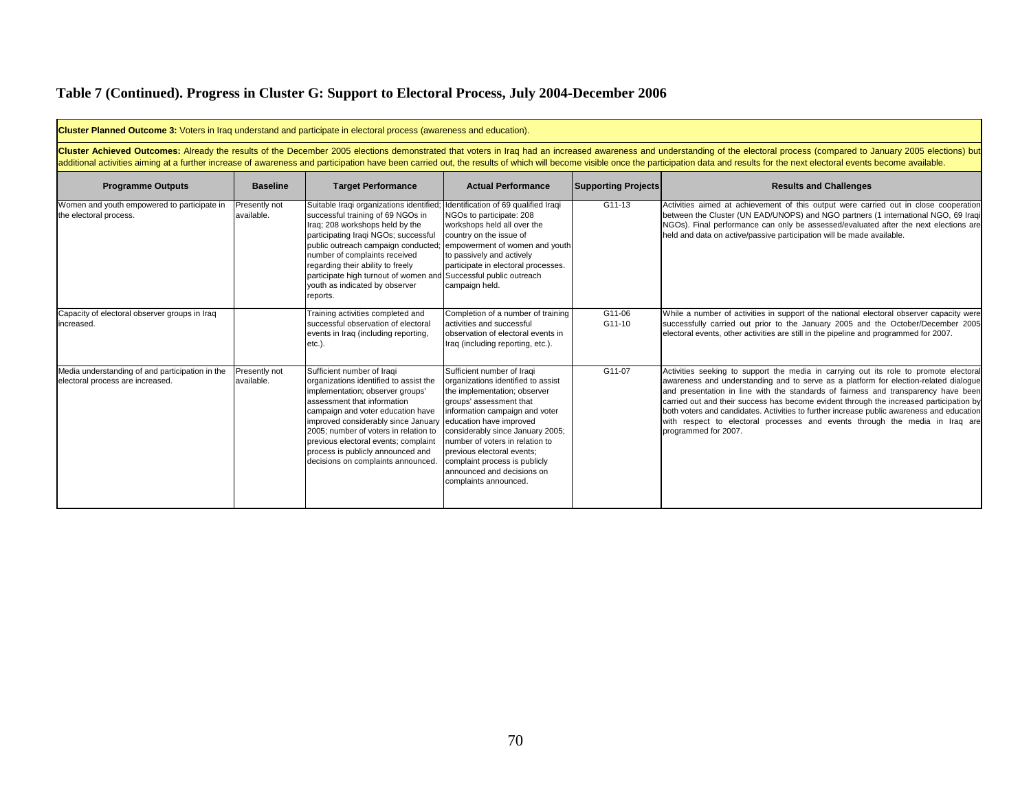## Table 7 (Continued). Progress in Cluster G: Support to Electoral Process, July 2004-December 2006

**Cluster Planned Outcome 3:** Voters in Iraq understand and participate in electoral process (awareness and education).

**Cluster Achieved Outcomes:** Already the results of the December 2005 elections demonstrated that voters in Iraq had an increased awareness and understanding of the electoral process (compared to January 2005 elections) but additional activities aiming at a further increase of awareness and participation have been carried out, the results of which will become visible once the participation data and results for the next electoral events become available.

| Programme Outputs | Baseline | Target Performance | Actual Performance | Supporting Projects | Results and Challenges |
|---|---|---|---|---|---|
| Women and youth empowered to participate in the electoral process. | Presently not available. | Suitable Iraqi organizations identified; successful training of 69 NGOs in Iraq; 208 workshops held by the participating Iraqi NGOs; successful public outreach campaign conducted; number of complaints received regarding their ability to freely participate high turnout of women and youth as indicated by observer reports. | Identification of 69 qualified Iraqi NGOs to participate: 208 workshops held all over the country on the issue of empowerment of women and youth to passively and actively participate in electoral processes. Successful public outreach campaign held. | G11-13 | Activities aimed at achievement of this output were carried out in close cooperation between the Cluster (UN EAD/UNOPS) and NGO partners (1 international NGO, 69 Iraqi NGOs). Final performance can only be assessed/evaluated after the next elections are held and data on active/passive participation will be made available. |
| Capacity of electoral observer groups in Iraq increased. | | Training activities completed and successful observation of electoral events in Iraq (including reporting, etc.). | Completion of a number of training activities and successful observation of electoral events in Iraq (including reporting, etc.). | G11-06 G11-10 | While a number of activities in support of the national electoral observer capacity were successfully carried out prior to the January 2005 and the October/December 2005 electoral events, other activities are still in the pipeline and programmed for 2007. |
| Media understanding of and participation in the electoral process are increased. | Presently not available. | Sufficient number of Iraqi organizations identified to assist the implementation; observer groups' assessment that information campaign and voter education have improved considerably since January 2005; number of voters in relation to previous electoral events; complaint process is publicly announced and decisions on complaints announced. | Sufficient number of Iraqi organizations identified to assist the implementation; observer groups' assessment that information campaign and voter education have improved considerably since January 2005; number of voters in relation to previous electoral events; complaint process is publicly announced and decisions on complaints announced. | G11-07 | Activities seeking to support the media in carrying out its role to promote electoral awareness and understanding and to serve as a platform for election-related dialogue and presentation in line with the standards of fairness and transparency have been carried out and their success has become evident through the increased participation by both voters and candidates. Activities to further increase public awareness and education with respect to electoral processes and events through the media in Iraq are programmed for 2007. |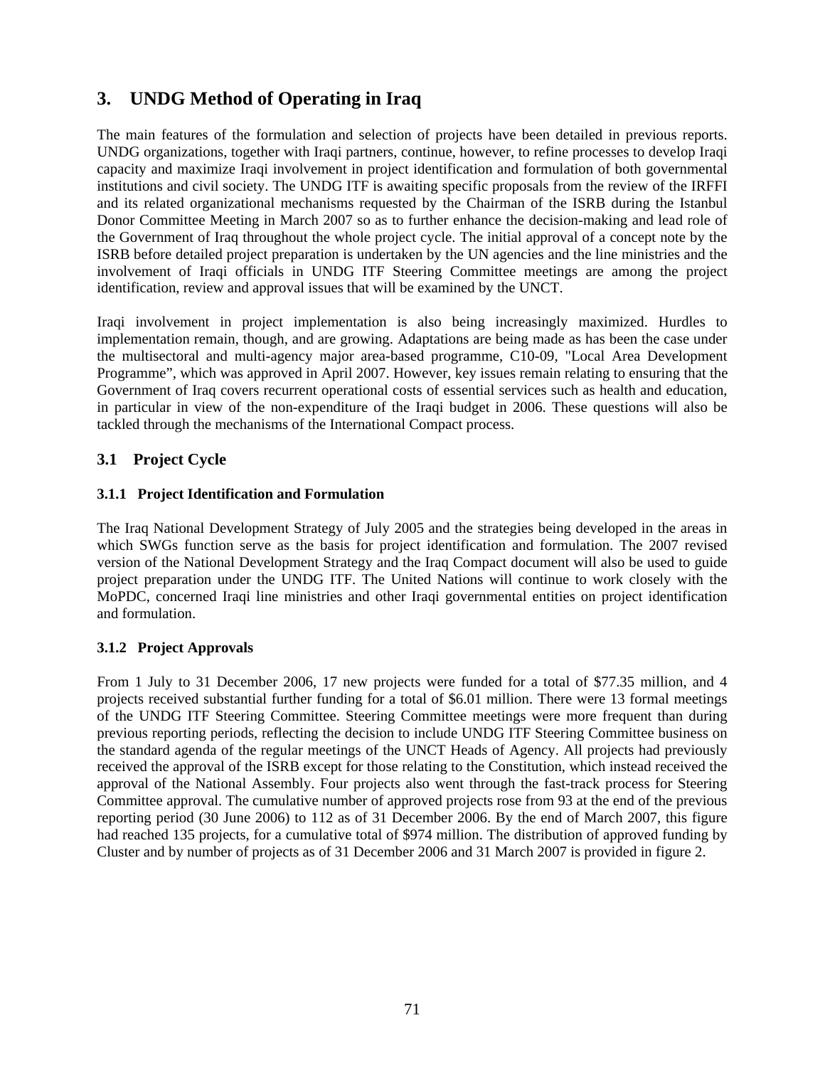# 3. UNDG Method of Operating in Iraq

The main features of the formulation and selection of projects have been detailed in previous reports. UNDG organizations, together with Iraqi partners, continue, however, to refine processes to develop Iraqi capacity and maximize Iraqi involvement in project identification and formulation of both governmental institutions and civil society. The UNDG ITF is awaiting specific proposals from the review of the IRFFI and its related organizational mechanisms requested by the Chairman of the ISRB during the Istanbul Donor Committee Meeting in March 2007 so as to further enhance the decision-making and lead role of the Government of Iraq throughout the whole project cycle. The initial approval of a concept note by the ISRB before detailed project preparation is undertaken by the UN agencies and the line ministries and the involvement of Iraqi officials in UNDG ITF Steering Committee meetings are among the project identification, review and approval issues that will be examined by the UNCT.

Iraqi involvement in project implementation is also being increasingly maximized. Hurdles to implementation remain, though, and are growing. Adaptations are being made as has been the case under the multisectoral and multi-agency major area-based programme, C10-09, "Local Area Development Programme", which was approved in April 2007. However, key issues remain relating to ensuring that the Government of Iraq covers recurrent operational costs of essential services such as health and education, in particular in view of the non-expenditure of the Iraqi budget in 2006. These questions will also be tackled through the mechanisms of the International Compact process.

## 3.1 Project Cycle

### 3.1.1 Project Identification and Formulation

The Iraq National Development Strategy of July 2005 and the strategies being developed in the areas in which SWGs function serve as the basis for project identification and formulation. The 2007 revised version of the National Development Strategy and the Iraq Compact document will also be used to guide project preparation under the UNDG ITF. The United Nations will continue to work closely with the MoPDC, concerned Iraqi line ministries and other Iraqi governmental entities on project identification and formulation.

### 3.1.2 Project Approvals

From 1 July to 31 December 2006, 17 new projects were funded for a total of $77.35 million, and 4 projects received substantial further funding for a total of $6.01 million. There were 13 formal meetings of the UNDG ITF Steering Committee. Steering Committee meetings were more frequent than during previous reporting periods, reflecting the decision to include UNDG ITF Steering Committee business on the standard agenda of the regular meetings of the UNCT Heads of Agency. All projects had previously received the approval of the ISRB except for those relating to the Constitution, which instead received the approval of the National Assembly. Four projects also went through the fast-track process for Steering Committee approval. The cumulative number of approved projects rose from 93 at the end of the previous reporting period (30 June 2006) to 112 as of 31 December 2006. By the end of March 2007, this figure had reached 135 projects, for a cumulative total of $974 million. The distribution of approved funding by Cluster and by number of projects as of 31 December 2006 and 31 March 2007 is provided in figure 2.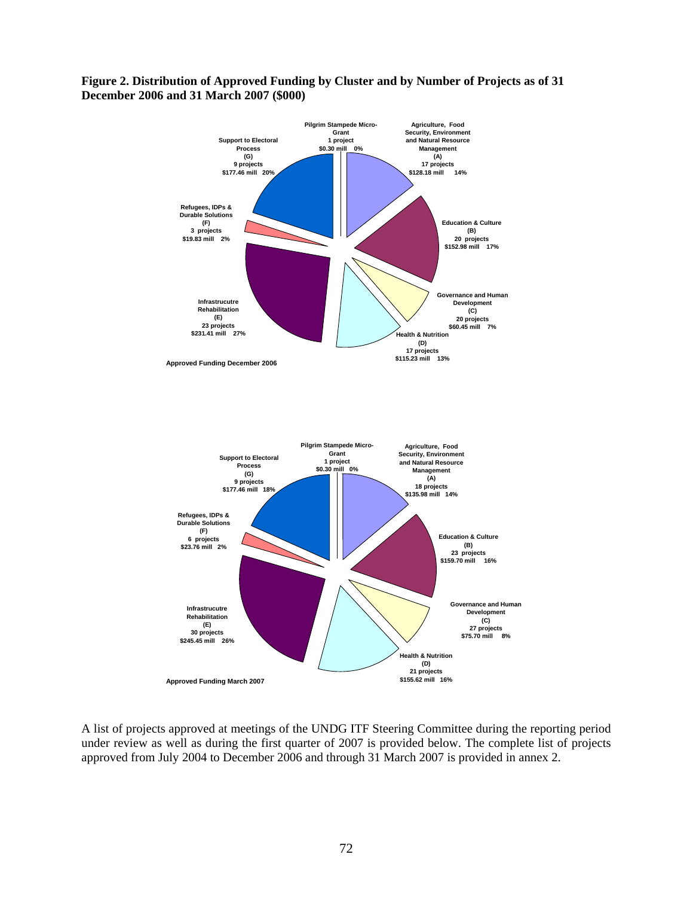**Figure 2. Distribution of Approved Funding by Cluster and by Number of Projects as of 31 December 2006 and 31 March 2007 ($000)**

**Approved Funding December 2006**

| Cluster | Projects | Funding | Share |
| --- | --- | --- | --- |
| Agriculture, Food Security, Environment and Natural Resource Management (A) | 17 projects | $128.18 mill | 14% |
| Education & Culture (B) | 20 projects | $152.98 mill | 17% |
| Governance and Human Development (C) | 20 projects | $60.45 mill | 7% |
| Health & Nutrition (D) | 17 projects | $115.23 mill | 13% |
| Infrastrucutre Rehabilitation (E) | 23 projects | $231.41 mill | 27% |
| Refugees, IDPs & Durable Solutions (F) | 3 projects | $19.83 mill | 2% |
| Support to Electoral Process (G) | 9 projects | $177.46 mill | 20% |
| Pilgrim Stampede Micro-Grant | 1 project | $0.30 mill | 0% |

**Approved Funding March 2007**

| Cluster | Projects | Funding | Share |
| --- | --- | --- | --- |
| Agriculture, Food Security, Environment and Natural Resource Management (A) | 18 projects | $135.98 mill | 14% |
| Education & Culture (B) | 23 projects | $159.70 mill | 16% |
| Governance and Human Development (C) | 27 projects | $75.70 mill | 8% |
| Health & Nutrition (D) | 21 projects | $155.62 mill | 16% |
| Infrastrucutre Rehabilitation (E) | 30 projects | $245.45 mill | 26% |
| Refugees, IDPs & Durable Solutions (F) | 6 projects | $23.76 mill | 2% |
| Support to Electoral Process (G) | 9 projects | $177.46 mill | 18% |
| Pilgrim Stampede Micro-Grant | 1 project | $0.30 mill | 0% |

A list of projects approved at meetings of the UNDG ITF Steering Committee during the reporting period under review as well as during the first quarter of 2007 is provided below. The complete list of projects approved from July 2004 to December 2006 and through 31 March 2007 is provided in annex 2.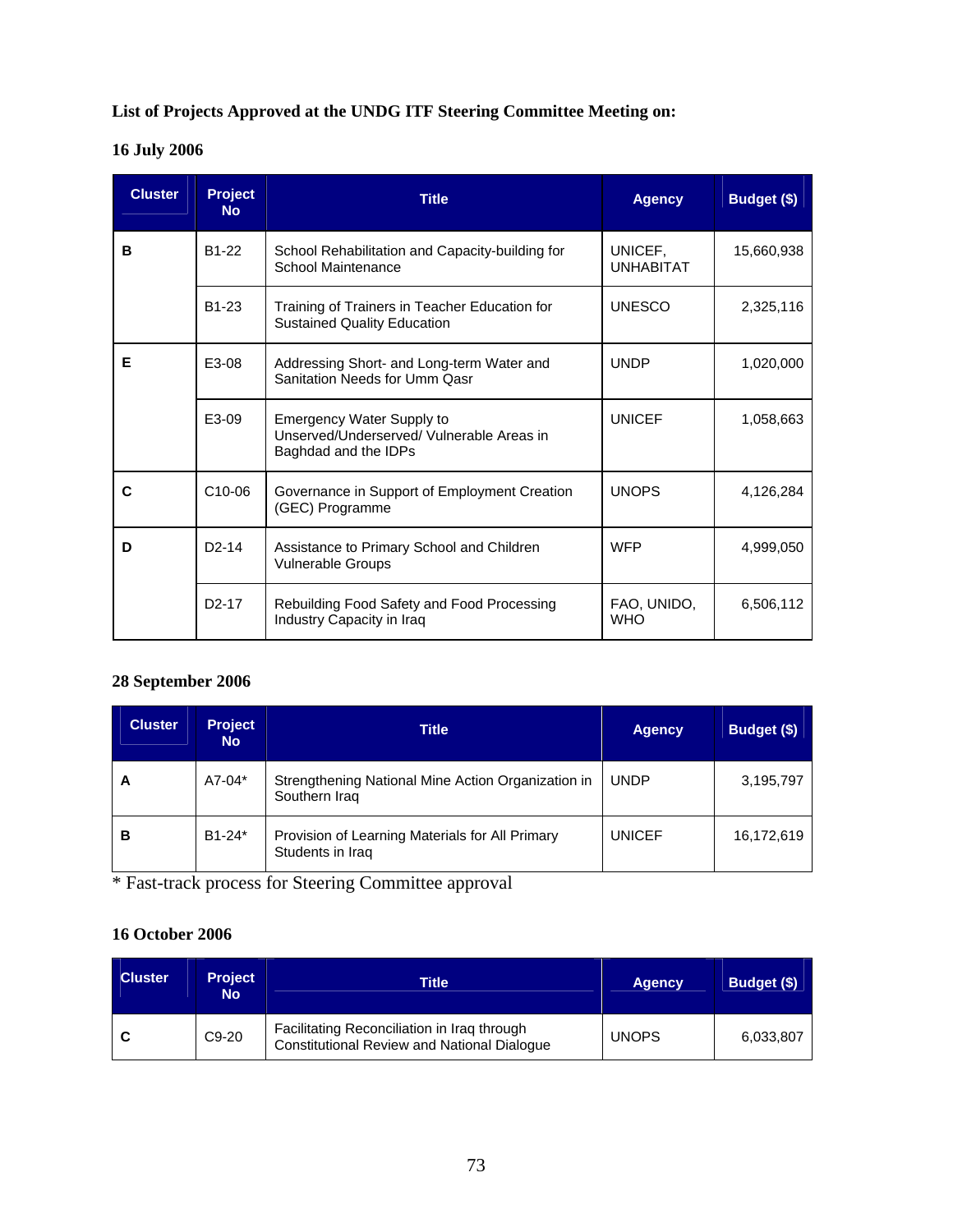**List of Projects Approved at the UNDG ITF Steering Committee Meeting on:**

**16 July 2006**

| Cluster | Project No | Title | Agency | Budget ($) |
|---|---|---|---|---|
| B | B1-22 | School Rehabilitation and Capacity-building for School Maintenance | UNICEF, UNHABITAT | 15,660,938 |
| | B1-23 | Training of Trainers in Teacher Education for Sustained Quality Education | UNESCO | 2,325,116 |
| E | E3-08 | Addressing Short- and Long-term Water and Sanitation Needs for Umm Qasr | UNDP | 1,020,000 |
| | E3-09 | Emergency Water Supply to Unserved/Underserved/ Vulnerable Areas in Baghdad and the IDPs | UNICEF | 1,058,663 |
| C | C10-06 | Governance in Support of Employment Creation (GEC) Programme | UNOPS | 4,126,284 |
| D | D2-14 | Assistance to Primary School and Children Vulnerable Groups | WFP | 4,999,050 |
| | D2-17 | Rebuilding Food Safety and Food Processing Industry Capacity in Iraq | FAO, UNIDO, WHO | 6,506,112 |

**28 September 2006**

| Cluster | Project No | Title | Agency | Budget ($) |
|---|---|---|---|---|
| A | A7-04* | Strengthening National Mine Action Organization in Southern Iraq | UNDP | 3,195,797 |
| B | B1-24* | Provision of Learning Materials for All Primary Students in Iraq | UNICEF | 16,172,619 |

\* Fast-track process for Steering Committee approval

**16 October 2006**

| Cluster | Project No | Title | Agency | Budget ($) |
|---|---|---|---|---|
| C | C9-20 | Facilitating Reconciliation in Iraq through Constitutional Review and National Dialogue | UNOPS | 6,033,807 |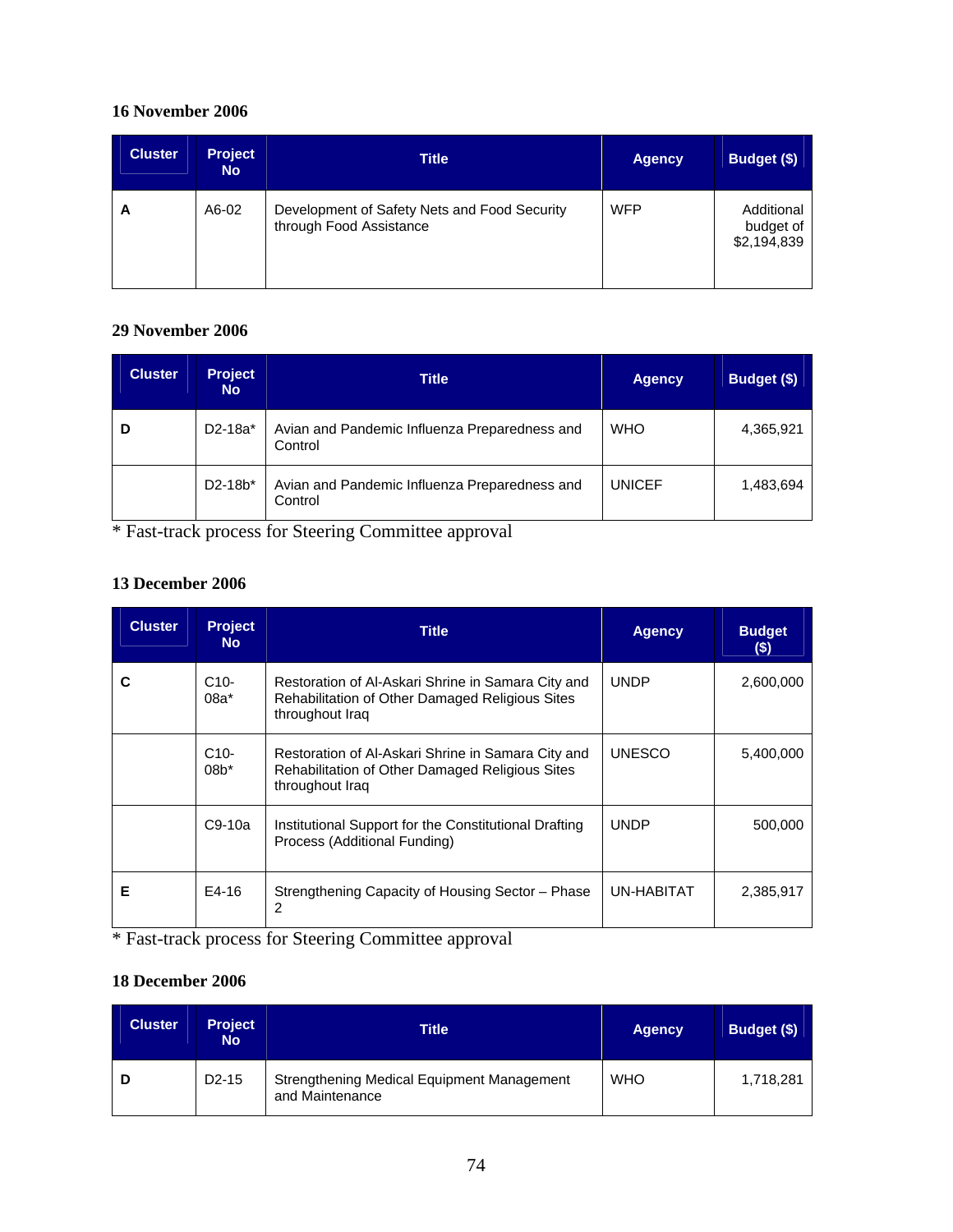**16 November 2006**

| Cluster | Project No | Title | Agency | Budget ($) |
|---|---|---|---|---|
| **A** | A6-02 | Development of Safety Nets and Food Security through Food Assistance | WFP | Additional budget of $2,194,839 |

**29 November 2006**

| Cluster | Project No | Title | Agency | Budget ($) |
|---|---|---|---|---|
| **D** | D2-18a* | Avian and Pandemic Influenza Preparedness and Control | WHO | 4,365,921 |
| | D2-18b* | Avian and Pandemic Influenza Preparedness and Control | UNICEF | 1,483,694 |

* Fast-track process for Steering Committee approval

**13 December 2006**

| Cluster | Project No | Title | Agency | Budget ($) |
|---|---|---|---|---|
| **C** | C10-08a* | Restoration of Al-Askari Shrine in Samara City and Rehabilitation of Other Damaged Religious Sites throughout Iraq | UNDP | 2,600,000 |
| | C10-08b* | Restoration of Al-Askari Shrine in Samara City and Rehabilitation of Other Damaged Religious Sites throughout Iraq | UNESCO | 5,400,000 |
| | C9-10a | Institutional Support for the Constitutional Drafting Process (Additional Funding) | UNDP | 500,000 |
| **E** | E4-16 | Strengthening Capacity of Housing Sector – Phase 2 | UN-HABITAT | 2,385,917 |

* Fast-track process for Steering Committee approval

**18 December 2006**

| Cluster | Project No | Title | Agency | Budget ($) |
|---|---|---|---|---|
| **D** | D2-15 | Strengthening Medical Equipment Management and Maintenance | WHO | 1,718,281 |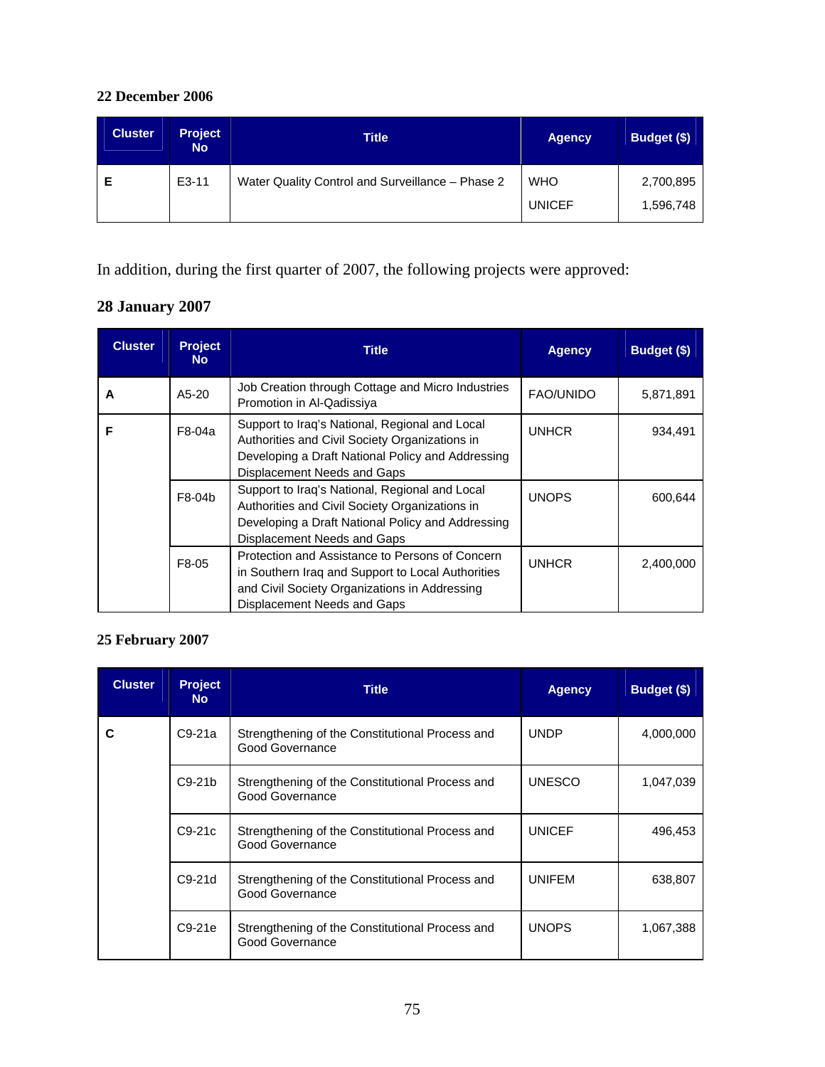**22 December 2006**

| Cluster | Project No | Title | Agency | Budget ($) |
|---|---|---|---|---|
| **E** | E3-11 | Water Quality Control and Surveillance – Phase 2 | WHO<br>UNICEF | 2,700,895<br>1,596,748 |

In addition, during the first quarter of 2007, the following projects were approved:

**28 January 2007**

| Cluster | Project No | Title | Agency | Budget ($) |
|---|---|---|---|---|
| **A** | A5-20 | Job Creation through Cottage and Micro Industries Promotion in Al-Qadissiya | FAO/UNIDO | 5,871,891 |
| **F** | F8-04a | Support to Iraq's National, Regional and Local Authorities and Civil Society Organizations in Developing a Draft National Policy and Addressing Displacement Needs and Gaps | UNHCR | 934,491 |
| | F8-04b | Support to Iraq's National, Regional and Local Authorities and Civil Society Organizations in Developing a Draft National Policy and Addressing Displacement Needs and Gaps | UNOPS | 600,644 |
| | F8-05 | Protection and Assistance to Persons of Concern in Southern Iraq and Support to Local Authorities and Civil Society Organizations in Addressing Displacement Needs and Gaps | UNHCR | 2,400,000 |

**25 February 2007**

| Cluster | Project No | Title | Agency | Budget ($) |
|---|---|---|---|---|
| **C** | C9-21a | Strengthening of the Constitutional Process and Good Governance | UNDP | 4,000,000 |
| | C9-21b | Strengthening of the Constitutional Process and Good Governance | UNESCO | 1,047,039 |
| | C9-21c | Strengthening of the Constitutional Process and Good Governance | UNICEF | 496,453 |
| | C9-21d | Strengthening of the Constitutional Process and Good Governance | UNIFEM | 638,807 |
| | C9-21e | Strengthening of the Constitutional Process and Good Governance | UNOPS | 1,067,388 |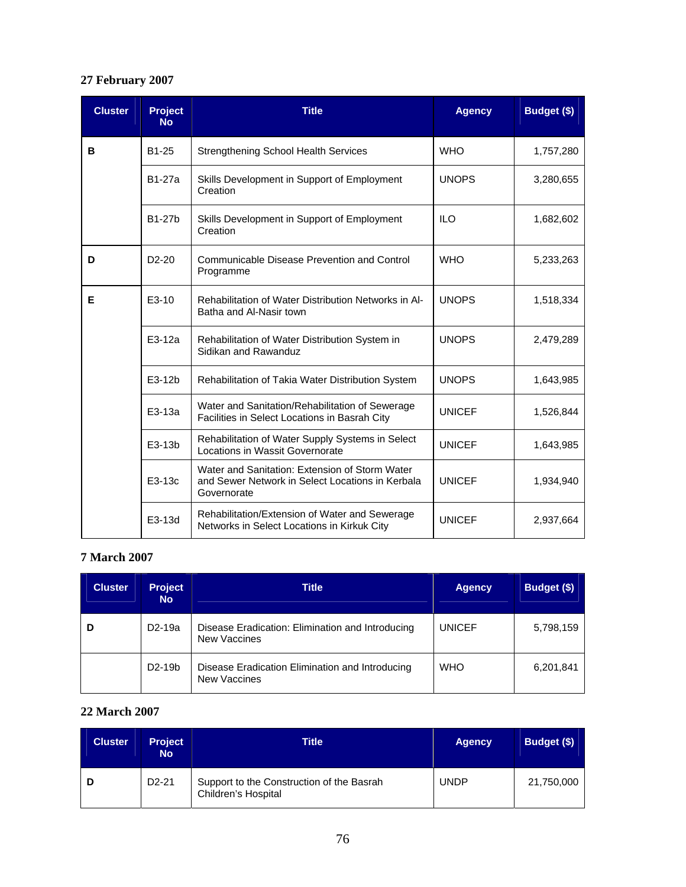**27 February 2007**

| Cluster | Project No | Title | Agency | Budget ($) |
|---|---|---|---|---|
| **B** | B1-25 | Strengthening School Health Services | WHO | 1,757,280 |
| | B1-27a | Skills Development in Support of Employment Creation | UNOPS | 3,280,655 |
| | B1-27b | Skills Development in Support of Employment Creation | ILO | 1,682,602 |
| **D** | D2-20 | Communicable Disease Prevention and Control Programme | WHO | 5,233,263 |
| **E** | E3-10 | Rehabilitation of Water Distribution Networks in Al-Batha and Al-Nasir town | UNOPS | 1,518,334 |
| | E3-12a | Rehabilitation of Water Distribution System in Sidikan and Rawanduz | UNOPS | 2,479,289 |
| | E3-12b | Rehabilitation of Takia Water Distribution System | UNOPS | 1,643,985 |
| | E3-13a | Water and Sanitation/Rehabilitation of Sewerage Facilities in Select Locations in Basrah City | UNICEF | 1,526,844 |
| | E3-13b | Rehabilitation of Water Supply Systems in Select Locations in Wassit Governorate | UNICEF | 1,643,985 |
| | E3-13c | Water and Sanitation: Extension of Storm Water and Sewer Network in Select Locations in Kerbala Governorate | UNICEF | 1,934,940 |
| | E3-13d | Rehabilitation/Extension of Water and Sewerage Networks in Select Locations in Kirkuk City | UNICEF | 2,937,664 |

**7 March 2007**

| Cluster | Project No | Title | Agency | Budget ($) |
|---|---|---|---|---|
| **D** | D2-19a | Disease Eradication: Elimination and Introducing New Vaccines | UNICEF | 5,798,159 |
| | D2-19b | Disease Eradication Elimination and Introducing New Vaccines | WHO | 6,201,841 |

**22 March 2007**

| Cluster | Project No | Title | Agency | Budget ($) |
|---|---|---|---|---|
| **D** | D2-21 | Support to the Construction of the Basrah Children's Hospital | UNDP | 21,750,000 |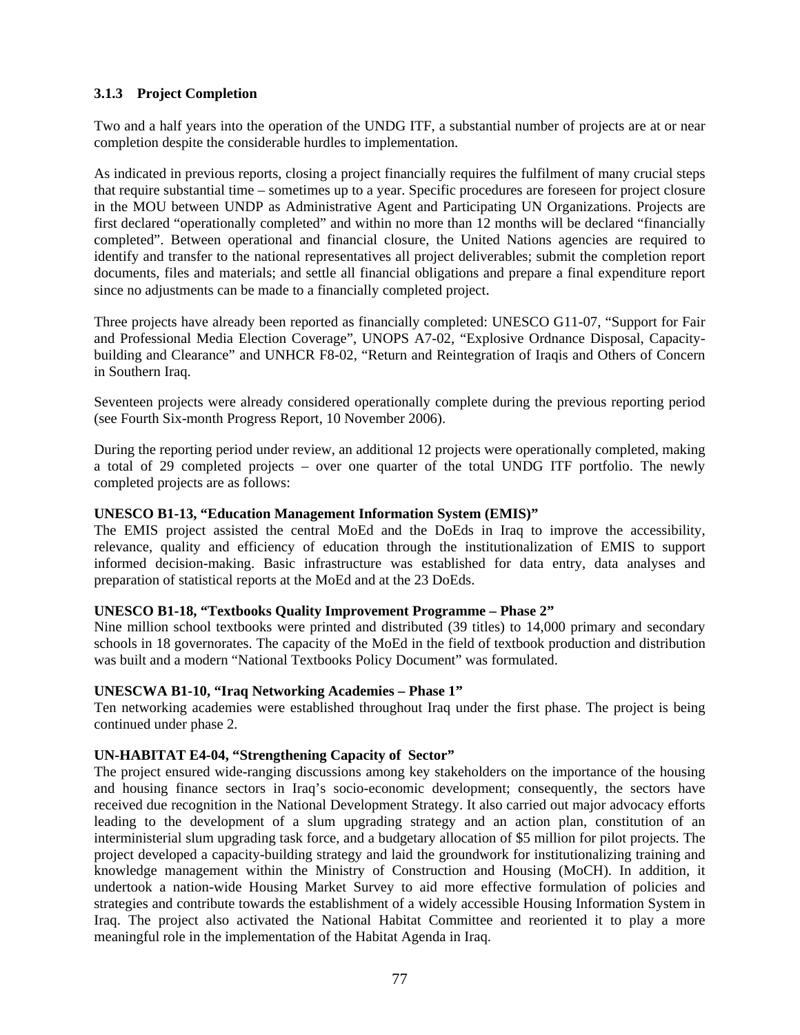### 3.1.3 Project Completion

Two and a half years into the operation of the UNDG ITF, a substantial number of projects are at or near completion despite the considerable hurdles to implementation.

As indicated in previous reports, closing a project financially requires the fulfilment of many crucial steps that require substantial time – sometimes up to a year. Specific procedures are foreseen for project closure in the MOU between UNDP as Administrative Agent and Participating UN Organizations. Projects are first declared "operationally completed" and within no more than 12 months will be declared "financially completed". Between operational and financial closure, the United Nations agencies are required to identify and transfer to the national representatives all project deliverables; submit the completion report documents, files and materials; and settle all financial obligations and prepare a final expenditure report since no adjustments can be made to a financially completed project.

Three projects have already been reported as financially completed: UNESCO G11-07, "Support for Fair and Professional Media Election Coverage", UNOPS A7-02, "Explosive Ordnance Disposal, Capacity-building and Clearance" and UNHCR F8-02, "Return and Reintegration of Iraqis and Others of Concern in Southern Iraq.

Seventeen projects were already considered operationally complete during the previous reporting period (see Fourth Six-month Progress Report, 10 November 2006).

During the reporting period under review, an additional 12 projects were operationally completed, making a total of 29 completed projects – over one quarter of the total UNDG ITF portfolio. The newly completed projects are as follows:

**UNESCO B1-13, "Education Management Information System (EMIS)"**
The EMIS project assisted the central MoEd and the DoEds in Iraq to improve the accessibility, relevance, quality and efficiency of education through the institutionalization of EMIS to support informed decision-making. Basic infrastructure was established for data entry, data analyses and preparation of statistical reports at the MoEd and at the 23 DoEds.

**UNESCO B1-18, "Textbooks Quality Improvement Programme – Phase 2"**
Nine million school textbooks were printed and distributed (39 titles) to 14,000 primary and secondary schools in 18 governorates. The capacity of the MoEd in the field of textbook production and distribution was built and a modern "National Textbooks Policy Document" was formulated.

**UNESCWA B1-10, "Iraq Networking Academies – Phase 1"**
Ten networking academies were established throughout Iraq under the first phase. The project is being continued under phase 2.

**UN-HABITAT E4-04, "Strengthening Capacity of Sector"**
The project ensured wide-ranging discussions among key stakeholders on the importance of the housing and housing finance sectors in Iraq's socio-economic development; consequently, the sectors have received due recognition in the National Development Strategy. It also carried out major advocacy efforts leading to the development of a slum upgrading strategy and an action plan, constitution of an interministerial slum upgrading task force, and a budgetary allocation of $5 million for pilot projects. The project developed a capacity-building strategy and laid the groundwork for institutionalizing training and knowledge management within the Ministry of Construction and Housing (MoCH). In addition, it undertook a nation-wide Housing Market Survey to aid more effective formulation of policies and strategies and contribute towards the establishment of a widely accessible Housing Information System in Iraq. The project also activated the National Habitat Committee and reoriented it to play a more meaningful role in the implementation of the Habitat Agenda in Iraq.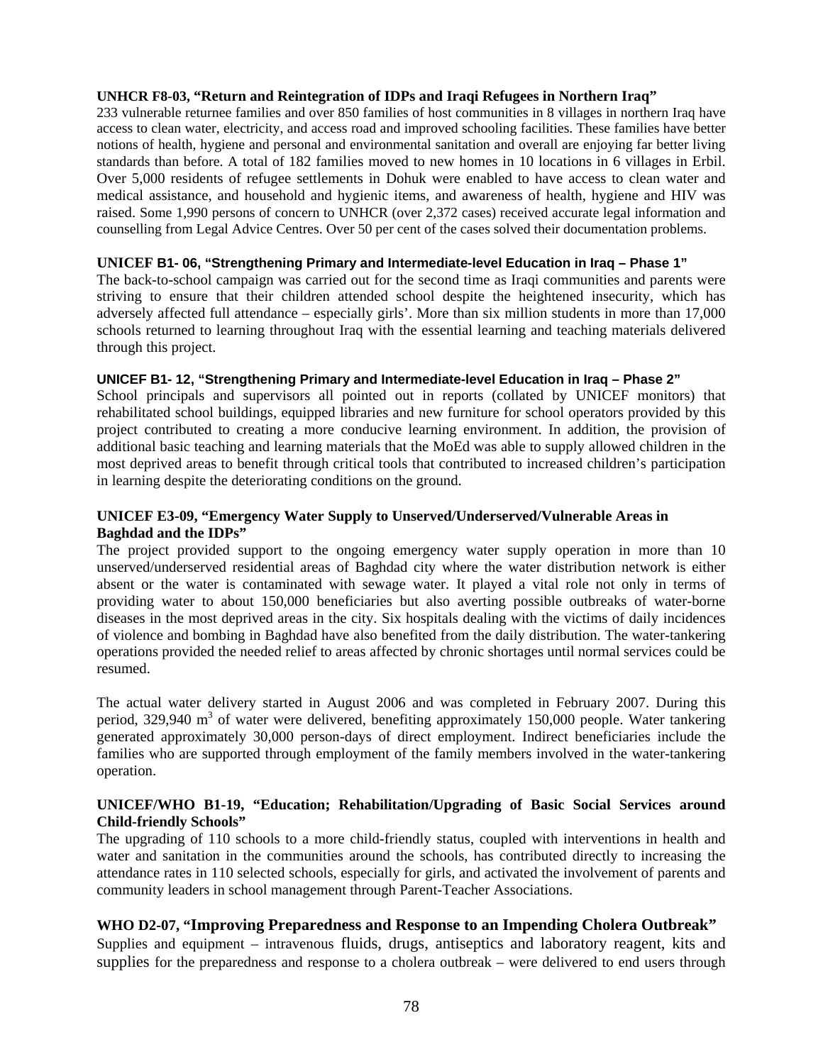**UNHCR F8-03, "Return and Reintegration of IDPs and Iraqi Refugees in Northern Iraq"**

233 vulnerable returnee families and over 850 families of host communities in 8 villages in northern Iraq have access to clean water, electricity, and access road and improved schooling facilities. These families have better notions of health, hygiene and personal and environmental sanitation and overall are enjoying far better living standards than before. A total of 182 families moved to new homes in 10 locations in 6 villages in Erbil. Over 5,000 residents of refugee settlements in Dohuk were enabled to have access to clean water and medical assistance, and household and hygienic items, and awareness of health, hygiene and HIV was raised. Some 1,990 persons of concern to UNHCR (over 2,372 cases) received accurate legal information and counselling from Legal Advice Centres. Over 50 per cent of the cases solved their documentation problems.

**UNICEF B1- 06, "Strengthening Primary and Intermediate-level Education in Iraq – Phase 1"**

The back-to-school campaign was carried out for the second time as Iraqi communities and parents were striving to ensure that their children attended school despite the heightened insecurity, which has adversely affected full attendance – especially girls'. More than six million students in more than 17,000 schools returned to learning throughout Iraq with the essential learning and teaching materials delivered through this project.

**UNICEF B1- 12, "Strengthening Primary and Intermediate-level Education in Iraq – Phase 2"**

School principals and supervisors all pointed out in reports (collated by UNICEF monitors) that rehabilitated school buildings, equipped libraries and new furniture for school operators provided by this project contributed to creating a more conducive learning environment. In addition, the provision of additional basic teaching and learning materials that the MoEd was able to supply allowed children in the most deprived areas to benefit through critical tools that contributed to increased children's participation in learning despite the deteriorating conditions on the ground.

**UNICEF E3-09, "Emergency Water Supply to Unserved/Underserved/Vulnerable Areas in Baghdad and the IDPs"**

The project provided support to the ongoing emergency water supply operation in more than 10 unserved/underserved residential areas of Baghdad city where the water distribution network is either absent or the water is contaminated with sewage water. It played a vital role not only in terms of providing water to about 150,000 beneficiaries but also averting possible outbreaks of water-borne diseases in the most deprived areas in the city. Six hospitals dealing with the victims of daily incidences of violence and bombing in Baghdad have also benefited from the daily distribution. The water-tankering operations provided the needed relief to areas affected by chronic shortages until normal services could be resumed.

The actual water delivery started in August 2006 and was completed in February 2007. During this period, 329,940 $m^3$ of water were delivered, benefiting approximately 150,000 people. Water tankering generated approximately 30,000 person-days of direct employment. Indirect beneficiaries include the families who are supported through employment of the family members involved in the water-tankering operation.

**UNICEF/WHO B1-19, "Education; Rehabilitation/Upgrading of Basic Social Services around Child-friendly Schools"**

The upgrading of 110 schools to a more child-friendly status, coupled with interventions in health and water and sanitation in the communities around the schools, has contributed directly to increasing the attendance rates in 110 selected schools, especially for girls, and activated the involvement of parents and community leaders in school management through Parent-Teacher Associations.

**WHO D2-07, "Improving Preparedness and Response to an Impending Cholera Outbreak"**

Supplies and equipment – intravenous fluids, drugs, antiseptics and laboratory reagent, kits and supplies for the preparedness and response to a cholera outbreak – were delivered to end users through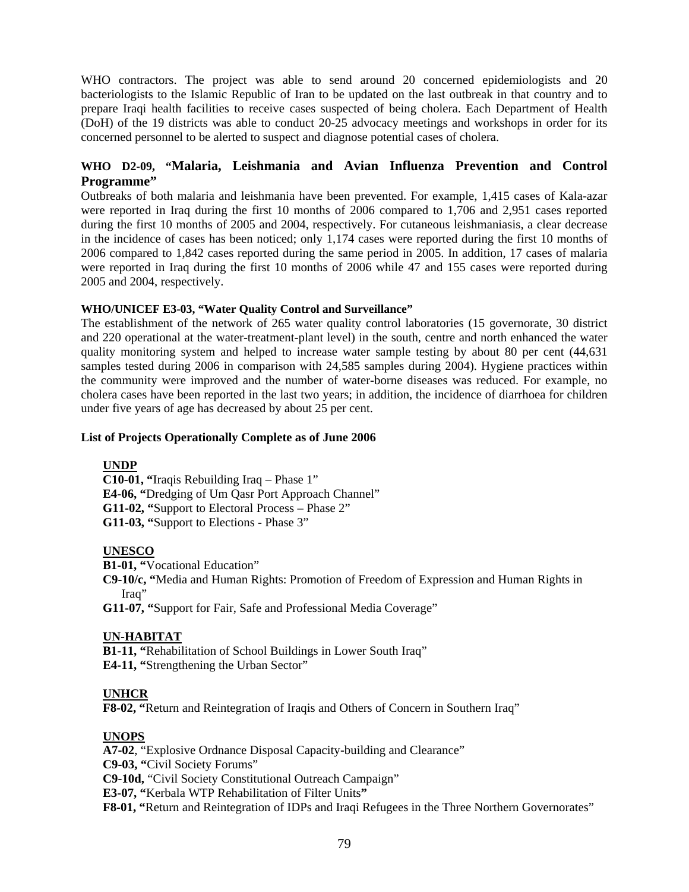WHO contractors. The project was able to send around 20 concerned epidemiologists and 20 bacteriologists to the Islamic Republic of Iran to be updated on the last outbreak in that country and to prepare Iraqi health facilities to receive cases suspected of being cholera. Each Department of Health (DoH) of the 19 districts was able to conduct 20-25 advocacy meetings and workshops in order for its concerned personnel to be alerted to suspect and diagnose potential cases of cholera.

### WHO D2-09, "Malaria, Leishmania and Avian Influenza Prevention and Control Programme"

Outbreaks of both malaria and leishmania have been prevented. For example, 1,415 cases of Kala-azar were reported in Iraq during the first 10 months of 2006 compared to 1,706 and 2,951 cases reported during the first 10 months of 2005 and 2004, respectively. For cutaneous leishmaniasis, a clear decrease in the incidence of cases has been noticed; only 1,174 cases were reported during the first 10 months of 2006 compared to 1,842 cases reported during the same period in 2005. In addition, 17 cases of malaria were reported in Iraq during the first 10 months of 2006 while 47 and 155 cases were reported during 2005 and 2004, respectively.

#### WHO/UNICEF E3-03, "Water Quality Control and Surveillance"

The establishment of the network of 265 water quality control laboratories (15 governorate, 30 district and 220 operational at the water-treatment-plant level) in the south, centre and north enhanced the water quality monitoring system and helped to increase water sample testing by about 80 per cent (44,631 samples tested during 2006 in comparison with 24,585 samples during 2004). Hygiene practices within the community were improved and the number of water-borne diseases was reduced. For example, no cholera cases have been reported in the last two years; in addition, the incidence of diarrhoea for children under five years of age has decreased by about 25 per cent.

**List of Projects Operationally Complete as of June 2006**

**UNDP**

**C10-01,** "Iraqis Rebuilding Iraq – Phase 1"
**E4-06,** "Dredging of Um Qasr Port Approach Channel"
**G11-02,** "Support to Electoral Process – Phase 2"
**G11-03,** "Support to Elections - Phase 3"

**UNESCO**

**B1-01,** "Vocational Education"
**C9-10/c,** "Media and Human Rights: Promotion of Freedom of Expression and Human Rights in Iraq"
**G11-07,** "Support for Fair, Safe and Professional Media Coverage"

**UN-HABITAT**

**B1-11,** "Rehabilitation of School Buildings in Lower South Iraq"
**E4-11,** "Strengthening the Urban Sector"

**UNHCR**

**F8-02,** "Return and Reintegration of Iraqis and Others of Concern in Southern Iraq"

**UNOPS**

**A7-02**, "Explosive Ordnance Disposal Capacity-building and Clearance"
**C9-03,** "Civil Society Forums"
**C9-10d,** "Civil Society Constitutional Outreach Campaign"
**E3-07,** "Kerbala WTP Rehabilitation of Filter Units"
**F8-01,** "Return and Reintegration of IDPs and Iraqi Refugees in the Three Northern Governorates"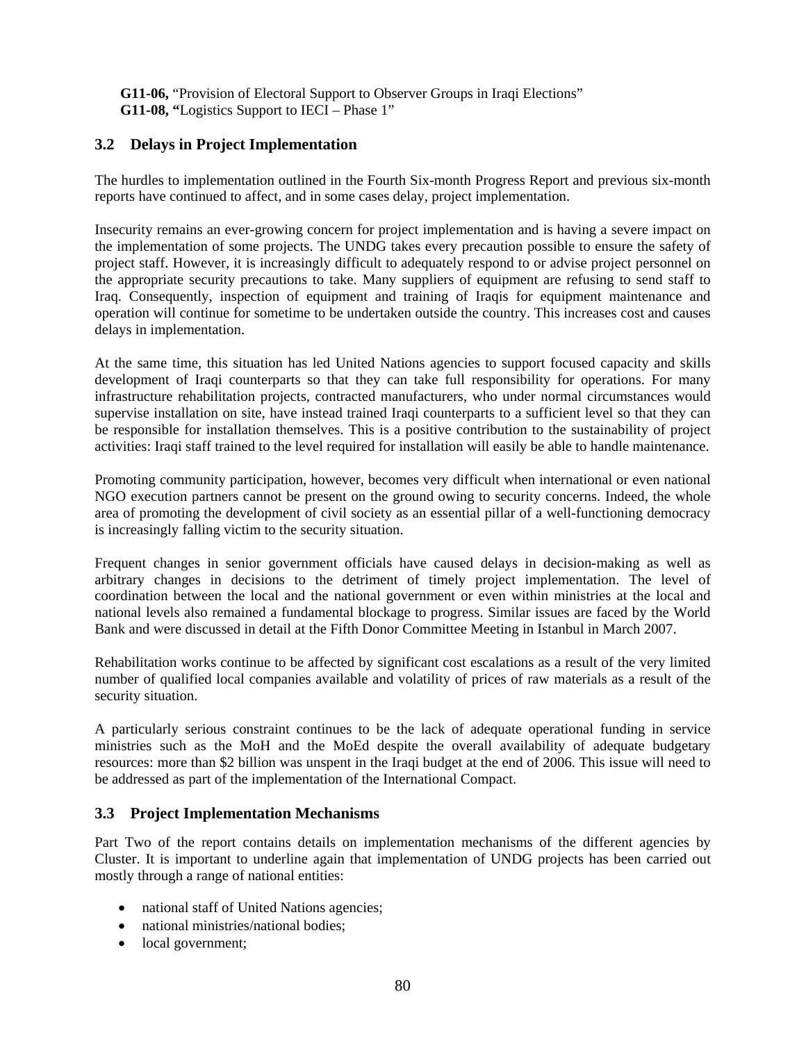**G11-06,** "Provision of Electoral Support to Observer Groups in Iraqi Elections"
**G11-08, "**Logistics Support to IECI – Phase 1"

## 3.2 Delays in Project Implementation

The hurdles to implementation outlined in the Fourth Six-month Progress Report and previous six-month reports have continued to affect, and in some cases delay, project implementation.

Insecurity remains an ever-growing concern for project implementation and is having a severe impact on the implementation of some projects. The UNDG takes every precaution possible to ensure the safety of project staff. However, it is increasingly difficult to adequately respond to or advise project personnel on the appropriate security precautions to take. Many suppliers of equipment are refusing to send staff to Iraq. Consequently, inspection of equipment and training of Iraqis for equipment maintenance and operation will continue for sometime to be undertaken outside the country. This increases cost and causes delays in implementation.

At the same time, this situation has led United Nations agencies to support focused capacity and skills development of Iraqi counterparts so that they can take full responsibility for operations. For many infrastructure rehabilitation projects, contracted manufacturers, who under normal circumstances would supervise installation on site, have instead trained Iraqi counterparts to a sufficient level so that they can be responsible for installation themselves. This is a positive contribution to the sustainability of project activities: Iraqi staff trained to the level required for installation will easily be able to handle maintenance.

Promoting community participation, however, becomes very difficult when international or even national NGO execution partners cannot be present on the ground owing to security concerns. Indeed, the whole area of promoting the development of civil society as an essential pillar of a well-functioning democracy is increasingly falling victim to the security situation.

Frequent changes in senior government officials have caused delays in decision-making as well as arbitrary changes in decisions to the detriment of timely project implementation. The level of coordination between the local and the national government or even within ministries at the local and national levels also remained a fundamental blockage to progress. Similar issues are faced by the World Bank and were discussed in detail at the Fifth Donor Committee Meeting in Istanbul in March 2007.

Rehabilitation works continue to be affected by significant cost escalations as a result of the very limited number of qualified local companies available and volatility of prices of raw materials as a result of the security situation.

A particularly serious constraint continues to be the lack of adequate operational funding in service ministries such as the MoH and the MoEd despite the overall availability of adequate budgetary resources: more than $2 billion was unspent in the Iraqi budget at the end of 2006. This issue will need to be addressed as part of the implementation of the International Compact.

## 3.3 Project Implementation Mechanisms

Part Two of the report contains details on implementation mechanisms of the different agencies by Cluster. It is important to underline again that implementation of UNDG projects has been carried out mostly through a range of national entities:

- national staff of United Nations agencies;
- national ministries/national bodies;
- local government;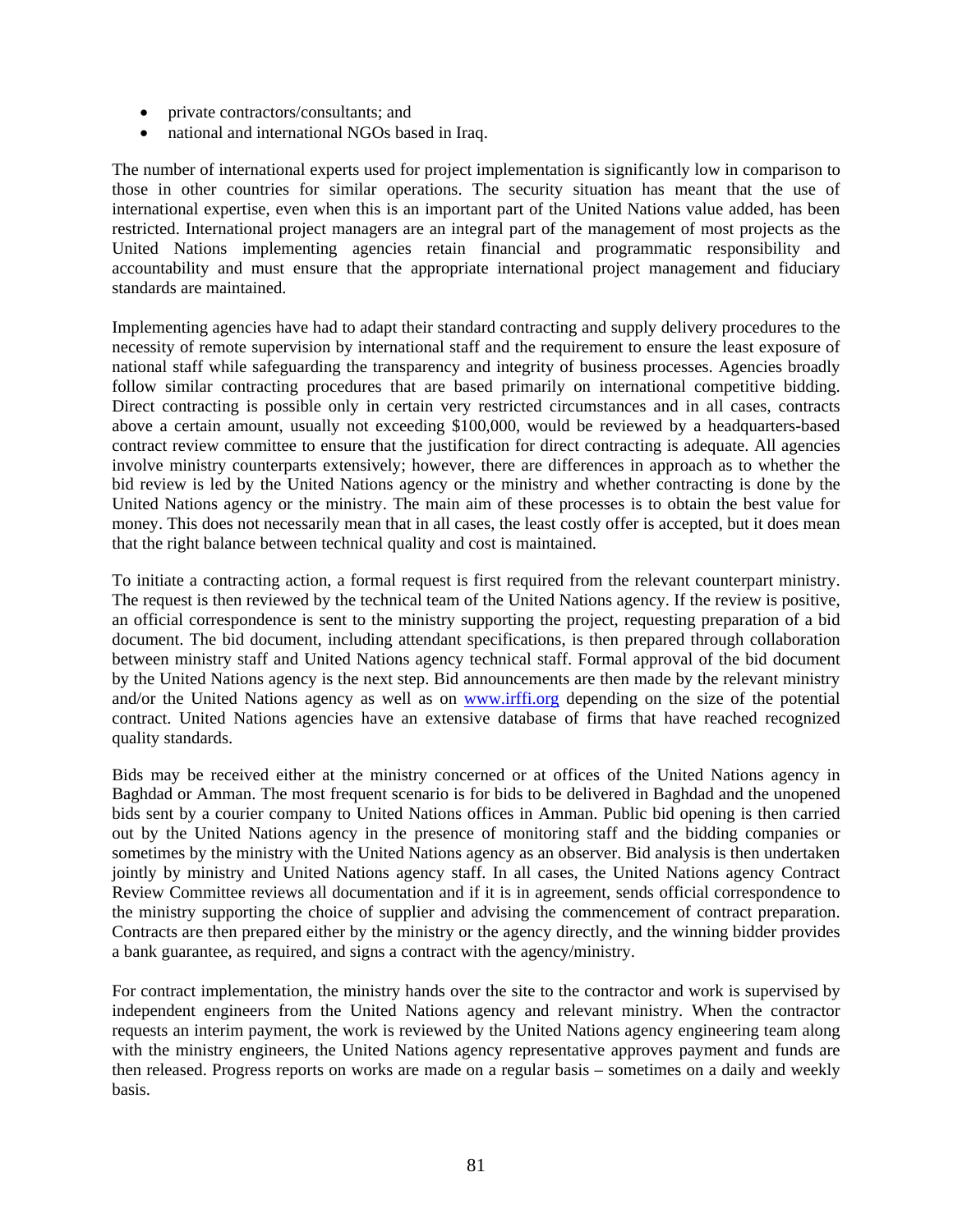- private contractors/consultants; and
- national and international NGOs based in Iraq.

The number of international experts used for project implementation is significantly low in comparison to those in other countries for similar operations. The security situation has meant that the use of international expertise, even when this is an important part of the United Nations value added, has been restricted. International project managers are an integral part of the management of most projects as the United Nations implementing agencies retain financial and programmatic responsibility and accountability and must ensure that the appropriate international project management and fiduciary standards are maintained.

Implementing agencies have had to adapt their standard contracting and supply delivery procedures to the necessity of remote supervision by international staff and the requirement to ensure the least exposure of national staff while safeguarding the transparency and integrity of business processes. Agencies broadly follow similar contracting procedures that are based primarily on international competitive bidding. Direct contracting is possible only in certain very restricted circumstances and in all cases, contracts above a certain amount, usually not exceeding $100,000, would be reviewed by a headquarters-based contract review committee to ensure that the justification for direct contracting is adequate. All agencies involve ministry counterparts extensively; however, there are differences in approach as to whether the bid review is led by the United Nations agency or the ministry and whether contracting is done by the United Nations agency or the ministry. The main aim of these processes is to obtain the best value for money. This does not necessarily mean that in all cases, the least costly offer is accepted, but it does mean that the right balance between technical quality and cost is maintained.

To initiate a contracting action, a formal request is first required from the relevant counterpart ministry. The request is then reviewed by the technical team of the United Nations agency. If the review is positive, an official correspondence is sent to the ministry supporting the project, requesting preparation of a bid document. The bid document, including attendant specifications, is then prepared through collaboration between ministry staff and United Nations agency technical staff. Formal approval of the bid document by the United Nations agency is the next step. Bid announcements are then made by the relevant ministry and/or the United Nations agency as well as on www.irffi.org depending on the size of the potential contract. United Nations agencies have an extensive database of firms that have reached recognized quality standards.

Bids may be received either at the ministry concerned or at offices of the United Nations agency in Baghdad or Amman. The most frequent scenario is for bids to be delivered in Baghdad and the unopened bids sent by a courier company to United Nations offices in Amman. Public bid opening is then carried out by the United Nations agency in the presence of monitoring staff and the bidding companies or sometimes by the ministry with the United Nations agency as an observer. Bid analysis is then undertaken jointly by ministry and United Nations agency staff. In all cases, the United Nations agency Contract Review Committee reviews all documentation and if it is in agreement, sends official correspondence to the ministry supporting the choice of supplier and advising the commencement of contract preparation. Contracts are then prepared either by the ministry or the agency directly, and the winning bidder provides a bank guarantee, as required, and signs a contract with the agency/ministry.

For contract implementation, the ministry hands over the site to the contractor and work is supervised by independent engineers from the United Nations agency and relevant ministry. When the contractor requests an interim payment, the work is reviewed by the United Nations agency engineering team along with the ministry engineers, the United Nations agency representative approves payment and funds are then released. Progress reports on works are made on a regular basis – sometimes on a daily and weekly basis.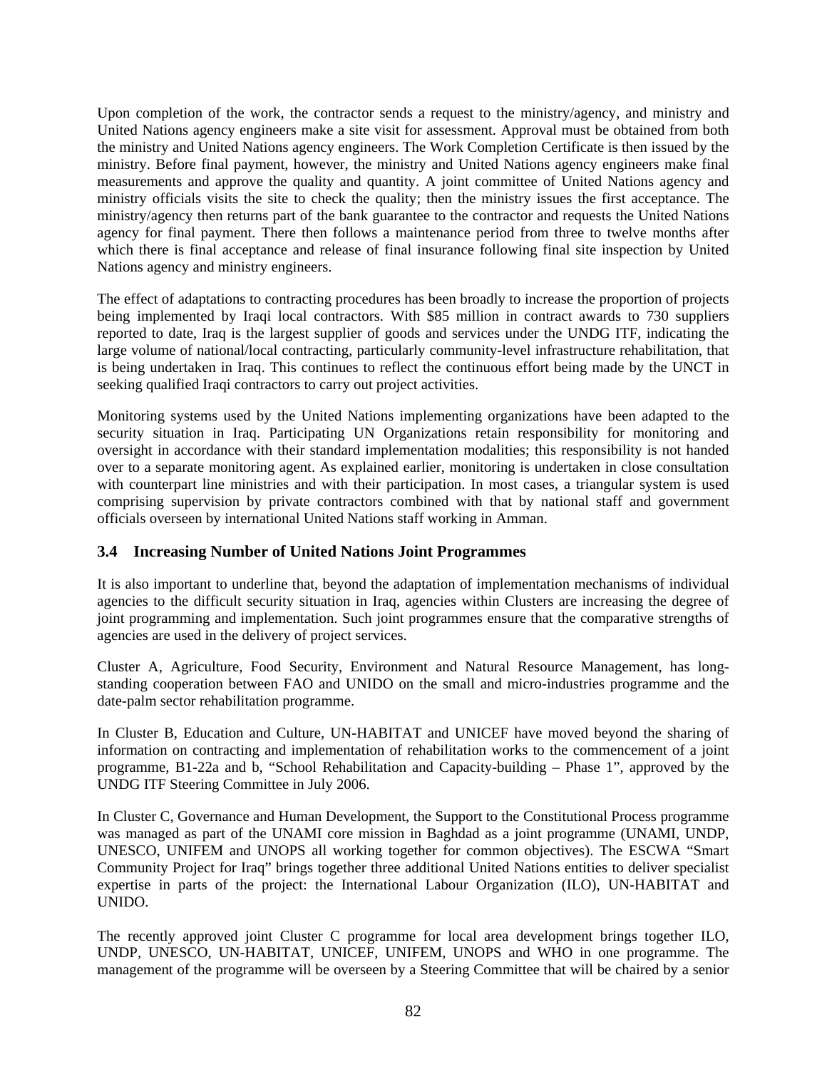Upon completion of the work, the contractor sends a request to the ministry/agency, and ministry and United Nations agency engineers make a site visit for assessment. Approval must be obtained from both the ministry and United Nations agency engineers. The Work Completion Certificate is then issued by the ministry. Before final payment, however, the ministry and United Nations agency engineers make final measurements and approve the quality and quantity. A joint committee of United Nations agency and ministry officials visits the site to check the quality; then the ministry issues the first acceptance. The ministry/agency then returns part of the bank guarantee to the contractor and requests the United Nations agency for final payment. There then follows a maintenance period from three to twelve months after which there is final acceptance and release of final insurance following final site inspection by United Nations agency and ministry engineers.

The effect of adaptations to contracting procedures has been broadly to increase the proportion of projects being implemented by Iraqi local contractors. With $85 million in contract awards to 730 suppliers reported to date, Iraq is the largest supplier of goods and services under the UNDG ITF, indicating the large volume of national/local contracting, particularly community-level infrastructure rehabilitation, that is being undertaken in Iraq. This continues to reflect the continuous effort being made by the UNCT in seeking qualified Iraqi contractors to carry out project activities.

Monitoring systems used by the United Nations implementing organizations have been adapted to the security situation in Iraq. Participating UN Organizations retain responsibility for monitoring and oversight in accordance with their standard implementation modalities; this responsibility is not handed over to a separate monitoring agent. As explained earlier, monitoring is undertaken in close consultation with counterpart line ministries and with their participation. In most cases, a triangular system is used comprising supervision by private contractors combined with that by national staff and government officials overseen by international United Nations staff working in Amman.

### 3.4 Increasing Number of United Nations Joint Programmes

It is also important to underline that, beyond the adaptation of implementation mechanisms of individual agencies to the difficult security situation in Iraq, agencies within Clusters are increasing the degree of joint programming and implementation. Such joint programmes ensure that the comparative strengths of agencies are used in the delivery of project services.

Cluster A, Agriculture, Food Security, Environment and Natural Resource Management, has long-standing cooperation between FAO and UNIDO on the small and micro-industries programme and the date-palm sector rehabilitation programme.

In Cluster B, Education and Culture, UN-HABITAT and UNICEF have moved beyond the sharing of information on contracting and implementation of rehabilitation works to the commencement of a joint programme, B1-22a and b, "School Rehabilitation and Capacity-building – Phase 1", approved by the UNDG ITF Steering Committee in July 2006.

In Cluster C, Governance and Human Development, the Support to the Constitutional Process programme was managed as part of the UNAMI core mission in Baghdad as a joint programme (UNAMI, UNDP, UNESCO, UNIFEM and UNOPS all working together for common objectives). The ESCWA "Smart Community Project for Iraq" brings together three additional United Nations entities to deliver specialist expertise in parts of the project: the International Labour Organization (ILO), UN-HABITAT and UNIDO.

The recently approved joint Cluster C programme for local area development brings together ILO, UNDP, UNESCO, UN-HABITAT, UNICEF, UNIFEM, UNOPS and WHO in one programme. The management of the programme will be overseen by a Steering Committee that will be chaired by a senior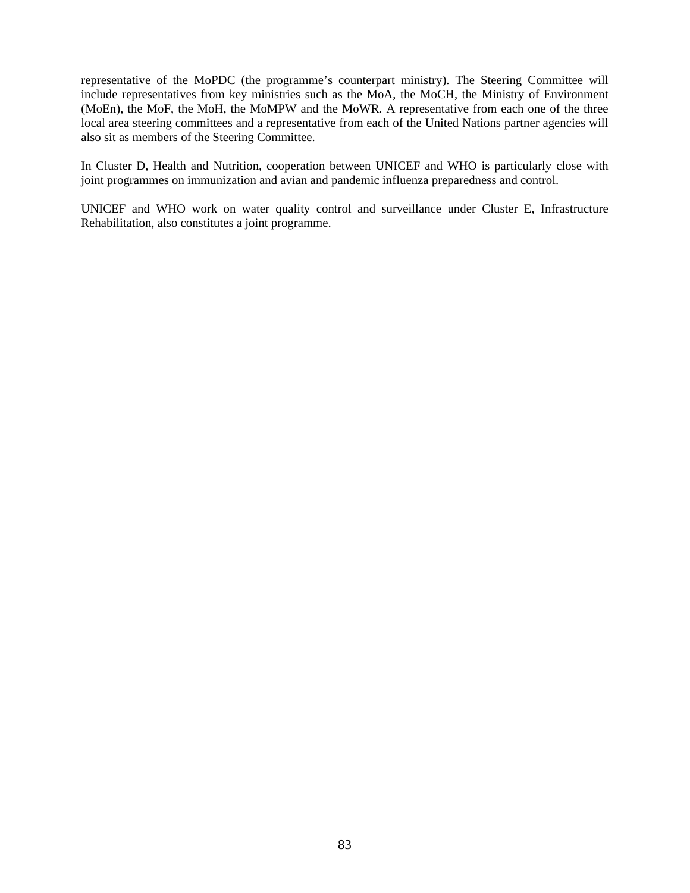representative of the MoPDC (the programme's counterpart ministry). The Steering Committee will include representatives from key ministries such as the MoA, the MoCH, the Ministry of Environment (MoEn), the MoF, the MoH, the MoMPW and the MoWR. A representative from each one of the three local area steering committees and a representative from each of the United Nations partner agencies will also sit as members of the Steering Committee.

In Cluster D, Health and Nutrition, cooperation between UNICEF and WHO is particularly close with joint programmes on immunization and avian and pandemic influenza preparedness and control.

UNICEF and WHO work on water quality control and surveillance under Cluster E, Infrastructure Rehabilitation, also constitutes a joint programme.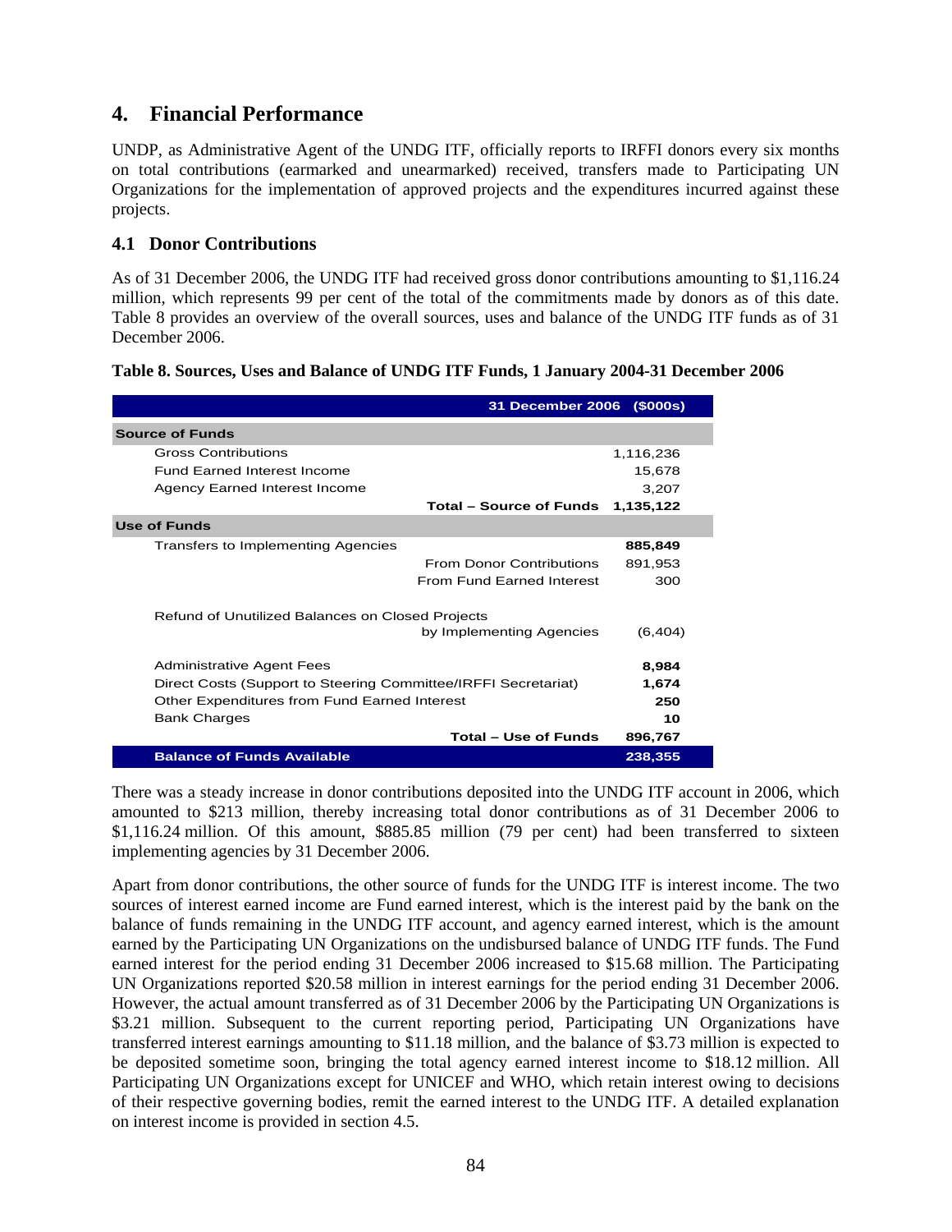## 4. Financial Performance

UNDP, as Administrative Agent of the UNDG ITF, officially reports to IRFFI donors every six months on total contributions (earmarked and unearmarked) received, transfers made to Participating UN Organizations for the implementation of approved projects and the expenditures incurred against these projects.

### 4.1 Donor Contributions

As of 31 December 2006, the UNDG ITF had received gross donor contributions amounting to $1,116.24 million, which represents 99 per cent of the total of the commitments made by donors as of this date. Table 8 provides an overview of the overall sources, uses and balance of the UNDG ITF funds as of 31 December 2006.

**Table 8. Sources, Uses and Balance of UNDG ITF Funds, 1 January 2004-31 December 2006**

| | 31 December 2006 | ($000s) |
|---|---|---|
| **Source of Funds** | | |
| Gross Contributions | | 1,116,236 |
| Fund Earned Interest Income | | 15,678 |
| Agency Earned Interest Income | | 3,207 |
| | **Total – Source of Funds** | **1,135,122** |
| **Use of Funds** | | |
| Transfers to Implementing Agencies | | **885,849** |
| | From Donor Contributions | 891,953 |
| | From Fund Earned Interest | 300 |
| Refund of Unutilized Balances on Closed Projects | by Implementing Agencies | (6,404) |
| Administrative Agent Fees | | **8,984** |
| Direct Costs (Support to Steering Committee/IRFFI Secretariat) | | **1,674** |
| Other Expenditures from Fund Earned Interest | | **250** |
| Bank Charges | | **10** |
| | **Total – Use of Funds** | **896,767** |
| **Balance of Funds Available** | | **238,355** |

There was a steady increase in donor contributions deposited into the UNDG ITF account in 2006, which amounted to $213 million, thereby increasing total donor contributions as of 31 December 2006 to $1,116.24 million. Of this amount, $885.85 million (79 per cent) had been transferred to sixteen implementing agencies by 31 December 2006.

Apart from donor contributions, the other source of funds for the UNDG ITF is interest income. The two sources of interest earned income are Fund earned interest, which is the interest paid by the bank on the balance of funds remaining in the UNDG ITF account, and agency earned interest, which is the amount earned by the Participating UN Organizations on the undisbursed balance of UNDG ITF funds. The Fund earned interest for the period ending 31 December 2006 increased to $15.68 million. The Participating UN Organizations reported $20.58 million in interest earnings for the period ending 31 December 2006. However, the actual amount transferred as of 31 December 2006 by the Participating UN Organizations is $3.21 million. Subsequent to the current reporting period, Participating UN Organizations have transferred interest earnings amounting to $11.18 million, and the balance of $3.73 million is expected to be deposited sometime soon, bringing the total agency earned interest income to $18.12 million. All Participating UN Organizations except for UNICEF and WHO, which retain interest owing to decisions of their respective governing bodies, remit the earned interest to the UNDG ITF. A detailed explanation on interest income is provided in section 4.5.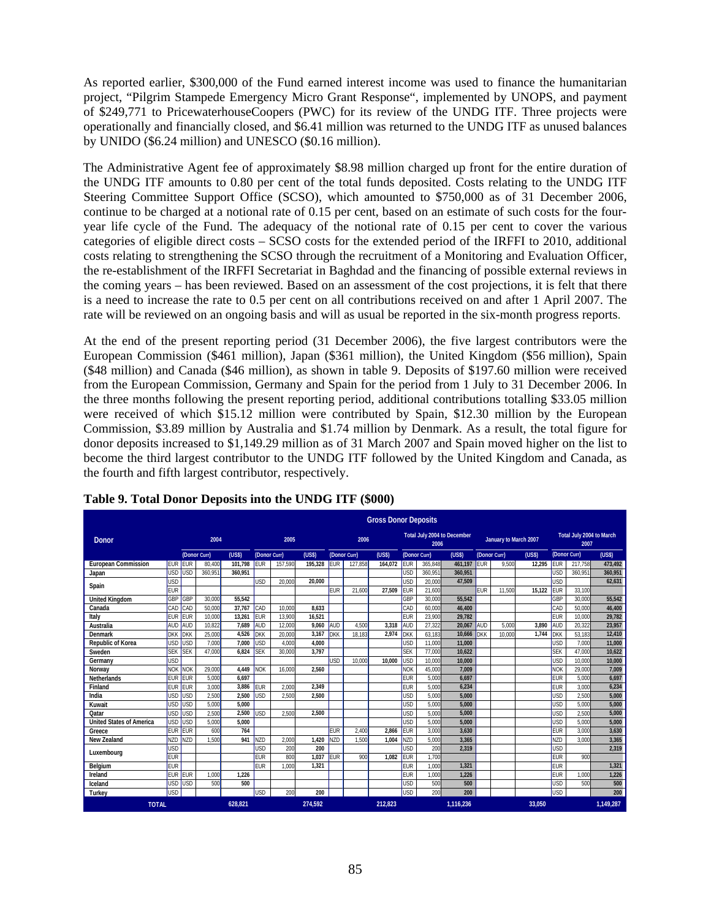As reported earlier, $300,000 of the Fund earned interest income was used to finance the humanitarian project, "Pilgrim Stampede Emergency Micro Grant Response", implemented by UNOPS, and payment of $249,771 to PricewaterhouseCoopers (PWC) for its review of the UNDG ITF. Three projects were operationally and financially closed, and $6.41 million was returned to the UNDG ITF as unused balances by UNIDO ($6.24 million) and UNESCO ($0.16 million).

The Administrative Agent fee of approximately $8.98 million charged up front for the entire duration of the UNDG ITF amounts to 0.80 per cent of the total funds deposited. Costs relating to the UNDG ITF Steering Committee Support Office (SCSO), which amounted to $750,000 as of 31 December 2006, continue to be charged at a notional rate of 0.15 per cent, based on an estimate of such costs for the four-year life cycle of the Fund. The adequacy of the notional rate of 0.15 per cent to cover the various categories of eligible direct costs – SCSO costs for the extended period of the IRFFI to 2010, additional costs relating to strengthening the SCSO through the recruitment of a Monitoring and Evaluation Officer, the re-establishment of the IRFFI Secretariat in Baghdad and the financing of possible external reviews in the coming years – has been reviewed. Based on an assessment of the cost projections, it is felt that there is a need to increase the rate to 0.5 per cent on all contributions received on and after 1 April 2007. The rate will be reviewed on an ongoing basis and will as usual be reported in the six-month progress reports.

At the end of the present reporting period (31 December 2006), the five largest contributors were the European Commission ($461 million), Japan ($361 million), the United Kingdom ($56 million), Spain ($48 million) and Canada ($46 million), as shown in table 9. Deposits of $197.60 million were received from the European Commission, Germany and Spain for the period from 1 July to 31 December 2006. In the three months following the present reporting period, additional contributions totalling $33.05 million were received of which $15.12 million were contributed by Spain, $12.30 million by the European Commission, $3.89 million by Australia and $1.74 million by Denmark. As a result, the total figure for donor deposits increased to $1,149.29 million as of 31 March 2007 and Spain moved higher on the list to become the third largest contributor to the UNDG ITF followed by the United Kingdom and Canada, as the fourth and fifth largest contributor, respectively.

**Table 9. Total Donor Deposits into the UNDG ITF ($000)**

| Donor | Gross Donor Deposits | | | | | | | | | | | | | | | | | | |
|---|---|---|---|---|---|---|---|---|---|---|---|---|---|---|---|---|---|---|---|
| | | 2004 | | | 2005 | | | 2006 | | | Total July 2004 to December 2006 | | | January to March 2007 | | | Total July 2004 to March 2007 | | |
| | | (Donor Curr) | | (US$) | (Donor Curr) | | (US$) | (Donor Curr) | | (US$) | (Donor Curr) | | (US$) | (Donor Curr) | | (US$) | (Donor Curr) | | (US$) |
| European Commission | EUR | EUR | 80,400 | 101,798 | EUR | 157,590 | 195,328 | EUR | 127,858 | 164,072 | EUR | 365,848 | 461,197 | EUR | 9,500 | 12,295 | EUR | 217,758 | 473,492 |
| Japan | USD | USD | 360,951 | 360,951 | | | | | | | USD | 360,951 | 360,951 | | | | USD | 360,951 | 360,951 |
| Spain | USD | | | | USD | 20,000 | 20,000 | | | | USD | 20,000 | 47,509 | | | | USD | | 62,631 |
| | EUR | | | | | | | EUR | 21,600 | 27,509 | EUR | 21,600 | | EUR | 11,500 | 15,122 | EUR | 33,100 | |
| United Kingdom | GBP | GBP | 30,000 | 55,542 | | | | | | | GBP | 30,000 | 55,542 | | | | GBP | 30,000 | 55,542 |
| Canada | CAD | CAD | 50,000 | 37,767 | CAD | 10,000 | 8,633 | | | | CAD | 60,000 | 46,400 | | | | CAD | 50,000 | 46,400 |
| Italy | EUR | EUR | 10,000 | 13,261 | EUR | 13,900 | 16,521 | | | | EUR | 23,900 | 29,782 | | | | EUR | 10,000 | 29,782 |
| Australia | AUD | AUD | 10,822 | 7,689 | AUD | 12,000 | 9,060 | AUD | 4,500 | 3,318 | AUD | 27,322 | 20,067 | AUD | 5,000 | 3,890 | AUD | 20,322 | 23,957 |
| Denmark | DKK | DKK | 25,000 | 4,526 | DKK | 20,000 | 3,167 | DKK | 18,183 | 2,974 | DKK | 63,183 | 10,666 | DKK | 10,000 | 1,744 | DKK | 53,183 | 12,410 |
| Republic of Korea | USD | USD | 7,000 | 7,000 | USD | 4,000 | 4,000 | | | | USD | 11,000 | 11,000 | | | | USD | 7,000 | 11,000 |
| Sweden | SEK | SEK | 47,000 | 6,824 | SEK | 30,000 | 3,797 | | | | SEK | 77,000 | 10,622 | | | | SEK | 47,000 | 10,622 |
| Germany | USD | | | | | | | USD | 10,000 | 10,000 | USD | 10,000 | 10,000 | | | | USD | 10,000 | 10,000 |
| Norway | NOK | NOK | 29,000 | 4,449 | NOK | 16,000 | 2,560 | | | | NOK | 45,000 | 7,009 | | | | NOK | 29,000 | 7,009 |
| Netherlands | EUR | EUR | 5,000 | 6,697 | | | | | | | EUR | 5,000 | 6,697 | | | | EUR | 5,000 | 6,697 |
| Finland | EUR | EUR | 3,000 | 3,886 | EUR | 2,000 | 2,349 | | | | EUR | 5,000 | 6,234 | | | | EUR | 3,000 | 6,234 |
| India | USD | USD | 2,500 | 2,500 | USD | 2,500 | 2,500 | | | | USD | 5,000 | 5,000 | | | | USD | 2,500 | 5,000 |
| Kuwait | USD | USD | 5,000 | 5,000 | | | | | | | USD | 5,000 | 5,000 | | | | USD | 5,000 | 5,000 |
| Qatar | USD | USD | 2,500 | 2,500 | USD | 2,500 | 2,500 | | | | USD | 5,000 | 5,000 | | | | USD | 2,500 | 5,000 |
| United States of America | USD | USD | 5,000 | 5,000 | | | | | | | USD | 5,000 | 5,000 | | | | USD | 5,000 | 5,000 |
| Greece | EUR | EUR | 600 | 764 | | | | EUR | 2,400 | 2,866 | EUR | 3,000 | 3,630 | | | | EUR | 3,000 | 3,630 |
| New Zealand | NZD | NZD | 1,500 | 941 | NZD | 2,000 | 1,420 | NZD | 1,500 | 1,004 | NZD | 5,000 | 3,365 | | | | NZD | 3,000 | 3,365 |
| Luxembourg | USD | | | | USD | 200 | 200 | | | | USD | 200 | 2,319 | | | | USD | | 2,319 |
| | EUR | | | | EUR | 800 | 1,037 | EUR | 900 | 1,082 | EUR | 1,700 | | | | | EUR | 900 | |
| Belgium | EUR | | | | EUR | 1,000 | 1,321 | | | | EUR | 1,000 | 1,321 | | | | EUR | | 1,321 |
| Ireland | EUR | EUR | 1,000 | 1,226 | | | | | | | EUR | 1,000 | 1,226 | | | | EUR | 1,000 | 1,226 |
| Iceland | USD | USD | 500 | 500 | | | | | | | USD | 500 | 500 | | | | USD | 500 | 500 |
| Turkey | USD | | | | USD | 200 | 200 | | | | USD | 200 | 200 | | | | USD | | 200 |
| TOTAL | | | | 628,821 | | | 274,592 | | | 212,823 | | | 1,116,236 | | | 33,050 | | | 1,149,287 |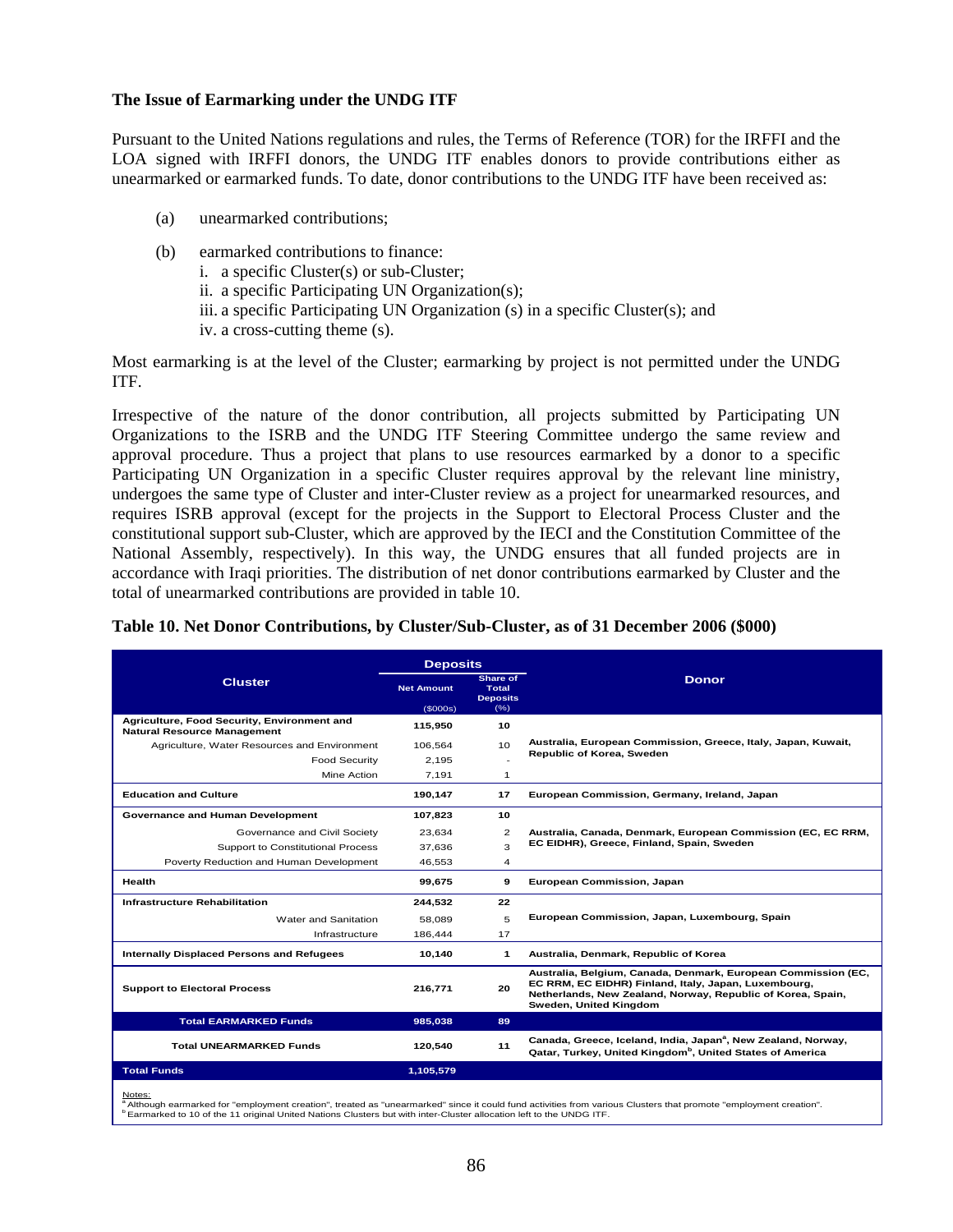### The Issue of Earmarking under the UNDG ITF

Pursuant to the United Nations regulations and rules, the Terms of Reference (TOR) for the IRFFI and the LOA signed with IRFFI donors, the UNDG ITF enables donors to provide contributions either as unearmarked or earmarked funds. To date, donor contributions to the UNDG ITF have been received as:

(a) unearmarked contributions;

(b) earmarked contributions to finance:
  i. a specific Cluster(s) or sub-Cluster;
  ii. a specific Participating UN Organization(s);
  iii. a specific Participating UN Organization (s) in a specific Cluster(s); and
  iv. a cross-cutting theme (s).

Most earmarking is at the level of the Cluster; earmarking by project is not permitted under the UNDG ITF.

Irrespective of the nature of the donor contribution, all projects submitted by Participating UN Organizations to the ISRB and the UNDG ITF Steering Committee undergo the same review and approval procedure. Thus a project that plans to use resources earmarked by a donor to a specific Participating UN Organization in a specific Cluster requires approval by the relevant line ministry, undergoes the same type of Cluster and inter-Cluster review as a project for unearmarked resources, and requires ISRB approval (except for the projects in the Support to Electoral Process Cluster and the constitutional support sub-Cluster, which are approved by the IECI and the Constitution Committee of the National Assembly, respectively). In this way, the UNDG ensures that all funded projects are in accordance with Iraqi priorities. The distribution of net donor contributions earmarked by Cluster and the total of unearmarked contributions are provided in table 10.

**Table 10. Net Donor Contributions, by Cluster/Sub-Cluster, as of 31 December 2006 ($000)**

| Cluster | Deposits | | Donor |
|---|---|---|---|
| | Net Amount ($000s) | Share of Total Deposits (%) | |
| **Agriculture, Food Security, Environment and Natural Resource Management** | **115,950** | **10** | Australia, European Commission, Greece, Italy, Japan, Kuwait, Republic of Korea, Sweden |
| Agriculture, Water Resources and Environment | 106,564 | 10 | |
| Food Security | 2,195 | - | |
| Mine Action | 7,191 | 1 | |
| **Education and Culture** | **190,147** | **17** | European Commission, Germany, Ireland, Japan |
| **Governance and Human Development** | **107,823** | **10** | Australia, Canada, Denmark, European Commission (EC, EC RRM, EC EIDHR), Greece, Finland, Spain, Sweden |
| Governance and Civil Society | 23,634 | 2 | |
| Support to Constitutional Process | 37,636 | 3 | |
| Poverty Reduction and Human Development | 46,553 | 4 | |
| **Health** | **99,675** | **9** | European Commission, Japan |
| **Infrastructure Rehabilitation** | **244,532** | **22** | European Commission, Japan, Luxembourg, Spain |
| Water and Sanitation | 58,089 | 5 | |
| Infrastructure | 186,444 | 17 | |
| **Internally Displaced Persons and Refugees** | **10,140** | **1** | Australia, Denmark, Republic of Korea |
| **Support to Electoral Process** | **216,771** | **20** | Australia, Belgium, Canada, Denmark, European Commission (EC, EC RRM, EC EIDHR) Finland, Italy, Japan, Luxembourg, Netherlands, New Zealand, Norway, Republic of Korea, Spain, Sweden, United Kingdom |
| **Total EARMARKED Funds** | **985,038** | **89** | |
| **Total UNEARMARKED Funds** | **120,540** | **11** | Canada, Greece, Iceland, India, Japan[a], New Zealand, Norway, Qatar, Turkey, United Kingdom[b], United States of America |
| **Total Funds** | **1,105,579** | | |

Notes:
[a] Although earmarked for "employment creation", treated as "unearmarked" since it could fund activities from various Clusters that promote "employment creation".
[b] Earmarked to 10 of the 11 original United Nations Clusters but with inter-Cluster allocation left to the UNDG ITF.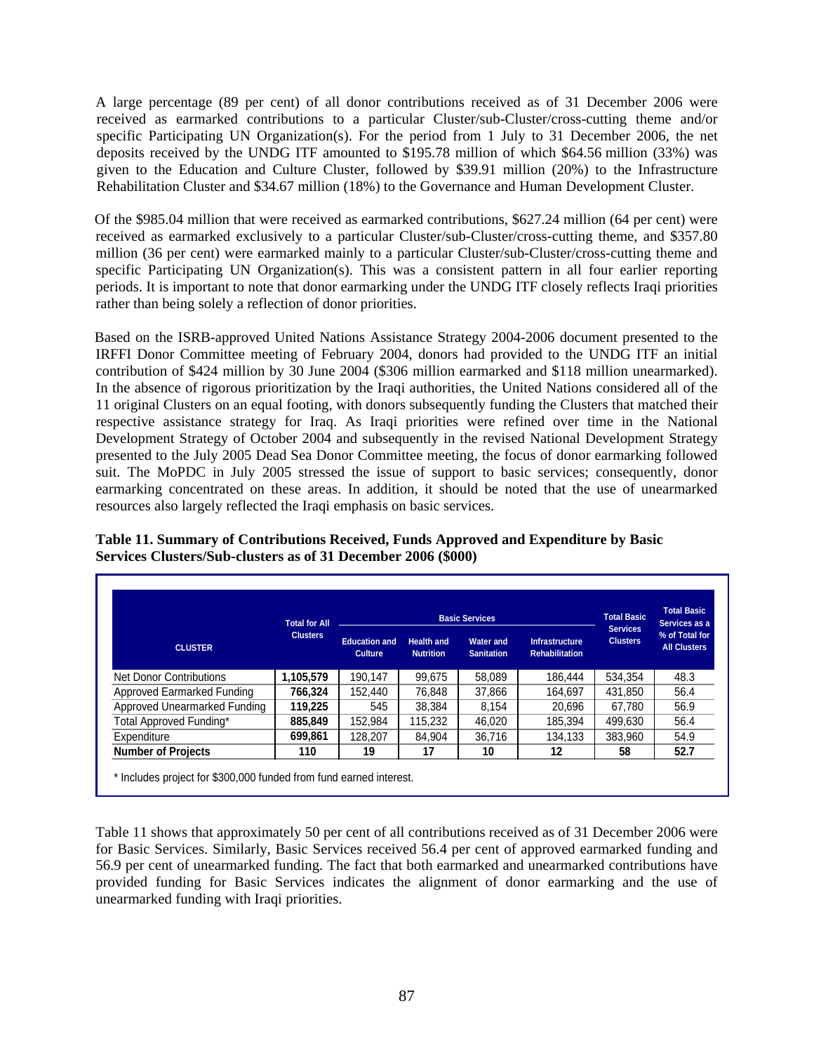A large percentage (89 per cent) of all donor contributions received as of 31 December 2006 were received as earmarked contributions to a particular Cluster/sub-Cluster/cross-cutting theme and/or specific Participating UN Organization(s). For the period from 1 July to 31 December 2006, the net deposits received by the UNDG ITF amounted to \$195.78 million of which \$64.56 million (33%) was given to the Education and Culture Cluster, followed by \$39.91 million (20%) to the Infrastructure Rehabilitation Cluster and \$34.67 million (18%) to the Governance and Human Development Cluster.

Of the \$985.04 million that were received as earmarked contributions, \$627.24 million (64 per cent) were received as earmarked exclusively to a particular Cluster/sub-Cluster/cross-cutting theme, and \$357.80 million (36 per cent) were earmarked mainly to a particular Cluster/sub-Cluster/cross-cutting theme and specific Participating UN Organization(s). This was a consistent pattern in all four earlier reporting periods. It is important to note that donor earmarking under the UNDG ITF closely reflects Iraqi priorities rather than being solely a reflection of donor priorities.

Based on the ISRB-approved United Nations Assistance Strategy 2004-2006 document presented to the IRFFI Donor Committee meeting of February 2004, donors had provided to the UNDG ITF an initial contribution of \$424 million by 30 June 2004 (\$306 million earmarked and \$118 million unearmarked). In the absence of rigorous prioritization by the Iraqi authorities, the United Nations considered all of the 11 original Clusters on an equal footing, with donors subsequently funding the Clusters that matched their respective assistance strategy for Iraq. As Iraqi priorities were refined over time in the National Development Strategy of October 2004 and subsequently in the revised National Development Strategy presented to the July 2005 Dead Sea Donor Committee meeting, the focus of donor earmarking followed suit. The MoPDC in July 2005 stressed the issue of support to basic services; consequently, donor earmarking concentrated on these areas. In addition, it should be noted that the use of unearmarked resources also largely reflected the Iraqi emphasis on basic services.

**Table 11. Summary of Contributions Received, Funds Approved and Expenditure by Basic Services Clusters/Sub-clusters as of 31 December 2006 (\$000)**

| CLUSTER | Total for All Clusters | Basic Services | | | | Total Basic Services Clusters | Total Basic Services as a % of Total for All Clusters |
|---|---|---|---|---|---|---|---|
| | | Education and Culture | Health and Nutrition | Water and Sanitation | Infrastructure Rehabilitation | | |
| Net Donor Contributions | **1,105,579** | 190,147 | 99,675 | 58,089 | 186,444 | 534,354 | 48.3 |
| Approved Earmarked Funding | **766,324** | 152,440 | 76,848 | 37,866 | 164,697 | 431,850 | 56.4 |
| Approved Unearmarked Funding | **119,225** | 545 | 38,384 | 8,154 | 20,696 | 67,780 | 56.9 |
| Total Approved Funding* | **885,849** | 152,984 | 115,232 | 46,020 | 185,394 | 499,630 | 56.4 |
| Expenditure | **699,861** | 128,207 | 84,904 | 36,716 | 134,133 | 383,960 | 54.9 |
| **Number of Projects** | **110** | **19** | **17** | **10** | **12** | **58** | **52.7** |

\* Includes project for \$300,000 funded from fund earned interest.

Table 11 shows that approximately 50 per cent of all contributions received as of 31 December 2006 were for Basic Services. Similarly, Basic Services received 56.4 per cent of approved earmarked funding and 56.9 per cent of unearmarked funding. The fact that both earmarked and unearmarked contributions have provided funding for Basic Services indicates the alignment of donor earmarking and the use of unearmarked funding with Iraqi priorities.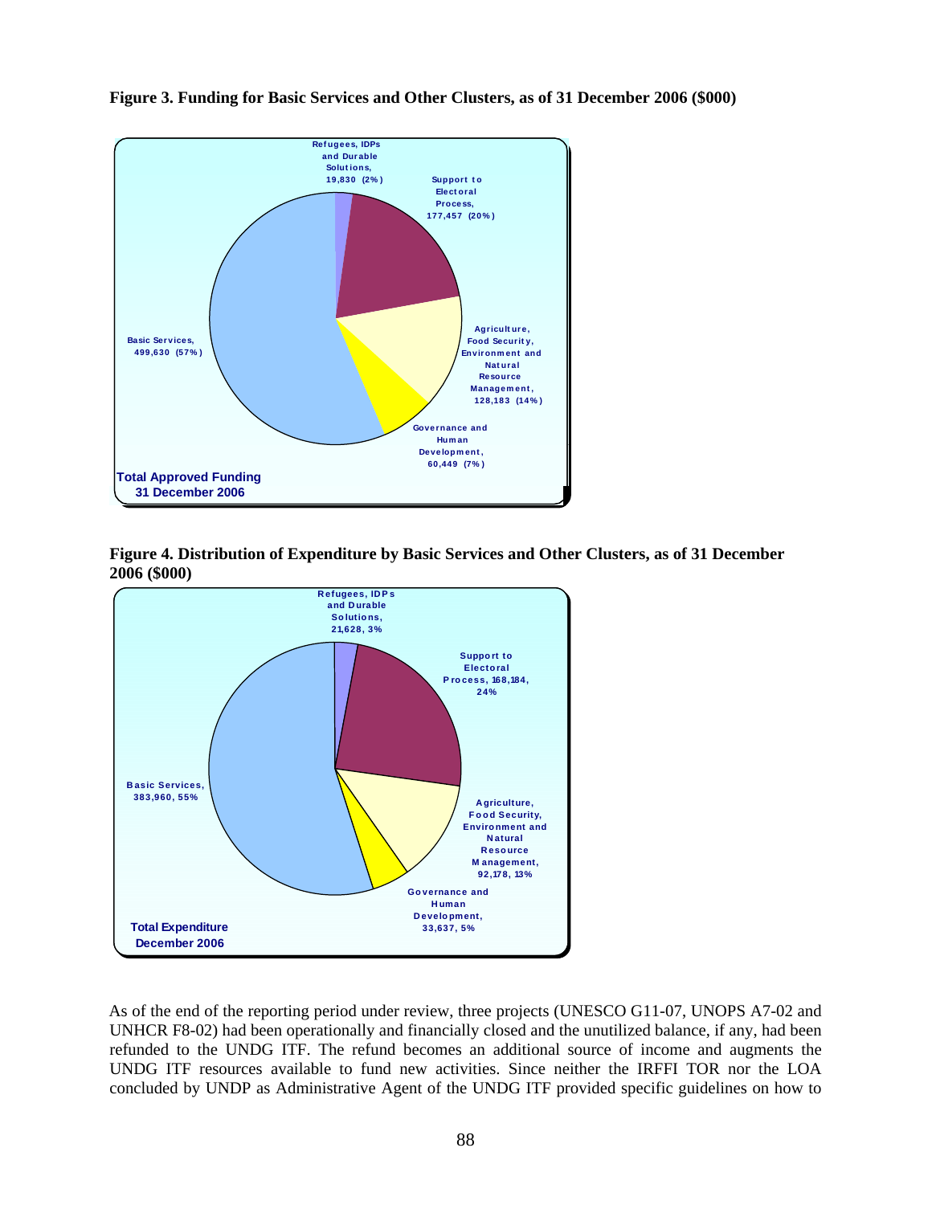**Figure 3. Funding for Basic Services and Other Clusters, as of 31 December 2006 ($000)**

Total Approved Funding 31 December 2006

- Basic Services, 499,630 (57%)
- Refugees, IDPs and Durable Solutions, 19,830 (2%)
- Support to Electoral Process, 177,457 (20%)
- Agriculture, Food Security, Environment and Natural Resource Management, 128,183 (14%)
- Governance and Human Development, 60,449 (7%)

**Figure 4. Distribution of Expenditure by Basic Services and Other Clusters, as of 31 December 2006 ($000)**

Total Expenditure December 2006

- Basic Services, 383,960, 55%
- Refugees, IDPs and Durable Solutions, 21,628, 3%
- Support to Electoral Process, 168,184, 24%
- Agriculture, Food Security, Environment and Natural Resource Management, 92,178, 13%
- Governance and Human Development, 33,637, 5%

As of the end of the reporting period under review, three projects (UNESCO G11-07, UNOPS A7-02 and UNHCR F8-02) had been operationally and financially closed and the unutilized balance, if any, had been refunded to the UNDG ITF. The refund becomes an additional source of income and augments the UNDG ITF resources available to fund new activities. Since neither the IRFFI TOR nor the LOA concluded by UNDP as Administrative Agent of the UNDG ITF provided specific guidelines on how to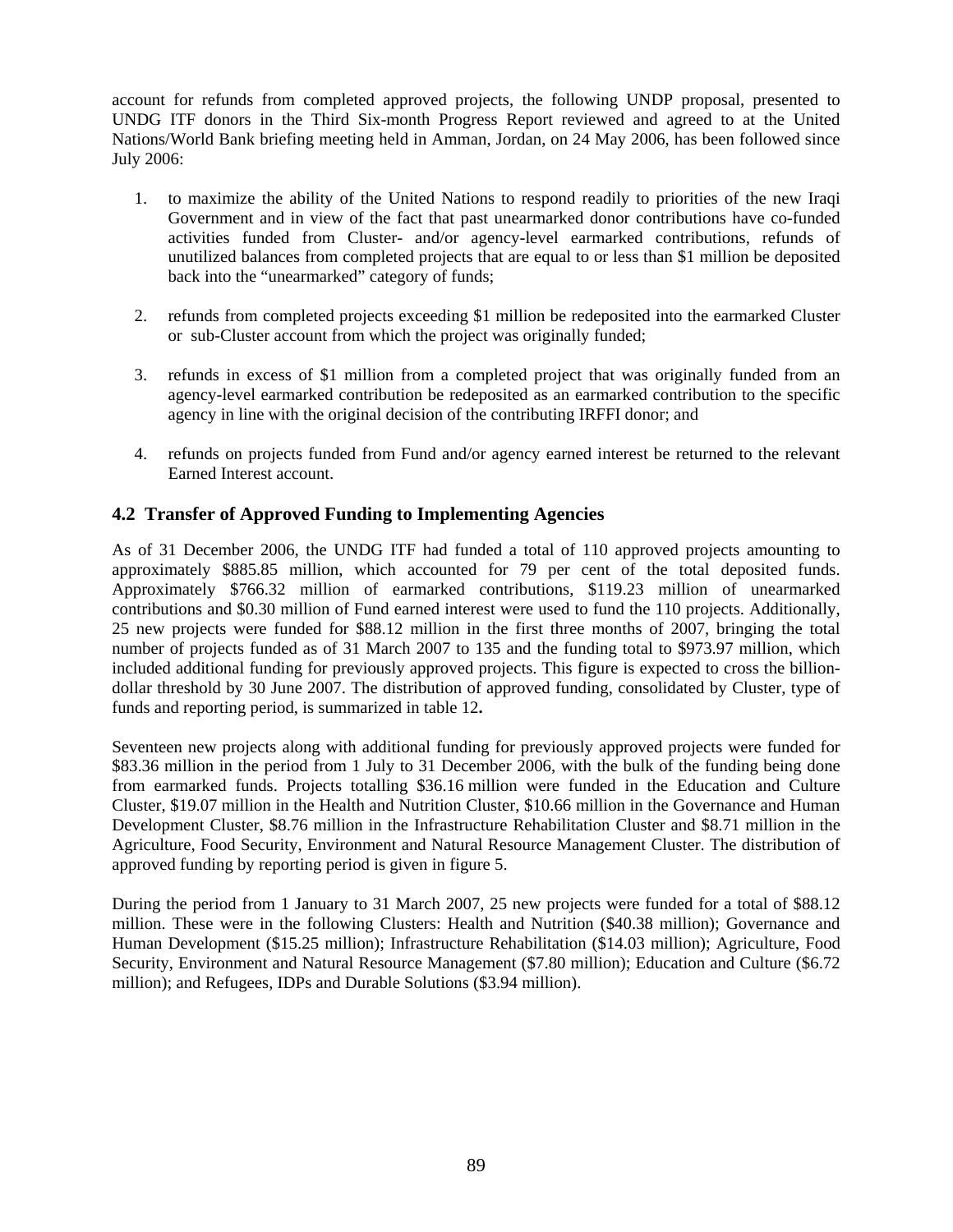account for refunds from completed approved projects, the following UNDP proposal, presented to UNDG ITF donors in the Third Six-month Progress Report reviewed and agreed to at the United Nations/World Bank briefing meeting held in Amman, Jordan, on 24 May 2006, has been followed since July 2006:

1. to maximize the ability of the United Nations to respond readily to priorities of the new Iraqi Government and in view of the fact that past unearmarked donor contributions have co-funded activities funded from Cluster- and/or agency-level earmarked contributions, refunds of unutilized balances from completed projects that are equal to or less than $1 million be deposited back into the "unearmarked" category of funds;

2. refunds from completed projects exceeding $1 million be redeposited into the earmarked Cluster or sub-Cluster account from which the project was originally funded;

3. refunds in excess of $1 million from a completed project that was originally funded from an agency-level earmarked contribution be redeposited as an earmarked contribution to the specific agency in line with the original decision of the contributing IRFFI donor; and

4. refunds on projects funded from Fund and/or agency earned interest be returned to the relevant Earned Interest account.

## 4.2 Transfer of Approved Funding to Implementing Agencies

As of 31 December 2006, the UNDG ITF had funded a total of 110 approved projects amounting to approximately $885.85 million, which accounted for 79 per cent of the total deposited funds. Approximately $766.32 million of earmarked contributions, $119.23 million of unearmarked contributions and $0.30 million of Fund earned interest were used to fund the 110 projects. Additionally, 25 new projects were funded for $88.12 million in the first three months of 2007, bringing the total number of projects funded as of 31 March 2007 to 135 and the funding total to $973.97 million, which included additional funding for previously approved projects. This figure is expected to cross the billion-dollar threshold by 30 June 2007. The distribution of approved funding, consolidated by Cluster, type of funds and reporting period, is summarized in table 12**.**

Seventeen new projects along with additional funding for previously approved projects were funded for $83.36 million in the period from 1 July to 31 December 2006, with the bulk of the funding being done from earmarked funds. Projects totalling $36.16 million were funded in the Education and Culture Cluster, $19.07 million in the Health and Nutrition Cluster, $10.66 million in the Governance and Human Development Cluster, $8.76 million in the Infrastructure Rehabilitation Cluster and $8.71 million in the Agriculture, Food Security, Environment and Natural Resource Management Cluster. The distribution of approved funding by reporting period is given in figure 5.

During the period from 1 January to 31 March 2007, 25 new projects were funded for a total of $88.12 million. These were in the following Clusters: Health and Nutrition ($40.38 million); Governance and Human Development ($15.25 million); Infrastructure Rehabilitation ($14.03 million); Agriculture, Food Security, Environment and Natural Resource Management ($7.80 million); Education and Culture ($6.72 million); and Refugees, IDPs and Durable Solutions ($3.94 million).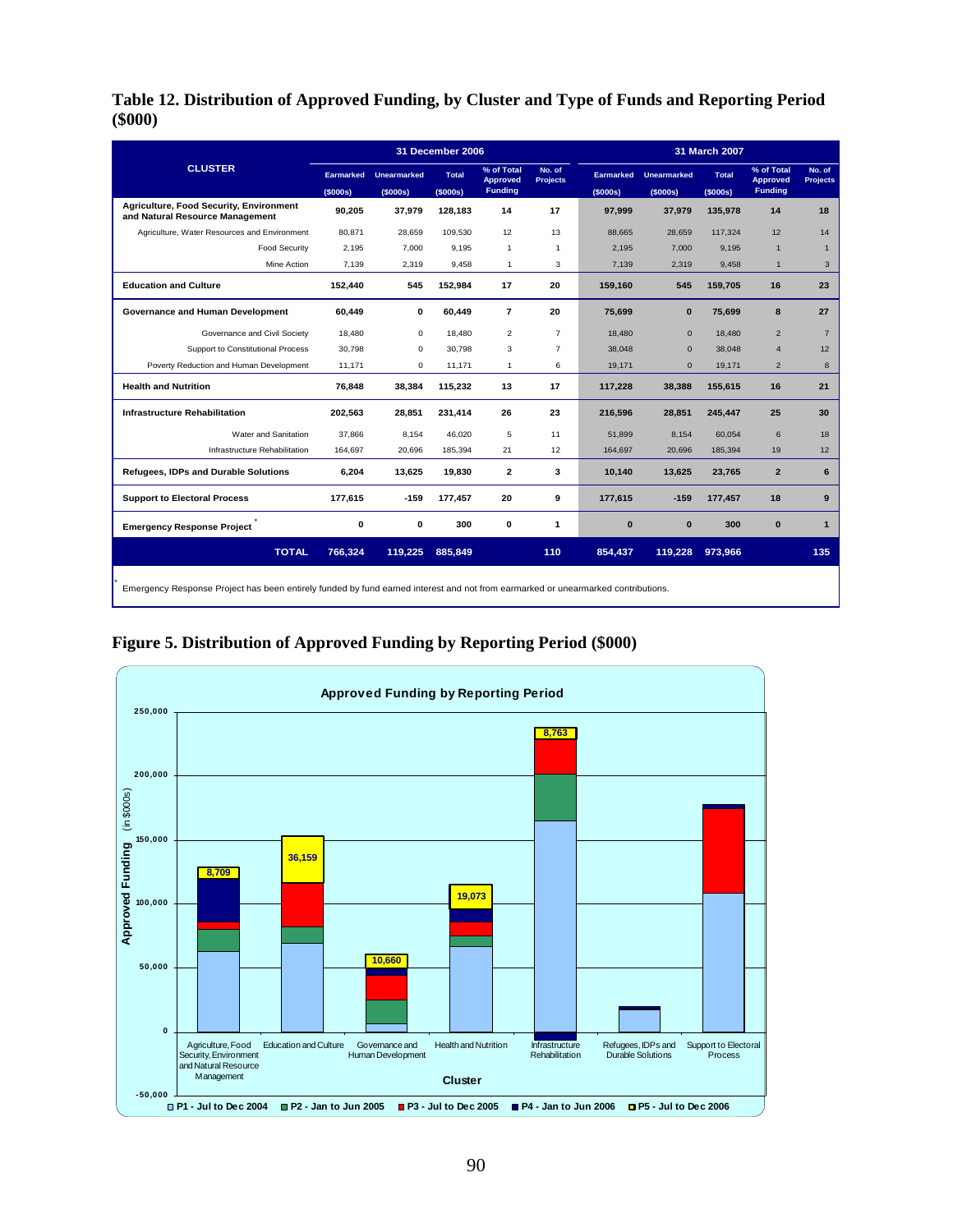# Table 12. Distribution of Approved Funding, by Cluster and Type of Funds and Reporting Period ($000)

| CLUSTER | 31 December 2006 | | | | | 31 March 2007 | | | | |
|---|---|---|---|---|---|---|---|---|---|---|
| | Earmarked ($000s) | Unearmarked ($000s) | Total ($000s) | % of Total Approved Funding | No. of Projects | Earmarked ($000s) | Unearmarked ($000s) | Total ($000s) | % of Total Approved Funding | No. of Projects |
| **Agriculture, Food Security, Environment and Natural Resource Management** | **90,205** | **37,979** | **128,183** | **14** | **17** | **97,999** | **37,979** | **135,978** | **14** | **18** |
| Agriculture, Water Resources and Environment | 80,871 | 28,659 | 109,530 | 12 | 13 | 88,665 | 28,659 | 117,324 | 12 | 14 |
| Food Security | 2,195 | 7,000 | 9,195 | 1 | 1 | 2,195 | 7,000 | 9,195 | 1 | 1 |
| Mine Action | 7,139 | 2,319 | 9,458 | 1 | 3 | 7,139 | 2,319 | 9,458 | 1 | 3 |
| **Education and Culture** | **152,440** | **545** | **152,984** | **17** | **20** | **159,160** | **545** | **159,705** | **16** | **23** |
| **Governance and Human Development** | **60,449** | **0** | **60,449** | **7** | **20** | **75,699** | **0** | **75,699** | **8** | **27** |
| Governance and Civil Society | 18,480 | 0 | 18,480 | 2 | 7 | 18,480 | 0 | 18,480 | 2 | 7 |
| Support to Constitutional Process | 30,798 | 0 | 30,798 | 3 | 7 | 38,048 | 0 | 38,048 | 4 | 12 |
| Poverty Reduction and Human Development | 11,171 | 0 | 11,171 | 1 | 6 | 19,171 | 0 | 19,171 | 2 | 8 |
| **Health and Nutrition** | **76,848** | **38,384** | **115,232** | **13** | **17** | **117,228** | **38,388** | **155,615** | **16** | **21** |
| **Infrastructure Rehabilitation** | **202,563** | **28,851** | **231,414** | **26** | **23** | **216,596** | **28,851** | **245,447** | **25** | **30** |
| Water and Sanitation | 37,866 | 8,154 | 46,020 | 5 | 11 | 51,899 | 8,154 | 60,054 | 6 | 18 |
| Infrastructure Rehabilitation | 164,697 | 20,696 | 185,394 | 21 | 12 | 164,697 | 20,696 | 185,394 | 19 | 12 |
| **Refugees, IDPs and Durable Solutions** | **6,204** | **13,625** | **19,830** | **2** | **3** | **10,140** | **13,625** | **23,765** | **2** | **6** |
| **Support to Electoral Process** | **177,615** | **-159** | **177,457** | **20** | **9** | **177,615** | **-159** | **177,457** | **18** | **9** |
| **Emergency Response Project*** | **0** | **0** | **300** | **0** | **1** | **0** | **0** | **300** | **0** | **1** |
| **TOTAL** | **766,324** | **119,225** | **885,849** | | **110** | **854,437** | **119,228** | **973,966** | | **135** |

* Emergency Response Project has been entirely funded by fund earned interest and not from earmarked or unearmarked contributions.

# Figure 5. Distribution of Approved Funding by Reporting Period ($000)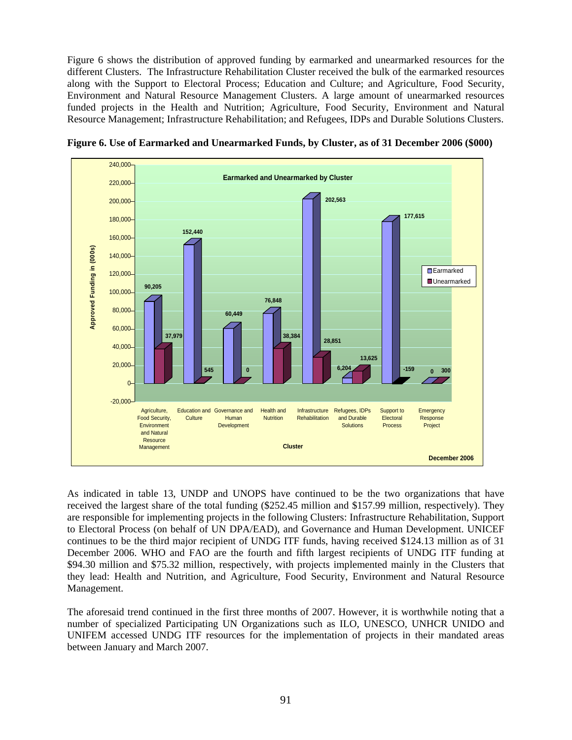Figure 6 shows the distribution of approved funding by earmarked and unearmarked resources for the different Clusters. The Infrastructure Rehabilitation Cluster received the bulk of the earmarked resources along with the Support to Electoral Process; Education and Culture; and Agriculture, Food Security, Environment and Natural Resource Management Clusters. A large amount of unearmarked resources funded projects in the Health and Nutrition; Agriculture, Food Security, Environment and Natural Resource Management; Infrastructure Rehabilitation; and Refugees, IDPs and Durable Solutions Clusters.

**Figure 6. Use of Earmarked and Unearmarked Funds, by Cluster, as of 31 December 2006 ($000)**

Earmarked and Unearmarked by Cluster

| Cluster | Earmarked | Unearmarked |
|---|---|---|
| Agriculture, Food Security, Environment and Natural Resource Management | 90,205 | 37,979 |
| Education and Culture | 152,440 | 545 |
| Governance and Human Development | 60,449 | 0 |
| Health and Nutrition | 76,848 | 38,384 |
| Infrastructure Rehabilitation | 202,563 | 28,851 |
| Refugees, IDPs and Durable Solutions | 6,204 | 13,625 |
| Support to Electoral Process | 177,615 | -159 |
| Emergency Response Project | 0 | 300 |

December 2006

As indicated in table 13, UNDP and UNOPS have continued to be the two organizations that have received the largest share of the total funding ($252.45 million and $157.99 million, respectively). They are responsible for implementing projects in the following Clusters: Infrastructure Rehabilitation, Support to Electoral Process (on behalf of UN DPA/EAD), and Governance and Human Development. UNICEF continues to be the third major recipient of UNDG ITF funds, having received $124.13 million as of 31 December 2006. WHO and FAO are the fourth and fifth largest recipients of UNDG ITF funding at $94.30 million and $75.32 million, respectively, with projects implemented mainly in the Clusters that they lead: Health and Nutrition, and Agriculture, Food Security, Environment and Natural Resource Management.

The aforesaid trend continued in the first three months of 2007. However, it is worthwhile noting that a number of specialized Participating UN Organizations such as ILO, UNESCO, UNHCR UNIDO and UNIFEM accessed UNDG ITF resources for the implementation of projects in their mandated areas between January and March 2007.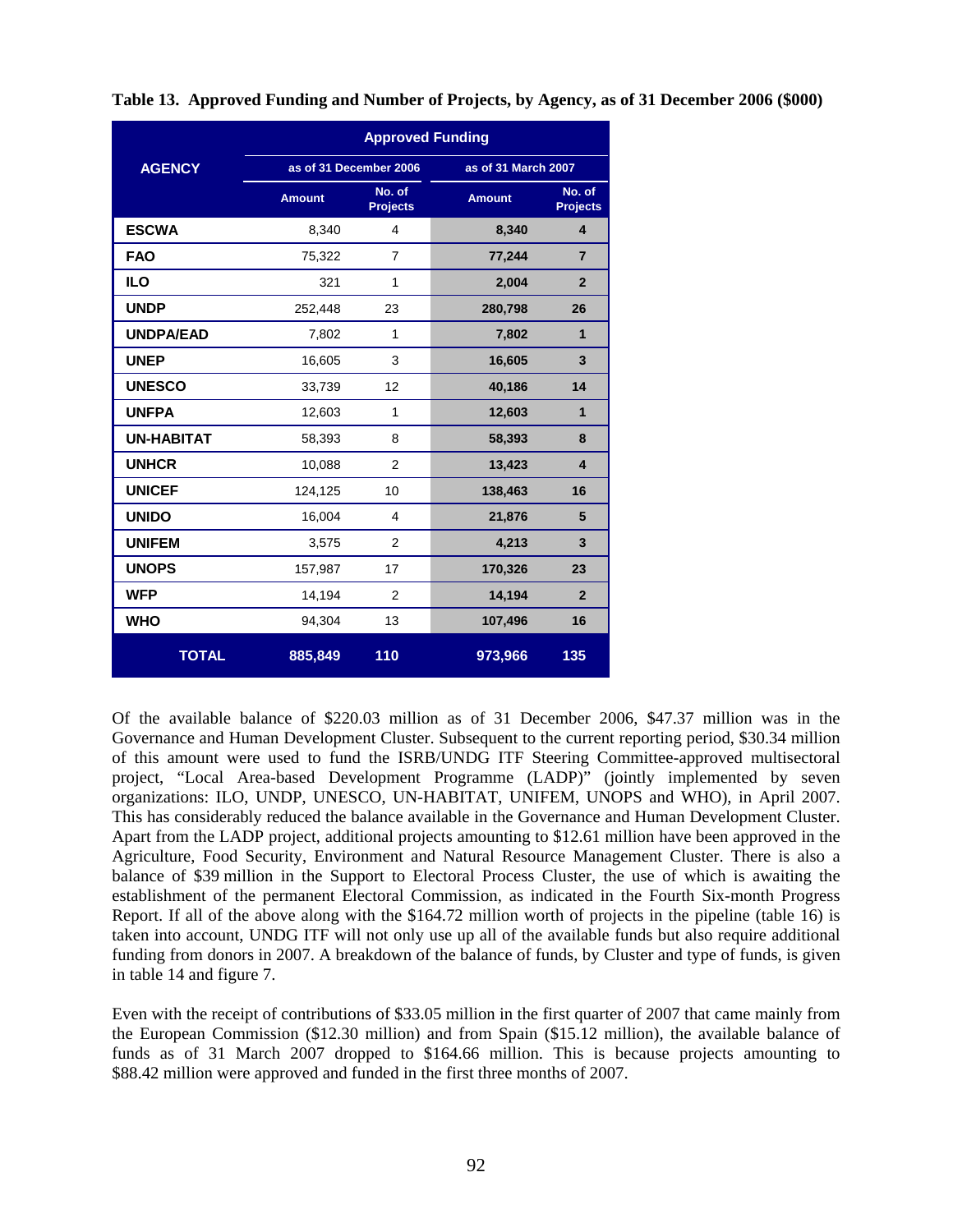**Table 13. Approved Funding and Number of Projects, by Agency, as of 31 December 2006 ($000)**

| AGENCY | Approved Funding | | | |
|---|---|---|---|---|
| | as of 31 December 2006 | | as of 31 March 2007 | |
| | Amount | No. of Projects | Amount | No. of Projects |
| **ESCWA** | 8,340 | 4 | **8,340** | **4** |
| **FAO** | 75,322 | 7 | **77,244** | **7** |
| **ILO** | 321 | 1 | **2,004** | **2** |
| **UNDP** | 252,448 | 23 | **280,798** | **26** |
| **UNDPA/EAD** | 7,802 | 1 | **7,802** | **1** |
| **UNEP** | 16,605 | 3 | **16,605** | **3** |
| **UNESCO** | 33,739 | 12 | **40,186** | **14** |
| **UNFPA** | 12,603 | 1 | **12,603** | **1** |
| **UN-HABITAT** | 58,393 | 8 | **58,393** | **8** |
| **UNHCR** | 10,088 | 2 | **13,423** | **4** |
| **UNICEF** | 124,125 | 10 | **138,463** | **16** |
| **UNIDO** | 16,004 | 4 | **21,876** | **5** |
| **UNIFEM** | 3,575 | 2 | **4,213** | **3** |
| **UNOPS** | 157,987 | 17 | **170,326** | **23** |
| **WFP** | 14,194 | 2 | **14,194** | **2** |
| **WHO** | 94,304 | 13 | **107,496** | **16** |
| **TOTAL** | **885,849** | **110** | **973,966** | **135** |

Of the available balance of $220.03 million as of 31 December 2006, $47.37 million was in the Governance and Human Development Cluster. Subsequent to the current reporting period, $30.34 million of this amount were used to fund the ISRB/UNDG ITF Steering Committee-approved multisectoral project, "Local Area-based Development Programme (LADP)" (jointly implemented by seven organizations: ILO, UNDP, UNESCO, UN-HABITAT, UNIFEM, UNOPS and WHO), in April 2007. This has considerably reduced the balance available in the Governance and Human Development Cluster. Apart from the LADP project, additional projects amounting to $12.61 million have been approved in the Agriculture, Food Security, Environment and Natural Resource Management Cluster. There is also a balance of $39 million in the Support to Electoral Process Cluster, the use of which is awaiting the establishment of the permanent Electoral Commission, as indicated in the Fourth Six-month Progress Report. If all of the above along with the $164.72 million worth of projects in the pipeline (table 16) is taken into account, UNDG ITF will not only use up all of the available funds but also require additional funding from donors in 2007. A breakdown of the balance of funds, by Cluster and type of funds, is given in table 14 and figure 7.

Even with the receipt of contributions of $33.05 million in the first quarter of 2007 that came mainly from the European Commission ($12.30 million) and from Spain ($15.12 million), the available balance of funds as of 31 March 2007 dropped to $164.66 million. This is because projects amounting to $88.42 million were approved and funded in the first three months of 2007.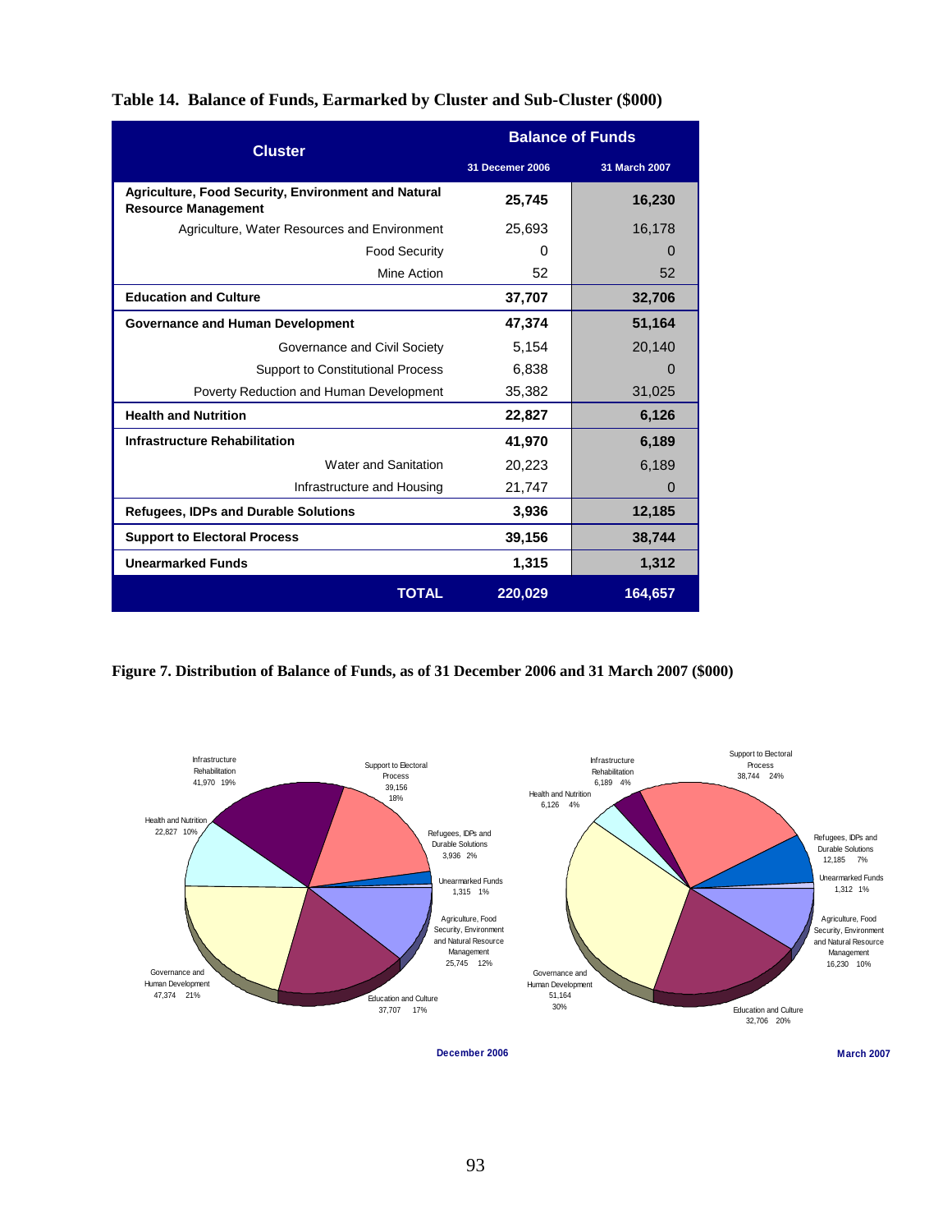**Table 14. Balance of Funds, Earmarked by Cluster and Sub-Cluster ($000)**

| Cluster | Balance of Funds | |
|---|---|---|
| | 31 Decemer 2006 | 31 March 2007 |
| **Agriculture, Food Security, Environment and Natural Resource Management** | **25,745** | **16,230** |
| Agriculture, Water Resources and Environment | 25,693 | 16,178 |
| Food Security | 0 | 0 |
| Mine Action | 52 | 52 |
| **Education and Culture** | **37,707** | **32,706** |
| **Governance and Human Development** | **47,374** | **51,164** |
| Governance and Civil Society | 5,154 | 20,140 |
| Support to Constitutional Process | 6,838 | 0 |
| Poverty Reduction and Human Development | 35,382 | 31,025 |
| **Health and Nutrition** | **22,827** | **6,126** |
| **Infrastructure Rehabilitation** | **41,970** | **6,189** |
| Water and Sanitation | 20,223 | 6,189 |
| Infrastructure and Housing | 21,747 | 0 |
| **Refugees, IDPs and Durable Solutions** | **3,936** | **12,185** |
| **Support to Electoral Process** | **39,156** | **38,744** |
| **Unearmarked Funds** | **1,315** | **1,312** |
| **TOTAL** | **220,029** | **164,657** |

**Figure 7. Distribution of Balance of Funds, as of 31 December 2006 and 31 March 2007 ($000)**

**December 2006**

- Infrastructure Rehabilitation 41,970 19%
- Support to Electoral Process 39,156 18%
- Refugees, IDPs and Durable Solutions 3,936 2%
- Unearmarked Funds 1,315 1%
- Agriculture, Food Security, Environment and Natural Resource Management 25,745 12%
- Education and Culture 37,707 17%
- Governance and Human Development 47,374 21%
- Health and Nutrition 22,827 10%

**March 2007**

- Infrastructure Rehabilitation 6,189 4%
- Support to Electoral Process 38,744 24%
- Refugees, IDPs and Durable Solutions 12,185 7%
- Unearmarked Funds 1,312 1%
- Agriculture, Food Security, Environment and Natural Resource Management 16,230 10%
- Education and Culture 32,706 20%
- Governance and Human Development 51,164 30%
- Health and Nutrition 6,126 4%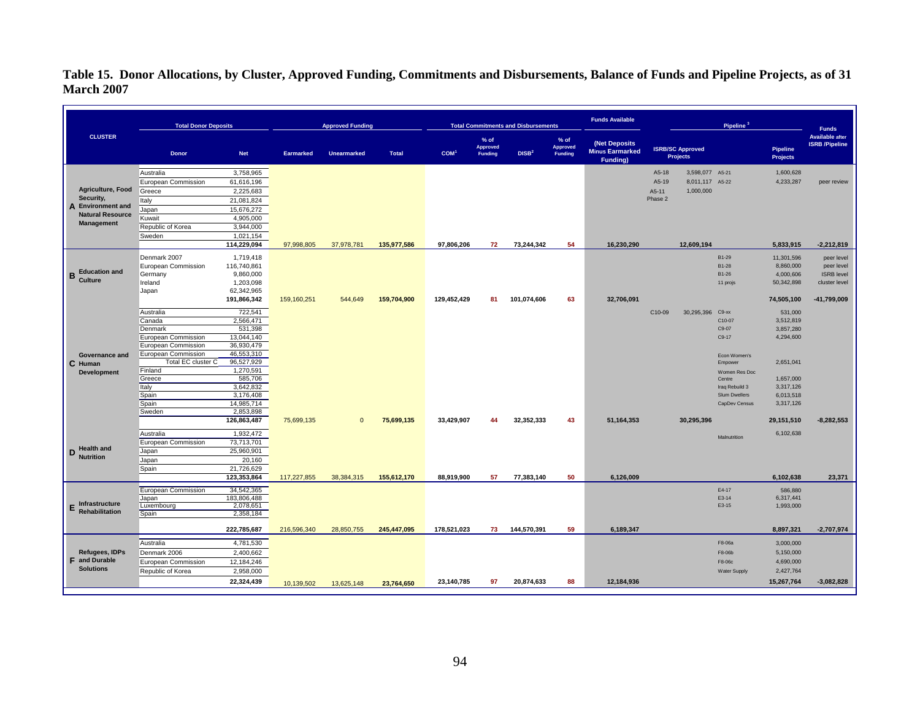**Table 15. Donor Allocations, by Cluster, Approved Funding, Commitments and Disbursements, Balance of Funds and Pipeline Projects, as of 31 March 2007**

| CLUSTER | Total Donor Deposits | | Approved Funding | | | Total Commitments and Disbursements | | | | Funds Available | Pipeline [3] | | | | Funds Available after ISRB /Pipeline |
|---|---|---|---|---|---|---|---|---|---|---|---|---|---|---|---|
| | Donor | Net | Earmarked | Unearmarked | Total | COM[1] | % of Approved Funding | DISB[2] | % of Approved Funding | (Net Deposits Minus Earmarked Funding) | ISRB/SC Approved Projects | | | Pipeline Projects | |
| **A Agriculture, Food Security, Environment and Natural Resource Management** | Australia | 3,758,965 | | | | | | | | | A5-18 | 3,598,077 | A5-21 | 1,600,628 | |
| | European Commission | 61,616,196 | | | | | | | | | A5-19 | 8,011,117 | A5-22 | 4,233,287 | peer review |
| | Greece | 2,225,683 | | | | | | | | | A5-11 Phase 2 | 1,000,000 | | | |
| | Italy | 21,081,824 | | | | | | | | | | | | | |
| | Japan | 15,676,272 | | | | | | | | | | | | | |
| | Kuwait | 4,905,000 | | | | | | | | | | | | | |
| | Republic of Korea | 3,944,000 | | | | | | | | | | | | | |
| | Sweden | 1,021,154 | | | | | | | | | | | | | |
| | | **114,229,094** | **97,998,805** | **37,978,781** | **135,977,586** | **97,806,206** | **72** | **73,244,342** | **54** | **16,230,290** | | **12,609,194** | | **5,833,915** | **-2,212,819** |
| **B Education and Culture** | Denmark 2007 | 1,719,418 | | | | | | | | | | | B1-29 | 11,301,596 | peer level |
| | European Commission | 116,740,861 | | | | | | | | | | | B1-28 | 8,860,000 | peer level |
| | Germany | 9,860,000 | | | | | | | | | | | B1-26 | 4,000,606 | ISRB level |
| | Ireland | 1,203,098 | | | | | | | | | | | 11 projs | 50,342,898 | cluster level |
| | Japan | 62,342,965 | | | | | | | | | | | | | |
| | | **191,866,342** | **159,160,251** | **544,649** | **159,704,900** | **129,452,429** | **81** | **101,074,606** | **63** | **32,706,091** | | | | **74,505,100** | **-41,799,009** |
| **C Governance and Human Development** | Australia | 722,541 | | | | | | | | | C10-09 | 30,295,396 | C9-xx | 531,000 | |
| | Canada | 2,566,471 | | | | | | | | | | | C10-07 | 3,512,819 | |
| | Denmark | 531,398 | | | | | | | | | | | C9-07 | 3,857,280 | |
| | European Commission | 13,044,140 | | | | | | | | | | | C9-17 | 4,294,600 | |
| | European Commission | 36,930,479 | | | | | | | | | | | | | |
| | European Commission | 46,553,310 | | | | | | | | | | | Econ Women's Empower | 2,651,041 | |
| | Total EC cluster C | 96,527,929 | | | | | | | | | | | | | |
| | Finland | 1,270,591 | | | | | | | | | | | Women Res Doc Centre | 1,657,000 | |
| | Greece | 585,706 | | | | | | | | | | | | | |
| | Italy | 3,642,832 | | | | | | | | | | | Iraq Rebuild 3 | 3,317,126 | |
| | Spain | 3,176,408 | | | | | | | | | | | Slum Dwellers | 6,013,518 | |
| | Spain | 14,985,714 | | | | | | | | | | | CapDev Census | 3,317,126 | |
| | Sweden | 2,853,898 | | | | | | | | | | | | | |
| | | **126,863,487** | **75,699,135** | **0** | **75,699,135** | **33,429,907** | **44** | **32,352,333** | **43** | **51,164,353** | | **30,295,396** | | **29,151,510** | **-8,282,553** |
| **D Health and Nutrition** | Australia | 1,932,472 | | | | | | | | | | | Malnutrition | 6,102,638 | |
| | European Commission | 73,713,701 | | | | | | | | | | | | | |
| | Japan | 25,960,901 | | | | | | | | | | | | | |
| | Japan | 20,160 | | | | | | | | | | | | | |
| | Spain | 21,726,629 | | | | | | | | | | | | | |
| | | **123,353,864** | **117,227,855** | **38,384,315** | **155,612,170** | **88,919,900** | **57** | **77,383,140** | **50** | **6,126,009** | | | | **6,102,638** | **23,371** |
| **E Infrastructure Rehabilitation** | European Commission | 34,542,365 | | | | | | | | | | | E4-17 | 586,880 | |
| | Japan | 183,806,488 | | | | | | | | | | | E3-14 | 6,317,441 | |
| | Luxembourg | 2,078,651 | | | | | | | | | | | E3-15 | 1,993,000 | |
| | Spain | 2,358,184 | | | | | | | | | | | | | |
| | | **222,785,687** | **216,596,340** | **28,850,755** | **245,447,095** | **178,521,023** | **73** | **144,570,391** | **59** | **6,189,347** | | | | **8,897,321** | **-2,707,974** |
| **F Refugees, IDPs and Durable Solutions** | Australia | 4,781,530 | | | | | | | | | | | F8-06a | 3,000,000 | |
| | Denmark 2006 | 2,400,662 | | | | | | | | | | | F8-06b | 5,150,000 | |
| | European Commission | 12,184,246 | | | | | | | | | | | F8-06c | 4,690,000 | |
| | Republic of Korea | 2,958,000 | | | | | | | | | | | Water Supply | 2,427,764 | |
| | | **22,324,439** | 10,139,502 | 13,625,148 | **23,764,650** | **23,140,785** | **97** | **20,874,633** | **88** | **12,184,936** | | | | **15,267,764** | **-3,082,828** |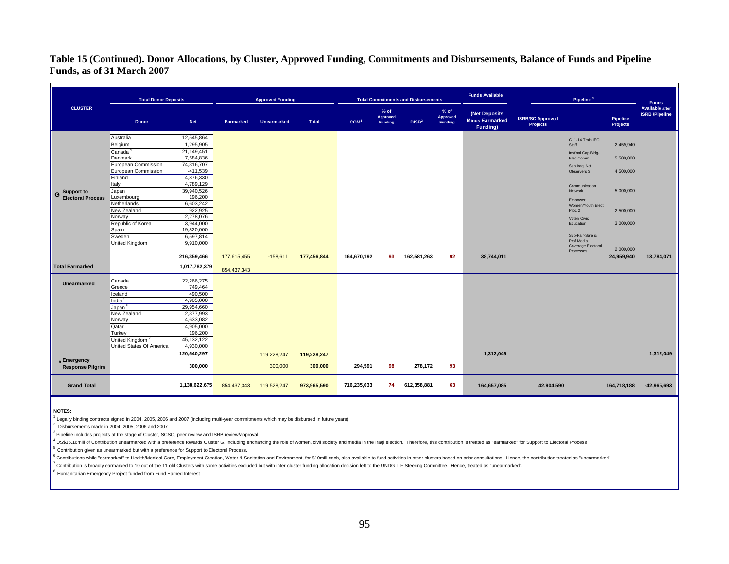**Table 15 (Continued). Donor Allocations, by Cluster, Approved Funding, Commitments and Disbursements, Balance of Funds and Pipeline Funds, as of 31 March 2007**

| CLUSTER | Total Donor Deposits | | Approved Funding | | | Total Commitments and Disbursements | | | | Funds Available | Pipeline [3] | | | Funds Available after ISRB /Pipeline |
|---|---|---|---|---|---|---|---|---|---|---|---|---|---|---|
| | Donor | Net | Earmarked | Unearmarked | Total | COM[1] | % of Approved Funding | DISB[2] | % of Approved Funding | (Net Deposits Minus Earmarked Funding) | ISRB/SC Approved Projects | | Pipeline Projects | |
| G Support to Electoral Process | Australia | 12,545,864 | | | | | | | | | | G11-14 Train IECI Staff | 2,459,940 | |
| | Belgium | 1,295,905 | | | | | | | | | | Inst'nal Cap Bldg- Elec Comm | 5,500,000 | |
| | Canada [4] | 21,149,451 | | | | | | | | | | Sup Iraqi Nat Observers 3 | 4,500,000 | |
| | Denmark | 7,584,836 | | | | | | | | | | Communication Network | 5,000,000 | |
| | European Commission | 74,316,707 | | | | | | | | | | Empower Women/Youth Elect Proc 2 | 2,500,000 | |
| | European Commission | -411,539 | | | | | | | | | | Voter/ Civic Education | 3,000,000 | |
| | Finland | 4,876,330 | | | | | | | | | | Sup-Fair-Safe & Prof Media Coverage Electoral Processes | 2,000,000 | |
| | Italy | 4,789,129 | | | | | | | | | | | | |
| | Japan | 39,940,526 | | | | | | | | | | | | |
| | Luxembourg | 196,200 | | | | | | | | | | | | |
| | Netherlands | 6,603,242 | | | | | | | | | | | | |
| | New Zealand | 922,925 | | | | | | | | | | | | |
| | Norway | 2,278,076 | | | | | | | | | | | | |
| | Republic of Korea | 3,944,000 | | | | | | | | | | | | |
| | Spain | 19,820,000 | | | | | | | | | | | | |
| | Sweden | 6,597,814 | | | | | | | | | | | | |
| | United Kingdom | 9,910,000 | | | | | | | | | | | | |
| | | 216,359,466 | 177,615,455 | -158,611 | 177,456,844 | 164,670,192 | 93 | 162,581,263 | 92 | 38,744,011 | | | 24,959,940 | 13,784,071 |
| **Total Earmarked** | | 1,017,782,379 | 854,437,343 | | | | | | | | | | | |
| **Unearmarked** | Canada | 22,266,275 | | | | | | | | | | | | |
| | Greece | 749,464 | | | | | | | | | | | | |
| | Iceland | 490,500 | | | | | | | | | | | | |
| | India [5] | 4,905,000 | | | | | | | | | | | | |
| | Japan [6] | 29,954,660 | | | | | | | | | | | | |
| | New Zealand | 2,377,993 | | | | | | | | | | | | |
| | Norway | 4,633,082 | | | | | | | | | | | | |
| | Qatar | 4,905,000 | | | | | | | | | | | | |
| | Turkey | 196,200 | | | | | | | | | | | | |
| | United Kingdom [7] | 45,132,122 | | | | | | | | | | | | |
| | United States Of America | 4,930,000 | | | | | | | | | | | | |
| | | 120,540,297 | | 119,228,247 | 119,228,247 | | | | | 1,312,049 | | | | 1,312,049 |
| [8] Emergency Response Pilgrim | | 300,000 | | 300,000 | 300,000 | 294,591 | 98 | 278,172 | 93 | | | | | |
| **Grand Total** | | 1,138,622,675 | 854,437,343 | 119,528,247 | 973,965,590 | 716,235,033 | 74 | 612,358,881 | 63 | 164,657,085 | 42,904,590 | | 164,718,188 | -42,965,693 |

**NOTES:**

[1] Legally binding contracts signed in 2004, 2005, 2006 and 2007 (including multi-year commitments which may be disbursed in future years)

[2] Disbursements made in 2004, 2005, 2006 and 2007

[3] Pipeline includes projects at the stage of Cluster, SCSO, peer review and ISRB review/approval

[4] US$15.16mill of Contribution unearmarked with a preference towards Cluster G, including enchancing the role of women, civil society and media in the Iraqi election. Therefore, this contribution is treated as "earmarked" for Support to Electoral Process

[5] Contribution given as unearmarked but with a preference for Support to Electoral Process.

[6] Contributions while "earmarked" to Health/Medical Care, Employment Creation, Water & Sanitation and Environment, for $10mill each, also available to fund activities in other clusters based on prior consultations. Hence, the contribution treated as "unearmarked".

[7] Contribution is broadly earmarked to 10 out of the 11 old Clusters with some activities excluded but with inter-cluster funding allocation decision left to the UNDG ITF Steering Committee. Hence, treated as "unearmarked".

[8] Humanitarian Emergency Project funded from Fund Earned Interest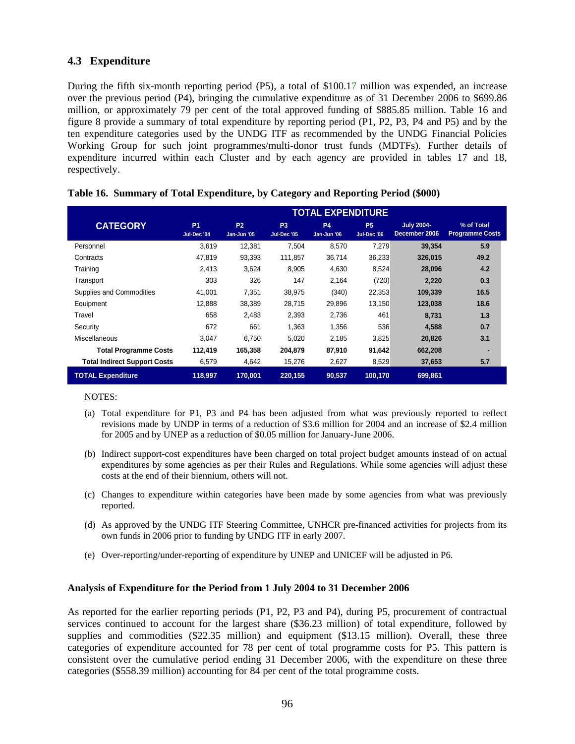## 4.3 Expenditure

During the fifth six-month reporting period (P5), a total of $100.17 million was expended, an increase over the previous period (P4), bringing the cumulative expenditure as of 31 December 2006 to $699.86 million, or approximately 79 per cent of the total approved funding of $885.85 million. Table 16 and figure 8 provide a summary of total expenditure by reporting period (P1, P2, P3, P4 and P5) and by the ten expenditure categories used by the UNDG ITF as recommended by the UNDG Financial Policies Working Group for such joint programmes/multi-donor trust funds (MDTFs). Further details of expenditure incurred within each Cluster and by each agency are provided in tables 17 and 18, respectively.

**Table 16. Summary of Total Expenditure, by Category and Reporting Period ($000)**

| CATEGORY | TOTAL EXPENDITURE | | | | | | |
|---|---|---|---|---|---|---|---|
| | P1 Jul-Dec '04 | P2 Jan-Jun '05 | P3 Jul-Dec '05 | P4 Jan-Jun '06 | P5 Jul-Dec '06 | July 2004-December 2006 | % of Total Programme Costs |
| Personnel | 3,619 | 12,381 | 7,504 | 8,570 | 7,279 | **39,354** | **5.9** |
| Contracts | 47,819 | 93,393 | 111,857 | 36,714 | 36,233 | **326,015** | **49.2** |
| Training | 2,413 | 3,624 | 8,905 | 4,630 | 8,524 | **28,096** | **4.2** |
| Transport | 303 | 326 | 147 | 2,164 | (720) | **2,220** | **0.3** |
| Supplies and Commodities | 41,001 | 7,351 | 38,975 | (340) | 22,353 | **109,339** | **16.5** |
| Equipment | 12,888 | 38,389 | 28,715 | 29,896 | 13,150 | **123,038** | **18.6** |
| Travel | 658 | 2,483 | 2,393 | 2,736 | 461 | **8,731** | **1.3** |
| Security | 672 | 661 | 1,363 | 1,356 | 536 | **4,588** | **0.7** |
| Miscellaneous | 3,047 | 6,750 | 5,020 | 2,185 | 3,825 | **20,826** | **3.1** |
| **Total Programme Costs** | **112,419** | **165,358** | **204,879** | **87,910** | **91,642** | **662,208** | **-** |
| **Total Indirect Support Costs** | 6,579 | 4,642 | 15,276 | 2,627 | 8,529 | **37,653** | **5.7** |
| **TOTAL Expenditure** | **118,997** | **170,001** | **220,155** | **90,537** | **100,170** | **699,861** | |

NOTES:

(a) Total expenditure for P1, P3 and P4 has been adjusted from what was previously reported to reflect revisions made by UNDP in terms of a reduction of $3.6 million for 2004 and an increase of $2.4 million for 2005 and by UNEP as a reduction of $0.05 million for January-June 2006.

(b) Indirect support-cost expenditures have been charged on total project budget amounts instead of on actual expenditures by some agencies as per their Rules and Regulations. While some agencies will adjust these costs at the end of their biennium, others will not.

(c) Changes to expenditure within categories have been made by some agencies from what was previously reported.

(d) As approved by the UNDG ITF Steering Committee, UNHCR pre-financed activities for projects from its own funds in 2006 prior to funding by UNDG ITF in early 2007.

(e) Over-reporting/under-reporting of expenditure by UNEP and UNICEF will be adjusted in P6.

### Analysis of Expenditure for the Period from 1 July 2004 to 31 December 2006

As reported for the earlier reporting periods (P1, P2, P3 and P4), during P5, procurement of contractual services continued to account for the largest share ($36.23 million) of total expenditure, followed by supplies and commodities ($22.35 million) and equipment ($13.15 million). Overall, these three categories of expenditure accounted for 78 per cent of total programme costs for P5. This pattern is consistent over the cumulative period ending 31 December 2006, with the expenditure on these three categories ($558.39 million) accounting for 84 per cent of the total programme costs.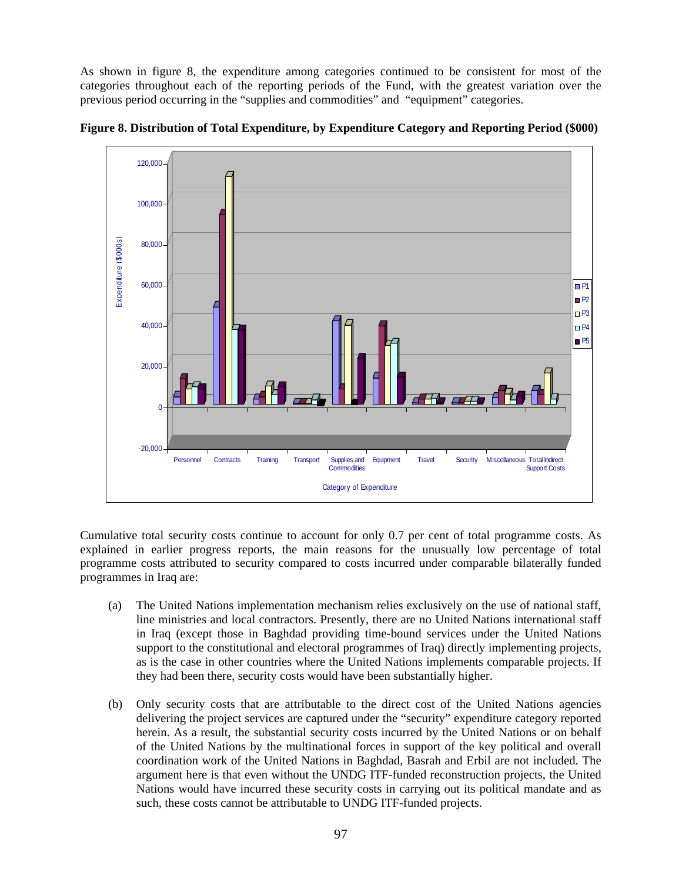As shown in figure 8, the expenditure among categories continued to be consistent for most of the categories throughout each of the reporting periods of the Fund, with the greatest variation over the previous period occurring in the "supplies and commodities" and "equipment" categories.

**Figure 8. Distribution of Total Expenditure, by Expenditure Category and Reporting Period ($000)**

Cumulative total security costs continue to account for only 0.7 per cent of total programme costs. As explained in earlier progress reports, the main reasons for the unusually low percentage of total programme costs attributed to security compared to costs incurred under comparable bilaterally funded programmes in Iraq are:

(a) The United Nations implementation mechanism relies exclusively on the use of national staff, line ministries and local contractors. Presently, there are no United Nations international staff in Iraq (except those in Baghdad providing time-bound services under the United Nations support to the constitutional and electoral programmes of Iraq) directly implementing projects, as is the case in other countries where the United Nations implements comparable projects. If they had been there, security costs would have been substantially higher.

(b) Only security costs that are attributable to the direct cost of the United Nations agencies delivering the project services are captured under the "security" expenditure category reported herein. As a result, the substantial security costs incurred by the United Nations or on behalf of the United Nations by the multinational forces in support of the key political and overall coordination work of the United Nations in Baghdad, Basrah and Erbil are not included. The argument here is that even without the UNDG ITF-funded reconstruction projects, the United Nations would have incurred these security costs in carrying out its political mandate and as such, these costs cannot be attributable to UNDG ITF-funded projects.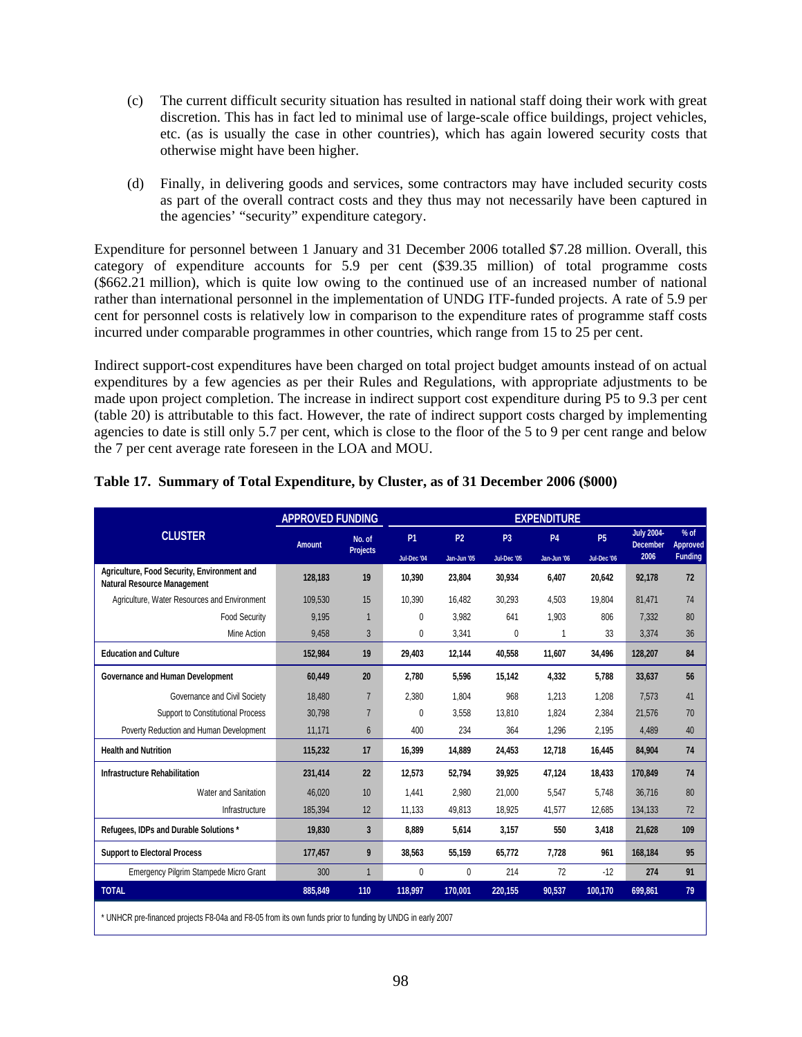(c) The current difficult security situation has resulted in national staff doing their work with great discretion. This has in fact led to minimal use of large-scale office buildings, project vehicles, etc. (as is usually the case in other countries), which has again lowered security costs that otherwise might have been higher.

(d) Finally, in delivering goods and services, some contractors may have included security costs as part of the overall contract costs and they thus may not necessarily have been captured in the agencies' "security" expenditure category.

Expenditure for personnel between 1 January and 31 December 2006 totalled $7.28 million. Overall, this category of expenditure accounts for 5.9 per cent ($39.35 million) of total programme costs ($662.21 million), which is quite low owing to the continued use of an increased number of national rather than international personnel in the implementation of UNDG ITF-funded projects. A rate of 5.9 per cent for personnel costs is relatively low in comparison to the expenditure rates of programme staff costs incurred under comparable programmes in other countries, which range from 15 to 25 per cent.

Indirect support-cost expenditures have been charged on total project budget amounts instead of on actual expenditures by a few agencies as per their Rules and Regulations, with appropriate adjustments to be made upon project completion. The increase in indirect support cost expenditure during P5 to 9.3 per cent (table 20) is attributable to this fact. However, the rate of indirect support costs charged by implementing agencies to date is still only 5.7 per cent, which is close to the floor of the 5 to 9 per cent range and below the 7 per cent average rate foreseen in the LOA and MOU.

**Table 17. Summary of Total Expenditure, by Cluster, as of 31 December 2006 ($000)**

| CLUSTER | APPROVED FUNDING | | EXPENDITURE | | | | | | |
|---|---|---|---|---|---|---|---|---|---|
| | Amount | No. of Projects | P1 Jul-Dec '04 | P2 Jan-Jun '05 | P3 Jul-Dec '05 | P4 Jan-Jun '06 | P5 Jul-Dec '06 | July 2004-December 2006 | % of Approved Funding |
| **Agriculture, Food Security, Environment and Natural Resource Management** | **128,183** | **19** | **10,390** | **23,804** | **30,934** | **6,407** | **20,642** | **92,178** | **72** |
| Agriculture, Water Resources and Environment | 109,530 | 15 | 10,390 | 16,482 | 30,293 | 4,503 | 19,804 | 81,471 | 74 |
| Food Security | 9,195 | 1 | 0 | 3,982 | 641 | 1,903 | 806 | 7,332 | 80 |
| Mine Action | 9,458 | 3 | 0 | 3,341 | 0 | 1 | 33 | 3,374 | 36 |
| **Education and Culture** | **152,984** | **19** | **29,403** | **12,144** | **40,558** | **11,607** | **34,496** | **128,207** | **84** |
| **Governance and Human Development** | **60,449** | **20** | **2,780** | **5,596** | **15,142** | **4,332** | **5,788** | **33,637** | **56** |
| Governance and Civil Society | 18,480 | 7 | 2,380 | 1,804 | 968 | 1,213 | 1,208 | 7,573 | 41 |
| Support to Constitutional Process | 30,798 | 7 | 0 | 3,558 | 13,810 | 1,824 | 2,384 | 21,576 | 70 |
| Poverty Reduction and Human Development | 11,171 | 6 | 400 | 234 | 364 | 1,296 | 2,195 | 4,489 | 40 |
| **Health and Nutrition** | **115,232** | **17** | **16,399** | **14,889** | **24,453** | **12,718** | **16,445** | **84,904** | **74** |
| **Infrastructure Rehabilitation** | **231,414** | **22** | **12,573** | **52,794** | **39,925** | **47,124** | **18,433** | **170,849** | **74** |
| Water and Sanitation | 46,020 | 10 | 1,441 | 2,980 | 21,000 | 5,547 | 5,748 | 36,716 | 80 |
| Infrastructure | 185,394 | 12 | 11,133 | 49,813 | 18,925 | 41,577 | 12,685 | 134,133 | 72 |
| **Refugees, IDPs and Durable Solutions \*** | **19,830** | **3** | **8,889** | **5,614** | **3,157** | **550** | **3,418** | **21,628** | **109** |
| **Support to Electoral Process** | **177,457** | **9** | **38,563** | **55,159** | **65,772** | **7,728** | **961** | **168,184** | **95** |
| Emergency Pilgrim Stampede Micro Grant | 300 | 1 | 0 | 0 | 214 | 72 | -12 | **274** | **91** |
| **TOTAL** | **885,849** | **110** | **118,997** | **170,001** | **220,155** | **90,537** | **100,170** | **699,861** | **79** |

\* UNHCR pre-financed projects F8-04a and F8-05 from its own funds prior to funding by UNDG in early 2007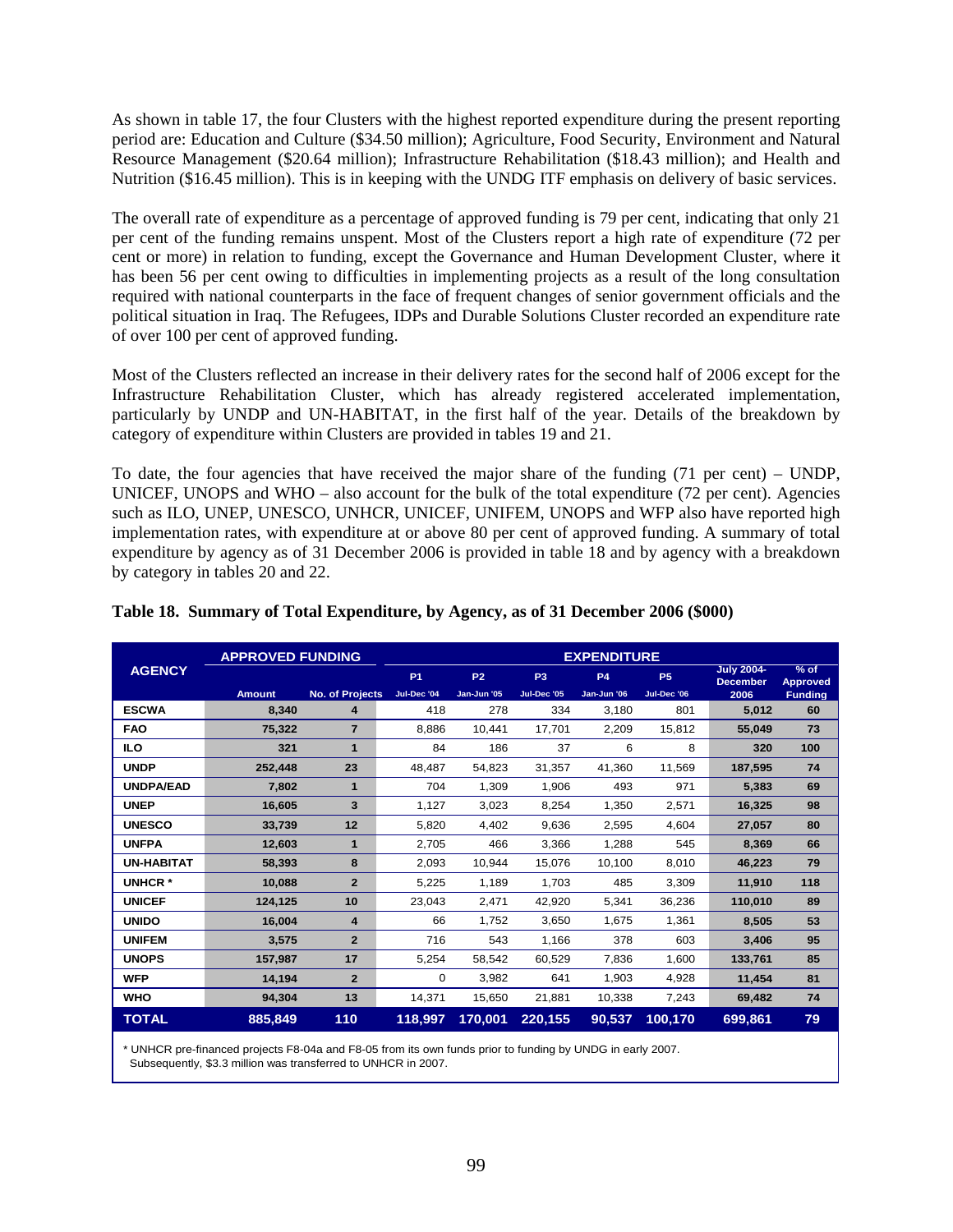As shown in table 17, the four Clusters with the highest reported expenditure during the present reporting period are: Education and Culture ($34.50 million); Agriculture, Food Security, Environment and Natural Resource Management ($20.64 million); Infrastructure Rehabilitation ($18.43 million); and Health and Nutrition ($16.45 million). This is in keeping with the UNDG ITF emphasis on delivery of basic services.

The overall rate of expenditure as a percentage of approved funding is 79 per cent, indicating that only 21 per cent of the funding remains unspent. Most of the Clusters report a high rate of expenditure (72 per cent or more) in relation to funding, except the Governance and Human Development Cluster, where it has been 56 per cent owing to difficulties in implementing projects as a result of the long consultation required with national counterparts in the face of frequent changes of senior government officials and the political situation in Iraq. The Refugees, IDPs and Durable Solutions Cluster recorded an expenditure rate of over 100 per cent of approved funding.

Most of the Clusters reflected an increase in their delivery rates for the second half of 2006 except for the Infrastructure Rehabilitation Cluster, which has already registered accelerated implementation, particularly by UNDP and UN-HABITAT, in the first half of the year. Details of the breakdown by category of expenditure within Clusters are provided in tables 19 and 21.

To date, the four agencies that have received the major share of the funding (71 per cent) – UNDP, UNICEF, UNOPS and WHO – also account for the bulk of the total expenditure (72 per cent). Agencies such as ILO, UNEP, UNESCO, UNHCR, UNICEF, UNIFEM, UNOPS and WFP also have reported high implementation rates, with expenditure at or above 80 per cent of approved funding. A summary of total expenditure by agency as of 31 December 2006 is provided in table 18 and by agency with a breakdown by category in tables 20 and 22.

**Table 18. Summary of Total Expenditure, by Agency, as of 31 December 2006 ($000)**

| AGENCY | APPROVED FUNDING | | EXPENDITURE | | | | | | |
|---|---|---|---|---|---|---|---|---|---|
| | Amount | No. of Projects | P1 Jul-Dec '04 | P2 Jan-Jun '05 | P3 Jul-Dec '05 | P4 Jan-Jun '06 | P5 Jul-Dec '06 | July 2004-December 2006 | % of Approved Funding |
| **ESCWA** | 8,340 | 4 | 418 | 278 | 334 | 3,180 | 801 | 5,012 | 60 |
| **FAO** | 75,322 | 7 | 8,886 | 10,441 | 17,701 | 2,209 | 15,812 | 55,049 | 73 |
| **ILO** | 321 | 1 | 84 | 186 | 37 | 6 | 8 | 320 | 100 |
| **UNDP** | 252,448 | 23 | 48,487 | 54,823 | 31,357 | 41,360 | 11,569 | 187,595 | 74 |
| **UNDPA/EAD** | 7,802 | 1 | 704 | 1,309 | 1,906 | 493 | 971 | 5,383 | 69 |
| **UNEP** | 16,605 | 3 | 1,127 | 3,023 | 8,254 | 1,350 | 2,571 | 16,325 | 98 |
| **UNESCO** | 33,739 | 12 | 5,820 | 4,402 | 9,636 | 2,595 | 4,604 | 27,057 | 80 |
| **UNFPA** | 12,603 | 1 | 2,705 | 466 | 3,366 | 1,288 | 545 | 8,369 | 66 |
| **UN-HABITAT** | 58,393 | 8 | 2,093 | 10,944 | 15,076 | 10,100 | 8,010 | 46,223 | 79 |
| **UNHCR *** | 10,088 | 2 | 5,225 | 1,189 | 1,703 | 485 | 3,309 | 11,910 | 118 |
| **UNICEF** | 124,125 | 10 | 23,043 | 2,471 | 42,920 | 5,341 | 36,236 | 110,010 | 89 |
| **UNIDO** | 16,004 | 4 | 66 | 1,752 | 3,650 | 1,675 | 1,361 | 8,505 | 53 |
| **UNIFEM** | 3,575 | 2 | 716 | 543 | 1,166 | 378 | 603 | 3,406 | 95 |
| **UNOPS** | 157,987 | 17 | 5,254 | 58,542 | 60,529 | 7,836 | 1,600 | 133,761 | 85 |
| **WFP** | 14,194 | 2 | 0 | 3,982 | 641 | 1,903 | 4,928 | 11,454 | 81 |
| **WHO** | 94,304 | 13 | 14,371 | 15,650 | 21,881 | 10,338 | 7,243 | 69,482 | 74 |
| **TOTAL** | **885,849** | **110** | **118,997** | **170,001** | **220,155** | **90,537** | **100,170** | **699,861** | **79** |

\* UNHCR pre-financed projects F8-04a and F8-05 from its own funds prior to funding by UNDG in early 2007. Subsequently, $3.3 million was transferred to UNHCR in 2007.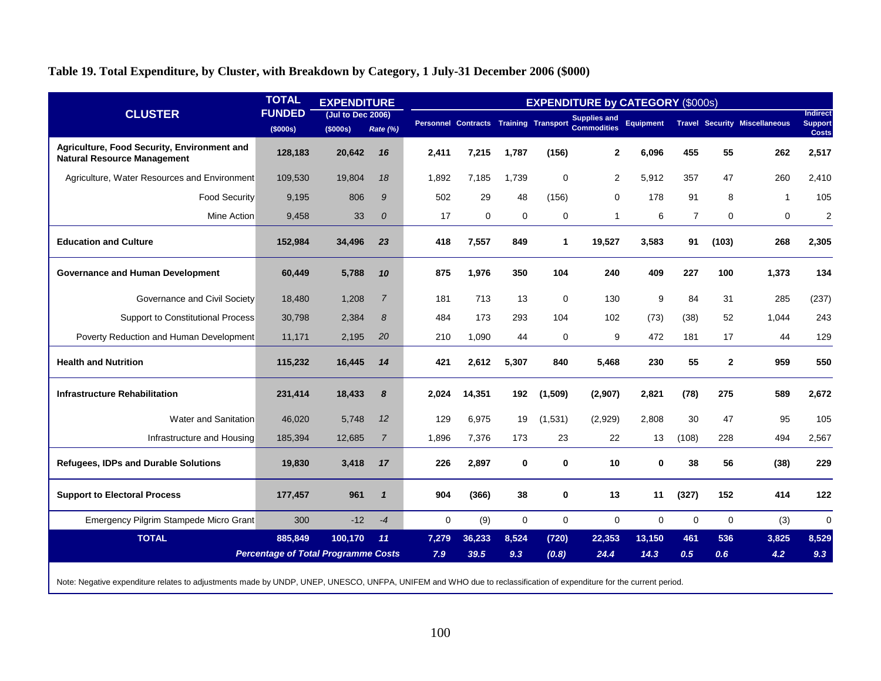**Table 19. Total Expenditure, by Cluster, with Breakdown by Category, 1 July-31 December 2006 ($000)**

| CLUSTER | TOTAL FUNDED | EXPENDITURE (Jul to Dec 2006) | | EXPENDITURE by CATEGORY ($000s) | | | | | | | | | |
|---|---|---|---|---|---|---|---|---|---|---|---|---|---|
| | ($000s) | ($000s) | Rate (%) | Personnel | Contracts | Training | Transport | Supplies and Commodities | Equipment | Travel | Security | Miscellaneous | Indirect Support Costs |
| **Agriculture, Food Security, Environment and Natural Resource Management** | **128,183** | **20,642** | ***16*** | **2,411** | **7,215** | **1,787** | **(156)** | **2** | **6,096** | **455** | **55** | **262** | **2,517** |
| Agriculture, Water Resources and Environment | 109,530 | 19,804 | *18* | 1,892 | 7,185 | 1,739 | 0 | 2 | 5,912 | 357 | 47 | 260 | 2,410 |
| Food Security | 9,195 | 806 | *9* | 502 | 29 | 48 | (156) | 0 | 178 | 91 | 8 | 1 | 105 |
| Mine Action | 9,458 | 33 | *0* | 17 | 0 | 0 | 0 | 1 | 6 | 7 | 0 | 0 | 2 |
| **Education and Culture** | **152,984** | **34,496** | ***23*** | **418** | **7,557** | **849** | **1** | **19,527** | **3,583** | **91** | **(103)** | **268** | **2,305** |
| **Governance and Human Development** | **60,449** | **5,788** | ***10*** | **875** | **1,976** | **350** | **104** | **240** | **409** | **227** | **100** | **1,373** | **134** |
| Governance and Civil Society | 18,480 | 1,208 | *7* | 181 | 713 | 13 | 0 | 130 | 9 | 84 | 31 | 285 | (237) |
| Support to Constitutional Process | 30,798 | 2,384 | *8* | 484 | 173 | 293 | 104 | 102 | (73) | (38) | 52 | 1,044 | 243 |
| Poverty Reduction and Human Development | 11,171 | 2,195 | *20* | 210 | 1,090 | 44 | 0 | 9 | 472 | 181 | 17 | 44 | 129 |
| **Health and Nutrition** | **115,232** | **16,445** | ***14*** | **421** | **2,612** | **5,307** | **840** | **5,468** | **230** | **55** | **2** | **959** | **550** |
| **Infrastructure Rehabilitation** | **231,414** | **18,433** | ***8*** | **2,024** | **14,351** | **192** | **(1,509)** | **(2,907)** | **2,821** | **(78)** | **275** | **589** | **2,672** |
| Water and Sanitation | 46,020 | 5,748 | *12* | 129 | 6,975 | 19 | (1,531) | (2,929) | 2,808 | 30 | 47 | 95 | 105 |
| Infrastructure and Housing | 185,394 | 12,685 | *7* | 1,896 | 7,376 | 173 | 23 | 22 | 13 | (108) | 228 | 494 | 2,567 |
| **Refugees, IDPs and Durable Solutions** | **19,830** | **3,418** | ***17*** | **226** | **2,897** | **0** | **0** | **10** | **0** | **38** | **56** | **(38)** | **229** |
| **Support to Electoral Process** | **177,457** | **961** | ***1*** | **904** | **(366)** | **38** | **0** | **13** | **11** | **(327)** | **152** | **414** | **122** |
| Emergency Pilgrim Stampede Micro Grant | 300 | -12 | *-4* | 0 | (9) | 0 | 0 | 0 | 0 | 0 | 0 | (3) | 0 |
| **TOTAL** | **885,849** | **100,170** | ***11*** | **7,279** | **36,233** | **8,524** | **(720)** | **22,353** | **13,150** | **461** | **536** | **3,825** | **8,529** |
| ***Percentage of Total Programme Costs*** | | | | ***7.9*** | ***39.5*** | ***9.3*** | ***(0.8)*** | ***24.4*** | ***14.3*** | ***0.5*** | ***0.6*** | ***4.2*** | ***9.3*** |

Note: Negative expenditure relates to adjustments made by UNDP, UNEP, UNESCO, UNFPA, UNIFEM and WHO due to reclassification of expenditure for the current period.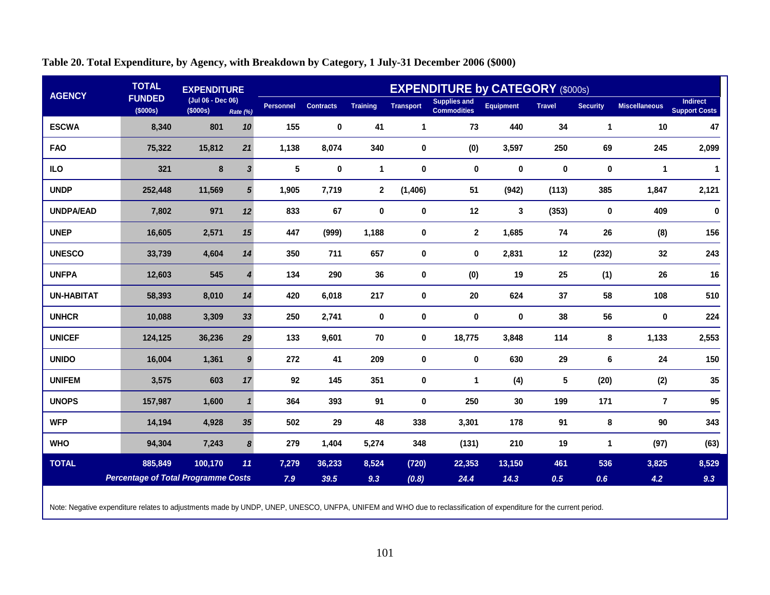**Table 20. Total Expenditure, by Agency, with Breakdown by Category, 1 July-31 December 2006 ($000)**

| AGENCY | TOTAL FUNDED ($000s) | EXPENDITURE (Jul 06 - Dec 06) ($000s) | Rate (%) | EXPENDITURE by CATEGORY ($000s) | | | | | | | | | |
|---|---|---|---|---|---|---|---|---|---|---|---|---|---|
| | | | | Personnel | Contracts | Training | Transport | Supplies and Commodities | Equipment | Travel | Security | Miscellaneous | Indirect Support Costs |
| **ESCWA** | 8,340 | 801 | 10 | 155 | 0 | 41 | 1 | 73 | 440 | 34 | 1 | 10 | 47 |
| **FAO** | 75,322 | 15,812 | 21 | 1,138 | 8,074 | 340 | 0 | (0) | 3,597 | 250 | 69 | 245 | 2,099 |
| **ILO** | 321 | 8 | 3 | 5 | 0 | 1 | 0 | 0 | 0 | 0 | 0 | 1 | 1 |
| **UNDP** | 252,448 | 11,569 | 5 | 1,905 | 7,719 | 2 | (1,406) | 51 | (942) | (113) | 385 | 1,847 | 2,121 |
| **UNDPA/EAD** | 7,802 | 971 | 12 | 833 | 67 | 0 | 0 | 12 | 3 | (353) | 0 | 409 | 0 |
| **UNEP** | 16,605 | 2,571 | 15 | 447 | (999) | 1,188 | 0 | 2 | 1,685 | 74 | 26 | (8) | 156 |
| **UNESCO** | 33,739 | 4,604 | 14 | 350 | 711 | 657 | 0 | 0 | 2,831 | 12 | (232) | 32 | 243 |
| **UNFPA** | 12,603 | 545 | 4 | 134 | 290 | 36 | 0 | (0) | 19 | 25 | (1) | 26 | 16 |
| **UN-HABITAT** | 58,393 | 8,010 | 14 | 420 | 6,018 | 217 | 0 | 20 | 624 | 37 | 58 | 108 | 510 |
| **UNHCR** | 10,088 | 3,309 | 33 | 250 | 2,741 | 0 | 0 | 0 | 0 | 38 | 56 | 0 | 224 |
| **UNICEF** | 124,125 | 36,236 | 29 | 133 | 9,601 | 70 | 0 | 18,775 | 3,848 | 114 | 8 | 1,133 | 2,553 |
| **UNIDO** | 16,004 | 1,361 | 9 | 272 | 41 | 209 | 0 | 0 | 630 | 29 | 6 | 24 | 150 |
| **UNIFEM** | 3,575 | 603 | 17 | 92 | 145 | 351 | 0 | 1 | (4) | 5 | (20) | (2) | 35 |
| **UNOPS** | 157,987 | 1,600 | 1 | 364 | 393 | 91 | 0 | 250 | 30 | 199 | 171 | 7 | 95 |
| **WFP** | 14,194 | 4,928 | 35 | 502 | 29 | 48 | 338 | 3,301 | 178 | 91 | 8 | 90 | 343 |
| **WHO** | 94,304 | 7,243 | 8 | 279 | 1,404 | 5,274 | 348 | (131) | 210 | 19 | 1 | (97) | (63) |
| **TOTAL** | 885,849 | 100,170 | 11 | 7,279 | 36,233 | 8,524 | (720) | 22,353 | 13,150 | 461 | 536 | 3,825 | 8,529 |
| *Percentage of Total Programme Costs* | | | | 7.9 | 39.5 | 9.3 | (0.8) | 24.4 | 14.3 | 0.5 | 0.6 | 4.2 | 9.3 |

Note: Negative expenditure relates to adjustments made by UNDP, UNEP, UNESCO, UNFPA, UNIFEM and WHO due to reclassification of expenditure for the current period.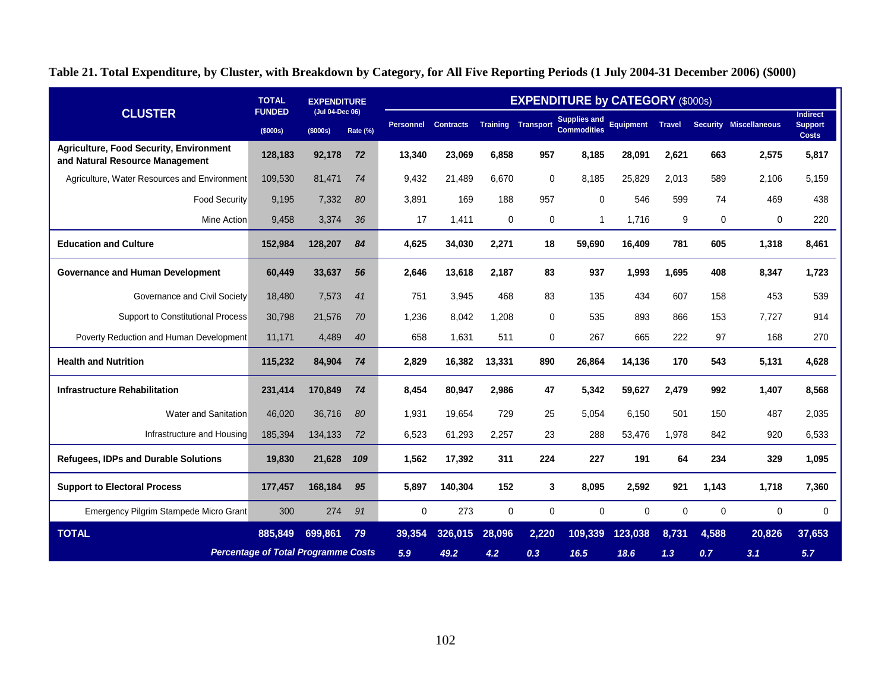**Table 21. Total Expenditure, by Cluster, with Breakdown by Category, for All Five Reporting Periods (1 July 2004-31 December 2006) ($000)**

| CLUSTER | TOTAL FUNDED | EXPENDITURE (Jul 04-Dec 06) | | EXPENDITURE by CATEGORY ($000s) | | | | | | | | | |
|---|---|---|---|---|---|---|---|---|---|---|---|---|---|
| | ($000s) | ($000s) | Rate (%) | Personnel | Contracts | Training | Transport | Supplies and Commodities | Equipment | Travel | Security | Miscellaneous | Indirect Support Costs |
| **Agriculture, Food Security, Environment and Natural Resource Management** | **128,183** | **92,178** | ***72*** | **13,340** | **23,069** | **6,858** | **957** | **8,185** | **28,091** | **2,621** | **663** | **2,575** | **5,817** |
| Agriculture, Water Resources and Environment | 109,530 | 81,471 | *74* | 9,432 | 21,489 | 6,670 | 0 | 8,185 | 25,829 | 2,013 | 589 | 2,106 | 5,159 |
| Food Security | 9,195 | 7,332 | *80* | 3,891 | 169 | 188 | 957 | 0 | 546 | 599 | 74 | 469 | 438 |
| Mine Action | 9,458 | 3,374 | *36* | 17 | 1,411 | 0 | 0 | 1 | 1,716 | 9 | 0 | 0 | 220 |
| **Education and Culture** | **152,984** | **128,207** | ***84*** | **4,625** | **34,030** | **2,271** | **18** | **59,690** | **16,409** | **781** | **605** | **1,318** | **8,461** |
| **Governance and Human Development** | **60,449** | **33,637** | ***56*** | **2,646** | **13,618** | **2,187** | **83** | **937** | **1,993** | **1,695** | **408** | **8,347** | **1,723** |
| Governance and Civil Society | 18,480 | 7,573 | *41* | 751 | 3,945 | 468 | 83 | 135 | 434 | 607 | 158 | 453 | 539 |
| Support to Constitutional Process | 30,798 | 21,576 | *70* | 1,236 | 8,042 | 1,208 | 0 | 535 | 893 | 866 | 153 | 7,727 | 914 |
| Poverty Reduction and Human Development | 11,171 | 4,489 | *40* | 658 | 1,631 | 511 | 0 | 267 | 665 | 222 | 97 | 168 | 270 |
| **Health and Nutrition** | **115,232** | **84,904** | ***74*** | **2,829** | **16,382** | **13,331** | **890** | **26,864** | **14,136** | **170** | **543** | **5,131** | **4,628** |
| **Infrastructure Rehabilitation** | **231,414** | **170,849** | ***74*** | **8,454** | **80,947** | **2,986** | **47** | **5,342** | **59,627** | **2,479** | **992** | **1,407** | **8,568** |
| Water and Sanitation | 46,020 | 36,716 | *80* | 1,931 | 19,654 | 729 | 25 | 5,054 | 6,150 | 501 | 150 | 487 | 2,035 |
| Infrastructure and Housing | 185,394 | 134,133 | *72* | 6,523 | 61,293 | 2,257 | 23 | 288 | 53,476 | 1,978 | 842 | 920 | 6,533 |
| **Refugees, IDPs and Durable Solutions** | **19,830** | **21,628** | ***109*** | **1,562** | **17,392** | **311** | **224** | **227** | **191** | **64** | **234** | **329** | **1,095** |
| **Support to Electoral Process** | **177,457** | **168,184** | ***95*** | **5,897** | **140,304** | **152** | **3** | **8,095** | **2,592** | **921** | **1,143** | **1,718** | **7,360** |
| Emergency Pilgrim Stampede Micro Grant | 300 | 274 | *91* | 0 | 273 | 0 | 0 | 0 | 0 | 0 | 0 | 0 | 0 |
| **TOTAL** | **885,849** | **699,861** | ***79*** | **39,354** | **326,015** | **28,096** | **2,220** | **109,339** | **123,038** | **8,731** | **4,588** | **20,826** | **37,653** |
| ***Percentage of Total Programme Costs*** | | | | ***5.9*** | ***49.2*** | ***4.2*** | ***0.3*** | ***16.5*** | ***18.6*** | ***1.3*** | ***0.7*** | ***3.1*** | ***5.7*** |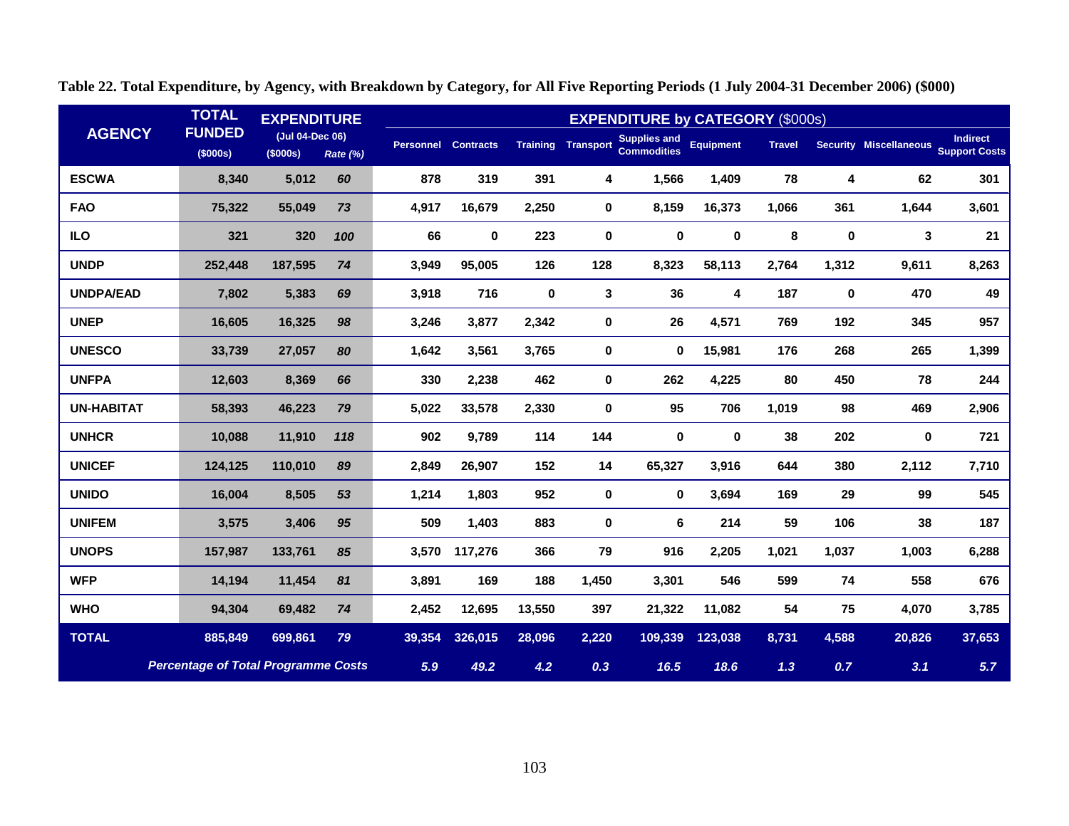**Table 22. Total Expenditure, by Agency, with Breakdown by Category, for All Five Reporting Periods (1 July 2004-31 December 2006) ($000)**

| AGENCY | TOTAL FUNDED | EXPENDITURE (Jul 04-Dec 06) | | EXPENDITURE by CATEGORY ($000s) | | | | | | | | | |
|---|---|---|---|---|---|---|---|---|---|---|---|---|---|
| | ($000s) | ($000s) | *Rate (%)* | Personnel | Contracts | Training | Transport | Supplies and Commodities | Equipment | Travel | Security | Miscellaneous | Indirect Support Costs |
| **ESCWA** | 8,340 | 5,012 | *60* | 878 | 319 | 391 | 4 | 1,566 | 1,409 | 78 | 4 | 62 | 301 |
| **FAO** | 75,322 | 55,049 | *73* | 4,917 | 16,679 | 2,250 | 0 | 8,159 | 16,373 | 1,066 | 361 | 1,644 | 3,601 |
| **ILO** | 321 | 320 | *100* | 66 | 0 | 223 | 0 | 0 | 0 | 8 | 0 | 3 | 21 |
| **UNDP** | 252,448 | 187,595 | *74* | 3,949 | 95,005 | 126 | 128 | 8,323 | 58,113 | 2,764 | 1,312 | 9,611 | 8,263 |
| **UNDPA/EAD** | 7,802 | 5,383 | *69* | 3,918 | 716 | 0 | 3 | 36 | 4 | 187 | 0 | 470 | 49 |
| **UNEP** | 16,605 | 16,325 | *98* | 3,246 | 3,877 | 2,342 | 0 | 26 | 4,571 | 769 | 192 | 345 | 957 |
| **UNESCO** | 33,739 | 27,057 | *80* | 1,642 | 3,561 | 3,765 | 0 | 0 | 15,981 | 176 | 268 | 265 | 1,399 |
| **UNFPA** | 12,603 | 8,369 | *66* | 330 | 2,238 | 462 | 0 | 262 | 4,225 | 80 | 450 | 78 | 244 |
| **UN-HABITAT** | 58,393 | 46,223 | *79* | 5,022 | 33,578 | 2,330 | 0 | 95 | 706 | 1,019 | 98 | 469 | 2,906 |
| **UNHCR** | 10,088 | 11,910 | *118* | 902 | 9,789 | 114 | 144 | 0 | 0 | 38 | 202 | 0 | 721 |
| **UNICEF** | 124,125 | 110,010 | *89* | 2,849 | 26,907 | 152 | 14 | 65,327 | 3,916 | 644 | 380 | 2,112 | 7,710 |
| **UNIDO** | 16,004 | 8,505 | *53* | 1,214 | 1,803 | 952 | 0 | 0 | 3,694 | 169 | 29 | 99 | 545 |
| **UNIFEM** | 3,575 | 3,406 | *95* | 509 | 1,403 | 883 | 0 | 6 | 214 | 59 | 106 | 38 | 187 |
| **UNOPS** | 157,987 | 133,761 | *85* | 3,570 | 117,276 | 366 | 79 | 916 | 2,205 | 1,021 | 1,037 | 1,003 | 6,288 |
| **WFP** | 14,194 | 11,454 | *81* | 3,891 | 169 | 188 | 1,450 | 3,301 | 546 | 599 | 74 | 558 | 676 |
| **WHO** | 94,304 | 69,482 | *74* | 2,452 | 12,695 | 13,550 | 397 | 21,322 | 11,082 | 54 | 75 | 4,070 | 3,785 |
| **TOTAL** | 885,849 | 699,861 | *79* | 39,354 | 326,015 | 28,096 | 2,220 | 109,339 | 123,038 | 8,731 | 4,588 | 20,826 | 37,653 |
| *Percentage of Total Programme Costs* | | | | *5.9* | *49.2* | *4.2* | *0.3* | *16.5* | *18.6* | *1.3* | *0.7* | *3.1* | *5.7* |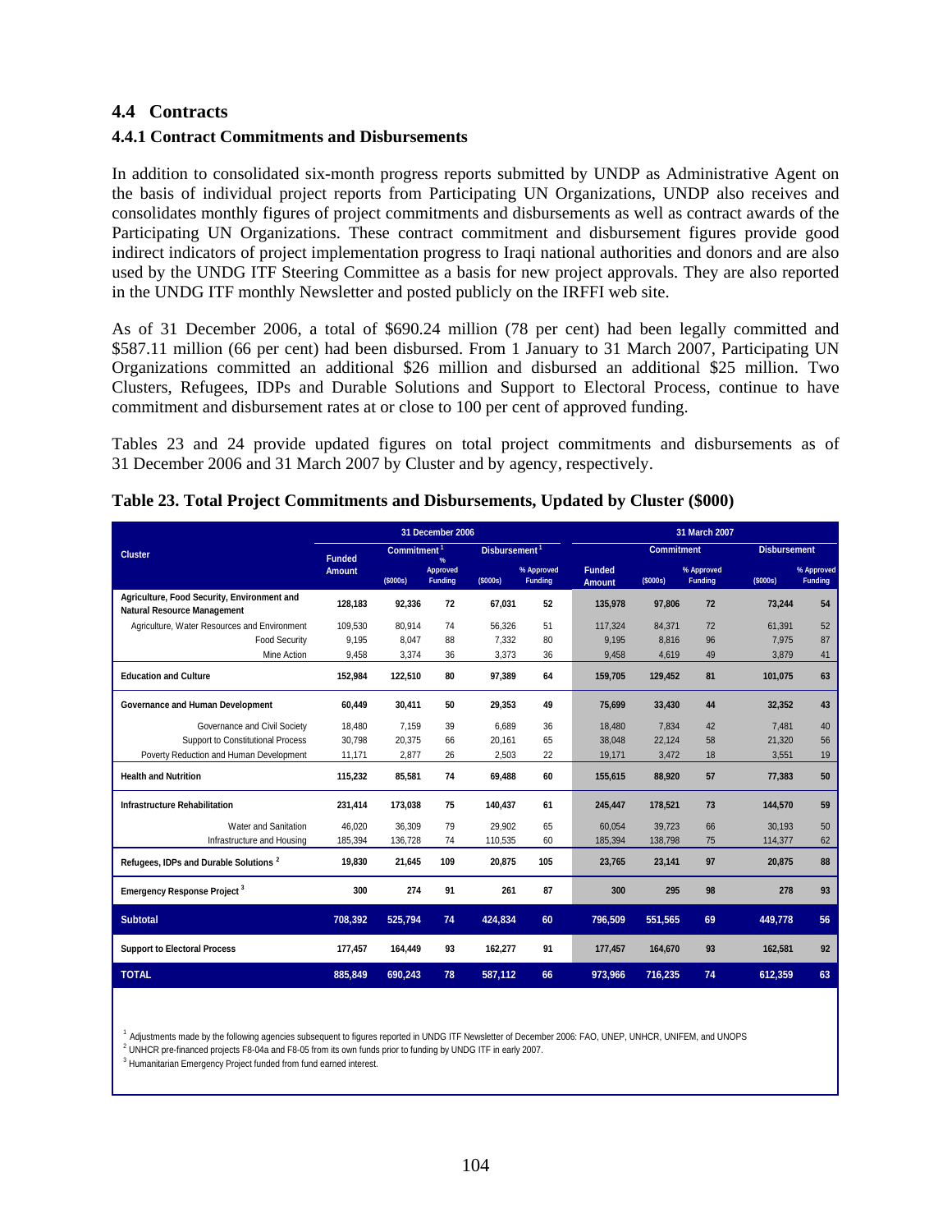## 4.4 Contracts

### 4.4.1 Contract Commitments and Disbursements

In addition to consolidated six-month progress reports submitted by UNDP as Administrative Agent on the basis of individual project reports from Participating UN Organizations, UNDP also receives and consolidates monthly figures of project commitments and disbursements as well as contract awards of the Participating UN Organizations. These contract commitment and disbursement figures provide good indirect indicators of project implementation progress to Iraqi national authorities and donors and are also used by the UNDG ITF Steering Committee as a basis for new project approvals. They are also reported in the UNDG ITF monthly Newsletter and posted publicly on the IRFFI web site.

As of 31 December 2006, a total of $690.24 million (78 per cent) had been legally committed and $587.11 million (66 per cent) had been disbursed. From 1 January to 31 March 2007, Participating UN Organizations committed an additional $26 million and disbursed an additional $25 million. Two Clusters, Refugees, IDPs and Durable Solutions and Support to Electoral Process, continue to have commitment and disbursement rates at or close to 100 per cent of approved funding.

Tables 23 and 24 provide updated figures on total project commitments and disbursements as of 31 December 2006 and 31 March 2007 by Cluster and by agency, respectively.

**Table 23. Total Project Commitments and Disbursements, Updated by Cluster ($000)**

| Cluster | 31 December 2006 | | | | | 31 March 2007 | | | | |
|---|---|---|---|---|---|---|---|---|---|---|
| | Funded Amount | Commitment[1] | | Disbursement[1] | | Funded Amount | Commitment | | Disbursement | |
| | | ($000s) | % Approved Funding | ($000s) | % Approved Funding | | ($000s) | % Approved Funding | ($000s) | % Approved Funding |
| **Agriculture, Food Security, Environment and Natural Resource Management** | **128,183** | **92,336** | **72** | **67,031** | **52** | **135,978** | **97,806** | **72** | **73,244** | **54** |
| Agriculture, Water Resources and Environment | 109,530 | 80,914 | 74 | 56,326 | 51 | 117,324 | 84,371 | 72 | 61,391 | 52 |
| Food Security | 9,195 | 8,047 | 88 | 7,332 | 80 | 9,195 | 8,816 | 96 | 7,975 | 87 |
| Mine Action | 9,458 | 3,374 | 36 | 3,373 | 36 | 9,458 | 4,619 | 49 | 3,879 | 41 |
| **Education and Culture** | **152,984** | **122,510** | **80** | **97,389** | **64** | **159,705** | **129,452** | **81** | **101,075** | **63** |
| **Governance and Human Development** | **60,449** | **30,411** | **50** | **29,353** | **49** | **75,699** | **33,430** | **44** | **32,352** | **43** |
| Governance and Civil Society | 18,480 | 7,159 | 39 | 6,689 | 36 | 18,480 | 7,834 | 42 | 7,481 | 40 |
| Support to Constitutional Process | 30,798 | 20,375 | 66 | 20,161 | 65 | 38,048 | 22,124 | 58 | 21,320 | 56 |
| Poverty Reduction and Human Development | 11,171 | 2,877 | 26 | 2,503 | 22 | 19,171 | 3,472 | 18 | 3,551 | 19 |
| **Health and Nutrition** | **115,232** | **85,581** | **74** | **69,488** | **60** | **155,615** | **88,920** | **57** | **77,383** | **50** |
| **Infrastructure Rehabilitation** | **231,414** | **173,038** | **75** | **140,437** | **61** | **245,447** | **178,521** | **73** | **144,570** | **59** |
| Water and Sanitation | 46,020 | 36,309 | 79 | 29,902 | 65 | 60,054 | 39,723 | 66 | 30,193 | 50 |
| Infrastructure and Housing | 185,394 | 136,728 | 74 | 110,535 | 60 | 185,394 | 138,798 | 75 | 114,377 | 62 |
| **Refugees, IDPs and Durable Solutions[2]** | **19,830** | **21,645** | **109** | **20,875** | **105** | **23,765** | **23,141** | **97** | **20,875** | **88** |
| **Emergency Response Project[3]** | **300** | **274** | **91** | **261** | **87** | **300** | **295** | **98** | **278** | **93** |
| **Subtotal** | **708,392** | **525,794** | **74** | **424,834** | **60** | **796,509** | **551,565** | **69** | **449,778** | **56** |
| **Support to Electoral Process** | **177,457** | **164,449** | **93** | **162,277** | **91** | **177,457** | **164,670** | **93** | **162,581** | **92** |
| **TOTAL** | **885,849** | **690,243** | **78** | **587,112** | **66** | **973,966** | **716,235** | **74** | **612,359** | **63** |

[1] Adjustments made by the following agencies subsequent to figures reported in UNDG ITF Newsletter of December 2006: FAO, UNEP, UNHCR, UNIFEM, and UNOPS

[2] UNHCR pre-financed projects F8-04a and F8-05 from its own funds prior to funding by UNDG ITF in early 2007.

[3] Humanitarian Emergency Project funded from fund earned interest.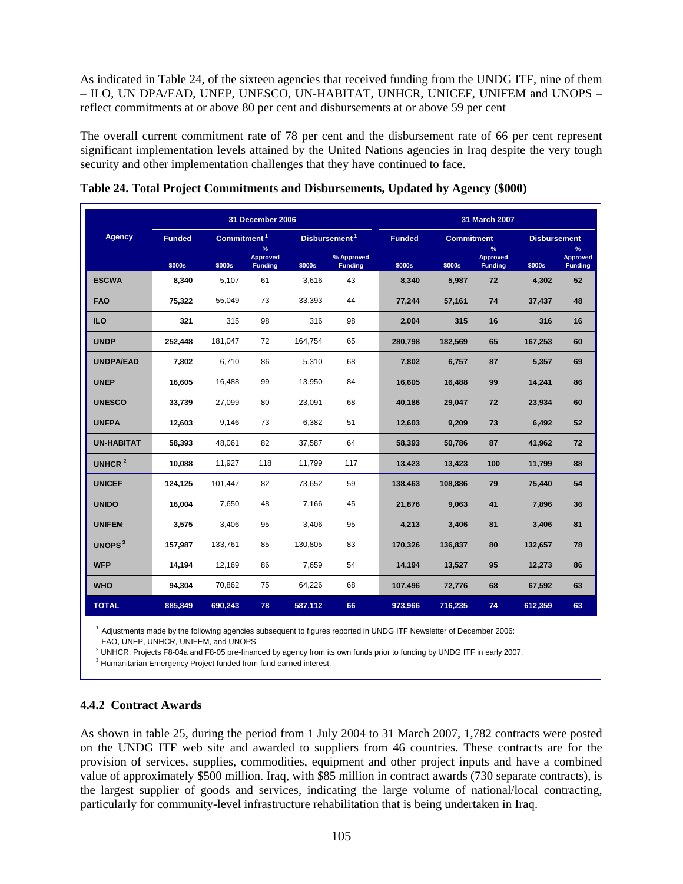As indicated in Table 24, of the sixteen agencies that received funding from the UNDG ITF, nine of them – ILO, UN DPA/EAD, UNEP, UNESCO, UN-HABITAT, UNHCR, UNICEF, UNIFEM and UNOPS – reflect commitments at or above 80 per cent and disbursements at or above 59 per cent

The overall current commitment rate of 78 per cent and the disbursement rate of 66 per cent represent significant implementation levels attained by the United Nations agencies in Iraq despite the very tough security and other implementation challenges that they have continued to face.

**Table 24. Total Project Commitments and Disbursements, Updated by Agency ($000)**

| Agency | 31 December 2006 | | | | | 31 March 2007 | | | | |
|---|---|---|---|---|---|---|---|---|---|---|
| | Funded | Commitment[1] | | Disbursement[1] | | Funded | Commitment | | Disbursement | |
| | $000s | $000s | % Approved Funding | $000s | % Approved Funding | $000s | $000s | % Approved Funding | $000s | % Approved Funding |
| ESCWA | 8,340 | 5,107 | 61 | 3,616 | 43 | 8,340 | 5,987 | 72 | 4,302 | 52 |
| FAO | 75,322 | 55,049 | 73 | 33,393 | 44 | 77,244 | 57,161 | 74 | 37,437 | 48 |
| ILO | 321 | 315 | 98 | 316 | 98 | 2,004 | 315 | 16 | 316 | 16 |
| UNDP | 252,448 | 181,047 | 72 | 164,754 | 65 | 280,798 | 182,569 | 65 | 167,253 | 60 |
| UNDPA/EAD | 7,802 | 6,710 | 86 | 5,310 | 68 | 7,802 | 6,757 | 87 | 5,357 | 69 |
| UNEP | 16,605 | 16,488 | 99 | 13,950 | 84 | 16,605 | 16,488 | 99 | 14,241 | 86 |
| UNESCO | 33,739 | 27,099 | 80 | 23,091 | 68 | 40,186 | 29,047 | 72 | 23,934 | 60 |
| UNFPA | 12,603 | 9,146 | 73 | 6,382 | 51 | 12,603 | 9,209 | 73 | 6,492 | 52 |
| UN-HABITAT | 58,393 | 48,061 | 82 | 37,587 | 64 | 58,393 | 50,786 | 87 | 41,962 | 72 |
| UNHCR[2] | 10,088 | 11,927 | 118 | 11,799 | 117 | 13,423 | 13,423 | 100 | 11,799 | 88 |
| UNICEF | 124,125 | 101,447 | 82 | 73,652 | 59 | 138,463 | 108,886 | 79 | 75,440 | 54 |
| UNIDO | 16,004 | 7,650 | 48 | 7,166 | 45 | 21,876 | 9,063 | 41 | 7,896 | 36 |
| UNIFEM | 3,575 | 3,406 | 95 | 3,406 | 95 | 4,213 | 3,406 | 81 | 3,406 | 81 |
| UNOPS[3] | 157,987 | 133,761 | 85 | 130,805 | 83 | 170,326 | 136,837 | 80 | 132,657 | 78 |
| WFP | 14,194 | 12,169 | 86 | 7,659 | 54 | 14,194 | 13,527 | 95 | 12,273 | 86 |
| WHO | 94,304 | 70,862 | 75 | 64,226 | 68 | 107,496 | 72,776 | 68 | 67,592 | 63 |
| TOTAL | 885,849 | 690,243 | 78 | 587,112 | 66 | 973,966 | 716,235 | 74 | 612,359 | 63 |

[1] Adjustments made by the following agencies subsequent to figures reported in UNDG ITF Newsletter of December 2006: FAO, UNEP, UNHCR, UNIFEM, and UNOPS

[2] UNHCR: Projects F8-04a and F8-05 pre-financed by agency from its own funds prior to funding by UNDG ITF in early 2007.

[3] Humanitarian Emergency Project funded from fund earned interest.

### 4.4.2 Contract Awards

As shown in table 25, during the period from 1 July 2004 to 31 March 2007, 1,782 contracts were posted on the UNDG ITF web site and awarded to suppliers from 46 countries. These contracts are for the provision of services, supplies, commodities, equipment and other project inputs and have a combined value of approximately $500 million. Iraq, with $85 million in contract awards (730 separate contracts), is the largest supplier of goods and services, indicating the large volume of national/local contracting, particularly for community-level infrastructure rehabilitation that is being undertaken in Iraq.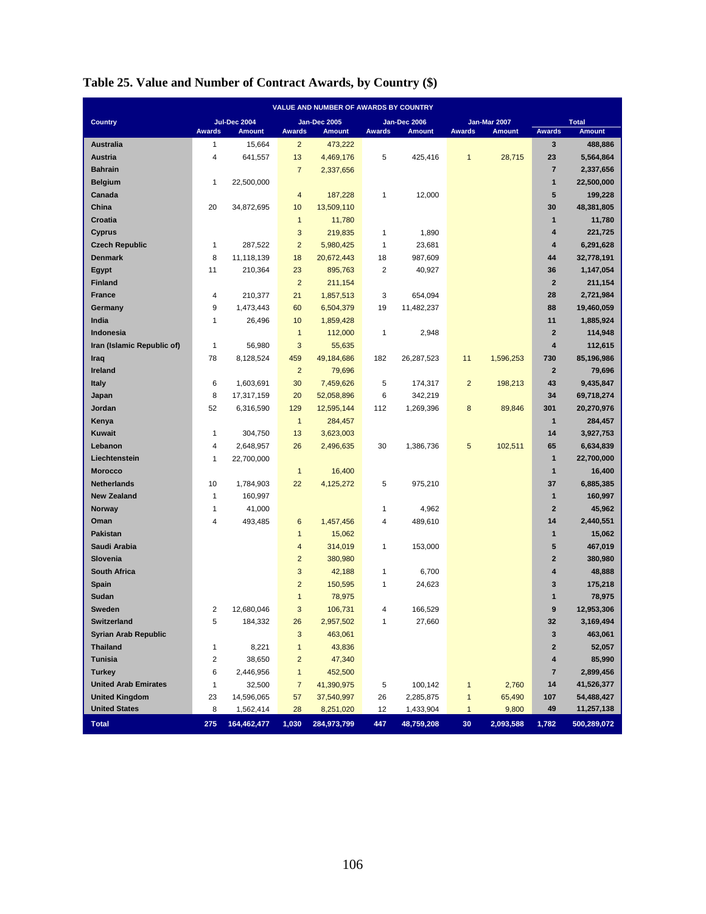## Table 25. Value and Number of Contract Awards, by Country ($)

| VALUE AND NUMBER OF AWARDS BY COUNTRY | | | | | | | | | | |
|---|---|---|---|---|---|---|---|---|---|---|
| Country | Jul-Dec 2004 | | Jan-Dec 2005 | | Jan-Dec 2006 | | Jan-Mar 2007 | | Total | |
| | Awards | Amount | Awards | Amount | Awards | Amount | Awards | Amount | Awards | Amount |
| **Australia** | 1 | 15,664 | 2 | 473,222 | | | | | **3** | **488,886** |
| **Austria** | 4 | 641,557 | 13 | 4,469,176 | 5 | 425,416 | 1 | 28,715 | **23** | **5,564,864** |
| **Bahrain** | | | 7 | 2,337,656 | | | | | **7** | **2,337,656** |
| **Belgium** | 1 | 22,500,000 | | | | | | | **1** | **22,500,000** |
| **Canada** | | | 4 | 187,228 | 1 | 12,000 | | | **5** | **199,228** |
| **China** | 20 | 34,872,695 | 10 | 13,509,110 | | | | | **30** | **48,381,805** |
| **Croatia** | | | 1 | 11,780 | | | | | **1** | **11,780** |
| **Cyprus** | | | 3 | 219,835 | 1 | 1,890 | | | **4** | **221,725** |
| **Czech Republic** | 1 | 287,522 | 2 | 5,980,425 | 1 | 23,681 | | | **4** | **6,291,628** |
| **Denmark** | 8 | 11,118,139 | 18 | 20,672,443 | 18 | 987,609 | | | **44** | **32,778,191** |
| **Egypt** | 11 | 210,364 | 23 | 895,763 | 2 | 40,927 | | | **36** | **1,147,054** |
| **Finland** | | | 2 | 211,154 | | | | | **2** | **211,154** |
| **France** | 4 | 210,377 | 21 | 1,857,513 | 3 | 654,094 | | | **28** | **2,721,984** |
| **Germany** | 9 | 1,473,443 | 60 | 6,504,379 | 19 | 11,482,237 | | | **88** | **19,460,059** |
| **India** | 1 | 26,496 | 10 | 1,859,428 | | | | | **11** | **1,885,924** |
| **Indonesia** | | | 1 | 112,000 | 1 | 2,948 | | | **2** | **114,948** |
| **Iran (Islamic Republic of)** | 1 | 56,980 | 3 | 55,635 | | | | | **4** | **112,615** |
| **Iraq** | 78 | 8,128,524 | 459 | 49,184,686 | 182 | 26,287,523 | 11 | 1,596,253 | **730** | **85,196,986** |
| **Ireland** | | | 2 | 79,696 | | | | | **2** | **79,696** |
| **Italy** | 6 | 1,603,691 | 30 | 7,459,626 | 5 | 174,317 | 2 | 198,213 | **43** | **9,435,847** |
| **Japan** | 8 | 17,317,159 | 20 | 52,058,896 | 6 | 342,219 | | | **34** | **69,718,274** |
| **Jordan** | 52 | 6,316,590 | 129 | 12,595,144 | 112 | 1,269,396 | 8 | 89,846 | **301** | **20,270,976** |
| **Kenya** | | | 1 | 284,457 | | | | | **1** | **284,457** |
| **Kuwait** | 1 | 304,750 | 13 | 3,623,003 | | | | | **14** | **3,927,753** |
| **Lebanon** | 4 | 2,648,957 | 26 | 2,496,635 | 30 | 1,386,736 | 5 | 102,511 | **65** | **6,634,839** |
| **Liechtenstein** | 1 | 22,700,000 | | | | | | | **1** | **22,700,000** |
| **Morocco** | | | 1 | 16,400 | | | | | **1** | **16,400** |
| **Netherlands** | 10 | 1,784,903 | 22 | 4,125,272 | 5 | 975,210 | | | **37** | **6,885,385** |
| **New Zealand** | 1 | 160,997 | | | | | | | **1** | **160,997** |
| **Norway** | 1 | 41,000 | | | 1 | 4,962 | | | **2** | **45,962** |
| **Oman** | 4 | 493,485 | 6 | 1,457,456 | 4 | 489,610 | | | **14** | **2,440,551** |
| **Pakistan** | | | 1 | 15,062 | | | | | **1** | **15,062** |
| **Saudi Arabia** | | | 4 | 314,019 | 1 | 153,000 | | | **5** | **467,019** |
| **Slovenia** | | | 2 | 380,980 | | | | | **2** | **380,980** |
| **South Africa** | | | 3 | 42,188 | 1 | 6,700 | | | **4** | **48,888** |
| **Spain** | | | 2 | 150,595 | 1 | 24,623 | | | **3** | **175,218** |
| **Sudan** | | | 1 | 78,975 | | | | | **1** | **78,975** |
| **Sweden** | 2 | 12,680,046 | 3 | 106,731 | 4 | 166,529 | | | **9** | **12,953,306** |
| **Switzerland** | 5 | 184,332 | 26 | 2,957,502 | 1 | 27,660 | | | **32** | **3,169,494** |
| **Syrian Arab Republic** | | | 3 | 463,061 | | | | | **3** | **463,061** |
| **Thailand** | 1 | 8,221 | 1 | 43,836 | | | | | **2** | **52,057** |
| **Tunisia** | 2 | 38,650 | 2 | 47,340 | | | | | **4** | **85,990** |
| **Turkey** | 6 | 2,446,956 | 1 | 452,500 | | | | | **7** | **2,899,456** |
| **United Arab Emirates** | 1 | 32,500 | 7 | 41,390,975 | 5 | 100,142 | 1 | 2,760 | **14** | **41,526,377** |
| **United Kingdom** | 23 | 14,596,065 | 57 | 37,540,997 | 26 | 2,285,875 | 1 | 65,490 | **107** | **54,488,427** |
| **United States** | 8 | 1,562,414 | 28 | 8,251,020 | 12 | 1,433,904 | 1 | 9,800 | **49** | **11,257,138** |
| **Total** | **275** | **164,462,477** | **1,030** | **284,973,799** | **447** | **48,759,208** | **30** | **2,093,588** | **1,782** | **500,289,072** |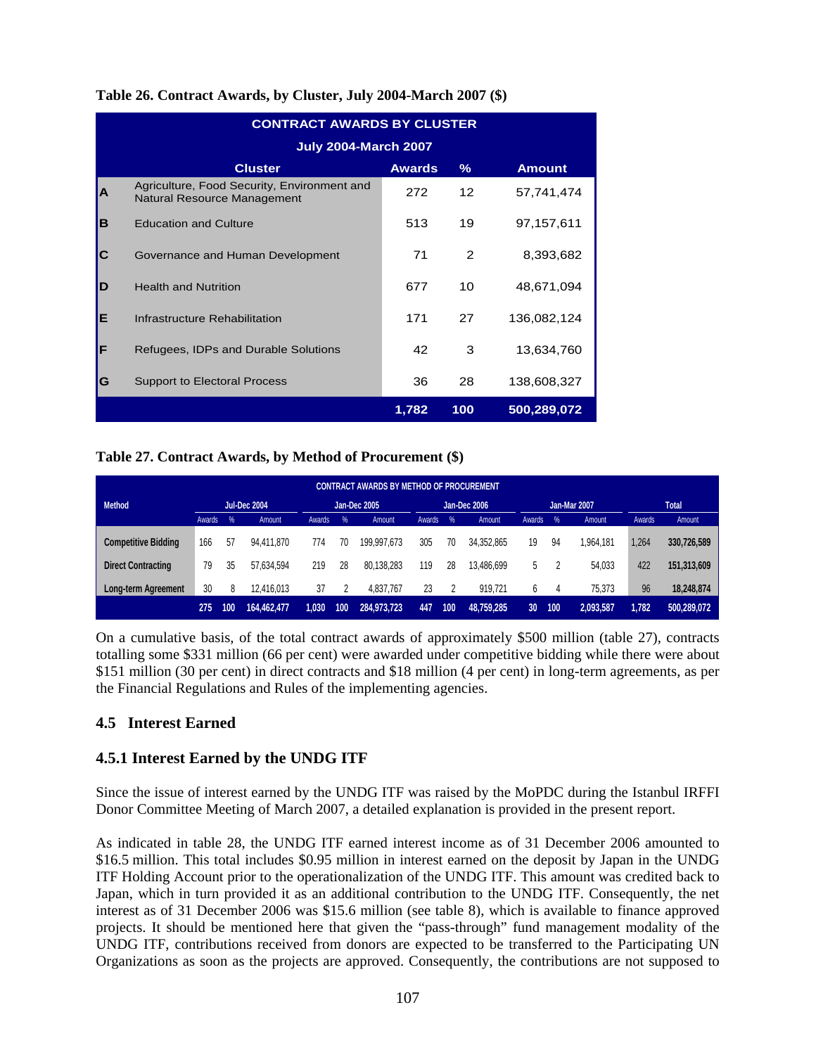**Table 26. Contract Awards, by Cluster, July 2004-March 2007 ($)**

| CONTRACT AWARDS BY CLUSTER | | | | |
|---|---|---|---|---|
| July 2004-March 2007 | | | | |
| | Cluster | Awards | % | Amount |
| A | Agriculture, Food Security, Environment and Natural Resource Management | 272 | 12 | 57,741,474 |
| B | Education and Culture | 513 | 19 | 97,157,611 |
| C | Governance and Human Development | 71 | 2 | 8,393,682 |
| D | Health and Nutrition | 677 | 10 | 48,671,094 |
| E | Infrastructure Rehabilitation | 171 | 27 | 136,082,124 |
| F | Refugees, IDPs and Durable Solutions | 42 | 3 | 13,634,760 |
| G | Support to Electoral Process | 36 | 28 | 138,608,327 |
| | | **1,782** | **100** | **500,289,072** |

**Table 27. Contract Awards, by Method of Procurement ($)**

| CONTRACT AWARDS BY METHOD OF PROCUREMENT | | | | | | | | | | | | | | |
|---|---|---|---|---|---|---|---|---|---|---|---|---|---|---|
| Method | Jul-Dec 2004 | | | Jan-Dec 2005 | | | Jan-Dec 2006 | | | Jan-Mar 2007 | | | Total | |
| | Awards | % | Amount | Awards | % | Amount | Awards | % | Amount | Awards | % | Amount | Awards | Amount |
| **Competitive Bidding** | 166 | 57 | 94,411,870 | 774 | 70 | 199,997,673 | 305 | 70 | 34,352,865 | 19 | 94 | 1,964,181 | 1,264 | **330,726,589** |
| **Direct Contracting** | 79 | 35 | 57,634,594 | 219 | 28 | 80,138,283 | 119 | 28 | 13,486,699 | 5 | 2 | 54,033 | 422 | **151,313,609** |
| **Long-term Agreement** | 30 | 8 | 12,416,013 | 37 | 2 | 4,837,767 | 23 | 2 | 919,721 | 6 | 4 | 75,373 | 96 | **18,248,874** |
| | **275** | **100** | **164,462,477** | **1,030** | **100** | **284,973,723** | **447** | **100** | **48,759,285** | **30** | **100** | **2,093,587** | **1,782** | **500,289,072** |

On a cumulative basis, of the total contract awards of approximately $500 million (table 27), contracts totalling some $331 million (66 per cent) were awarded under competitive bidding while there were about $151 million (30 per cent) in direct contracts and $18 million (4 per cent) in long-term agreements, as per the Financial Regulations and Rules of the implementing agencies.

## 4.5 Interest Earned

### 4.5.1 Interest Earned by the UNDG ITF

Since the issue of interest earned by the UNDG ITF was raised by the MoPDC during the Istanbul IRFFI Donor Committee Meeting of March 2007, a detailed explanation is provided in the present report.

As indicated in table 28, the UNDG ITF earned interest income as of 31 December 2006 amounted to $16.5 million. This total includes $0.95 million in interest earned on the deposit by Japan in the UNDG ITF Holding Account prior to the operationalization of the UNDG ITF. This amount was credited back to Japan, which in turn provided it as an additional contribution to the UNDG ITF. Consequently, the net interest as of 31 December 2006 was $15.6 million (see table 8), which is available to finance approved projects. It should be mentioned here that given the "pass-through" fund management modality of the UNDG ITF, contributions received from donors are expected to be transferred to the Participating UN Organizations as soon as the projects are approved. Consequently, the contributions are not supposed to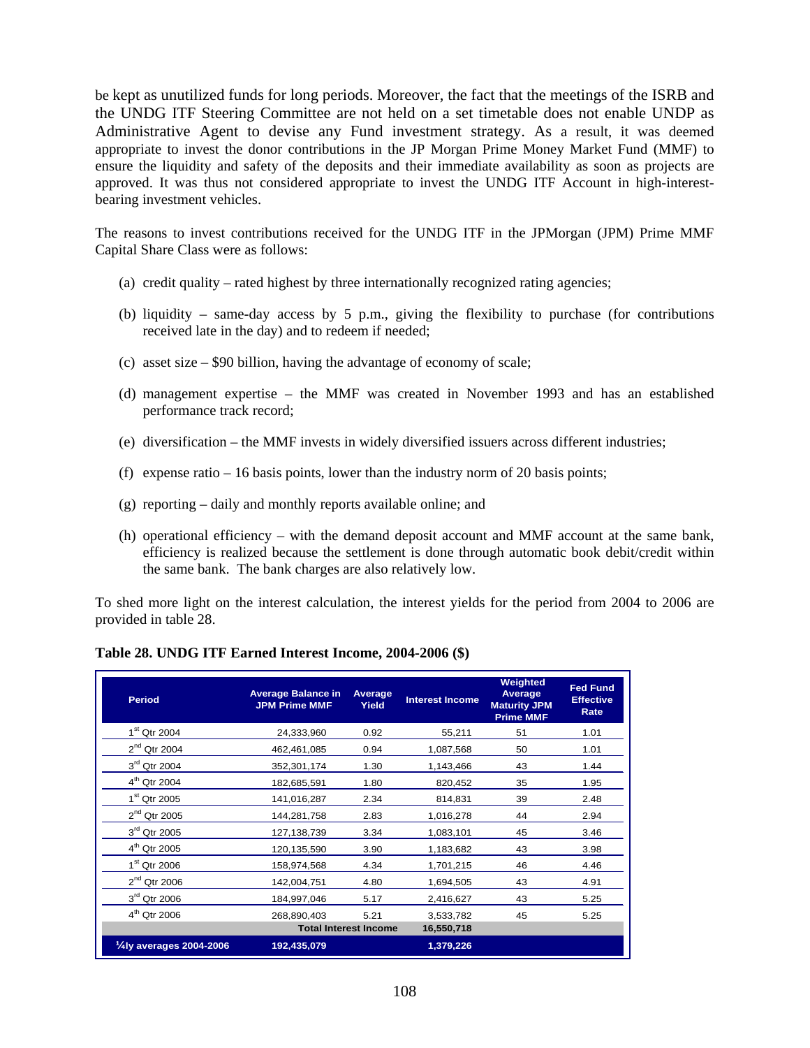be kept as unutilized funds for long periods. Moreover, the fact that the meetings of the ISRB and the UNDG ITF Steering Committee are not held on a set timetable does not enable UNDP as Administrative Agent to devise any Fund investment strategy. As a result, it was deemed appropriate to invest the donor contributions in the JP Morgan Prime Money Market Fund (MMF) to ensure the liquidity and safety of the deposits and their immediate availability as soon as projects are approved. It was thus not considered appropriate to invest the UNDG ITF Account in high-interest-bearing investment vehicles.

The reasons to invest contributions received for the UNDG ITF in the JPMorgan (JPM) Prime MMF Capital Share Class were as follows:

(a) credit quality – rated highest by three internationally recognized rating agencies;

(b) liquidity – same-day access by 5 p.m., giving the flexibility to purchase (for contributions received late in the day) and to redeem if needed;

(c) asset size – $90 billion, having the advantage of economy of scale;

(d) management expertise – the MMF was created in November 1993 and has an established performance track record;

(e) diversification – the MMF invests in widely diversified issuers across different industries;

(f) expense ratio – 16 basis points, lower than the industry norm of 20 basis points;

(g) reporting – daily and monthly reports available online; and

(h) operational efficiency – with the demand deposit account and MMF account at the same bank, efficiency is realized because the settlement is done through automatic book debit/credit within the same bank. The bank charges are also relatively low.

To shed more light on the interest calculation, the interest yields for the period from 2004 to 2006 are provided in table 28.

**Table 28. UNDG ITF Earned Interest Income, 2004-2006 ($)**

| Period | Average Balance in JPM Prime MMF | Average Yield | Interest Income | Weighted Average Maturity JPM Prime MMF | Fed Fund Effective Rate |
|---|---|---|---|---|---|
| 1st Qtr 2004 | 24,333,960 | 0.92 | 55,211 | 51 | 1.01 |
| 2nd Qtr 2004 | 462,461,085 | 0.94 | 1,087,568 | 50 | 1.01 |
| 3rd Qtr 2004 | 352,301,174 | 1.30 | 1,143,466 | 43 | 1.44 |
| 4th Qtr 2004 | 182,685,591 | 1.80 | 820,452 | 35 | 1.95 |
| 1st Qtr 2005 | 141,016,287 | 2.34 | 814,831 | 39 | 2.48 |
| 2nd Qtr 2005 | 144,281,758 | 2.83 | 1,016,278 | 44 | 2.94 |
| 3rd Qtr 2005 | 127,138,739 | 3.34 | 1,083,101 | 45 | 3.46 |
| 4th Qtr 2005 | 120,135,590 | 3.90 | 1,183,682 | 43 | 3.98 |
| 1st Qtr 2006 | 158,974,568 | 4.34 | 1,701,215 | 46 | 4.46 |
| 2nd Qtr 2006 | 142,004,751 | 4.80 | 1,694,505 | 43 | 4.91 |
| 3rd Qtr 2006 | 184,997,046 | 5.17 | 2,416,627 | 43 | 5.25 |
| 4th Qtr 2006 | 268,890,403 | 5.21 | 3,533,782 | 45 | 5.25 |
| | **Total Interest Income** | | **16,550,718** | | |
| **¼ly averages 2004-2006** | **192,435,079** | | **1,379,226** | | |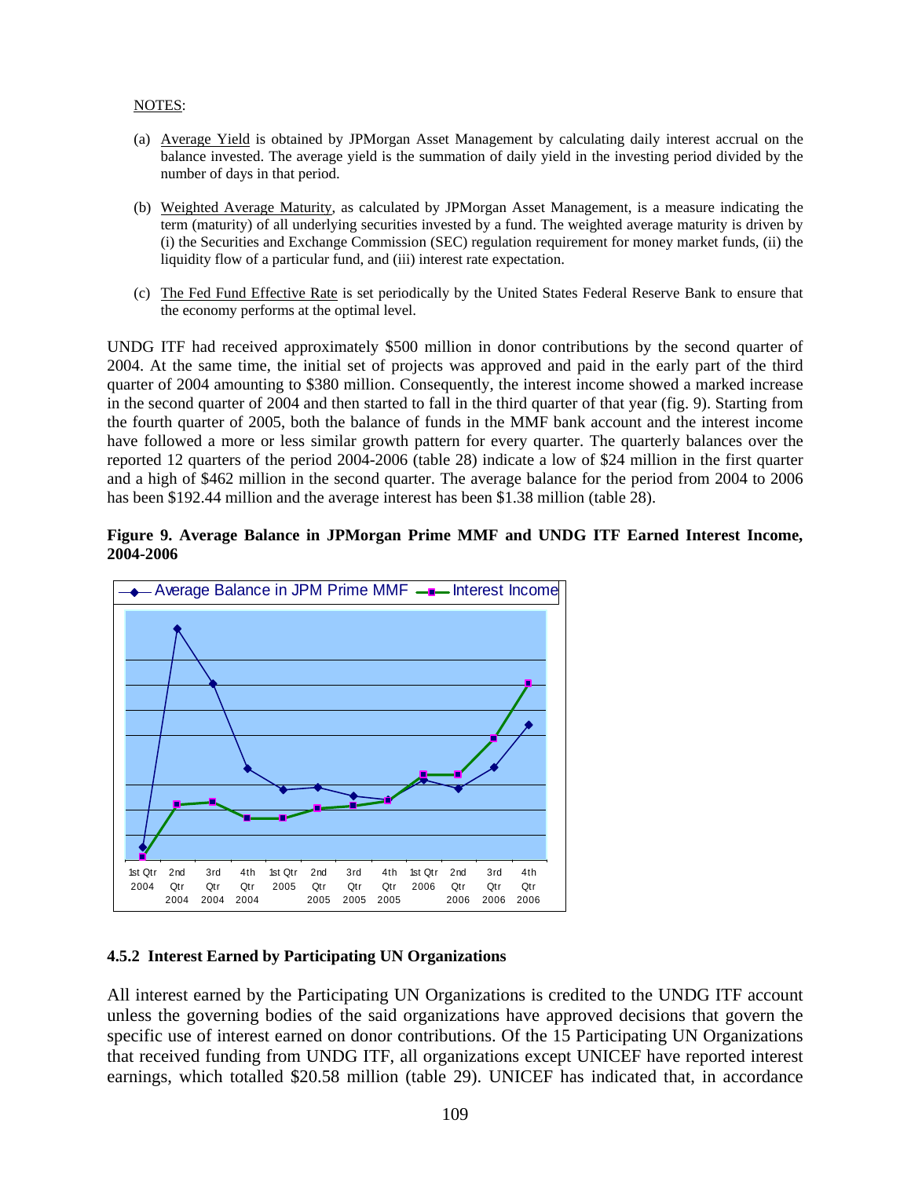NOTES:

(a) Average Yield is obtained by JPMorgan Asset Management by calculating daily interest accrual on the balance invested. The average yield is the summation of daily yield in the investing period divided by the number of days in that period.

(b) Weighted Average Maturity, as calculated by JPMorgan Asset Management, is a measure indicating the term (maturity) of all underlying securities invested by a fund. The weighted average maturity is driven by (i) the Securities and Exchange Commission (SEC) regulation requirement for money market funds, (ii) the liquidity flow of a particular fund, and (iii) interest rate expectation.

(c) The Fed Fund Effective Rate is set periodically by the United States Federal Reserve Bank to ensure that the economy performs at the optimal level.

UNDG ITF had received approximately $500 million in donor contributions by the second quarter of 2004. At the same time, the initial set of projects was approved and paid in the early part of the third quarter of 2004 amounting to $380 million. Consequently, the interest income showed a marked increase in the second quarter of 2004 and then started to fall in the third quarter of that year (fig. 9). Starting from the fourth quarter of 2005, both the balance of funds in the MMF bank account and the interest income have followed a more or less similar growth pattern for every quarter. The quarterly balances over the reported 12 quarters of the period 2004-2006 (table 28) indicate a low of $24 million in the first quarter and a high of $462 million in the second quarter. The average balance for the period from 2004 to 2006 has been $192.44 million and the average interest has been $1.38 million (table 28).

**Figure 9. Average Balance in JPMorgan Prime MMF and UNDG ITF Earned Interest Income, 2004-2006**

### 4.5.2 Interest Earned by Participating UN Organizations

All interest earned by the Participating UN Organizations is credited to the UNDG ITF account unless the governing bodies of the said organizations have approved decisions that govern the specific use of interest earned on donor contributions. Of the 15 Participating UN Organizations that received funding from UNDG ITF, all organizations except UNICEF have reported interest earnings, which totalled $20.58 million (table 29). UNICEF has indicated that, in accordance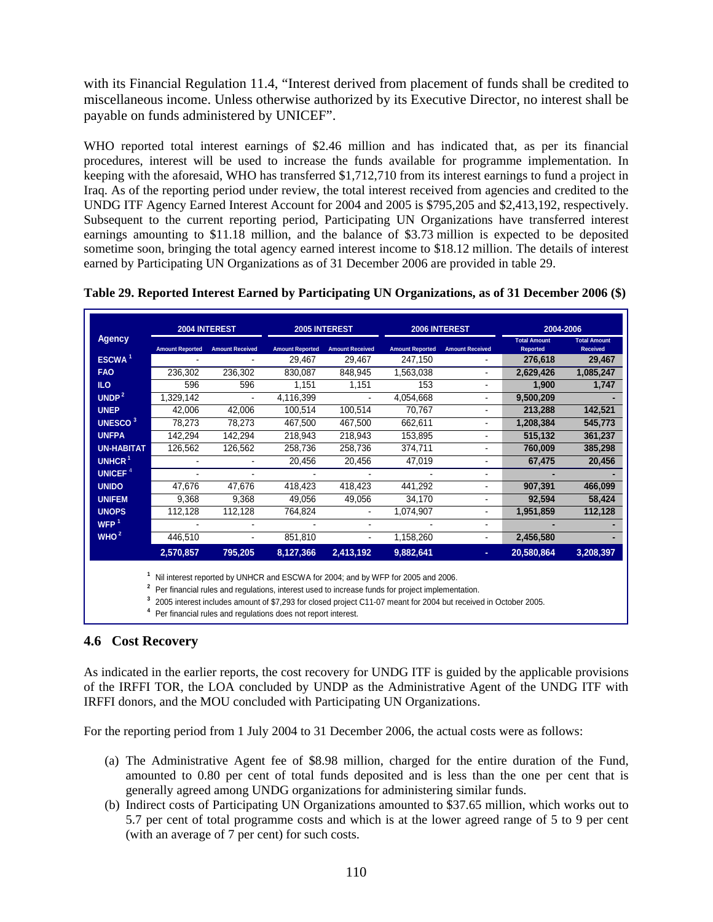with its Financial Regulation 11.4, "Interest derived from placement of funds shall be credited to miscellaneous income. Unless otherwise authorized by its Executive Director, no interest shall be payable on funds administered by UNICEF".

WHO reported total interest earnings of \$2.46 million and has indicated that, as per its financial procedures, interest will be used to increase the funds available for programme implementation. In keeping with the aforesaid, WHO has transferred \$1,712,710 from its interest earnings to fund a project in Iraq. As of the reporting period under review, the total interest received from agencies and credited to the UNDG ITF Agency Earned Interest Account for 2004 and 2005 is \$795,205 and \$2,413,192, respectively. Subsequent to the current reporting period, Participating UN Organizations have transferred interest earnings amounting to \$11.18 million, and the balance of \$3.73 million is expected to be deposited sometime soon, bringing the total agency earned interest income to \$18.12 million. The details of interest earned by Participating UN Organizations as of 31 December 2006 are provided in table 29.

**Table 29. Reported Interest Earned by Participating UN Organizations, as of 31 December 2006 (\$)**

| Agency | 2004 INTEREST | | 2005 INTEREST | | 2006 INTEREST | | 2004-2006 | |
|---|---|---|---|---|---|---|---|---|
| | Amount Reported | Amount Received | Amount Reported | Amount Received | Amount Reported | Amount Received | Total Amount Reported | Total Amount Received |
| ESCWA [1] | - | - | 29,467 | 29,467 | 247,150 | - | 276,618 | 29,467 |
| FAO | 236,302 | 236,302 | 830,087 | 848,945 | 1,563,038 | - | 2,629,426 | 1,085,247 |
| ILO | 596 | 596 | 1,151 | 1,151 | 153 | - | 1,900 | 1,747 |
| UNDP [2] | 1,329,142 | - | 4,116,399 | - | 4,054,668 | - | 9,500,209 | - |
| UNEP | 42,006 | 42,006 | 100,514 | 100,514 | 70,767 | - | 213,288 | 142,521 |
| UNESCO [3] | 78,273 | 78,273 | 467,500 | 467,500 | 662,611 | - | 1,208,384 | 545,773 |
| UNFPA | 142,294 | 142,294 | 218,943 | 218,943 | 153,895 | - | 515,132 | 361,237 |
| UN-HABITAT | 126,562 | 126,562 | 258,736 | 258,736 | 374,711 | - | 760,009 | 385,298 |
| UNHCR [1] | - | - | 20,456 | 20,456 | 47,019 | - | 67,475 | 20,456 |
| UNICEF [4] | - | - | - | - | - | - | - | - |
| UNIDO | 47,676 | 47,676 | 418,423 | 418,423 | 441,292 | - | 907,391 | 466,099 |
| UNIFEM | 9,368 | 9,368 | 49,056 | 49,056 | 34,170 | - | 92,594 | 58,424 |
| UNOPS | 112,128 | 112,128 | 764,824 | - | 1,074,907 | - | 1,951,859 | 112,128 |
| WFP [1] | - | - | - | - | - | - | - | - |
| WHO [2] | 446,510 | - | 851,810 | - | 1,158,260 | - | 2,456,580 | - |
| | 2,570,857 | 795,205 | 8,127,366 | 2,413,192 | 9,882,641 | - | 20,580,864 | 3,208,397 |

[1] Nil interest reported by UNHCR and ESCWA for 2004; and by WFP for 2005 and 2006.
[2] Per financial rules and regulations, interest used to increase funds for project implementation.
[3] 2005 interest includes amount of \$7,293 for closed project C11-07 meant for 2004 but received in October 2005.
[4] Per financial rules and regulations does not report interest.

## 4.6 Cost Recovery

As indicated in the earlier reports, the cost recovery for UNDG ITF is guided by the applicable provisions of the IRFFI TOR, the LOA concluded by UNDP as the Administrative Agent of the UNDG ITF with IRFFI donors, and the MOU concluded with Participating UN Organizations.

For the reporting period from 1 July 2004 to 31 December 2006, the actual costs were as follows:

(a) The Administrative Agent fee of \$8.98 million, charged for the entire duration of the Fund, amounted to 0.80 per cent of total funds deposited and is less than the one per cent that is generally agreed among UNDG organizations for administering similar funds.

(b) Indirect costs of Participating UN Organizations amounted to \$37.65 million, which works out to 5.7 per cent of total programme costs and which is at the lower agreed range of 5 to 9 per cent (with an average of 7 per cent) for such costs.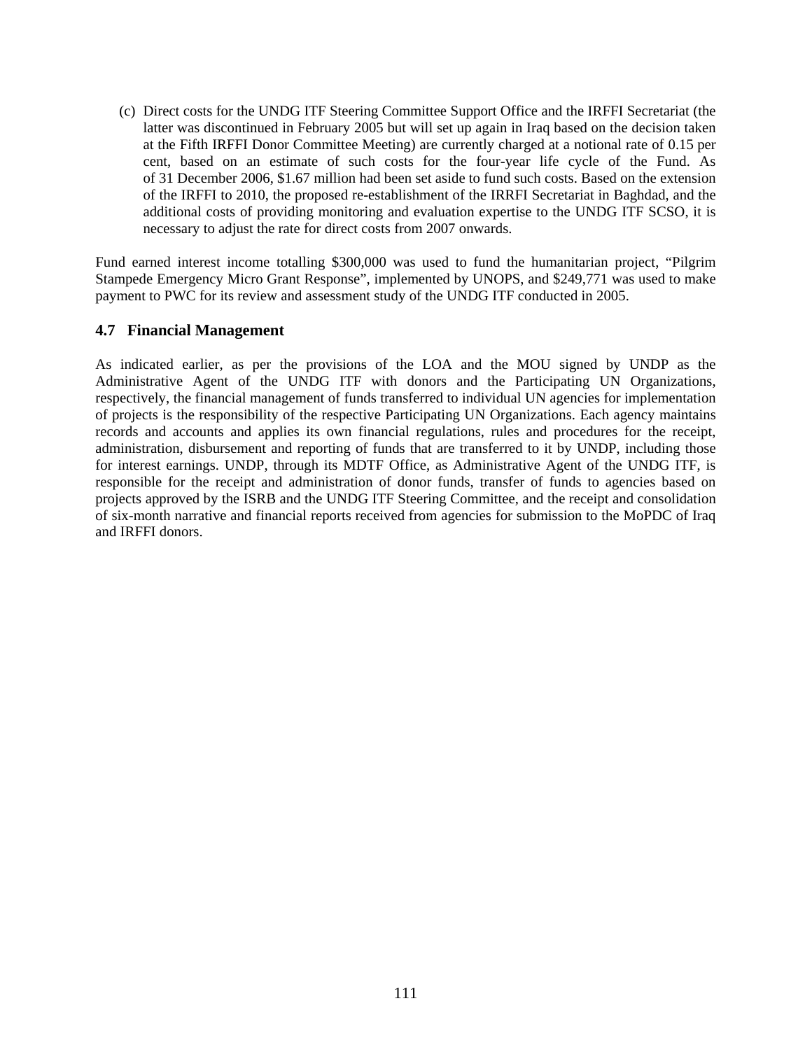(c) Direct costs for the UNDG ITF Steering Committee Support Office and the IRFFI Secretariat (the latter was discontinued in February 2005 but will set up again in Iraq based on the decision taken at the Fifth IRFFI Donor Committee Meeting) are currently charged at a notional rate of 0.15 per cent, based on an estimate of such costs for the four-year life cycle of the Fund. As of 31 December 2006, $1.67 million had been set aside to fund such costs. Based on the extension of the IRFFI to 2010, the proposed re-establishment of the IRRFI Secretariat in Baghdad, and the additional costs of providing monitoring and evaluation expertise to the UNDG ITF SCSO, it is necessary to adjust the rate for direct costs from 2007 onwards.

Fund earned interest income totalling $300,000 was used to fund the humanitarian project, "Pilgrim Stampede Emergency Micro Grant Response", implemented by UNOPS, and $249,771 was used to make payment to PWC for its review and assessment study of the UNDG ITF conducted in 2005.

### 4.7 Financial Management

As indicated earlier, as per the provisions of the LOA and the MOU signed by UNDP as the Administrative Agent of the UNDG ITF with donors and the Participating UN Organizations, respectively, the financial management of funds transferred to individual UN agencies for implementation of projects is the responsibility of the respective Participating UN Organizations. Each agency maintains records and accounts and applies its own financial regulations, rules and procedures for the receipt, administration, disbursement and reporting of funds that are transferred to it by UNDP, including those for interest earnings. UNDP, through its MDTF Office, as Administrative Agent of the UNDG ITF, is responsible for the receipt and administration of donor funds, transfer of funds to agencies based on projects approved by the ISRB and the UNDG ITF Steering Committee, and the receipt and consolidation of six-month narrative and financial reports received from agencies for submission to the MoPDC of Iraq and IRFFI donors.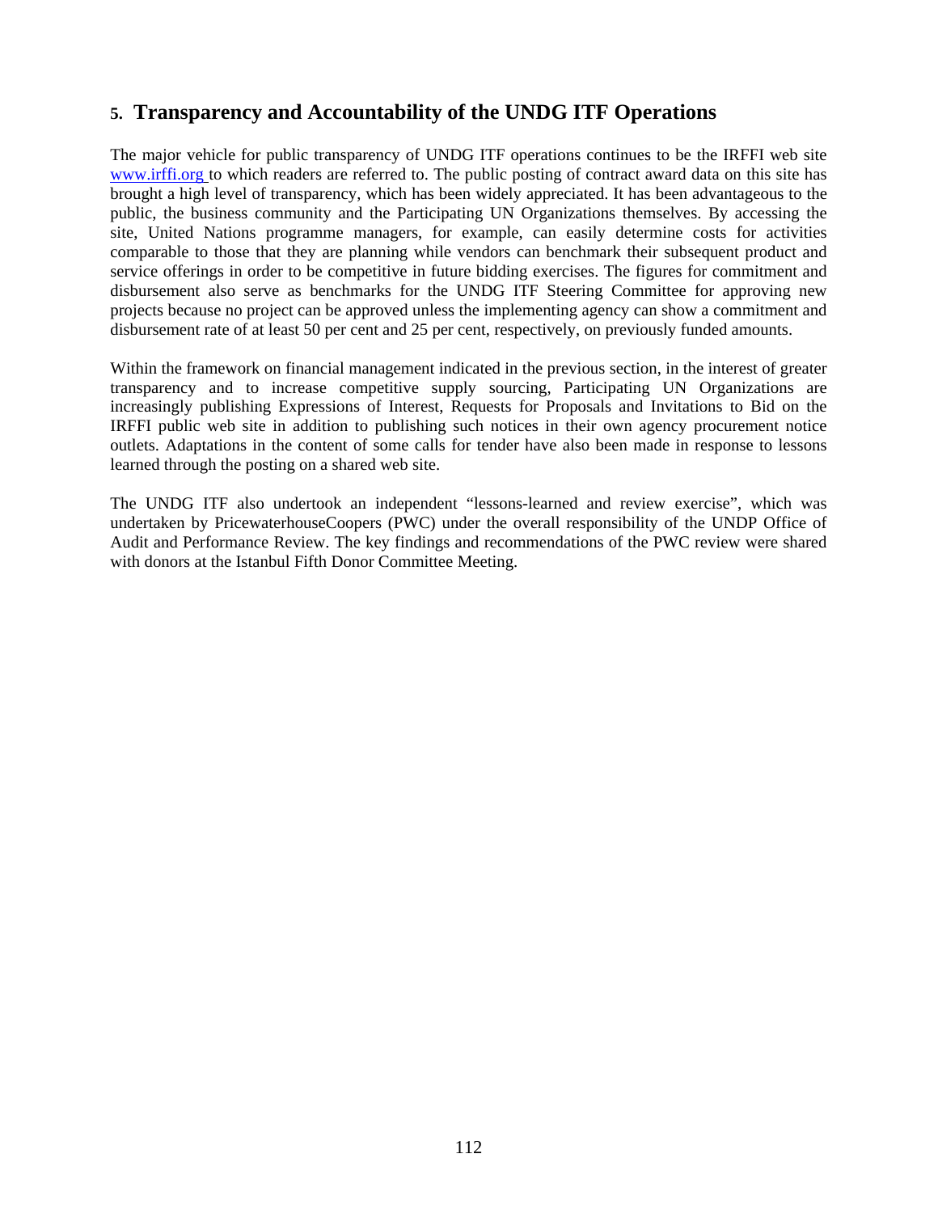## 5. Transparency and Accountability of the UNDG ITF Operations

The major vehicle for public transparency of UNDG ITF operations continues to be the IRFFI web site www.irffi.org to which readers are referred to. The public posting of contract award data on this site has brought a high level of transparency, which has been widely appreciated. It has been advantageous to the public, the business community and the Participating UN Organizations themselves. By accessing the site, United Nations programme managers, for example, can easily determine costs for activities comparable to those that they are planning while vendors can benchmark their subsequent product and service offerings in order to be competitive in future bidding exercises. The figures for commitment and disbursement also serve as benchmarks for the UNDG ITF Steering Committee for approving new projects because no project can be approved unless the implementing agency can show a commitment and disbursement rate of at least 50 per cent and 25 per cent, respectively, on previously funded amounts.

Within the framework on financial management indicated in the previous section, in the interest of greater transparency and to increase competitive supply sourcing, Participating UN Organizations are increasingly publishing Expressions of Interest, Requests for Proposals and Invitations to Bid on the IRFFI public web site in addition to publishing such notices in their own agency procurement notice outlets. Adaptations in the content of some calls for tender have also been made in response to lessons learned through the posting on a shared web site.

The UNDG ITF also undertook an independent "lessons-learned and review exercise", which was undertaken by PricewaterhouseCoopers (PWC) under the overall responsibility of the UNDP Office of Audit and Performance Review. The key findings and recommendations of the PWC review were shared with donors at the Istanbul Fifth Donor Committee Meeting.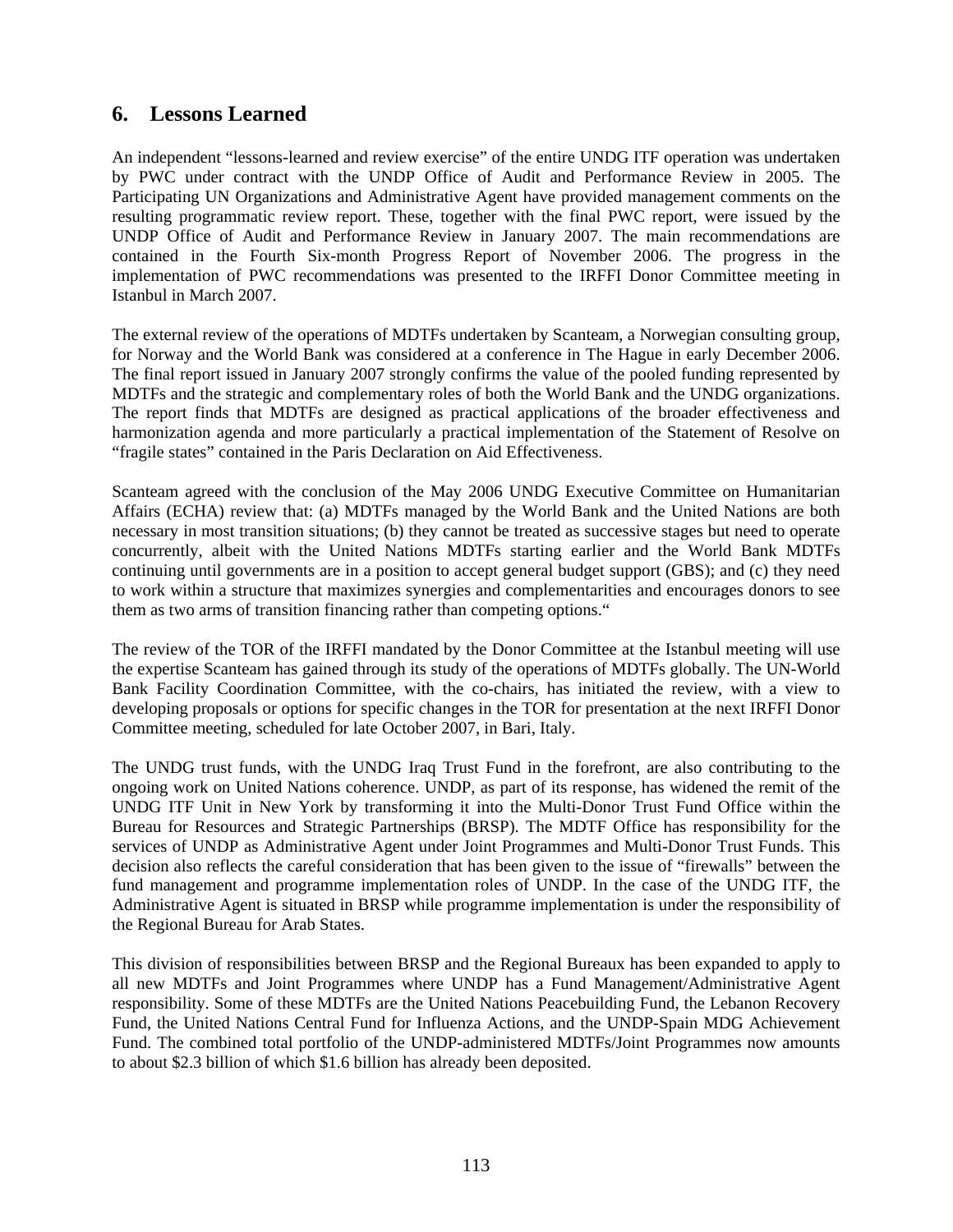## 6. Lessons Learned

An independent "lessons-learned and review exercise" of the entire UNDG ITF operation was undertaken by PWC under contract with the UNDP Office of Audit and Performance Review in 2005. The Participating UN Organizations and Administrative Agent have provided management comments on the resulting programmatic review report. These, together with the final PWC report, were issued by the UNDP Office of Audit and Performance Review in January 2007. The main recommendations are contained in the Fourth Six-month Progress Report of November 2006. The progress in the implementation of PWC recommendations was presented to the IRFFI Donor Committee meeting in Istanbul in March 2007.

The external review of the operations of MDTFs undertaken by Scanteam, a Norwegian consulting group, for Norway and the World Bank was considered at a conference in The Hague in early December 2006. The final report issued in January 2007 strongly confirms the value of the pooled funding represented by MDTFs and the strategic and complementary roles of both the World Bank and the UNDG organizations. The report finds that MDTFs are designed as practical applications of the broader effectiveness and harmonization agenda and more particularly a practical implementation of the Statement of Resolve on "fragile states" contained in the Paris Declaration on Aid Effectiveness.

Scanteam agreed with the conclusion of the May 2006 UNDG Executive Committee on Humanitarian Affairs (ECHA) review that: (a) MDTFs managed by the World Bank and the United Nations are both necessary in most transition situations; (b) they cannot be treated as successive stages but need to operate concurrently, albeit with the United Nations MDTFs starting earlier and the World Bank MDTFs continuing until governments are in a position to accept general budget support (GBS); and (c) they need to work within a structure that maximizes synergies and complementarities and encourages donors to see them as two arms of transition financing rather than competing options."

The review of the TOR of the IRFFI mandated by the Donor Committee at the Istanbul meeting will use the expertise Scanteam has gained through its study of the operations of MDTFs globally. The UN-World Bank Facility Coordination Committee, with the co-chairs, has initiated the review, with a view to developing proposals or options for specific changes in the TOR for presentation at the next IRFFI Donor Committee meeting, scheduled for late October 2007, in Bari, Italy.

The UNDG trust funds, with the UNDG Iraq Trust Fund in the forefront, are also contributing to the ongoing work on United Nations coherence. UNDP, as part of its response, has widened the remit of the UNDG ITF Unit in New York by transforming it into the Multi-Donor Trust Fund Office within the Bureau for Resources and Strategic Partnerships (BRSP). The MDTF Office has responsibility for the services of UNDP as Administrative Agent under Joint Programmes and Multi-Donor Trust Funds. This decision also reflects the careful consideration that has been given to the issue of "firewalls" between the fund management and programme implementation roles of UNDP. In the case of the UNDG ITF, the Administrative Agent is situated in BRSP while programme implementation is under the responsibility of the Regional Bureau for Arab States.

This division of responsibilities between BRSP and the Regional Bureaux has been expanded to apply to all new MDTFs and Joint Programmes where UNDP has a Fund Management/Administrative Agent responsibility. Some of these MDTFs are the United Nations Peacebuilding Fund, the Lebanon Recovery Fund, the United Nations Central Fund for Influenza Actions, and the UNDP-Spain MDG Achievement Fund. The combined total portfolio of the UNDP-administered MDTFs/Joint Programmes now amounts to about $2.3 billion of which $1.6 billion has already been deposited.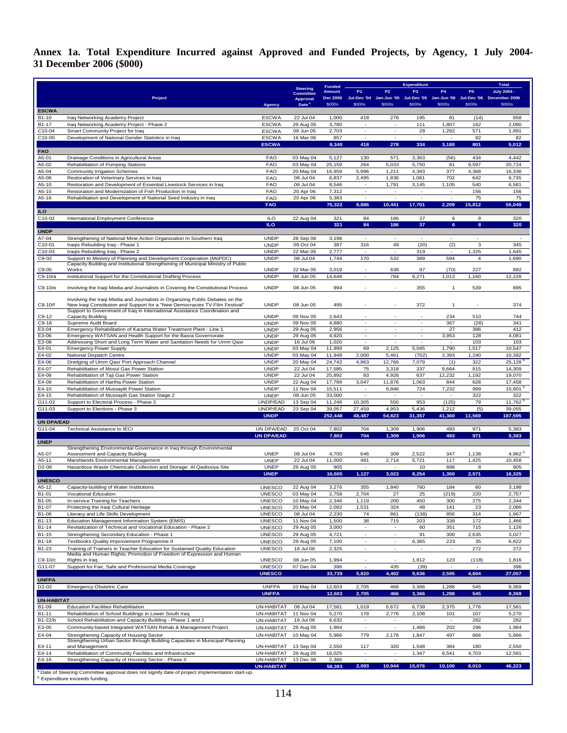## Annex 1a. Total Expenditure Incurred against Approved and Funded Projects, by Agency, 1 July 2004-31 December 2006 ($000)

| | Project | Agency | Steering Committee Approval Date [a] | Funded Amount Dec 2006 $000s | Expenditure P1 Jul-Dec '04 $000s | P2 Jan-Jun '05 $000s | P3 Jul-Dec '05 $000s | P4 Jan-Jun '06 $000s | P5 Jul-Dec '06 $000s | Total July 2004 - December 2006 $000s |
|---|---|---|---|---|---|---|---|---|---|---|
| **ESCWA** | | | | | | | | | | |
| B1-10 | Iraq Networking Academy Project | ESCWA | 22 Jul 04 | 1,000 | 418 | 278 | 195 | 81 | (14) | 958 |
| B1-17 | Iraq Networking Academy Project - Phase 2 | ESCWA | 29 Aug 05 | 3,780 | - | - | 111 | 1,807 | 162 | 2,080 |
| C10-04 | Smart Community Project for Iraq | ESCWA | 08 Jun 05 | 2,703 | - | - | 28 | 1,292 | 571 | 1,891 |
| C10-05 | Development of National Gender Statistics in Iraq | ESCWA | 16 Mar 06 | 857 | - | - | - | - | 82 | 82 |
| | | **ESCWA** | | **8,340** | **418** | **278** | **334** | **3,180** | **801** | **5,012** |
| **FAO** | | | | | | | | | | |
| A5-01 | Drainage Conditions in Agricultural Areas | FAO | 03 May 04 | 5,127 | 130 | 571 | 3,363 | (56) | 434 | 4,442 |
| A5-02 | Rehabilitation of Pumping Stations | FAO | 03 May 04 | 25,159 | 264 | 5,033 | 5,750 | 81 | 9,597 | 20,724 |
| A5-04 | Community Irrigation Schemes | FAO | 20 May 04 | 16,959 | 5,996 | 1,211 | 4,383 | 377 | 4,368 | 16,336 |
| A5-08 | Restoration of Veterinary Services in Iraq | FAO | 08 Jul 04 | 6,837 | 2,495 | 1,836 | 1,061 | 702 | 642 | 6,735 |
| A5-10 | Restoration and Development of Essential Livestock Services in Iraq | FAO | 08 Jul 04 | 8,546 | - | 1,791 | 3,145 | 1,105 | 540 | 6,581 |
| A5-15 | Restoration and Modernization of Fish Production in Iraq | FAO | 20 Apr 06 | 7,312 | - | - | - | - | 156 | 156 |
| A5-16 | Rehabilitation and Development of National Seed Industry in Iraq | FAO | 20 Apr 06 | 5,383 | - | - | - | - | 75 | 75 |
| | | **FAO** | | **75,322** | **8,886** | **10,441** | **17,701** | **2,209** | **15,812** | **55,049** |
| **ILO** | | | | | | | | | | |
| C10-02 | International Employment Conference | ILO | 22 Aug 04 | 321 | 84 | 186 | 37 | 6 | 8 | 320 |
| | | **ILO** | | **321** | **84** | **186** | **37** | **6** | **8** | **320** |
| **UNDP** | | | | | | | | | | |
| A7-04 | Strengthening of National Mine Action Organization In Southern Iraq | UNDP | 28 Sep 06 | 3,196 | - | - | - | - | - | - |
| C10-01 | Iraqis Rebuilding Iraq - Phase 1 | UNDP | 09 Oct 04 | 387 | 316 | 49 | (20) | (2) | 3 | 345 |
| C10-03 | Iraqis Rebuilding Iraq - Phase 2 | UNDP | 22 Mar 05 | 2,777 | - | - | 319 | - | 1,325 | 1,645 |
| C9-02 | Support to Ministry of Planning and Development Cooperation (MoPDC) | UNDP | 08 Jul 04 | 1,744 | 170 | 532 | 389 | 594 | 4 | 1,690 |
| C9-05 | Capacity Building and Institutional Strengthening of Municipal Ministry of Public Works | UNDP | 22 Mar 05 | 3,019 | - | 638 | 97 | (70) | 227 | 892 |
| C9-10/a | Institutional Support for the Constitutional Drafting Process | UNDP | 08 Jun 05 | 14,648 | - | 784 | 9,271 | 1,013 | 1,160 | 12,228 |
| C9-10/e | Involving the Iraqi Media and Journalists in Covering the Constitutional Process | UNDP | 08 Jun 05 | 994 | - | - | 355 | 1 | 539 | 895 |
| C9-10/f | Involving the Iraqi Media and Journalists in Organizing Public Debates on the New Iraqi Constitution and Support for a "New Democracies TV Film Festival" | UNDP | 08 Jun 05 | 495 | - | - | 372 | 1 | - | 374 |
| C9-12 | Support to Government of Iraq in International Assistance Coordination and Capacity Building | UNDP | 09 Nov 05 | 2,643 | - | - | - | 234 | 510 | 744 |
| C9-18 | Supreme Audit Board | UNDP | 09 Nov 05 | 4,880 | - | - | - | 367 | (26) | 341 |
| E3-04 | Emergency Rehabilitation of Karama Water Treatment Plant - Line 1 | UNDP | 29 Aug 05 | 2,956 | - | - | - | 27 | 386 | 412 |
| E3-06 | Emergency WATSAN and Health Support for the Basra Governorate | UNDP | 29 Aug 05 | 4,920 | - | - | - | 3,953 | 128 | 4,081 |
| E3-08 | Addressing Short and Long Term Water and Sanitation Needs for Umm Qasr | UNDP | 16 Jul 06 | 1,020 | - | - | - | - | 103 | 103 |
| E4-01 | Emergency Power Supply | UNDP | 03 May 04 | 11,999 | 69 | 2,125 | 5,045 | 1,790 | 1,517 | 10,547 |
| E4-02 | National Dispatch Centre | UNDP | 03 May 04 | 11,948 | 2,000 | 5,461 | (702) | 2,393 | 1,240 | 10,392 |
| E4-06 | Dredging of Umm Qasr Port Approach Channel | UNDP | 20 May 04 | 24,742 | 4,963 | 12,766 | 7,079 | (1) | 322 | 25,128 [b] |
| E4-07 | Rehabilitation of Mosul Gas Power Station | UNDP | 22 Jul 04 | 17,585 | 75 | 3,318 | 337 | 9,664 | 915 | 14,309 |
| E4-08 | Rehabilitation of Taji Gas Power Station | UNDP | 22 Jul 04 | 25,892 | 83 | 4,926 | 637 | 12,232 | 1,192 | 19,070 |
| E4-09 | Rehabilitation of Hartha Power Station | UNDP | 22 Aug 04 | 17,789 | 3,047 | 11,876 | 1,063 | 844 | 628 | 17,458 |
| E4-10 | Rehabilitation of Mussayib Power Station | UNDP | 11 Nov 04 | 15,511 | - | 6,846 | 724 | 7,232 | 999 | 15,801 [b] |
| E4-15 | Rehabilitation of Mussayib Gas Station Stage 2 | UNDP | 08 Jun 05 | 33,000 | - | - | - | - | 322 | 322 |
| G11-02 | Support to Electoral Process - Phase 2 | UNDP/EAD | 13 Sep 04 | 11,246 | 10,305 | 550 | 953 | (125) | 79 | 11,762 [b] |
| G11-03 | Support to Elections - Phase 3 | UNDP/EAD | 23 Sep 04 | 39,057 | 27,459 | 4,953 | 5,436 | 1,212 | (5) | 39,055 |
| | | **UNDP** | | **252,448** | **48,487** | **54,823** | **31,357** | **41,360** | **11,569** | **187,595** |
| **UN DPA/EAD** | | | | | | | | | | |
| G11-04 | Technical Assistance to IECI | UN DPA/EAD | 25 Oct 04 | 7,802 | 704 | 1,309 | 1,906 | 493 | 971 | 5,383 |
| | | **UN DPA/EAD** | | **7,802** | **704** | **1,309** | **1,906** | **493** | **971** | **5,383** |
| **UNEP** | | | | | | | | | | |
| A5-07 | Strengthening Environmental Governance in Iraq through Environmental Assessment and Capacity Building | UNEP | 08 Jul 04 | 4,700 | 646 | 309 | 2,522 | 347 | 1,138 | 4,962 [b] |
| A5-11 | Marshlands Environmental Management | UNEP | 22 Jul 04 | 11,000 | 481 | 2,714 | 5,721 | 117 | 1,425 | 10,458 |
| D2-08 | Hazardous Waste Chemicals Collection and Storage: Al Qadissiya Site | UNEP | 29 Aug 05 | 905 | - | - | 10 | 886 | 8 | 905 |
| | | **UNEP** | | **16,605** | **1,127** | **3,023** | **8,254** | **1,350** | **2,571** | **16,325** |
| **UNESCO** | | | | | | | | | | |
| A5-12 | Capacity-building of Water Institutions | UNESCO | 22 Aug 04 | 3,276 | 355 | 1,840 | 760 | 184 | 60 | 3,198 |
| B1-01 | Vocational Education | UNESCO | 03 May 04 | 2,758 | 2,704 | 27 | 25 | (219) | 220 | 2,757 |
| B1-05 | In-service Training for Teachers | UNESCO | 10 May 04 | 2,346 | 1,119 | 200 | 450 | 300 | 275 | 2,344 |
| B1-07 | Protecting the Iraqi Cultural Heritage | UNESCO | 20 May 04 | 2,092 | 1,531 | 324 | 48 | 141 | 23 | 2,066 |
| B1-08 | Literacy and Life Skills Development | UNESCO | 08 Jul 04 | 2,230 | 74 | 861 | (138) | 856 | 314 | 1,967 |
| B1-13 | Education Management Information System (EMIS) | UNESCO | 11 Nov 04 | 1,500 | 38 | 715 | 203 | 338 | 172 | 1,466 |
| B1-14 | Revitalization of Technical and Vocational Education - Phase 2 | UNESCO | 29 Aug 05 | 3,000 | - | - | 60 | 351 | 715 | 1,126 |
| B1-15 | Strengthening Secondary Education - Phase 1 | UNESCO | 29 Aug 05 | 4,721 | - | - | 91 | 300 | 2,635 | 3,027 |
| B1-18 | Textbooks Quality Improvement Programme II | UNESCO | 29 Aug 05 | 7,100 | - | - | 6,365 | 223 | 35 | 6,622 |
| B1-23 | Training of Trainers in Teacher Education for Sustained Quality Education | UNESCO | 16 Jul 06 | 2,325 | - | - | - | - | 272 | 272 |
| C9-10/c | Media and Human Rights: Promotion of Freedom of Expression and Human Rights in Iraq | UNESCO | 08 Jun 05 | 1,994 | - | - | 1,812 | 123 | (118) | 1,816 |
| G11-07 | Support for Fair, Safe and Professional Media Coverage | UNESCO | 07 Dec 04 | 396 | - | 435 | (39) | - | - | 396 |
| | | **UNESCO** | | **33,739** | **5,820** | **4,402** | **9,636** | **2,595** | **4,604** | **27,057** |
| **UNFPA** | | | | | | | | | | |
| D2-02 | Emergency Obstetric Care | UNFPA | 10 May 04 | 12,603 | 2,705 | 466 | 3,366 | 1,288 | 545 | 8,369 |
| | | **UNFPA** | | **12,603** | **2,705** | **466** | **3,366** | **1,288** | **545** | **8,369** |
| **UN-HABITAT** | | | | | | | | | | |
| B1-09 | Education Facilities Rehabilitation | UN-HABITAT | 08 Jul 04 | 17,581 | 1,019 | 5,672 | 6,739 | 2,375 | 1,776 | 17,581 |
| B1-11 | Rehabilitation of School Buildings in Lower South Iraq | UN-HABITAT | 11 Nov 04 | 5,270 | 178 | 2,776 | 2,108 | 101 | 107 | 5,270 |
| B1-22/b | School Rehabilitation and Capacity Building - Phase 1 and 2 | UN-HABITAT | 16 Jul 06 | 6,632 | - | - | - | - | 282 | 282 |
| E3-05 | Community-based Integrated WATSAN Rehab & Management Project | UN-HABITAT | 29 Aug 05 | 1,984 | - | - | 1,486 | 202 | 296 | 1,984 |
| E4-04 | Strengthening Capacity of Housing Sector | UN-HABITAT | 10 May 04 | 5,966 | 779 | 2,176 | 1,847 | 497 | 666 | 5,966 |
| E4-11 | Strengthening Urban Sector through Building Capacities in Municipal Planning and Management | UN-HABITAT | 13 Sep 04 | 2,550 | 117 | 320 | 1,548 | 384 | 180 | 2,550 |
| E4-14 | Rehabilitation of Community Facilities and Infrastructure | UN-HABITAT | 29 Aug 05 | 16,025 | - | - | 1,347 | 6,541 | 4,703 | 12,591 |
| E4-16 | Strengthening Capacity of Housing Sector - Phase II | UN-HABITAT | 13 Dec 06 | 2,386 | - | - | - | - | - | - |
| | | **UN-HABITAT** | | **58,393** | **2,093** | **10,944** | **15,076** | **10,100** | **8,010** | **46,223** |

[a] Date of Steering Committee approval does not signify date of project implementation start-up.
[b] Expenditure exceeds funding.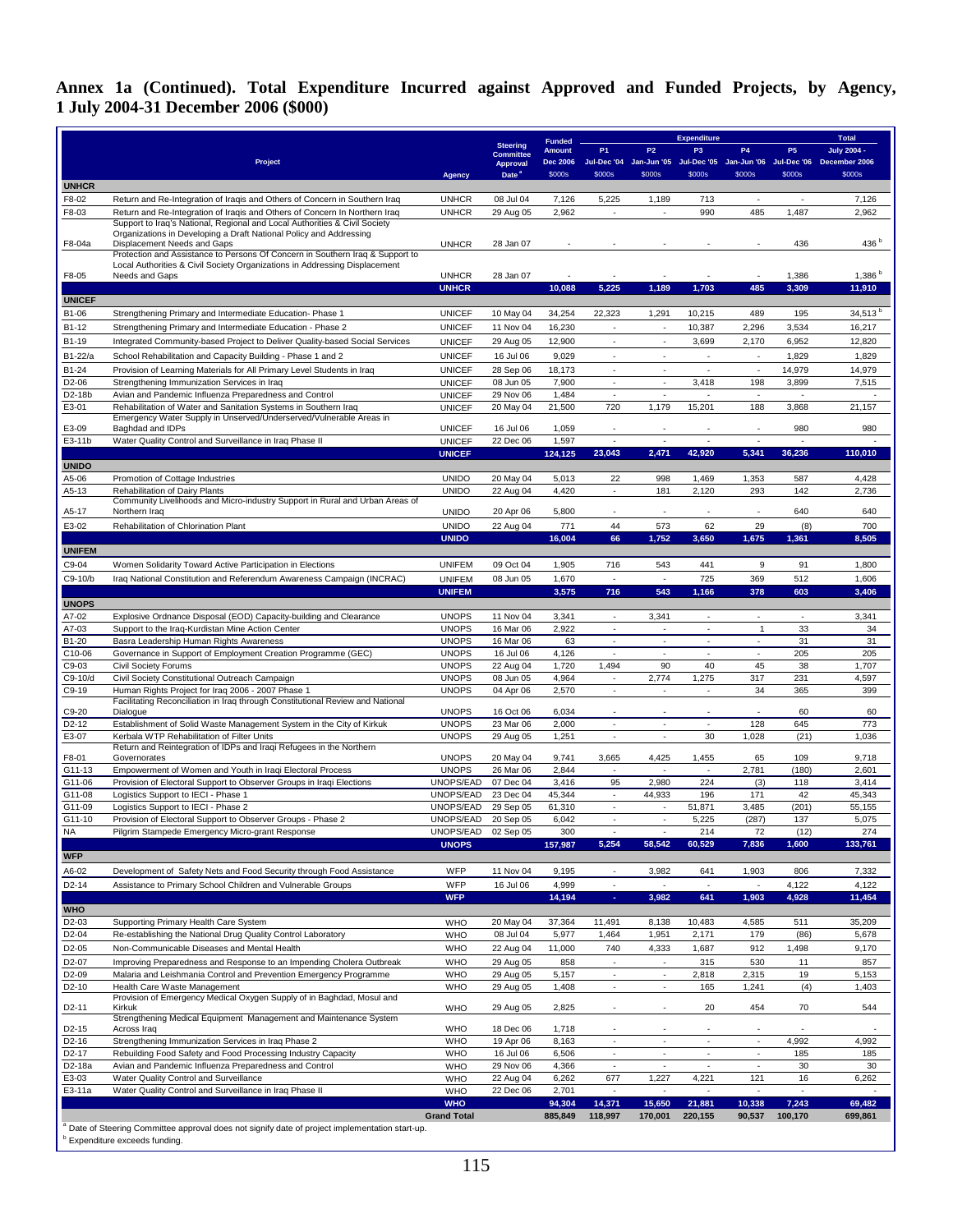## Annex 1a (Continued). Total Expenditure Incurred against Approved and Funded Projects, by Agency, 1 July 2004-31 December 2006 ($000)

| | Project | Agency | Steering Committee Approval Date [a] | Funded Amount Dec 2006 $000s | Expenditure P1 Jul-Dec '04 $000s | P2 Jan-Jun '05 $000s | P3 Jul-Dec '05 $000s | P4 Jan-Jun '06 $000s | P5 Jul-Dec '06 $000s | Total July 2004 - December 2006 $000s |
|---|---|---|---|---|---|---|---|---|---|---|
| **UNHCR** | | | | | | | | | | |
| F8-02 | Return and Re-Integration of Iraqis and Others of Concern in Southern Iraq | UNHCR | 08 Jul 04 | 7,126 | 5,225 | 1,189 | 713 | - | - | 7,126 |
| F8-03 | Return and Re-Integration of Iraqis and Others of Concern In Northern Iraq | UNHCR | 29 Aug 05 | 2,962 | - | - | 990 | 485 | 1,487 | 2,962 |
| F8-04a | Support to Iraq's National, Regional and Local Authorities & Civil Society Organizations in Developing a Draft National Policy and Addressing Displacement Needs and Gaps | UNHCR | 28 Jan 07 | - | - | - | - | - | 436 | 436 [b] |
| F8-05 | Protection and Assistance to Persons Of Concern in Southern Iraq & Support to Local Authorities & Civil Society Organizations in Addressing Displacement Needs and Gaps | UNHCR | 28 Jan 07 | - | - | - | - | - | 1,386 | 1,386 [b] |
| | | **UNHCR** | | **10,088** | **5,225** | **1,189** | **1,703** | **485** | **3,309** | **11,910** |
| **UNICEF** | | | | | | | | | | |
| B1-06 | Strengthening Primary and Intermediate Education- Phase 1 | UNICEF | 10 May 04 | 34,254 | 22,323 | 1,291 | 10,215 | 489 | 195 | 34,513 [b] |
| B1-12 | Strengthening Primary and Intermediate Education - Phase 2 | UNICEF | 11 Nov 04 | 16,230 | - | - | 10,387 | 2,296 | 3,534 | 16,217 |
| B1-19 | Integrated Community-based Project to Deliver Quality-based Social Services | UNICEF | 29 Aug 05 | 12,900 | - | - | 3,699 | 2,170 | 6,952 | 12,820 |
| B1-22/a | School Rehabilitation and Capacity Building - Phase 1 and 2 | UNICEF | 16 Jul 06 | 9,029 | - | - | - | - | 1,829 | 1,829 |
| B1-24 | Provision of Learning Materials for All Primary Level Students in Iraq | UNICEF | 28 Sep 06 | 18,173 | - | - | - | - | 14,979 | 14,979 |
| D2-06 | Strengthening Immunization Services in Iraq | UNICEF | 08 Jun 05 | 7,900 | - | - | 3,418 | 198 | 3,899 | 7,515 |
| D2-18b | Avian and Pandemic Influenza Preparedness and Control | UNICEF | 29 Nov 06 | 1,484 | - | - | - | - | - | - |
| E3-01 | Rehabilitation of Water and Sanitation Systems in Southern Iraq | UNICEF | 20 May 04 | 21,500 | 720 | 1,179 | 15,201 | 188 | 3,868 | 21,157 |
| E3-09 | Emergency Water Supply in Unserved/Underserved/Vulnerable Areas in Baghdad and IDPs | UNICEF | 16 Jul 06 | 1,059 | - | - | - | - | 980 | 980 |
| E3-11b | Water Quality Control and Surveillance in Iraq Phase II | UNICEF | 22 Dec 06 | 1,597 | - | - | - | - | - | - |
| | | **UNICEF** | | **124,125** | **23,043** | **2,471** | **42,920** | **5,341** | **36,236** | **110,010** |
| **UNIDO** | | | | | | | | | | |
| A5-06 | Promotion of Cottage Industries | UNIDO | 20 May 04 | 5,013 | 22 | 998 | 1,469 | 1,353 | 587 | 4,428 |
| A5-13 | Rehabilitation of Dairy Plants | UNIDO | 22 Aug 04 | 4,420 | - | 181 | 2,120 | 293 | 142 | 2,736 |
| A5-17 | Community Livelihoods and Micro-industry Support in Rural and Urban Areas of Northern Iraq | UNIDO | 20 Apr 06 | 5,800 | - | - | - | - | 640 | 640 |
| E3-02 | Rehabilitation of Chlorination Plant | UNIDO | 22 Aug 04 | 771 | 44 | 573 | 62 | 29 | (8) | 700 |
| | | **UNIDO** | | **16,004** | **66** | **1,752** | **3,650** | **1,675** | **1,361** | **8,505** |
| **UNIFEM** | | | | | | | | | | |
| C9-04 | Women Solidarity Toward Active Participation in Elections | UNIFEM | 09 Oct 04 | 1,905 | 716 | 543 | 441 | 9 | 91 | 1,800 |
| C9-10/b | Iraq National Constitution and Referendum Awareness Campaign (INCRAC) | UNIFEM | 08 Jun 05 | 1,670 | - | - | 725 | 369 | 512 | 1,606 |
| | | **UNIFEM** | | **3,575** | **716** | **543** | **1,166** | **378** | **603** | **3,406** |
| **UNOPS** | | | | | | | | | | |
| A7-02 | Explosive Ordnance Disposal (EOD) Capacity-building and Clearance | UNOPS | 11 Nov 04 | 3,341 | - | 3,341 | - | - | - | 3,341 |
| A7-03 | Support to the Iraq-Kurdistan Mine Action Center | UNOPS | 16 Mar 06 | 2,922 | - | - | - | 1 | 33 | 34 |
| B1-20 | Basra Leadership Human Rights Awareness | UNOPS | 16 Mar 06 | 63 | - | - | - | - | 31 | 31 |
| C10-06 | Governance in Support of Employment Creation Programme (GEC) | UNOPS | 16 Jul 06 | 4,126 | - | - | - | - | 205 | 205 |
| C9-03 | Civil Society Forums | UNOPS | 22 Aug 04 | 1,720 | 1,494 | 90 | 40 | 45 | 38 | 1,707 |
| C9-10/d | Civil Society Constitutional Outreach Campaign | UNOPS | 08 Jun 05 | 4,964 | - | 2,774 | 1,275 | 317 | 231 | 4,597 |
| C9-19 | Human Rights Project for Iraq 2006 - 2007 Phase 1 | UNOPS | 04 Apr 06 | 2,570 | - | - | - | 34 | 365 | 399 |
| C9-20 | Facilitating Reconciliation in Iraq through Constitutional Review and National Dialogue | UNOPS | 16 Oct 06 | 6,034 | - | - | - | - | 60 | 60 |
| D2-12 | Establishment of Solid Waste Management System in the City of Kirkuk | UNOPS | 23 Mar 06 | 2,000 | - | - | - | 128 | 645 | 773 |
| E3-07 | Kerbala WTP Rehabilitation of Filter Units | UNOPS | 29 Aug 05 | 1,251 | - | - | 30 | 1,028 | (21) | 1,036 |
| F8-01 | Return and Reintegration of IDPs and Iraqi Refugees in the Northern Governorates | UNOPS | 20 May 04 | 9,741 | 3,665 | 4,425 | 1,455 | 65 | 109 | 9,718 |
| G11-13 | Empowerment of Women and Youth in Iraqi Electoral Process | UNOPS | 26 Mar 06 | 2,844 | - | - | - | 2,781 | (180) | 2,601 |
| G11-06 | Provision of Electoral Support to Observer Groups in Iraqi Elections | UNOPS/EAD | 07 Dec 04 | 3,416 | 95 | 2,980 | 224 | (3) | 118 | 3,414 |
| G11-08 | Logistics Support to IECI - Phase 1 | UNOPS/EAD | 23 Dec 04 | 45,344 | - | 44,933 | 196 | 171 | 42 | 45,343 |
| G11-09 | Logistics Support to IECI - Phase 2 | UNOPS/EAD | 29 Sep 05 | 61,310 | - | - | 51,871 | 3,485 | (201) | 55,155 |
| G11-10 | Provision of Electoral Support to Observer Groups - Phase 2 | UNOPS/EAD | 20 Sep 05 | 6,042 | - | - | 5,225 | (287) | 137 | 5,075 |
| NA | Pilgrim Stampede Emergency Micro-grant Response | UNOPS/EAD | 02 Sep 05 | 300 | - | - | 214 | 72 | (12) | 274 |
| | | **UNOPS** | | **157,987** | **5,254** | **58,542** | **60,529** | **7,836** | **1,600** | **133,761** |
| **WFP** | | | | | | | | | | |
| A6-02 | Development of Safety Nets and Food Security through Food Assistance | WFP | 11 Nov 04 | 9,195 | - | 3,982 | 641 | 1,903 | 806 | 7,332 |
| D2-14 | Assistance to Primary School Children and Vulnerable Groups | WFP | 16 Jul 06 | 4,999 | - | - | - | - | 4,122 | 4,122 |
| | | **WFP** | | **14,194** | **-** | **3,982** | **641** | **1,903** | **4,928** | **11,454** |
| **WHO** | | | | | | | | | | |
| D2-03 | Supporting Primary Health Care System | WHO | 20 May 04 | 37,364 | 11,491 | 8,138 | 10,483 | 4,585 | 511 | 35,209 |
| D2-04 | Re-establishing the National Drug Quality Control Laboratory | WHO | 08 Jul 04 | 5,977 | 1,464 | 1,951 | 2,171 | 179 | (86) | 5,678 |
| D2-05 | Non-Communicable Diseases and Mental Health | WHO | 22 Aug 04 | 11,000 | 740 | 4,333 | 1,687 | 912 | 1,498 | 9,170 |
| D2-07 | Improving Preparedness and Response to an Impending Cholera Outbreak | WHO | 29 Aug 05 | 858 | - | - | 315 | 530 | 11 | 857 |
| D2-09 | Malaria and Leishmania Control and Prevention Emergency Programme | WHO | 29 Aug 05 | 5,157 | - | - | 2,818 | 2,315 | 19 | 5,153 |
| D2-10 | Health Care Waste Management | WHO | 29 Aug 05 | 1,408 | - | - | 165 | 1,241 | (4) | 1,403 |
| D2-11 | Provision of Emergency Medical Oxygen Supply of in Baghdad, Mosul and Kirkuk | WHO | 29 Aug 05 | 2,825 | - | - | 20 | 454 | 70 | 544 |
| D2-15 | Strengthening Medical Equipment Management and Maintenance System Across Iraq | WHO | 18 Dec 06 | 1,718 | - | - | - | - | - | - |
| D2-16 | Strengthening Immunization Services in Iraq Phase 2 | WHO | 19 Apr 06 | 8,163 | - | - | - | - | 4,992 | 4,992 |
| D2-17 | Rebuilding Food Safety and Food Processing Industry Capacity | WHO | 16 Jul 06 | 6,506 | - | - | - | - | 185 | 185 |
| D2-18a | Avian and Pandemic Influenza Preparedness and Control | WHO | 29 Nov 06 | 4,366 | - | - | - | - | 30 | 30 |
| E3-03 | Water Quality Control and Surveillance | WHO | 22 Aug 04 | 6,262 | 677 | 1,227 | 4,221 | 121 | 16 | 6,262 |
| E3-11a | Water Quality Control and Surveillance in Iraq Phase II | WHO | 22 Dec 06 | 2,701 | - | - | - | - | - | - |
| | | **WHO** | | **94,304** | **14,371** | **15,650** | **21,881** | **10,338** | **7,243** | **69,482** |
| | | **Grand Total** | | **885,849** | **118,997** | **170,001** | **220,155** | **90,537** | **100,170** | **699,861** |

[a] Date of Steering Committee approval does not signify date of project implementation start-up.

[b] Expenditure exceeds funding.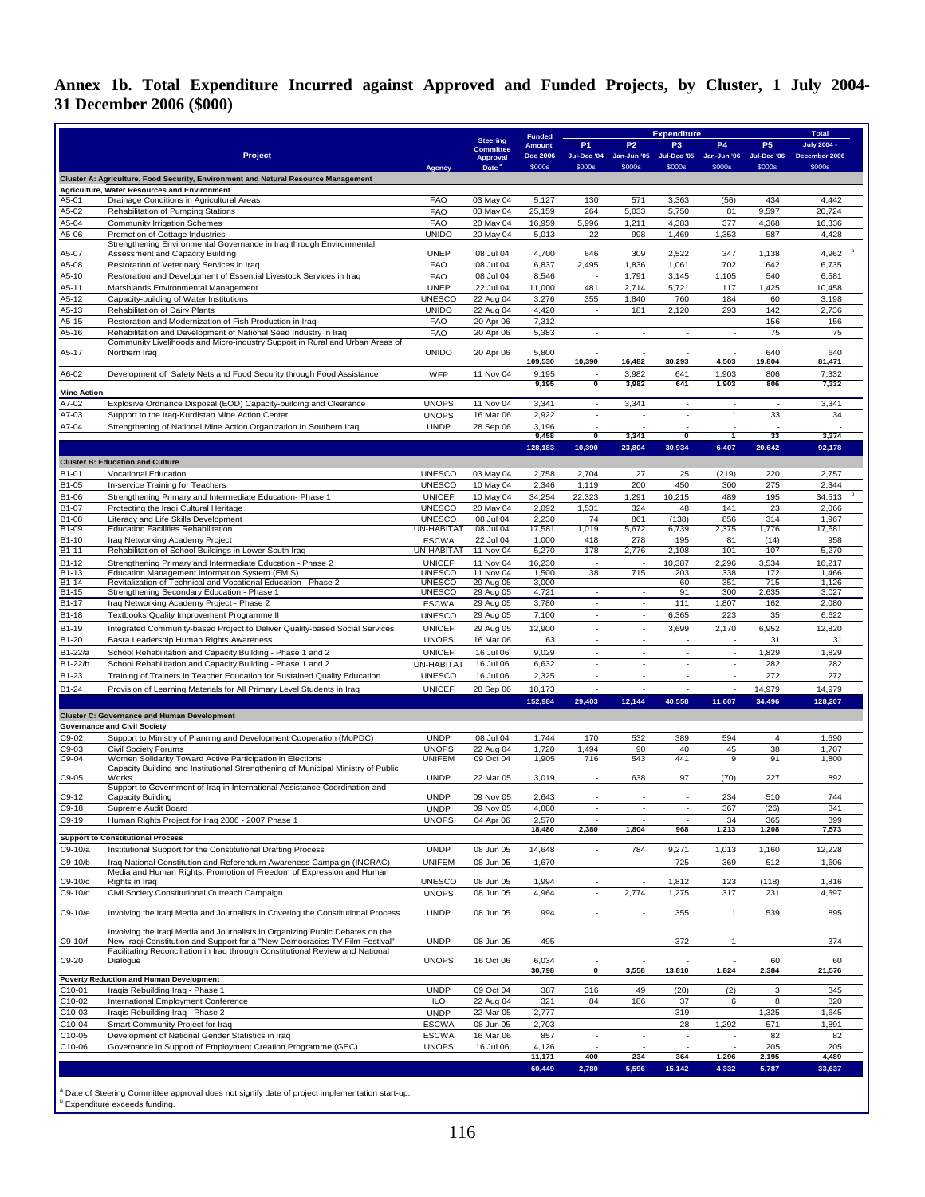# Annex 1b. Total Expenditure Incurred against Approved and Funded Projects, by Cluster, 1 July 2004-31 December 2006 ($000)

| | Project | Agency | Steering Committee Approval Date [a] | Funded Amount Dec 2006 $000s | Expenditure P1 Jul-Dec '04 $000s | P2 Jan-Jun '05 $000s | P3 Jul-Dec '05 $000s | P4 Jan-Jun '06 $000s | P5 Jul-Dec '06 $000s | Total July 2004 - December 2006 $000s |
|---|---|---|---|---|---|---|---|---|---|---|
| **Cluster A: Agriculture, Food Security, Environment and Natural Resource Management** | | | | | | | | | | |
| **Agriculture, Water Resources and Environment** | | | | | | | | | | |
| A5-01 | Drainage Conditions in Agricultural Areas | FAO | 03 May 04 | 5,127 | 130 | 571 | 3,363 | (56) | 434 | 4,442 |
| A5-02 | Rehabilitation of Pumping Stations | FAO | 03 May 04 | 25,159 | 264 | 5,033 | 5,750 | 81 | 9,597 | 20,724 |
| A5-04 | Community Irrigation Schemes | FAO | 20 May 04 | 16,959 | 5,996 | 1,211 | 4,383 | 377 | 4,368 | 16,336 |
| A5-06 | Promotion of Cottage Industries | UNIDO | 20 May 04 | 5,013 | 22 | 998 | 1,469 | 1,353 | 587 | 4,428 |
| A5-07 | Strengthening Environmental Governance in Iraq through Environmental Assessment and Capacity Building | UNEP | 08 Jul 04 | 4,700 | 646 | 309 | 2,522 | 347 | 1,138 | 4,962 [b] |
| A5-08 | Restoration of Veterinary Services in Iraq | FAO | 08 Jul 04 | 6,837 | 2,495 | 1,836 | 1,061 | 702 | 642 | 6,735 |
| A5-10 | Restoration and Development of Essential Livestock Services in Iraq | FAO | 08 Jul 04 | 8,546 | - | 1,791 | 3,145 | 1,105 | 540 | 6,581 |
| A5-11 | Marshlands Environmental Management | UNEP | 22 Jul 04 | 11,000 | 481 | 2,714 | 5,721 | 117 | 1,425 | 10,458 |
| A5-12 | Capacity-building of Water Institutions | UNESCO | 22 Aug 04 | 3,276 | 355 | 1,840 | 760 | 184 | 60 | 3,198 |
| A5-13 | Rehabilitation of Dairy Plants | UNIDO | 22 Aug 04 | 4,420 | - | 181 | 2,120 | 293 | 142 | 2,736 |
| A5-15 | Restoration and Modernization of Fish Production in Iraq | FAO | 20 Apr 06 | 7,312 | - | - | - | - | 156 | 156 |
| A5-16 | Rehabilitation and Development of National Seed Industry in Iraq | FAO | 20 Apr 06 | 5,383 | - | - | - | - | 75 | 75 |
| A5-17 | Community Livelihoods and Micro-industry Support in Rural and Urban Areas of Northern Iraq | UNIDO | 20 Apr 06 | 5,800 | - | - | - | - | 640 | 640 |
| | | | | **109,530** | **10,390** | **16,482** | **30,293** | **4,503** | **19,804** | **81,471** |
| A6-02 | Development of Safety Nets and Food Security through Food Assistance | WFP | 11 Nov 04 | 9,195 | - | 3,982 | 641 | 1,903 | 806 | 7,332 |
| | | | | **9,195** | **0** | **3,982** | **641** | **1,903** | **806** | **7,332** |
| **Mine Action** | | | | | | | | | | |
| A7-02 | Explosive Ordnance Disposal (EOD) Capacity-building and Clearance | UNOPS | 11 Nov 04 | 3,341 | - | 3,341 | - | - | - | 3,341 |
| A7-03 | Support to the Iraq-Kurdistan Mine Action Center | UNOPS | 16 Mar 06 | 2,922 | - | - | - | 1 | 33 | 34 |
| A7-04 | Strengthening of National Mine Action Organization In Southern Iraq | UNDP | 28 Sep 06 | 3,196 | - | - | - | - | - | - |
| | | | | **9,458** | **0** | **3,341** | **0** | **1** | **33** | **3,374** |
| | | | | **128,183** | **10,390** | **23,804** | **30,934** | **6,407** | **20,642** | **92,178** |
| **Cluster B: Education and Culture** | | | | | | | | | | |
| B1-01 | Vocational Education | UNESCO | 03 May 04 | 2,758 | 2,704 | 27 | 25 | (219) | 220 | 2,757 |
| B1-05 | In-service Training for Teachers | UNESCO | 10 May 04 | 2,346 | 1,119 | 200 | 450 | 300 | 275 | 2,344 |
| B1-06 | Strengthening Primary and Intermediate Education- Phase 1 | UNICEF | 10 May 04 | 34,254 | 22,323 | 1,291 | 10,215 | 489 | 195 | 34,513 [b] |
| B1-07 | Protecting the Iraqi Cultural Heritage | UNESCO | 20 May 04 | 2,092 | 1,531 | 324 | 48 | 141 | 23 | 2,066 |
| B1-08 | Literacy and Life Skills Development | UNESCO | 08 Jul 04 | 2,230 | 74 | 861 | (138) | 856 | 314 | 1,967 |
| B1-09 | Education Facilities Rehabilitation | UN-HABITAT | 08 Jul 04 | 17,581 | 1,019 | 5,672 | 6,739 | 2,375 | 1,776 | 17,581 |
| B1-10 | Iraq Networking Academy Project | ESCWA | 22 Jul 04 | 1,000 | 418 | 278 | 195 | 81 | (14) | 958 |
| B1-11 | Rehabilitation of School Buildings in Lower South Iraq | UN-HABITAT | 11 Nov 04 | 5,270 | 178 | 2,776 | 2,108 | 101 | 107 | 5,270 |
| B1-12 | Strengthening Primary and Intermediate Education - Phase 2 | UNICEF | 11 Nov 04 | 16,230 | - | - | 10,387 | 2,296 | 3,534 | 16,217 |
| B1-13 | Education Management Information System (EMIS) | UNESCO | 11 Nov 04 | 1,500 | 38 | 715 | 203 | 338 | 172 | 1,466 |
| B1-14 | Revitalization of Technical and Vocational Education - Phase 2 | UNESCO | 29 Aug 05 | 3,000 | - | - | 60 | 351 | 715 | 1,126 |
| B1-15 | Strengthening Secondary Education - Phase 1 | UNESCO | 29 Aug 05 | 4,721 | - | - | 91 | 300 | 2,635 | 3,027 |
| B1-17 | Iraq Networking Academy Project - Phase 2 | ESCWA | 29 Aug 05 | 3,780 | - | - | 111 | 1,807 | 162 | 2,080 |
| B1-18 | Textbooks Quality Improvement Programme II | UNESCO | 29 Aug 05 | 7,100 | - | - | 6,365 | 223 | 35 | 6,622 |
| B1-19 | Integrated Community-based Project to Deliver Quality-based Social Services | UNICEF | 29 Aug 05 | 12,900 | - | - | 3,699 | 2,170 | 6,952 | 12,820 |
| B1-20 | Basra Leadership Human Rights Awareness | UNOPS | 16 Mar 06 | 63 | - | - | - | - | 31 | 31 |
| B1-22/a | School Rehabilitation and Capacity Building - Phase 1 and 2 | UNICEF | 16 Jul 06 | 9,029 | - | - | - | - | 1,829 | 1,829 |
| B1-22/b | School Rehabilitation and Capacity Building - Phase 1 and 2 | UN-HABITAT | 16 Jul 06 | 6,632 | - | - | - | - | 282 | 282 |
| B1-23 | Training of Trainers in Teacher Education for Sustained Quality Education | UNESCO | 16 Jul 06 | 2,325 | - | - | - | - | 272 | 272 |
| B1-24 | Provision of Learning Materials for All Primary Level Students in Iraq | UNICEF | 28 Sep 06 | 18,173 | - | - | - | - | 14,979 | 14,979 |
| | | | | **152,984** | **29,403** | **12,144** | **40,558** | **11,607** | **34,496** | **128,207** |
| **Cluster C: Governance and Human Development** | | | | | | | | | | |
| **Governance and Civil Society** | | | | | | | | | | |
| C9-02 | Support to Ministry of Planning and Development Cooperation (MoPDC) | UNDP | 08 Jul 04 | 1,744 | 170 | 532 | 389 | 594 | 4 | 1,690 |
| C9-03 | Civil Society Forums | UNOPS | 22 Aug 04 | 1,720 | 1,494 | 90 | 40 | 45 | 38 | 1,707 |
| C9-04 | Women Solidarity Toward Active Participation in Elections | UNIFEM | 09 Oct 04 | 1,905 | 716 | 543 | 441 | 9 | 91 | 1,800 |
| C9-05 | Capacity Building and Institutional Strengthening of Municipal Ministry of Public Works | UNDP | 22 Mar 05 | 3,019 | - | 638 | 97 | (70) | 227 | 892 |
| C9-12 | Support to Government of Iraq in International Assistance Coordination and Capacity Building | UNDP | 09 Nov 05 | 2,643 | - | - | - | 234 | 510 | 744 |
| C9-18 | Supreme Audit Board | UNDP | 09 Nov 05 | 4,880 | - | - | - | 367 | (26) | 341 |
| C9-19 | Human Rights Project for Iraq 2006 - 2007 Phase 1 | UNOPS | 04 Apr 06 | 2,570 | - | - | - | 34 | 365 | 399 |
| | | | | **18,480** | **2,380** | **1,804** | **968** | **1,213** | **1,208** | **7,573** |
| **Support to Constitutional Process** | | | | | | | | | | |
| C9-10/a | Institutional Support for the Constitutional Drafting Process | UNDP | 08 Jun 05 | 14,648 | - | 784 | 9,271 | 1,013 | 1,160 | 12,228 |
| C9-10/b | Iraq National Constitution and Referendum Awareness Campaign (INCRAC) | UNIFEM | 08 Jun 05 | 1,670 | - | - | 725 | 369 | 512 | 1,606 |
| C9-10/c | Media and Human Rights: Promotion of Freedom of Expression and Human Rights in Iraq | UNESCO | 08 Jun 05 | 1,994 | - | - | 1,812 | 123 | (118) | 1,816 |
| C9-10/d | Civil Society Constitutional Outreach Campaign | UNOPS | 08 Jun 05 | 4,964 | - | 2,774 | 1,275 | 317 | 231 | 4,597 |
| C9-10/e | Involving the Iraqi Media and Journalists in Covering the Constitutional Process | UNDP | 08 Jun 05 | 994 | - | - | 355 | 1 | 539 | 895 |
| C9-10/f | Involving the Iraqi Media and Journalists in Organizing Public Debates on the New Iraqi Constitution and Support for a "New Democracies TV Film Festival" | UNDP | 08 Jun 05 | 495 | - | - | 372 | 1 | - | 374 |
| C9-20 | Facilitating Reconciliation in Iraq through Constitutional Review and National Dialogue | UNOPS | 16 Oct 06 | 6,034 | - | - | - | - | 60 | 60 |
| | | | | **30,798** | **0** | **3,558** | **13,810** | **1,824** | **2,384** | **21,576** |
| **Poverty Reduction and Human Development** | | | | | | | | | | |
| C10-01 | Iraqis Rebuilding Iraq - Phase 1 | UNDP | 09 Oct 04 | 387 | 316 | 49 | (20) | (2) | 3 | 345 |
| C10-02 | International Employment Conference | ILO | 22 Aug 04 | 321 | 84 | 186 | 37 | 6 | 8 | 320 |
| C10-03 | Iraqis Rebuilding Iraq - Phase 2 | UNDP | 22 Mar 05 | 2,777 | - | - | 319 | - | 1,325 | 1,645 |
| C10-04 | Smart Community Project for Iraq | ESCWA | 08 Jun 05 | 2,703 | - | - | 28 | 1,292 | 571 | 1,891 |
| C10-05 | Development of National Gender Statistics in Iraq | ESCWA | 16 Mar 06 | 857 | - | - | - | - | 82 | 82 |
| C10-06 | Governance in Support of Employment Creation Programme (GEC) | UNOPS | 16 Jul 06 | 4,126 | - | - | - | - | 205 | 205 |
| | | | | **11,171** | **400** | **234** | **364** | **1,296** | **2,195** | **4,489** |
| | | | | **60,449** | **2,780** | **5,596** | **15,142** | **4,332** | **5,787** | **33,637** |

[a] Date of Steering Committee approval does not signify date of project implementation start-up.
[b] Expenditure exceeds funding.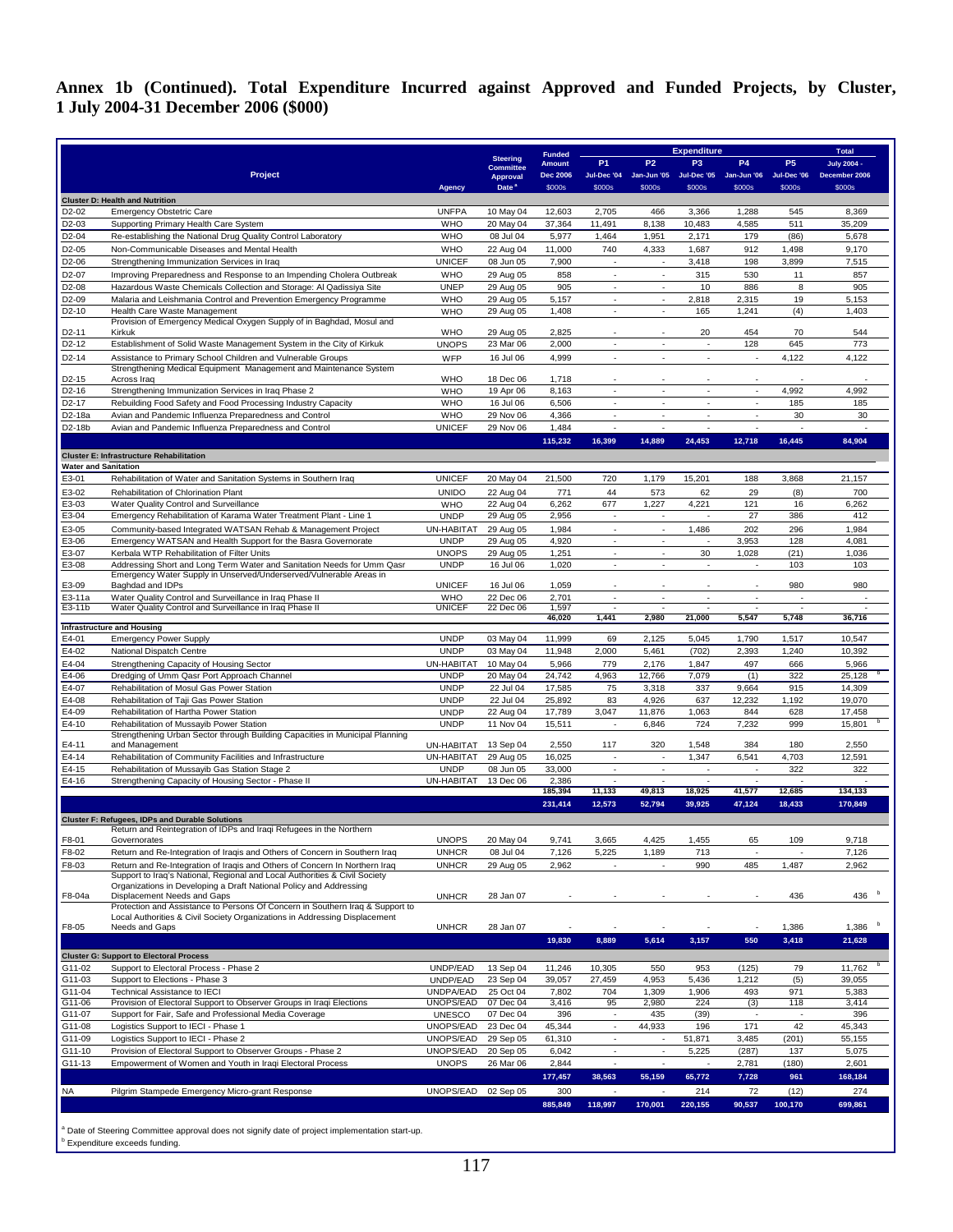# Annex 1b (Continued). Total Expenditure Incurred against Approved and Funded Projects, by Cluster, 1 July 2004-31 December 2006 ($000)

| | Project | Agency | Steering Committee Approval Date [a] | Funded Amount Dec 2006 $000s | Expenditure P1 Jul-Dec '04 $000s | P2 Jan-Jun '05 $000s | P3 Jul-Dec '05 $000s | P4 Jan-Jun '06 $000s | P5 Jul-Dec '06 $000s | Total July 2004 - December 2006 $000s |
|---|---|---|---|---|---|---|---|---|---|---|
| **Cluster D: Health and Nutrition** | | | | | | | | | | |
| D2-02 | Emergency Obstetric Care | UNFPA | 10 May 04 | 12,603 | 2,705 | 466 | 3,366 | 1,288 | 545 | 8,369 |
| D2-03 | Supporting Primary Health Care System | WHO | 20 May 04 | 37,364 | 11,491 | 8,138 | 10,483 | 4,585 | 511 | 35,209 |
| D2-04 | Re-establishing the National Drug Quality Control Laboratory | WHO | 08 Jul 04 | 5,977 | 1,464 | 1,951 | 2,171 | 179 | (86) | 5,678 |
| D2-05 | Non-Communicable Diseases and Mental Health | WHO | 22 Aug 04 | 11,000 | 740 | 4,333 | 1,687 | 912 | 1,498 | 9,170 |
| D2-06 | Strengthening Immunization Services in Iraq | UNICEF | 08 Jun 05 | 7,900 | - | - | 3,418 | 198 | 3,899 | 7,515 |
| D2-07 | Improving Preparedness and Response to an Impending Cholera Outbreak | WHO | 29 Aug 05 | 858 | - | - | 315 | 530 | 11 | 857 |
| D2-08 | Hazardous Waste Chemicals Collection and Storage: Al Qadissiya Site | UNEP | 29 Aug 05 | 905 | - | - | 10 | 886 | 8 | 905 |
| D2-09 | Malaria and Leishmania Control and Prevention Emergency Programme | WHO | 29 Aug 05 | 5,157 | - | - | 2,818 | 2,315 | 19 | 5,153 |
| D2-10 | Health Care Waste Management | WHO | 29 Aug 05 | 1,408 | - | - | 165 | 1,241 | (4) | 1,403 |
| D2-11 | Provision of Emergency Medical Oxygen Supply of in Baghdad, Mosul and Kirkuk | WHO | 29 Aug 05 | 2,825 | - | - | 20 | 454 | 70 | 544 |
| D2-12 | Establishment of Solid Waste Management System in the City of Kirkuk | UNOPS | 23 Mar 06 | 2,000 | - | - | - | 128 | 645 | 773 |
| D2-14 | Assistance to Primary School Children and Vulnerable Groups | WFP | 16 Jul 06 | 4,999 | - | - | - | - | 4,122 | 4,122 |
| D2-15 | Strengthening Medical Equipment Management and Maintenance System Across Iraq | WHO | 18 Dec 06 | 1,718 | - | - | - | - | - | - |
| D2-16 | Strengthening Immunization Services in Iraq Phase 2 | WHO | 19 Apr 06 | 8,163 | - | - | - | - | 4,992 | 4,992 |
| D2-17 | Rebuilding Food Safety and Food Processing Industry Capacity | WHO | 16 Jul 06 | 6,506 | - | - | - | - | 185 | 185 |
| D2-18a | Avian and Pandemic Influenza Preparedness and Control | WHO | 29 Nov 06 | 4,366 | - | - | - | - | 30 | 30 |
| D2-18b | Avian and Pandemic Influenza Preparedness and Control | UNICEF | 29 Nov 06 | 1,484 | - | - | - | - | - | - |
| | | | | **115,232** | **16,399** | **14,889** | **24,453** | **12,718** | **16,445** | **84,904** |
| **Cluster E: Infrastructure Rehabilitation** | | | | | | | | | | |
| **Water and Sanitation** | | | | | | | | | | |
| E3-01 | Rehabilitation of Water and Sanitation Systems in Southern Iraq | UNICEF | 20 May 04 | 21,500 | 720 | 1,179 | 15,201 | 188 | 3,868 | 21,157 |
| E3-02 | Rehabilitation of Chlorination Plant | UNIDO | 22 Aug 04 | 771 | 44 | 573 | 62 | 29 | (8) | 700 |
| E3-03 | Water Quality Control and Surveillance | WHO | 22 Aug 04 | 6,262 | 677 | 1,227 | 4,221 | 121 | 16 | 6,262 |
| E3-04 | Emergency Rehabilitation of Karama Water Treatment Plant - Line 1 | UNDP | 29 Aug 05 | 2,956 | - | - | - | 27 | 386 | 412 |
| E3-05 | Community-based Integrated WATSAN Rehab & Management Project | UN-HABITAT | 29 Aug 05 | 1,984 | - | - | 1,486 | 202 | 296 | 1,984 |
| E3-06 | Emergency WATSAN and Health Support for the Basra Governorate | UNDP | 29 Aug 05 | 4,920 | - | - | - | 3,953 | 128 | 4,081 |
| E3-07 | Kerbala WTP Rehabilitation of Filter Units | UNOPS | 29 Aug 05 | 1,251 | - | - | 30 | 1,028 | (21) | 1,036 |
| E3-08 | Addressing Short and Long Term Water and Sanitation Needs for Umm Qasr | UNDP | 16 Jul 06 | 1,020 | - | - | - | - | 103 | 103 |
| E3-09 | Emergency Water Supply in Unserved/Underserved/Vulnerable Areas in Baghdad and IDPs | UNICEF | 16 Jul 06 | 1,059 | - | - | - | - | 980 | 980 |
| E3-11a | Water Quality Control and Surveillance in Iraq Phase II | WHO | 22 Dec 06 | 2,701 | - | - | - | - | - | - |
| E3-11b | Water Quality Control and Surveillance in Iraq Phase II | UNICEF | 22 Dec 06 | 1,597 | - | - | - | - | - | - |
| | | | | **46,020** | **1,441** | **2,980** | **21,000** | **5,547** | **5,748** | **36,716** |
| **Infrastructure and Housing** | | | | | | | | | | |
| E4-01 | Emergency Power Supply | UNDP | 03 May 04 | 11,999 | 69 | 2,125 | 5,045 | 1,790 | 1,517 | 10,547 |
| E4-02 | National Dispatch Centre | UNDP | 03 May 04 | 11,948 | 2,000 | 5,461 | (702) | 2,393 | 1,240 | 10,392 |
| E4-04 | Strengthening Capacity of Housing Sector | UN-HABITAT | 10 May 04 | 5,966 | 779 | 2,176 | 1,847 | 497 | 666 | 5,966 |
| E4-06 | Dredging of Umm Qasr Port Approach Channel | UNDP | 20 May 04 | 24,742 | 4,963 | 12,766 | 7,079 | (1) | 322 | 25,128 [b] |
| E4-07 | Rehabilitation of Mosul Gas Power Station | UNDP | 22 Jul 04 | 17,585 | 75 | 3,318 | 337 | 9,664 | 915 | 14,309 |
| E4-08 | Rehabilitation of Taji Gas Power Station | UNDP | 22 Jul 04 | 25,892 | 83 | 4,926 | 637 | 12,232 | 1,192 | 19,070 |
| E4-09 | Rehabilitation of Hartha Power Station | UNDP | 22 Aug 04 | 17,789 | 3,047 | 11,876 | 1,063 | 844 | 628 | 17,458 |
| E4-10 | Rehabilitation of Mussayib Power Station | UNDP | 11 Nov 04 | 15,511 | - | 6,846 | 724 | 7,232 | 999 | 15,801 [b] |
| E4-11 | Strengthening Urban Sector through Building Capacities in Municipal Planning and Management | UN-HABITAT | 13 Sep 04 | 2,550 | 117 | 320 | 1,548 | 384 | 180 | 2,550 |
| E4-14 | Rehabilitation of Community Facilities and Infrastructure | UN-HABITAT | 29 Aug 05 | 16,025 | - | - | 1,347 | 6,541 | 4,703 | 12,591 |
| E4-15 | Rehabilitation of Mussayib Gas Station Stage 2 | UNDP | 08 Jun 05 | 33,000 | - | - | - | - | 322 | 322 |
| E4-16 | Strengthening Capacity of Housing Sector - Phase II | UN-HABITAT | 13 Dec 06 | 2,386 | - | - | - | - | - | - |
| | | | | **185,394** | **11,133** | **49,813** | **18,925** | **41,577** | **12,685** | **134,133** |
| | | | | **231,414** | **12,573** | **52,794** | **39,925** | **47,124** | **18,433** | **170,849** |
| **Cluster F: Refugees, IDPs and Durable Solutions** | | | | | | | | | | |
| F8-01 | Return and Reintegration of IDPs and Iraqi Refugees in the Northern Governorates | UNOPS | 20 May 04 | 9,741 | 3,665 | 4,425 | 1,455 | 65 | 109 | 9,718 |
| F8-02 | Return and Re-Integration of Iraqis and Others of Concern in Southern Iraq | UNHCR | 08 Jul 04 | 7,126 | 5,225 | 1,189 | 713 | - | - | 7,126 |
| F8-03 | Return and Re-Integration of Iraqis and Others of Concern In Northern Iraq | UNHCR | 29 Aug 05 | 2,962 | - | - | 990 | 485 | 1,487 | 2,962 |
| F8-04a | Support to Iraq's National, Regional and Local Authorities & Civil Society Organizations in Developing a Draft National Policy and Addressing Displacement Needs and Gaps | UNHCR | 28 Jan 07 | - | - | - | - | - | 436 | 436 [b] |
| F8-05 | Protection and Assistance to Persons Of Concern in Southern Iraq & Support to Local Authorities & Civil Society Organizations in Addressing Displacement Needs and Gaps | UNHCR | 28 Jan 07 | - | - | - | - | - | 1,386 | 1,386 [b] |
| | | | | **19,830** | **8,889** | **5,614** | **3,157** | **550** | **3,418** | **21,628** |
| **Cluster G: Support to Electoral Process** | | | | | | | | | | |
| G11-02 | Support to Electoral Process - Phase 2 | UNDP/EAD | 13 Sep 04 | 11,246 | 10,305 | 550 | 953 | (125) | 79 | 11,762 [b] |
| G11-03 | Support to Elections - Phase 3 | UNDP/EAD | 23 Sep 04 | 39,057 | 27,459 | 4,953 | 5,436 | 1,212 | (5) | 39,055 |
| G11-04 | Technical Assistance to IECI | UNDPA/EAD | 25 Oct 04 | 7,802 | 704 | 1,309 | 1,906 | 493 | 971 | 5,383 |
| G11-06 | Provision of Electoral Support to Observer Groups in Iraqi Elections | UNOPS/EAD | 07 Dec 04 | 3,416 | 95 | 2,980 | 224 | (3) | 118 | 3,414 |
| G11-07 | Support for Fair, Safe and Professional Media Coverage | UNESCO | 07 Dec 04 | 396 | - | 435 | (39) | - | - | 396 |
| G11-08 | Logistics Support to IECI - Phase 1 | UNOPS/EAD | 23 Dec 04 | 45,344 | - | 44,933 | 196 | 171 | 42 | 45,343 |
| G11-09 | Logistics Support to IECI - Phase 2 | UNOPS/EAD | 29 Sep 05 | 61,310 | - | - | 51,871 | 3,485 | (201) | 55,155 |
| G11-10 | Provision of Electoral Support to Observer Groups - Phase 2 | UNOPS/EAD | 20 Sep 05 | 6,042 | - | - | 5,225 | (287) | 137 | 5,075 |
| G11-13 | Empowerment of Women and Youth in Iraqi Electoral Process | UNOPS | 26 Mar 06 | 2,844 | - | - | - | 2,781 | (180) | 2,601 |
| | | | | **177,457** | **38,563** | **55,159** | **65,772** | **7,728** | **961** | **168,184** |
| NA | Pilgrim Stampede Emergency Micro-grant Response | UNOPS/EAD | 02 Sep 05 | 300 | - | - | 214 | 72 | (12) | 274 |
| | | | | **885,849** | **118,997** | **170,001** | **220,155** | **90,537** | **100,170** | **699,861** |

[a] Date of Steering Committee approval does not signify date of project implementation start-up.
[b] Expenditure exceeds funding.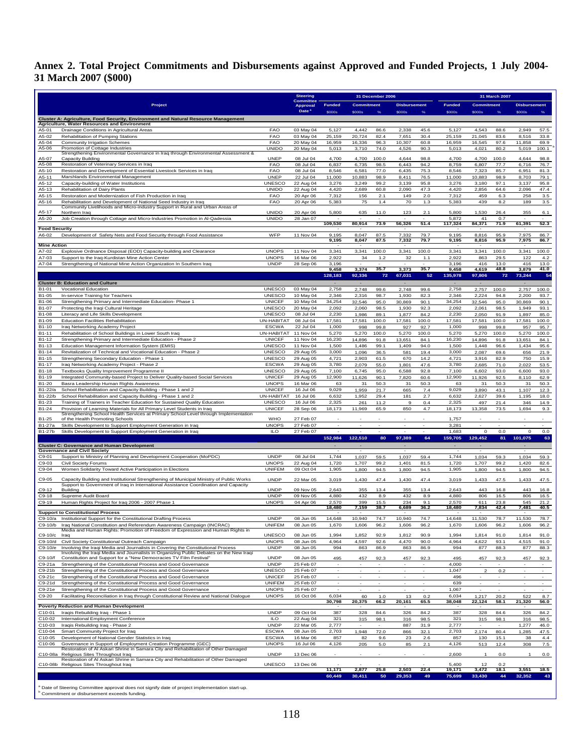# Annex 2. Total Project Commitments and Disbursements against Approved and Funded Projects, 1 July 2004-31 March 2007 ($000)

| | Project | | Steering Committee Approval Date [a] | 31 December 2006 | | | | | 31 March 2007 | | | | |
|---|---|---|---|---|---|---|---|---|---|---|---|---|---|
| | | | | Funded | Commitment | | Disbursement | | Funded | Commitment | | Disbursement | |
| | | | | $000s | $000s | % | $000s | % | $000s | $000s | % | $000s | % |
| **Cluster A: Agriculture, Food Security, Environment and Natural Resource Management** | | | | | | | | | | | | | |
| **Agriculture, Water Resources and Environment** | | | | | | | | | | | | | |
| A5-01 | Drainage Conditions in Agricultural Areas | FAO | 03 May 04 | 5,127 | 4,442 | 86.6 | 2,338 | 45.6 | 5,127 | 4,543 | 88.6 | 2,949 | 57.5 |
| A5-02 | Rehabilitation of Pumping Stations | FAO | 03 May 04 | 25,159 | 20,724 | 82.4 | 7,651 | 30.4 | 25,159 | 21,045 | 83.6 | 8,516 | 33.8 |
| A5-04 | Community Irrigation Schemes | FAO | 20 May 04 | 16,959 | 16,336 | 96.3 | 10,307 | 60.8 | 16,959 | 16,545 | 97.6 | 11,858 | 69.9 |
| A5-06 | Promotion of Cottage Industries | UNIDO | 20 May 04 | 5,013 | 3,710 | 74.0 | 4,526 | 90.3 | 5,013 | 4,021 | 80.2 | 5,019 | 100.1 [b] |
| A5-07 | Strengthening Environmental Governance in Iraq through Environmental Assessment & Capacity Building | UNEP | 08 Jul 04 | 4,700 | 4,700 | 100.0 | 4,644 | 98.8 | 4,700 | 4,700 | 100.0 | 4,644 | 98.8 |
| A5-08 | Restoration of Veterinary Services in Iraq | FAO | 08 Jul 04 | 6,837 | 6,735 | 98.5 | 6,443 | 94.2 | 8,759 | 6,807 | 77.7 | 6,716 | 76.7 |
| A5-10 | Restoration and Development of Essential Livestock Services in Iraq | FAO | 08 Jul 04 | 8,546 | 6,581 | 77.0 | 6,435 | 75.3 | 8,546 | 7,323 | 85.7 | 6,951 | 81.3 |
| A5-11 | Marshlands Environmental Management | UNEP | 22 Jul 04 | 11,000 | 10,883 | 98.9 | 8,411 | 76.5 | 11,000 | 10,883 | 98.9 | 8,703 | 79.1 |
| A5-12 | Capacity-building of Water Institutions | UNESCO | 22 Aug 04 | 3,276 | 3,249 | 99.2 | 3,139 | 95.8 | 3,276 | 3,180 | 97.1 | 3,137 | 95.8 |
| A5-13 | Rehabilitation of Dairy Plants | UNIDO | 22 Aug 04 | 4,420 | 2,689 | 60.8 | 2,090 | 47.3 | 4,420 | 2,856 | 64.6 | 2,096 | 47.4 |
| A5-15 | Restoration and Modernization of Fish Production in Iraq | FAO | 20 Apr 06 | 7,312 | 156 | 2.1 | 149 | 2.0 | 7,312 | 459 | 6.3 | 258 | 3.5 |
| A5-16 | Rehabilitation and Development of National Seed Industry in Iraq | FAO | 20 Apr 06 | 5,383 | 75 | 1.4 | 70 | 1.3 | 5,383 | 439 | 8.2 | 189 | 3.5 |
| A5-17 | Community Livelihoods and Micro-industry Support in Rural and Urban Areas of Northern Iraq | UNIDO | 20 Apr 06 | 5,800 | 635 | 11.0 | 123 | 2.1 | 5,800 | 1,530 | 26.4 | 355 | 6.1 |
| A5-20 | Job Creation through Cottage and Micro-Industries Promotion in Al-Qadessia | UNIDO | 28 Jan 07 | - | - | - | - | - | 5,872 | 41 | 0.7 | - | - |
| | | | | **109,530** | **80,914** | **73.9** | **56,326** | **51.4** | **117,324** | **84,371** | **71.9** | **61,391** | **52.3** |
| **Food Security** | | | | | | | | | | | | | |
| A6-02 | Development of Safety Nets and Food Security through Food Assistance | WFP | 11 Nov 04 | 9,195 | 8,047 | 87.5 | 7,332 | 79.7 | 9,195 | 8,816 | 95.9 | 7,975 | 86.7 |
| | | | | **9,195** | **8,047** | **87.5** | **7,332** | **79.7** | **9,195** | **8,816** | **95.9** | **7,975** | **86.7** |
| **Mine Action** | | | | | | | | | | | | | |
| A7-02 | Explosive Ordnance Disposal (EOD) Capacity-building and Clearance | UNOPS | 11 Nov 04 | 3,341 | 3,341 | 100.0 | 3,341 | 100.0 | 3,341 | 3,341 | 100.0 | 3,341 | 100.0 |
| A7-03 | Support to the Iraq-Kurdistan Mine Action Center | UNOPS | 16 Mar 06 | 2,922 | 34 | 1.2 | 32 | 1.1 | 2,922 | 863 | 29.5 | 122 | 4.2 |
| A7-04 | Strengthening of National Mine Action Organization In Southern Iraq | UNDP | 28 Sep 06 | 3,196 | - | - | - | - | 3,196 | 416 | 13.0 | 416 | 13.0 |
| | | | | **9,458** | **3,374** | **35.7** | **3,373** | **35.7** | **9,458** | **4,619** | **48.8** | **3,879** | **41.0** |
| | | | | **128,183** | **92,336** | **72** | **67,031** | **52** | **135,978** | **97,806** | **72** | **73,244** | **54** |
| **Cluster B: Education and Culture** | | | | | | | | | | | | | |
| B1-01 | Vocational Education | UNESCO | 03 May 04 | 2,758 | 2,748 | 99.6 | 2,748 | 99.6 | 2,758 | 2,757 | 100.0 | 2,757 | 100.0 |
| B1-05 | In-service Training for Teachers | UNESCO | 10 May 04 | 2,346 | 2,316 | 98.7 | 1,930 | 82.3 | 2,346 | 2,224 | 94.8 | 2,200 | 93.7 |
| B1-06 | Strengthening Primary and Intermediate Education- Phase 1 | UNICEF | 10 May 04 | 34,254 | 32,546 | 95.0 | 30,869 | 90.1 | 34,254 | 32,546 | 95.0 | 30,869 | 90.1 |
| B1-07 | Protecting the Iraqi Cultural Heritage | UNESCO | 20 May 04 | 2,092 | 2,060 | 98.5 | 1,930 | 92.3 | 2,092 | 2,061 | 98.5 | 1,949 | 93.1 |
| B1-08 | Literacy and Life Skills Development | UNESCO | 08 Jul 04 | 2,230 | 1,986 | 89.1 | 1,877 | 84.2 | 2,230 | 2,050 | 91.9 | 1,897 | 85.0 |
| B1-09 | Education Facilities Rehabilitation | UN-HABITAT | 08 Jul 04 | 17,581 | 17,581 | 100.0 | 17,581 | 100.0 | 17,581 | 17,581 | 100.0 | 17,581 | 100.0 |
| B1-10 | Iraq Networking Academy Project | ESCWA | 22 Jul 04 | 1,000 | 998 | 99.8 | 927 | 92.7 | 1,000 | 998 | 99.8 | 957 | 95.7 |
| B1-11 | Rehabilitation of School Buildings in Lower South Iraq | UN-HABITAT | 11 Nov 04 | 5,270 | 5,270 | 100.0 | 5,270 | 100.0 | 5,270 | 5,270 | 100.0 | 5,270 | 100.0 |
| B1-12 | Strengthening Primary and Intermediate Education - Phase 2 | UNICEF | 11 Nov 04 | 16,230 | 14,896 | 91.8 | 13,651 | 84.1 | 16,230 | 14,896 | 91.8 | 13,651 | 84.1 |
| B1-13 | Education Management Information System (EMIS) | UNESCO | 11 Nov 04 | 1,500 | 1,486 | 99.1 | 1,409 | 94.0 | 1,500 | 1,448 | 96.6 | 1,434 | 95.6 |
| B1-14 | Revitalization of Technical and Vocational Education - Phase 2 | UNESCO | 29 Aug 05 | 3,000 | 1,096 | 36.5 | 581 | 19.4 | 3,000 | 2,087 | 69.6 | 656 | 21.9 |
| B1-15 | Strengthening Secondary Education - Phase 1 | UNESCO | 29 Aug 05 | 4,721 | 2,903 | 61.5 | 670 | 14.2 | 4,721 | 3,916 | 82.9 | 750 | 15.9 |
| B1-17 | Iraq Networking Academy Project - Phase 2 | ESCWA | 29 Aug 05 | 3,780 | 2,079 | 55.0 | 1,801 | 47.6 | 3,780 | 2,685 | 71.0 | 2,022 | 53.5 |
| B1-18 | Textbooks Quality Improvement Programme II | UNESCO | 29 Aug 05 | 7,100 | 6,745 | 95.0 | 6,588 | 92.8 | 7,100 | 6,602 | 93.0 | 6,600 | 93.0 |
| B1-19 | Integrated Community-based Project to Deliver Quality-based Social Services | UNICEF | 29 Aug 05 | 12,900 | 11,626 | 90.1 | 7,820 | 60.6 | 12,900 | 11,926 | 92.5 | 8,110 | 62.9 |
| B1-20 | Basra Leadership Human Rights Awareness | UNOPS | 16 Mar 06 | 63 | 31 | 50.3 | 31 | 50.3 | 63 | 31 | 50.3 | 31 | 50.3 |
| B1-22/a | School Rehabilitation and Capacity Building - Phase 1 and 2 | UNICEF | 16 Jul 06 | 9,029 | 1,959 | 21.7 | 665 | 7.4 | 9,029 | 3,890 | 43.1 | 1,107 | 12.3 |
| B1-22/b | School Rehabilitation and Capacity Building - Phase 1 and 2 | UN-HABITAT | 16 Jul 06 | 6,632 | 1,952 | 29.4 | 181 | 2.7 | 6,632 | 2,627 | 39.6 | 1,195 | 18.0 |
| B1-23 | Training of Trainers in Teacher Education for Sustained Quality Education | UNESCO | 16 Jul 06 | 2,325 | 261 | 11.2 | 9 | 0.4 | 2,325 | 497 | 21.4 | 346 | 14.9 |
| B1-24 | Provision of Learning Materials for All Primary Level Students in Iraq | UNICEF | 28 Sep 06 | 18,173 | 11,969 | 65.9 | 850 | 4.7 | 18,173 | 13,358 | 73.5 | 1,694 | 9.3 |
| B1-25 | Strengthening School Health Services at Primary School Level through Implementation of the Health Promoting Schools | WHO | 27 Feb 07 | - | - | - | - | - | 1,757 | - | - | - | - |
| B1-27a | Skills Development to Support Employment Generation in Iraq | UNOPS | 27 Feb 07 | - | - | - | - | - | 3,281 | - | - | - | - |
| B1-27b | Skills Development to Support Employment Generation in Iraq | ILO | 27 Feb 07 | - | - | - | - | - | 1,683 | 0 | 0.0 | 0 | 0.0 |
| | | | | **152,984** | **122,510** | **80** | **97,389** | **64** | **159,705** | **129,452** | **81** | **101,075** | **63** |
| **Cluster C: Governance and Human Development** | | | | | | | | | | | | | |
| **Governance and Civil Society** | | | | | | | | | | | | | |
| C9-01 | Support to Ministry of Planning and Development Cooperation (MoPDC) | UNDP | 08 Jul 04 | 1,744 | 1,037 | 59.5 | 1,037 | 59.4 | 1,744 | 1,034 | 59.3 | 1,034 | 59.3 |
| C9-03 | Civil Society Forums | UNOPS | 22 Aug 04 | 1,720 | 1,707 | 99.2 | 1,401 | 81.5 | 1,720 | 1,707 | 99.2 | 1,420 | 82.6 |
| C9-04 | Women Solidarity Toward Active Participation in Elections | UNIFEM | 09 Oct 04 | 1,905 | 1,800 | 94.5 | 1,800 | 94.5 | 1,905 | 1,800 | 94.5 | 1,800 | 94.5 |
| C9-05 | Capacity Building and Institutional Strengthening of Municipal Ministry of Public Works | UNDP | 22 Mar 05 | 3,019 | 1,430 | 47.4 | 1,430 | 47.4 | 3,019 | 1,433 | 47.5 | 1,433 | 47.5 |
| C9-12 | Support to Government of Iraq in International Assistance Coordination and Capacity Building | UNDP | 09 Nov 05 | 2,643 | 355 | 13.4 | 355 | 13.4 | 2,643 | 443 | 16.8 | 443 | 16.8 |
| C9-18 | Supreme Audit Board | UNDP | 09 Nov 05 | 4,880 | 432 | 8.9 | 432 | 8.9 | 4,880 | 806 | 16.5 | 806 | 16.5 |
| C9-19 | Human Rights Project for Iraq 2006 - 2007 Phase 1 | UNOPS | 04 Apr 06 | 2,570 | 399 | 15.5 | 234 | 9.1 | 2,570 | 611 | 23.8 | 545 | 21.2 |
| | | | | **18,480** | **7,159** | **38.7** | **6,689** | **36.2** | **18,480** | **7,834** | **42.4** | **7,481** | **40.5** |
| **Support to Constitutional Process** | | | | | | | | | | | | | |
| C9-10/a | Institutional Support for the Constitutional Drafting Process | UNDP | 08 Jun 05 | 14,648 | 10,940 | 74.7 | 10,940 | 74.7 | 14,648 | 11,530 | 78.7 | 11,530 | 78.7 |
| C9-10/b | Iraq National Constitution and Referendum Awareness Campaign (INCRAC) | UNIFEM | 08 Jun 05 | 1,670 | 1,606 | 96.2 | 1,606 | 96.2 | 1,670 | 1,606 | 96.2 | 1,606 | 96.2 |
| C9-10/c | Media and Human Rights: Promotion of Freedom of Expression and Human Rights in Iraq | UNESCO | 08 Jun 05 | 1,994 | 1,852 | 92.9 | 1,812 | 90.9 | 1,994 | 1,814 | 91.0 | 1,814 | 91.0 |
| C9-10/d | Civil Society Constitutional Outreach Campaign | UNOPS | 08 Jun 05 | 4,964 | 4,597 | 92.6 | 4,470 | 90.0 | 4,964 | 4,622 | 93.1 | 4,515 | 91.0 |
| C9-10/e | Involving the Iraqi Media and Journalists in Covering the Constitutional Process | UNDP | 08 Jun 05 | 994 | 863 | 86.9 | 863 | 86.9 | 994 | 877 | 88.3 | 877 | 88.3 |
| C9-10/f | Involving the Iraqi Media and Journalists in Organizing Public Debates on the New Iraqi Constitution and Support for a "New Democracies TV Film Festival" | UNDP | 08 Jun 05 | 495 | 457 | 92.3 | 457 | 92.3 | 495 | 457 | 92.3 | 457 | 92.3 |
| C9-21a | Strengthening of the Constitutional Process and Good Governance | UNDP | 25 Feb 07 | - | - | - | - | - | 4,000 | - | - | - | - |
| C9-21b | Strengthening of the Constitutional Process and Good Governance | UNESCO | 25 Feb 07 | - | - | - | - | - | 1,047 | 2 | 0.2 | - | - |
| C9-21c | Strengthening of the Constitutional Process and Good Governance | UNICEF | 25 Feb 07 | - | - | - | - | - | 496 | - | - | - | - |
| C9-21d | Strengthening of the Constitutional Process and Good Governance | UNIFEM | 25 Feb 07 | - | - | - | - | - | 639 | - | - | - | - |
| C9-21e | Strengthening of the Constitutional Process and Good Governance | UNOPS | 25 Feb 07 | - | - | - | - | - | 1,067 | - | - | - | - |
| C9-20 | Facilitating Reconciliation in Iraq through Constitutional Review and National Dialogue | UNOPS | 16 Oct 06 | 6,034 | 60 | 1.0 | 13 | 0.2 | 6,034 | 1,217 | 20.2 | 522 | 8.7 |
| | | | | **30,798** | **20,375** | **66.2** | **20,161** | **65.5** | **38,048** | **22,124** | **58.1** | **21,320** | **56.0** |
| **Poverty Reduction and Human Development** | | | | | | | | | | | | | |
| C10-01 | Iraqis Rebuilding Iraq - Phase 1 | UNDP | 09 Oct 04 | 387 | 328 | 84.6 | 326 | 84.2 | 387 | 328 | 84.6 | 326 | 84.2 |
| C10-02 | International Employment Conference | ILO | 22 Aug 04 | 321 | 315 | 98.1 | 316 | 98.5 | 321 | 315 | 98.1 | 316 | 98.5 |
| C10-03 | Iraqis Rebuilding Iraq - Phase 2 | UNDP | 22 Mar 05 | 2,777 | - | - | 887 | 31.9 | 2,777 | - | - | 1,277 | 46.0 |
| C10-04 | Smart Community Project for Iraq | ESCWA | 08 Jun 05 | 2,703 | 1,948 | 72.0 | 866 | 32.1 | 2,703 | 2,174 | 80.4 | 1,285 | 47.5 |
| C10-05 | Development of National Gender Statistics in Iraq | ESCWA | 16 Mar 06 | 857 | 82 | 9.6 | 23 | 2.6 | 857 | 130 | 15.1 | 38 | 4.4 |
| C10-06 | Governance in Support of Employment Creation Programme (GEC) | UNOPS | 16 Jul 06 | 4,126 | 205 | 5.0 | 85 | 2.1 | 4,126 | 513 | 12.4 | 308 | 7.5 |
| C10-08a | Restoration of Al Askari Shrine in Samara City and Rehabilitation of Other Damaged Religious Sites Throughout Iraq | UNDP | 13 Dec 06 | - | - | - | - | - | 2,600 | 1 | 0.0 | 1 | 0.0 |
| C10-08b | Restoration of Al Askari Shrine in Samara City and Rehabilitation of Other Damaged Religious Sites Throughout Iraq | UNESCO | 13 Dec 06 | - | - | - | - | - | 5,400 | 12 | 0.2 | - | - |
| | | | | **11,171** | **2,877** | **25.8** | **2,503** | **22.4** | **19,171** | **3,472** | **18.1** | **3,551** | **18.5** |
| | | | | **60,449** | **30,411** | **50** | **29,353** | **49** | **75,699** | **33,430** | **44** | **32,352** | **43** |

[a] Date of Steering Committee approval does not signify date of project implementation start-up.
[b] Commitment or disbursement exceeds funding.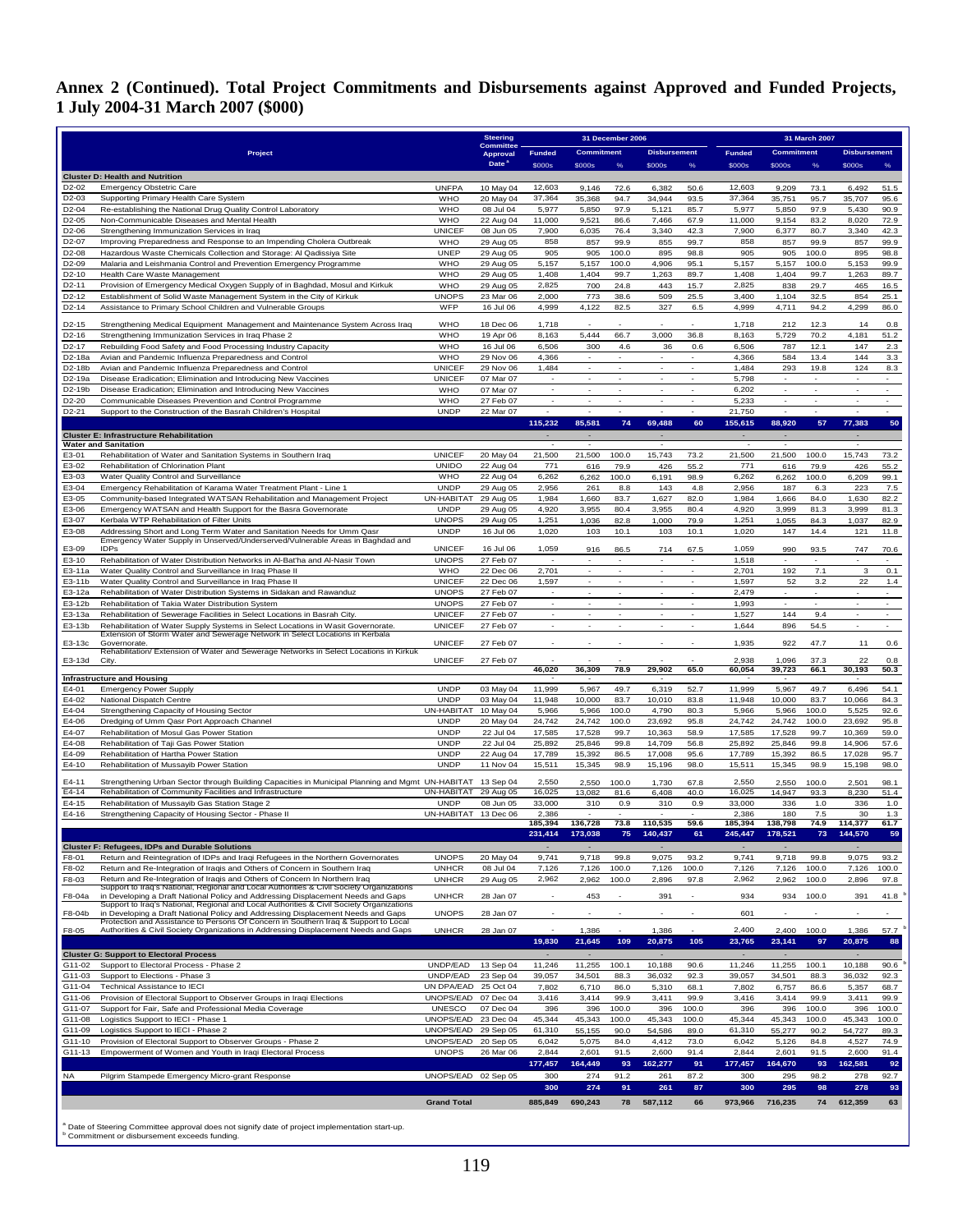# Annex 2 (Continued). Total Project Commitments and Disbursements against Approved and Funded Projects, 1 July 2004-31 March 2007 ($000)

| | Project | | Steering Committee Approval Date [a] | 31 December 2006 | | | | | 31 March 2007 | | | | |
|---|---|---|---|---|---|---|---|---|---|---|---|---|---|
| | | | | Funded | Commitment | | Disbursement | | Funded | Commitment | | Disbursement | |
| | | | | $000s | $000s | % | $000s | % | $000s | $000s | % | $000s | % |
| **Cluster D: Health and Nutrition** | | | | | | | | | | | | | |
| D2-02 | Emergency Obstetric Care | UNFPA | 10 May 04 | 12,603 | 9,146 | 72.6 | 6,382 | 50.6 | 12,603 | 9,209 | 73.1 | 6,492 | 51.5 |
| D2-03 | Supporting Primary Health Care System | WHO | 20 May 04 | 37,364 | 35,368 | 94.7 | 34,944 | 93.5 | 37,364 | 35,751 | 95.7 | 35,707 | 95.6 |
| D2-04 | Re-establishing the National Drug Quality Control Laboratory | WHO | 08 Jul 04 | 5,977 | 5,850 | 97.9 | 5,121 | 85.7 | 5,977 | 5,850 | 97.9 | 5,430 | 90.9 |
| D2-05 | Non-Communicable Diseases and Mental Health | WHO | 22 Aug 04 | 11,000 | 9,521 | 86.6 | 7,466 | 67.9 | 11,000 | 9,154 | 83.2 | 8,020 | 72.9 |
| D2-06 | Strengthening Immunization Services in Iraq | UNICEF | 08 Jun 05 | 7,900 | 6,035 | 76.4 | 3,340 | 42.3 | 7,900 | 6,377 | 80.7 | 3,340 | 42.3 |
| D2-07 | Improving Preparedness and Response to an Impending Cholera Outbreak | WHO | 29 Aug 05 | 858 | 857 | 99.9 | 855 | 99.7 | 858 | 857 | 99.9 | 857 | 99.9 |
| D2-08 | Hazardous Waste Chemicals Collection and Storage: Al Qadissiya Site | UNEP | 29 Aug 05 | 905 | 905 | 100.0 | 895 | 98.8 | 905 | 905 | 100.0 | 895 | 98.8 |
| D2-09 | Malaria and Leishmania Control and Prevention Emergency Programme | WHO | 29 Aug 05 | 5,157 | 5,157 | 100.0 | 4,906 | 95.1 | 5,157 | 5,157 | 100.0 | 5,153 | 99.9 |
| D2-10 | Health Care Waste Management | WHO | 29 Aug 05 | 1,408 | 1,404 | 99.7 | 1,263 | 89.7 | 1,408 | 1,404 | 99.7 | 1,263 | 89.7 |
| D2-11 | Provision of Emergency Medical Oxygen Supply of in Baghdad, Mosul and Kirkuk | WHO | 29 Aug 05 | 2,825 | 700 | 24.8 | 443 | 15.7 | 2,825 | 838 | 29.7 | 465 | 16.5 |
| D2-12 | Establishment of Solid Waste Management System in the City of Kirkuk | UNOPS | 23 Mar 06 | 2,000 | 773 | 38.6 | 509 | 25.5 | 3,400 | 1,104 | 32.5 | 854 | 25.1 |
| D2-14 | Assistance to Primary School Children and Vulnerable Groups | WFP | 16 Jul 06 | 4,999 | 4,122 | 82.5 | 327 | 6.5 | 4,999 | 4,711 | 94.2 | 4,299 | 86.0 |
| D2-15 | Strengthening Medical Equipment Management and Maintenance System Across Iraq | WHO | 18 Dec 06 | 1,718 | - | - | - | - | 1,718 | 212 | 12.3 | 14 | 0.8 |
| D2-16 | Strengthening Immunization Services in Iraq Phase 2 | WHO | 19 Apr 06 | 8,163 | 5,444 | 66.7 | 3,000 | 36.8 | 8,163 | 5,729 | 70.2 | 4,181 | 51.2 |
| D2-17 | Rebuilding Food Safety and Food Processing Industry Capacity | WHO | 16 Jul 06 | 6,506 | 300 | 4.6 | 36 | 0.6 | 6,506 | 787 | 12.1 | 147 | 2.3 |
| D2-18a | Avian and Pandemic Influenza Preparedness and Control | WHO | 29 Nov 06 | 4,366 | - | - | - | - | 4,366 | 584 | 13.4 | 144 | 3.3 |
| D2-18b | Avian and Pandemic Influenza Preparedness and Control | UNICEF | 29 Nov 06 | 1,484 | - | - | - | - | 1,484 | 293 | 19.8 | 124 | 8.3 |
| D2-19a | Disease Eradication; Elimination and Introducing New Vaccines | UNICEF | 07 Mar 07 | - | - | - | - | - | 5,798 | - | - | - | - |
| D2-19b | Disease Eradication; Elimination and Introducing New Vaccines | WHO | 07 Mar 07 | - | - | - | - | - | 6,202 | - | - | - | - |
| D2-20 | Communicable Diseases Prevention and Control Programme | WHO | 27 Feb 07 | - | - | - | - | - | 5,233 | - | - | - | - |
| D2-21 | Support to the Construction of the Basrah Children's Hospital | UNDP | 22 Mar 07 | - | - | - | - | - | 21,750 | - | - | - | - |
| | | | | **115,232** | **85,581** | **74** | **69,488** | **60** | **155,615** | **88,920** | **57** | **77,383** | **50** |
| **Cluster E: Infrastructure Rehabilitation** | | | | | | | | | | | | | |
| **Water and Sanitation** | | | | | | | | | | | | | |
| E3-01 | Rehabilitation of Water and Sanitation Systems in Southern Iraq | UNICEF | 20 May 04 | 21,500 | 21,500 | 100.0 | 15,743 | 73.2 | 21,500 | 21,500 | 100.0 | 15,743 | 73.2 |
| E3-02 | Rehabilitation of Chlorination Plant | UNIDO | 22 Aug 04 | 771 | 616 | 79.9 | 426 | 55.2 | 771 | 616 | 79.9 | 426 | 55.2 |
| E3-03 | Water Quality Control and Surveillance | WHO | 22 Aug 04 | 6,262 | 6,262 | 100.0 | 6,191 | 98.9 | 6,262 | 6,262 | 100.0 | 6,209 | 99.1 |
| E3-04 | Emergency Rehabilitation of Karama Water Treatment Plant - Line 1 | UNDP | 29 Aug 05 | 2,956 | 261 | 8.8 | 143 | 4.8 | 2,956 | 187 | 6.3 | 223 | 7.5 |
| E3-05 | Community-based Integrated WATSAN Rehabilitation and Management Project | UN-HABITAT | 29 Aug 05 | 1,984 | 1,660 | 83.7 | 1,627 | 82.0 | 1,984 | 1,666 | 84.0 | 1,630 | 82.2 |
| E3-06 | Emergency WATSAN and Health Support for the Basra Governorate | UNDP | 29 Aug 05 | 4,920 | 3,955 | 80.4 | 3,955 | 80.4 | 4,920 | 3,999 | 81.3 | 3,999 | 81.3 |
| E3-07 | Kerbala WTP Rehabilitation of Filter Units | UNOPS | 29 Aug 05 | 1,251 | 1,036 | 82.8 | 1,000 | 79.9 | 1,251 | 1,055 | 84.3 | 1,037 | 82.9 |
| E3-08 | Addressing Short and Long Term Water and Sanitation Needs for Umm Qasr | UNDP | 16 Jul 06 | 1,020 | 103 | 10.1 | 103 | 10.1 | 1,020 | 147 | 14.4 | 121 | 11.8 |
| E3-09 | Emergency Water Supply in Unserved/Underserved/Vulnerable Areas in Baghdad and IDPs | UNICEF | 16 Jul 06 | 1,059 | 916 | 86.5 | 714 | 67.5 | 1,059 | 990 | 93.5 | 747 | 70.6 |
| E3-10 | Rehabilitation of Water Distribution Networks in Al-Bat'ha and Al-Nasir Town | UNOPS | 27 Feb 07 | - | - | - | - | - | 1,518 | - | - | - | - |
| E3-11a | Water Quality Control and Surveillance in Iraq Phase II | WHO | 22 Dec 06 | 2,701 | - | - | - | - | 2,701 | 192 | 7.1 | 3 | 0.1 |
| E3-11b | Water Quality Control and Surveillance in Iraq Phase II | UNICEF | 22 Dec 06 | 1,597 | - | - | - | - | 1,597 | 52 | 3.2 | 22 | 1.4 |
| E3-12a | Rehabilitation of Water Distribution Systems in Sidakan and Rawanduz | UNOPS | 27 Feb 07 | - | - | - | - | - | 2,479 | - | - | - | - |
| E3-12b | Rehabilitation of Takia Water Distribution System | UNOPS | 27 Feb 07 | - | - | - | - | - | 1,993 | - | - | - | - |
| E3-13a | Rehabilitation of Sewerage Facilities in Select Locations in Basrah City. | UNICEF | 27 Feb 07 | - | - | - | - | - | 1,527 | 144 | 9.4 | - | - |
| E3-13b | Rehabilitation of Water Supply Systems in Select Locations in Wasit Governorate. | UNICEF | 27 Feb 07 | - | - | - | - | - | 1,644 | 896 | 54.5 | - | - |
| E3-13c | Extension of Storm Water and Sewerage Network in Select Locations in Kerbala Governorate. | UNICEF | 27 Feb 07 | - | - | - | - | - | 1,935 | 922 | 47.7 | 11 | 0.6 |
| E3-13d | Rehabilitation/ Extension of Water and Sewerage Networks in Select Locations in Kirkuk City. | UNICEF | 27 Feb 07 | - | - | - | - | - | 2,938 | 1,096 | 37.3 | 22 | 0.8 |
| | | | | **46,020** | **36,309** | **78.9** | **29,902** | **65.0** | **60,054** | **39,723** | **66.1** | **30,193** | **50.3** |
| **Infrastructure and Housing** | | | | | | | | | | | | | |
| E4-01 | Emergency Power Supply | UNDP | 03 May 04 | 11,999 | 5,967 | 49.7 | 6,319 | 52.7 | 11,999 | 5,967 | 49.7 | 6,496 | 54.1 |
| E4-02 | National Dispatch Centre | UNDP | 03 May 04 | 11,948 | 10,000 | 83.7 | 10,010 | 83.8 | 11,948 | 10,000 | 83.7 | 10,066 | 84.3 |
| E4-04 | Strengthening Capacity of Housing Sector | UN-HABITAT | 10 May 04 | 5,966 | 5,966 | 100.0 | 4,790 | 80.3 | 5,966 | 5,966 | 100.0 | 5,525 | 92.6 |
| E4-06 | Dredging of Umm Qasr Port Approach Channel | UNDP | 20 May 04 | 24,742 | 24,742 | 100.0 | 23,692 | 95.8 | 24,742 | 24,742 | 100.0 | 23,692 | 95.8 |
| E4-07 | Rehabilitation of Mosul Gas Power Station | UNDP | 22 Jul 04 | 17,585 | 17,528 | 99.7 | 10,363 | 58.9 | 17,585 | 17,528 | 99.7 | 10,369 | 59.0 |
| E4-08 | Rehabilitation of Taji Gas Power Station | UNDP | 22 Jul 04 | 25,892 | 25,846 | 99.8 | 14,709 | 56.8 | 25,892 | 25,846 | 99.8 | 14,906 | 57.6 |
| E4-09 | Rehabilitation of Hartha Power Station | UNDP | 22 Aug 04 | 17,789 | 15,392 | 86.5 | 17,008 | 95.6 | 17,789 | 15,392 | 86.5 | 17,028 | 95.7 |
| E4-10 | Rehabilitation of Mussayib Power Station | UNDP | 11 Nov 04 | 15,511 | 15,345 | 98.9 | 15,196 | 98.0 | 15,511 | 15,345 | 98.9 | 15,198 | 98.0 |
| E4-11 | Strengthening Urban Sector through Building Capacities in Municipal Planning and Mgmt | UN-HABITAT | 13 Sep 04 | 2,550 | 2,550 | 100.0 | 1,730 | 67.8 | 2,550 | 2,550 | 100.0 | 2,501 | 98.1 |
| E4-14 | Rehabilitation of Community Facilities and Infrastructure | UN-HABITAT | 29 Aug 05 | 16,025 | 13,082 | 81.6 | 6,408 | 40.0 | 16,025 | 14,947 | 93.3 | 8,230 | 51.4 |
| E4-15 | Rehabilitation of Mussayib Gas Station Stage 2 | UNDP | 08 Jun 05 | 33,000 | 310 | 0.9 | 310 | 0.9 | 33,000 | 336 | 1.0 | 336 | 1.0 |
| E4-16 | Strengthening Capacity of Housing Sector - Phase II | UN-HABITAT | 13 Dec 06 | 2,386 | - | - | - | - | 2,386 | 180 | 7.5 | 30 | 1.3 |
| | | | | **185,394** | **136,728** | **73.8** | **110,535** | **59.6** | **185,394** | **138,798** | **74.9** | **114,377** | **61.7** |
| | | | | **231,414** | **173,038** | **75** | **140,437** | **61** | **245,447** | **178,521** | **73** | **144,570** | **59** |
| **Cluster F: Refugees, IDPs and Durable Solutions** | | | | | | | | | | | | | |
| F8-01 | Return and Reintegration of IDPs and Iraqi Refugees in the Northern Governorates | UNOPS | 20 May 04 | 9,741 | 9,718 | 99.8 | 9,075 | 93.2 | 9,741 | 9,718 | 99.8 | 9,075 | 93.2 |
| F8-02 | Return and Re-Integration of Iraqis and Others of Concern in Southern Iraq | UNHCR | 08 Jul 04 | 7,126 | 7,126 | 100.0 | 7,126 | 100.0 | 7,126 | 7,126 | 100.0 | 7,126 | 100.0 |
| F8-03 | Return and Re-Integration of Iraqis and Others of Concern In Northern Iraq | UNHCR | 29 Aug 05 | 2,962 | 2,962 | 100.0 | 2,896 | 97.8 | 2,962 | 2,962 | 100.0 | 2,896 | 97.8 |
| F8-04a | Support to Iraq's National, Regional and Local Authorities & Civil Society Organizations in Developing a Draft National Policy and Addressing Displacement Needs and Gaps | UNHCR | 28 Jan 07 | - | 453 | - | 391 | - | 934 | 934 | 100.0 | 391 | 41.8 [b] |
| F8-04b | Support to Iraq's National, Regional and Local Authorities & Civil Society Organizations in Developing a Draft National Policy and Addressing Displacement Needs and Gaps | UNOPS | 28 Jan 07 | - | - | - | - | - | 601 | - | - | - | - |
| F8-05 | Protection and Assistance to Persons Of Concern in Southern Iraq & Support to Local Authorities & Civil Society Organizations in Addressing Displacement Needs and Gaps | UNHCR | 28 Jan 07 | - | 1,386 | - | 1,386 | - | 2,400 | 2,400 | 100.0 | 1,386 | 57.7 [b] |
| | | | | **19,830** | **21,645** | **109** | **20,875** | **105** | **23,765** | **23,141** | **97** | **20,875** | **88** |
| **Cluster G: Support to Electoral Process** | | | | | | | | | | | | | |
| G11-02 | Support to Electoral Process - Phase 2 | UNDP/EAD | 13 Sep 04 | 11,246 | 11,255 | 100.1 | 10,188 | 90.6 | 11,246 | 11,255 | 100.1 | 10,188 | 90.6 [b] |
| G11-03 | Support to Elections - Phase 3 | UNDP/EAD | 23 Sep 04 | 39,057 | 34,501 | 88.3 | 36,032 | 92.3 | 39,057 | 34,501 | 88.3 | 36,032 | 92.3 |
| G11-04 | Technical Assistance to IECI | UN DPA/EAD | 25 Oct 04 | 7,802 | 6,710 | 86.0 | 5,310 | 68.1 | 7,802 | 6,757 | 86.6 | 5,357 | 68.7 |
| G11-06 | Provision of Electoral Support to Observer Groups in Iraqi Elections | UNOPS/EAD | 07 Dec 04 | 3,416 | 3,414 | 99.9 | 3,411 | 99.9 | 3,416 | 3,414 | 99.9 | 3,411 | 99.9 |
| G11-07 | Support for Fair, Safe and Professional Media Coverage | UNESCO | 07 Dec 04 | 396 | 396 | 100.0 | 396 | 100.0 | 396 | 396 | 100.0 | 396 | 100.0 |
| G11-08 | Logistics Support to IECI - Phase 1 | UNOPS/EAD | 23 Dec 04 | 45,344 | 45,343 | 100.0 | 45,343 | 100.0 | 45,344 | 45,343 | 100.0 | 45,343 | 100.0 |
| G11-09 | Logistics Support to IECI - Phase 2 | UNOPS/EAD | 29 Sep 05 | 61,310 | 55,155 | 90.0 | 54,586 | 89.0 | 61,310 | 55,277 | 90.2 | 54,727 | 89.3 |
| G11-10 | Provision of Electoral Support to Observer Groups - Phase 2 | UNOPS/EAD | 20 Sep 05 | 6,042 | 5,075 | 84.0 | 4,412 | 73.0 | 6,042 | 5,126 | 84.8 | 4,527 | 74.9 |
| G11-13 | Empowerment of Women and Youth in Iraqi Electoral Process | UNOPS | 26 Mar 06 | 2,844 | 2,601 | 91.5 | 2,600 | 91.4 | 2,844 | 2,601 | 91.5 | 2,600 | 91.4 |
| | | | | **177,457** | **164,449** | **93** | **162,277** | **91** | **177,457** | **164,670** | **93** | **162,581** | **92** |
| NA | Pilgrim Stampede Emergency Micro-grant Response | UNOPS/EAD | 02 Sep 05 | 300 | 274 | 91.2 | 261 | 87.2 | 300 | 295 | 98.2 | 278 | 92.7 |
| | | | | **300** | **274** | **91** | **261** | **87** | **300** | **295** | **98** | **278** | **93** |
| | | **Grand Total** | | **885,849** | **690,243** | **78** | **587,112** | **66** | **973,966** | **716,235** | **74** | **612,359** | **63** |

[a] Date of Steering Committee approval does not signify date of project implementation start-up.
[b] Commitment or disbursement exceeds funding.